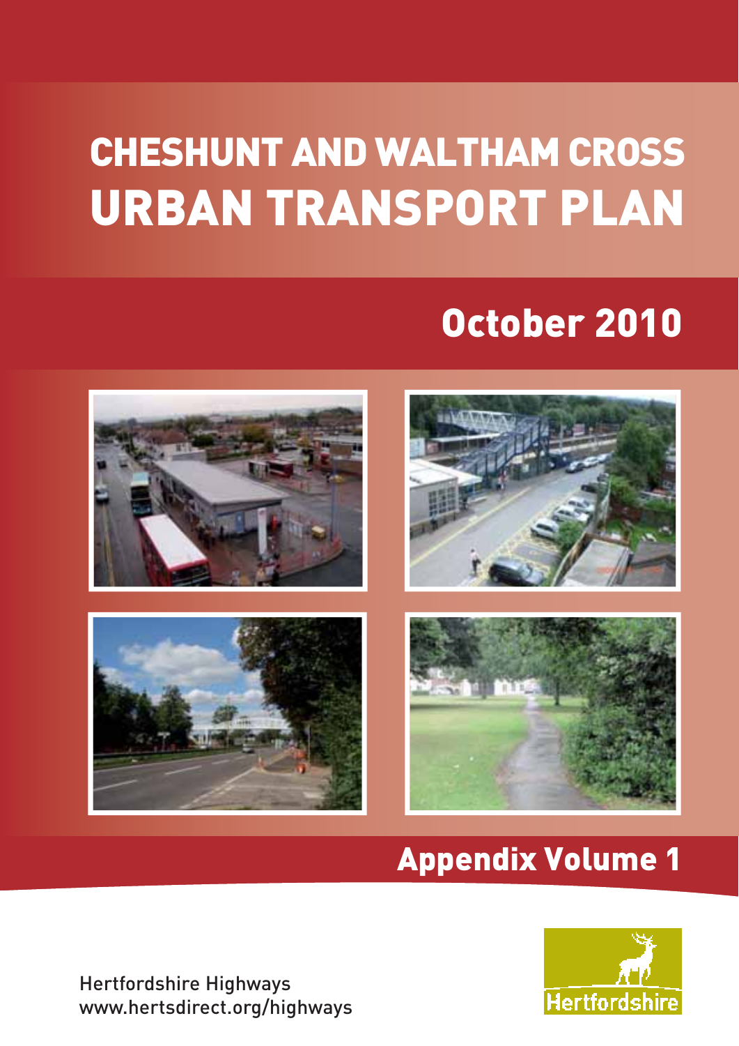# CHESHUNT AND WALTHAM CROSS URBAN TRANSPORT PLAN

## October 2010

## Appendix Volume 1

Hertfordshire Highways
www.hertsdirect.org/highways

Hertfordshire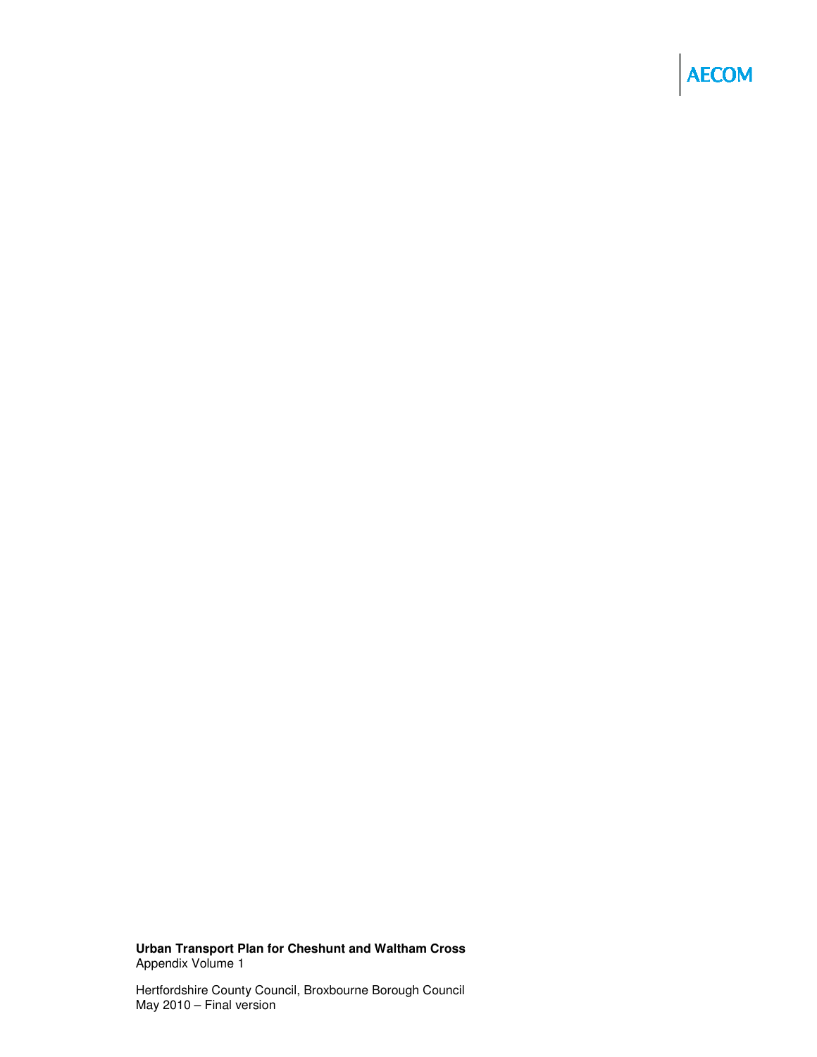AECOM

**Urban Transport Plan for Cheshunt and Waltham Cross**
Appendix Volume 1

Hertfordshire County Council, Broxbourne Borough Council
May 2010 – Final version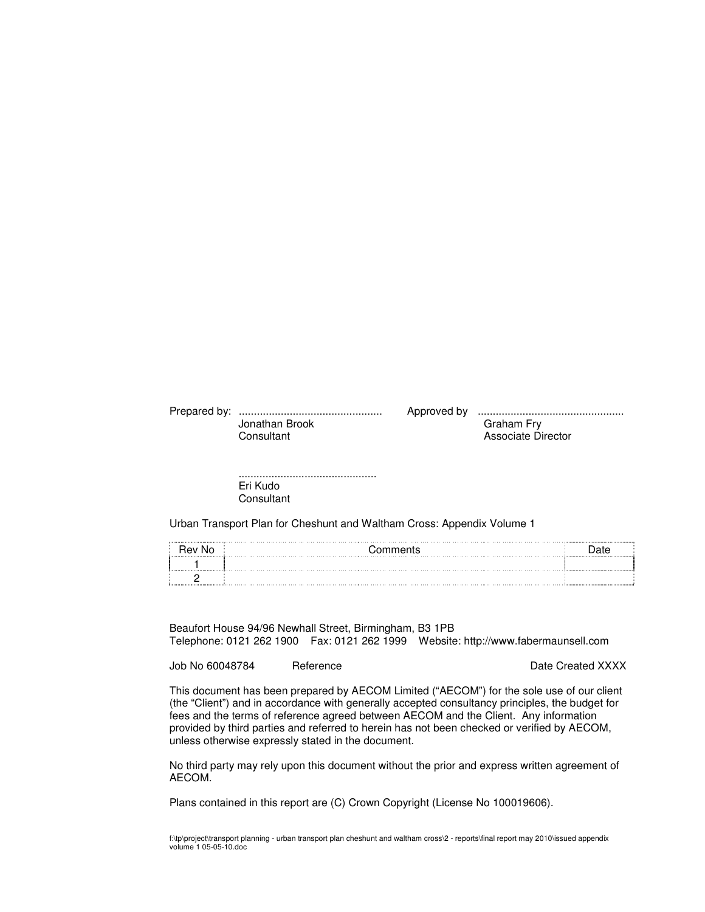Prepared by: ................................................ Jonathan Brook Consultant

Approved by ................................................ Graham Fry Associate Director

............................................. Eri Kudo Consultant

Urban Transport Plan for Cheshunt and Waltham Cross: Appendix Volume 1

| Rev No | Comments | Date |
| --- | --- | --- |
| 1 | | |
| 2 | | |

Beaufort House 94/96 Newhall Street, Birmingham, B3 1PB
Telephone: 0121 262 1900 Fax: 0121 262 1999 Website: http://www.fabermaunsell.com

Job No 60048784 Reference Date Created XXXX

This document has been prepared by AECOM Limited ("AECOM") for the sole use of our client (the "Client") and in accordance with generally accepted consultancy principles, the budget for fees and the terms of reference agreed between AECOM and the Client. Any information provided by third parties and referred to herein has not been checked or verified by AECOM, unless otherwise expressly stated in the document.

No third party may rely upon this document without the prior and express written agreement of AECOM.

Plans contained in this report are (C) Crown Copyright (License No 100019606).

f:\tp\project\transport planning - urban transport plan cheshunt and waltham cross\2 - reports\final report may 2010\issued appendix volume 1 05-05-10.doc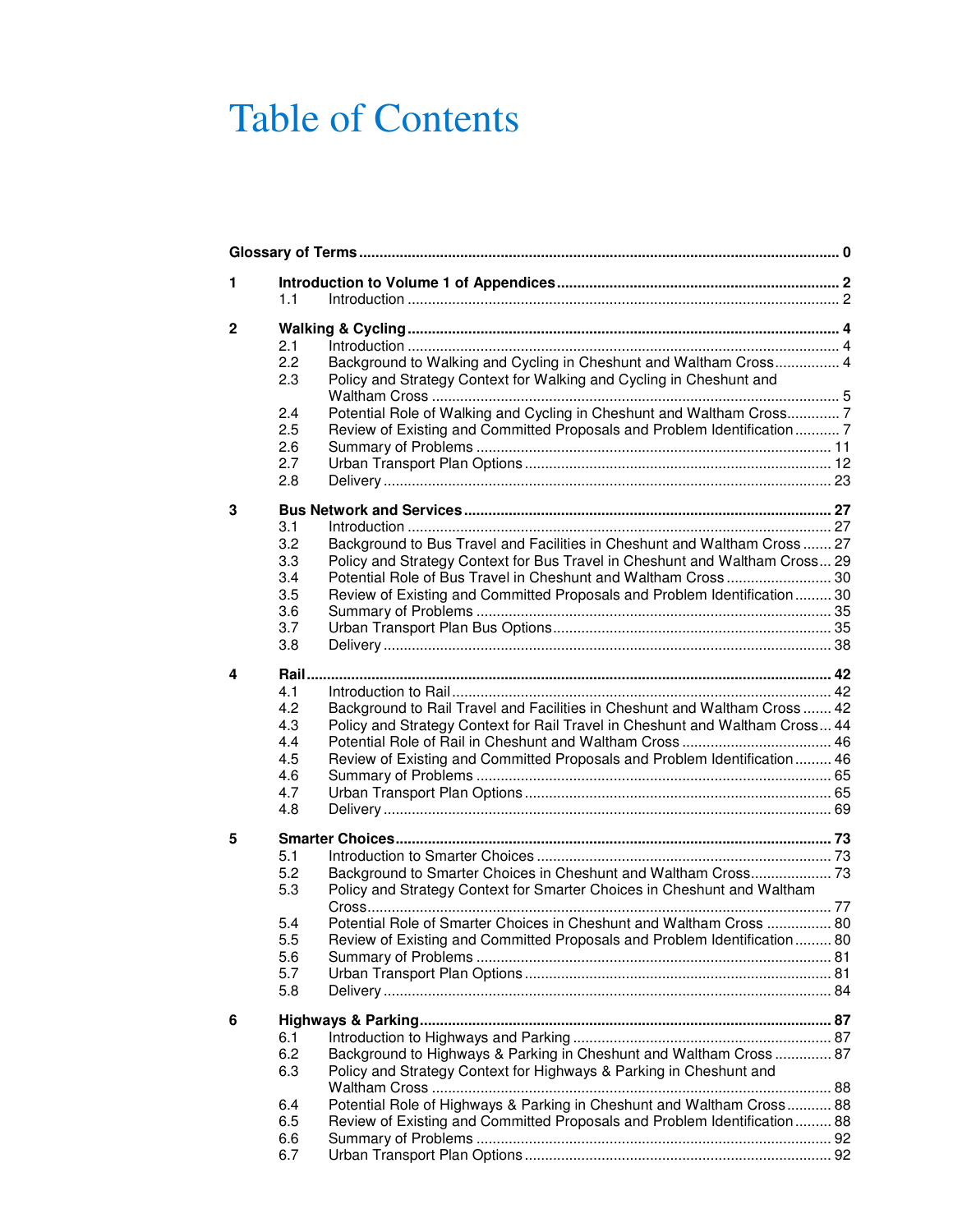# Table of Contents

| | | | |
|---|---|---|---|
| **Glossary of Terms** | | | **0** |
| **1** | **Introduction to Volume 1 of Appendices** | | **2** |
| | 1.1 | Introduction | 2 |
| **2** | **Walking & Cycling** | | **4** |
| | 2.1 | Introduction | 4 |
| | 2.2 | Background to Walking and Cycling in Cheshunt and Waltham Cross | 4 |
| | 2.3 | Policy and Strategy Context for Walking and Cycling in Cheshunt and Waltham Cross | 5 |
| | 2.4 | Potential Role of Walking and Cycling in Cheshunt and Waltham Cross | 7 |
| | 2.5 | Review of Existing and Committed Proposals and Problem Identification | 7 |
| | 2.6 | Summary of Problems | 11 |
| | 2.7 | Urban Transport Plan Options | 12 |
| | 2.8 | Delivery | 23 |
| **3** | **Bus Network and Services** | | **27** |
| | 3.1 | Introduction | 27 |
| | 3.2 | Background to Bus Travel and Facilities in Cheshunt and Waltham Cross | 27 |
| | 3.3 | Policy and Strategy Context for Bus Travel in Cheshunt and Waltham Cross | 29 |
| | 3.4 | Potential Role of Bus Travel in Cheshunt and Waltham Cross | 30 |
| | 3.5 | Review of Existing and Committed Proposals and Problem Identification | 30 |
| | 3.6 | Summary of Problems | 35 |
| | 3.7 | Urban Transport Plan Bus Options | 35 |
| | 3.8 | Delivery | 38 |
| **4** | **Rail** | | **42** |
| | 4.1 | Introduction to Rail | 42 |
| | 4.2 | Background to Rail Travel and Facilities in Cheshunt and Waltham Cross | 42 |
| | 4.3 | Policy and Strategy Context for Rail Travel in Cheshunt and Waltham Cross | 44 |
| | 4.4 | Potential Role of Rail in Cheshunt and Waltham Cross | 46 |
| | 4.5 | Review of Existing and Committed Proposals and Problem Identification | 46 |
| | 4.6 | Summary of Problems | 65 |
| | 4.7 | Urban Transport Plan Options | 65 |
| | 4.8 | Delivery | 69 |
| **5** | **Smarter Choices** | | **73** |
| | 5.1 | Introduction to Smarter Choices | 73 |
| | 5.2 | Background to Smarter Choices in Cheshunt and Waltham Cross | 73 |
| | 5.3 | Policy and Strategy Context for Smarter Choices in Cheshunt and Waltham Cross | 77 |
| | 5.4 | Potential Role of Smarter Choices in Cheshunt and Waltham Cross | 80 |
| | 5.5 | Review of Existing and Committed Proposals and Problem Identification | 80 |
| | 5.6 | Summary of Problems | 81 |
| | 5.7 | Urban Transport Plan Options | 81 |
| | 5.8 | Delivery | 84 |
| **6** | **Highways & Parking** | | **87** |
| | 6.1 | Introduction to Highways and Parking | 87 |
| | 6.2 | Background to Highways & Parking in Cheshunt and Waltham Cross | 87 |
| | 6.3 | Policy and Strategy Context for Highways & Parking in Cheshunt and Waltham Cross | 88 |
| | 6.4 | Potential Role of Highways & Parking in Cheshunt and Waltham Cross | 88 |
| | 6.5 | Review of Existing and Committed Proposals and Problem Identification | 88 |
| | 6.6 | Summary of Problems | 92 |
| | 6.7 | Urban Transport Plan Options | 92 |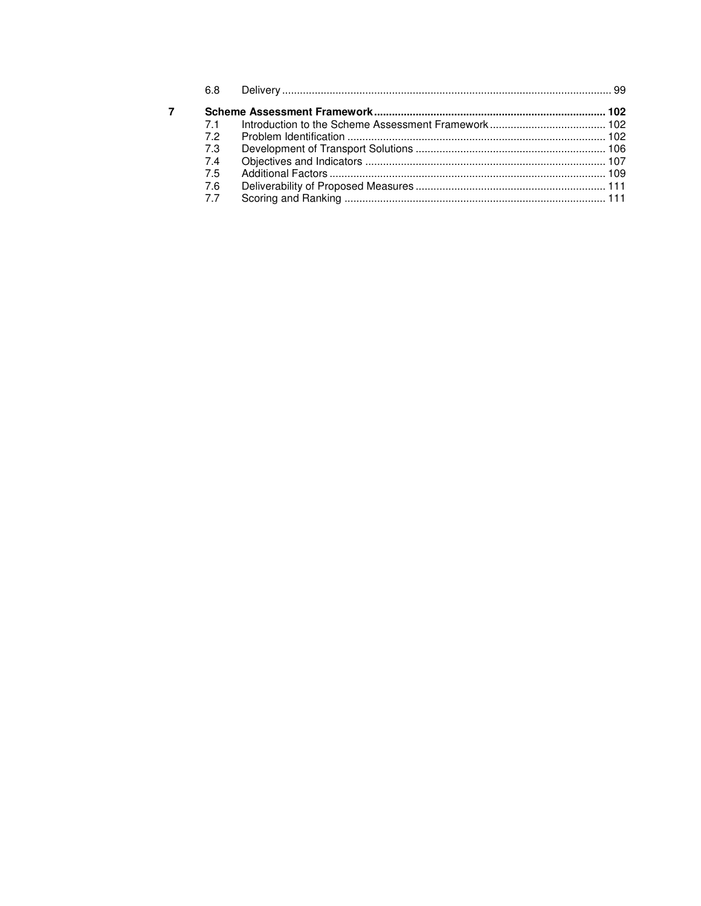| | | |
|---|---|---|
| 6.8 | Delivery | 99 |
| **7** | **Scheme Assessment Framework** | **102** |
| 7.1 | Introduction to the Scheme Assessment Framework | 102 |
| 7.2 | Problem Identification | 102 |
| 7.3 | Development of Transport Solutions | 106 |
| 7.4 | Objectives and Indicators | 107 |
| 7.5 | Additional Factors | 109 |
| 7.6 | Deliverability of Proposed Measures | 111 |
| 7.7 | Scoring and Ranking | 111 |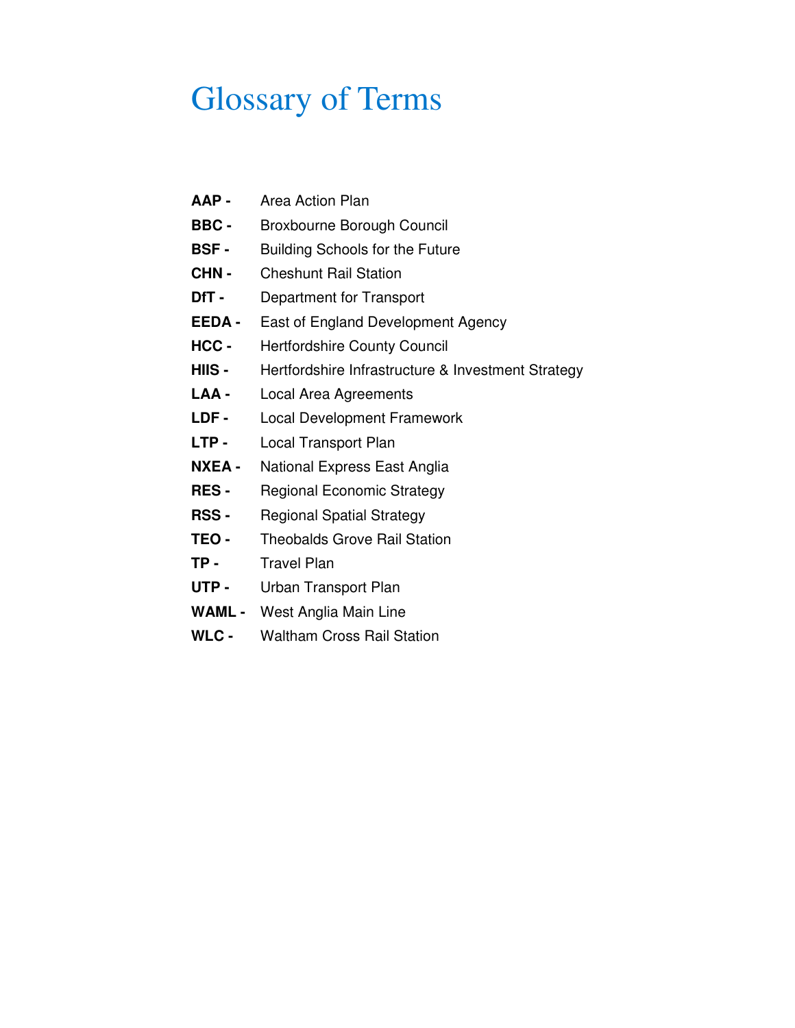# Glossary of Terms

**AAP -** Area Action Plan

**BBC -** Broxbourne Borough Council

**BSF -** Building Schools for the Future

**CHN -** Cheshunt Rail Station

**DfT -** Department for Transport

**EEDA -** East of England Development Agency

**HCC -** Hertfordshire County Council

**HIIS -** Hertfordshire Infrastructure & Investment Strategy

**LAA -** Local Area Agreements

**LDF -** Local Development Framework

**LTP -** Local Transport Plan

**NXEA -** National Express East Anglia

**RES -** Regional Economic Strategy

**RSS -** Regional Spatial Strategy

**TEO -** Theobalds Grove Rail Station

**TP -** Travel Plan

**UTP -** Urban Transport Plan

**WAML -** West Anglia Main Line

**WLC -** Waltham Cross Rail Station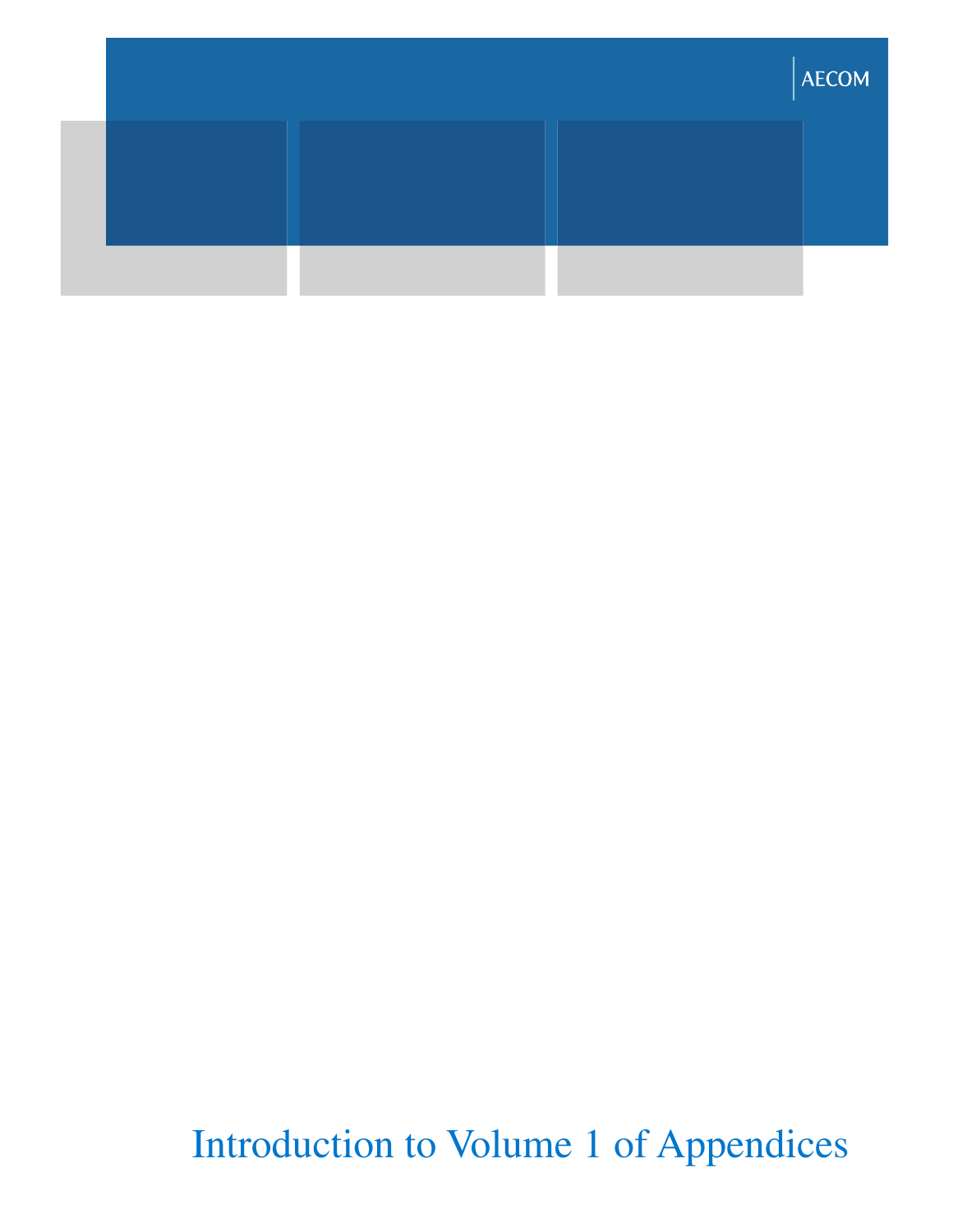AECOM

# Introduction to Volume 1 of Appendices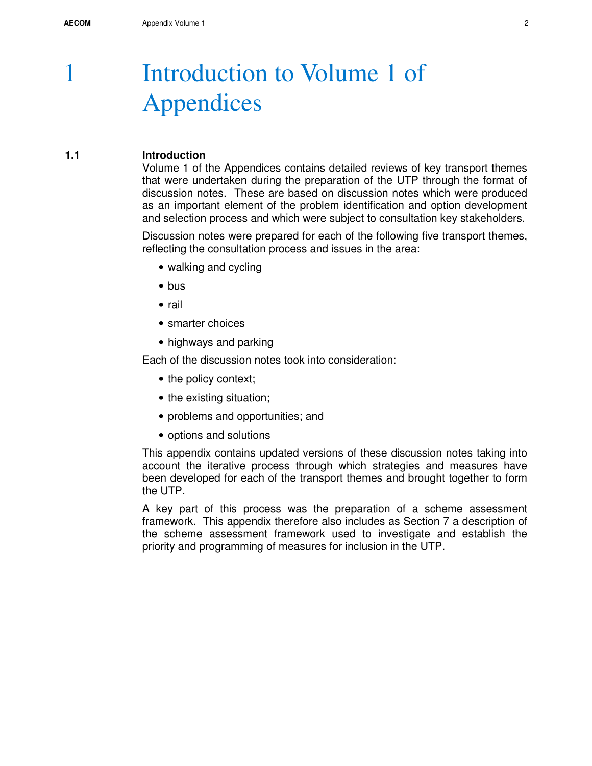# 1 Introduction to Volume 1 of Appendices

## 1.1 Introduction

Volume 1 of the Appendices contains detailed reviews of key transport themes that were undertaken during the preparation of the UTP through the format of discussion notes. These are based on discussion notes which were produced as an important element of the problem identification and option development and selection process and which were subject to consultation key stakeholders.

Discussion notes were prepared for each of the following five transport themes, reflecting the consultation process and issues in the area:

- walking and cycling
- bus
- rail
- smarter choices
- highways and parking

Each of the discussion notes took into consideration:

- the policy context;
- the existing situation;
- problems and opportunities; and
- options and solutions

This appendix contains updated versions of these discussion notes taking into account the iterative process through which strategies and measures have been developed for each of the transport themes and brought together to form the UTP.

A key part of this process was the preparation of a scheme assessment framework. This appendix therefore also includes as Section 7 a description of the scheme assessment framework used to investigate and establish the priority and programming of measures for inclusion in the UTP.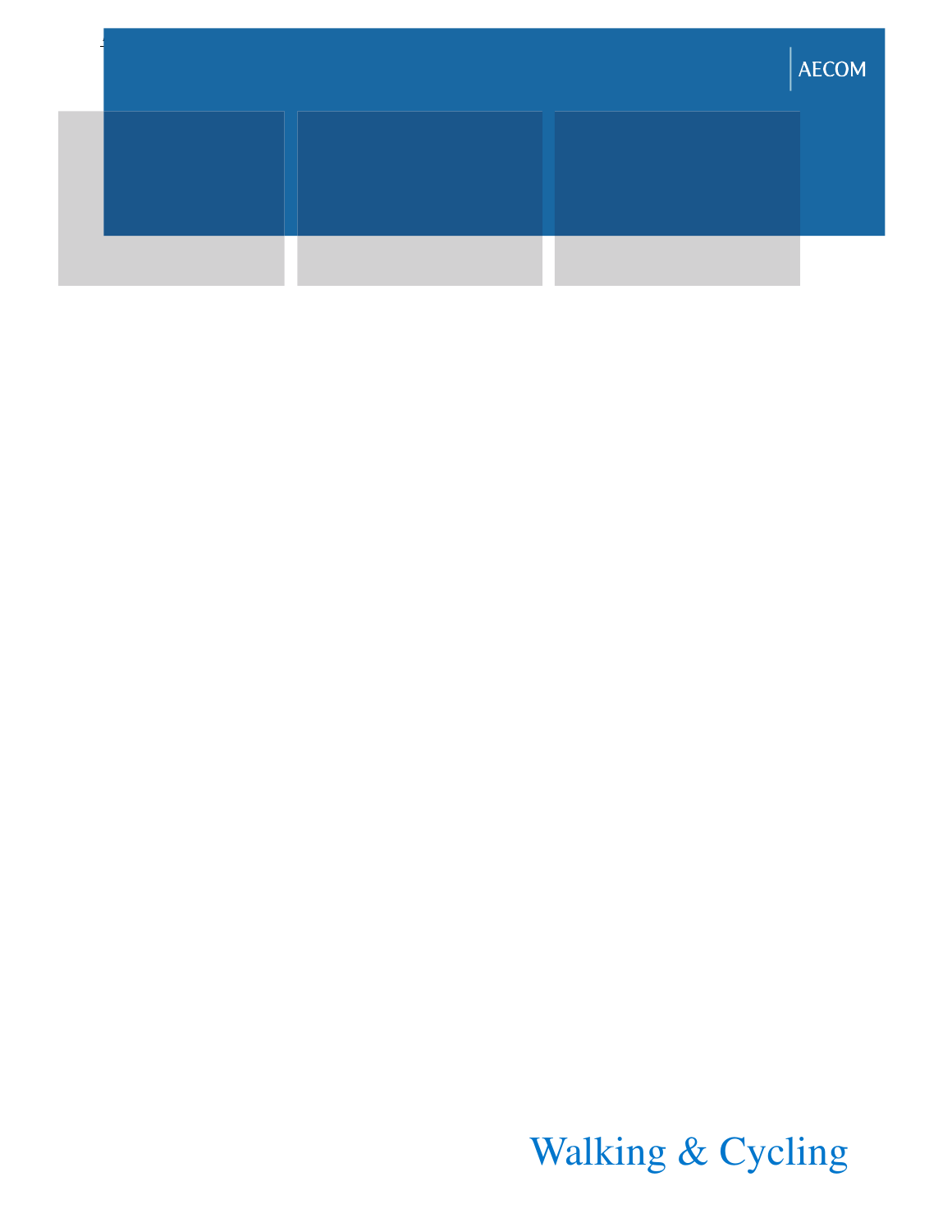# Walking & Cycling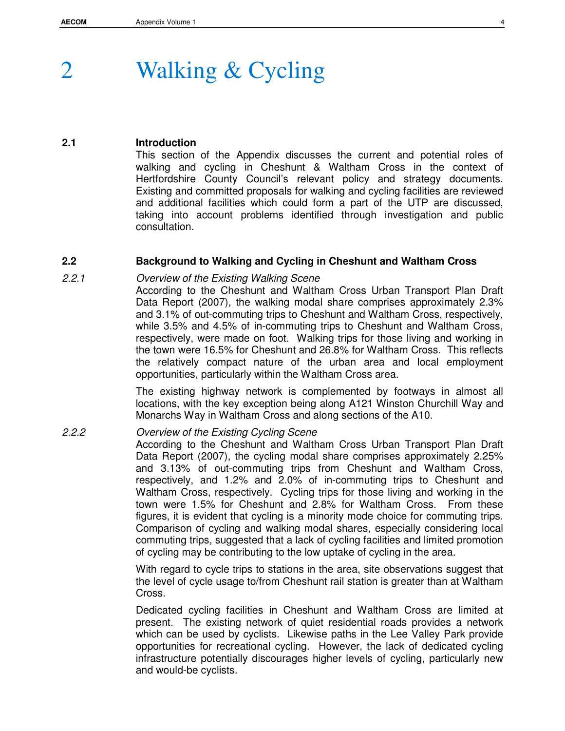# 2 Walking & Cycling

## 2.1 Introduction

This section of the Appendix discusses the current and potential roles of walking and cycling in Cheshunt & Waltham Cross in the context of Hertfordshire County Council's relevant policy and strategy documents. Existing and committed proposals for walking and cycling facilities are reviewed and additional facilities which could form a part of the UTP are discussed, taking into account problems identified through investigation and public consultation.

## 2.2 Background to Walking and Cycling in Cheshunt and Waltham Cross

### 2.2.1 *Overview of the Existing Walking Scene*

According to the Cheshunt and Waltham Cross Urban Transport Plan Draft Data Report (2007), the walking modal share comprises approximately 2.3% and 3.1% of out-commuting trips to Cheshunt and Waltham Cross, respectively, while 3.5% and 4.5% of in-commuting trips to Cheshunt and Waltham Cross, respectively, were made on foot. Walking trips for those living and working in the town were 16.5% for Cheshunt and 26.8% for Waltham Cross. This reflects the relatively compact nature of the urban area and local employment opportunities, particularly within the Waltham Cross area.

The existing highway network is complemented by footways in almost all locations, with the key exception being along A121 Winston Churchill Way and Monarchs Way in Waltham Cross and along sections of the A10.

### 2.2.2 *Overview of the Existing Cycling Scene*

According to the Cheshunt and Waltham Cross Urban Transport Plan Draft Data Report (2007), the cycling modal share comprises approximately 2.25% and 3.13% of out-commuting trips from Cheshunt and Waltham Cross, respectively, and 1.2% and 2.0% of in-commuting trips to Cheshunt and Waltham Cross, respectively. Cycling trips for those living and working in the town were 1.5% for Cheshunt and 2.8% for Waltham Cross. From these figures, it is evident that cycling is a minority mode choice for commuting trips. Comparison of cycling and walking modal shares, especially considering local commuting trips, suggested that a lack of cycling facilities and limited promotion of cycling may be contributing to the low uptake of cycling in the area.

With regard to cycle trips to stations in the area, site observations suggest that the level of cycle usage to/from Cheshunt rail station is greater than at Waltham Cross.

Dedicated cycling facilities in Cheshunt and Waltham Cross are limited at present. The existing network of quiet residential roads provides a network which can be used by cyclists. Likewise paths in the Lee Valley Park provide opportunities for recreational cycling. However, the lack of dedicated cycling infrastructure potentially discourages higher levels of cycling, particularly new and would-be cyclists.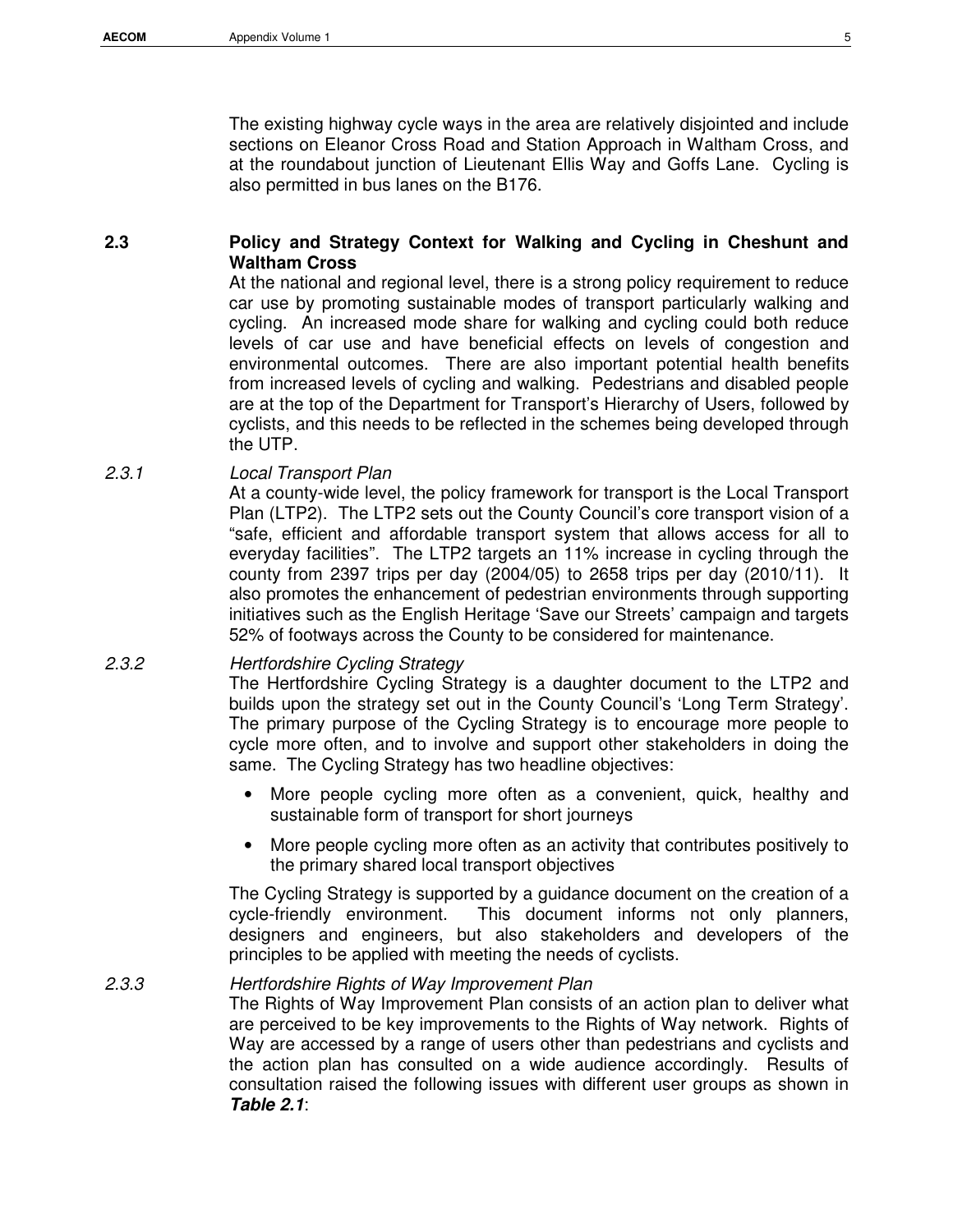The existing highway cycle ways in the area are relatively disjointed and include sections on Eleanor Cross Road and Station Approach in Waltham Cross, and at the roundabout junction of Lieutenant Ellis Way and Goffs Lane. Cycling is also permitted in bus lanes on the B176.

## 2.3 Policy and Strategy Context for Walking and Cycling in Cheshunt and Waltham Cross

At the national and regional level, there is a strong policy requirement to reduce car use by promoting sustainable modes of transport particularly walking and cycling. An increased mode share for walking and cycling could both reduce levels of car use and have beneficial effects on levels of congestion and environmental outcomes. There are also important potential health benefits from increased levels of cycling and walking. Pedestrians and disabled people are at the top of the Department for Transport's Hierarchy of Users, followed by cyclists, and this needs to be reflected in the schemes being developed through the UTP.

### *2.3.1 Local Transport Plan*

At a county-wide level, the policy framework for transport is the Local Transport Plan (LTP2). The LTP2 sets out the County Council's core transport vision of a "safe, efficient and affordable transport system that allows access for all to everyday facilities". The LTP2 targets an 11% increase in cycling through the county from 2397 trips per day (2004/05) to 2658 trips per day (2010/11). It also promotes the enhancement of pedestrian environments through supporting initiatives such as the English Heritage 'Save our Streets' campaign and targets 52% of footways across the County to be considered for maintenance.

### *2.3.2 Hertfordshire Cycling Strategy*

The Hertfordshire Cycling Strategy is a daughter document to the LTP2 and builds upon the strategy set out in the County Council's 'Long Term Strategy'. The primary purpose of the Cycling Strategy is to encourage more people to cycle more often, and to involve and support other stakeholders in doing the same. The Cycling Strategy has two headline objectives:

- More people cycling more often as a convenient, quick, healthy and sustainable form of transport for short journeys
- More people cycling more often as an activity that contributes positively to the primary shared local transport objectives

The Cycling Strategy is supported by a guidance document on the creation of a cycle-friendly environment. This document informs not only planners, designers and engineers, but also stakeholders and developers of the principles to be applied with meeting the needs of cyclists.

### *2.3.3 Hertfordshire Rights of Way Improvement Plan*

The Rights of Way Improvement Plan consists of an action plan to deliver what are perceived to be key improvements to the Rights of Way network. Rights of Way are accessed by a range of users other than pedestrians and cyclists and the action plan has consulted on a wide audience accordingly. Results of consultation raised the following issues with different user groups as shown in ***Table 2.1***: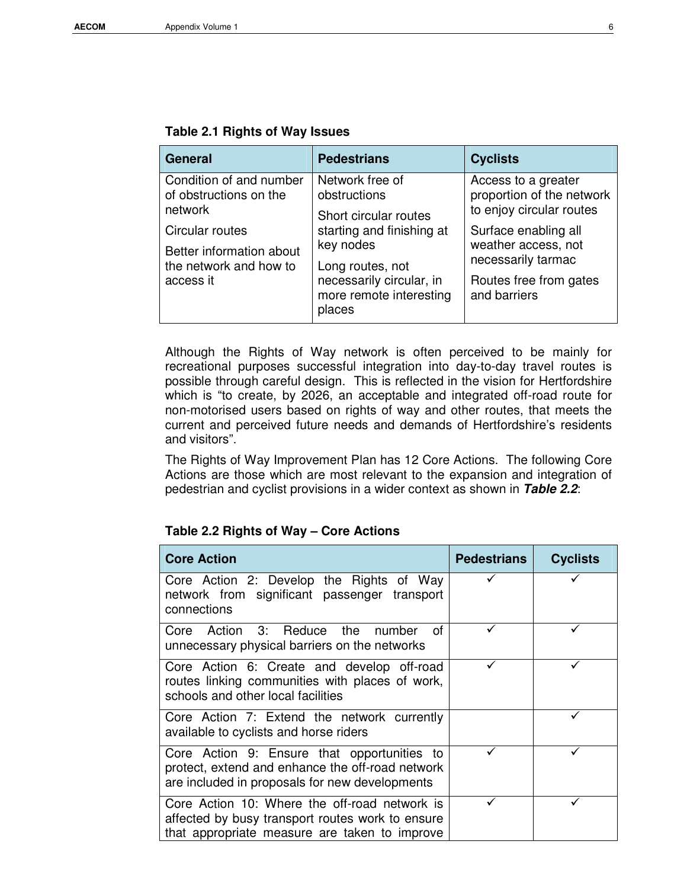**Table 2.1 Rights of Way Issues**

| General | Pedestrians | Cyclists |
|---|---|---|
| Condition of and number of obstructions on the network<br><br>Circular routes<br><br>Better information about the network and how to access it | Network free of obstructions<br><br>Short circular routes starting and finishing at key nodes<br><br>Long routes, not necessarily circular, in more remote interesting places | Access to a greater proportion of the network to enjoy circular routes<br><br>Surface enabling all weather access, not necessarily tarmac<br><br>Routes free from gates and barriers |

Although the Rights of Way network is often perceived to be mainly for recreational purposes successful integration into day-to-day travel routes is possible through careful design. This is reflected in the vision for Hertfordshire which is "to create, by 2026, an acceptable and integrated off-road route for non-motorised users based on rights of way and other routes, that meets the current and perceived future needs and demands of Hertfordshire's residents and visitors".

The Rights of Way Improvement Plan has 12 Core Actions. The following Core Actions are those which are most relevant to the expansion and integration of pedestrian and cyclist provisions in a wider context as shown in ***Table 2.2***:

**Table 2.2 Rights of Way – Core Actions**

| Core Action | Pedestrians | Cyclists |
|---|---|---|
| Core Action 2: Develop the Rights of Way network from significant passenger transport connections | ✓ | ✓ |
| Core Action 3: Reduce the number of unnecessary physical barriers on the networks | ✓ | ✓ |
| Core Action 6: Create and develop off-road routes linking communities with places of work, schools and other local facilities | ✓ | ✓ |
| Core Action 7: Extend the network currently available to cyclists and horse riders | | ✓ |
| Core Action 9: Ensure that opportunities to protect, extend and enhance the off-road network are included in proposals for new developments | ✓ | ✓ |
| Core Action 10: Where the off-road network is affected by busy transport routes work to ensure that appropriate measure are taken to improve | ✓ | ✓ |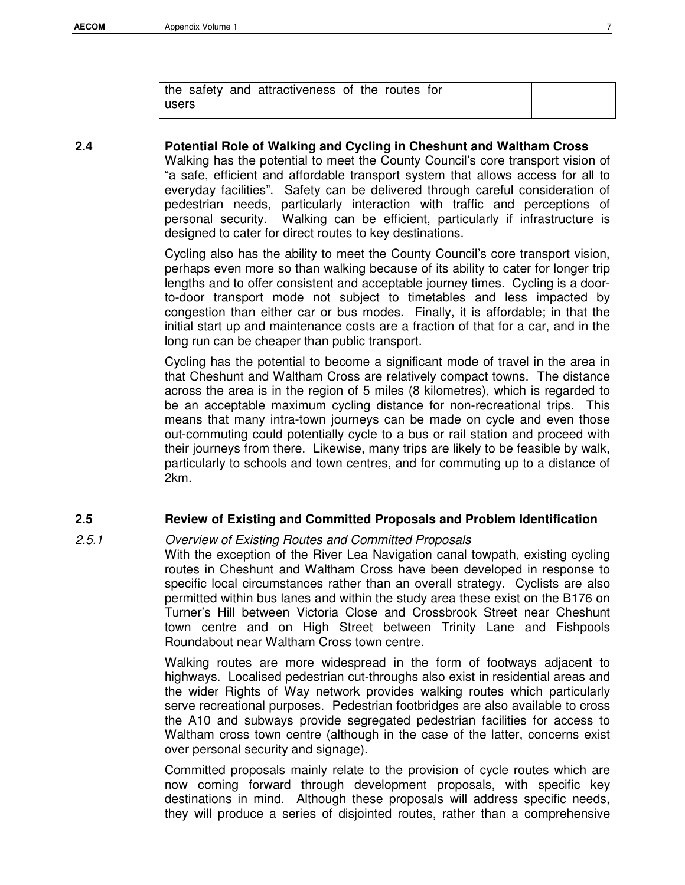| | | |
|---|---|---|
| the safety and attractiveness of the routes for users | | |

## 2.4 Potential Role of Walking and Cycling in Cheshunt and Waltham Cross

Walking has the potential to meet the County Council's core transport vision of "a safe, efficient and affordable transport system that allows access for all to everyday facilities". Safety can be delivered through careful consideration of pedestrian needs, particularly interaction with traffic and perceptions of personal security. Walking can be efficient, particularly if infrastructure is designed to cater for direct routes to key destinations.

Cycling also has the ability to meet the County Council's core transport vision, perhaps even more so than walking because of its ability to cater for longer trip lengths and to offer consistent and acceptable journey times. Cycling is a door-to-door transport mode not subject to timetables and less impacted by congestion than either car or bus modes. Finally, it is affordable; in that the initial start up and maintenance costs are a fraction of that for a car, and in the long run can be cheaper than public transport.

Cycling has the potential to become a significant mode of travel in the area in that Cheshunt and Waltham Cross are relatively compact towns. The distance across the area is in the region of 5 miles (8 kilometres), which is regarded to be an acceptable maximum cycling distance for non-recreational trips. This means that many intra-town journeys can be made on cycle and even those out-commuting could potentially cycle to a bus or rail station and proceed with their journeys from there. Likewise, many trips are likely to be feasible by walk, particularly to schools and town centres, and for commuting up to a distance of 2km.

## 2.5 Review of Existing and Committed Proposals and Problem Identification

### *2.5.1 Overview of Existing Routes and Committed Proposals*

With the exception of the River Lea Navigation canal towpath, existing cycling routes in Cheshunt and Waltham Cross have been developed in response to specific local circumstances rather than an overall strategy. Cyclists are also permitted within bus lanes and within the study area these exist on the B176 on Turner's Hill between Victoria Close and Crossbrook Street near Cheshunt town centre and on High Street between Trinity Lane and Fishpools Roundabout near Waltham Cross town centre.

Walking routes are more widespread in the form of footways adjacent to highways. Localised pedestrian cut-throughs also exist in residential areas and the wider Rights of Way network provides walking routes which particularly serve recreational purposes. Pedestrian footbridges are also available to cross the A10 and subways provide segregated pedestrian facilities for access to Waltham cross town centre (although in the case of the latter, concerns exist over personal security and signage).

Committed proposals mainly relate to the provision of cycle routes which are now coming forward through development proposals, with specific key destinations in mind. Although these proposals will address specific needs, they will produce a series of disjointed routes, rather than a comprehensive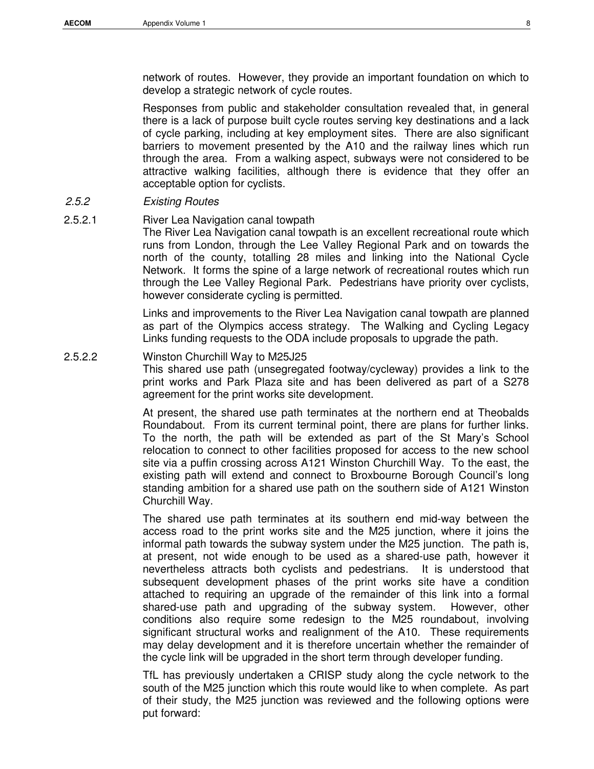network of routes. However, they provide an important foundation on which to develop a strategic network of cycle routes.

Responses from public and stakeholder consultation revealed that, in general there is a lack of purpose built cycle routes serving key destinations and a lack of cycle parking, including at key employment sites. There are also significant barriers to movement presented by the A10 and the railway lines which run through the area. From a walking aspect, subways were not considered to be attractive walking facilities, although there is evidence that they offer an acceptable option for cyclists.

### *2.5.2 Existing Routes*

#### 2.5.2.1 River Lea Navigation canal towpath

The River Lea Navigation canal towpath is an excellent recreational route which runs from London, through the Lee Valley Regional Park and on towards the north of the county, totalling 28 miles and linking into the National Cycle Network. It forms the spine of a large network of recreational routes which run through the Lee Valley Regional Park. Pedestrians have priority over cyclists, however considerate cycling is permitted.

Links and improvements to the River Lea Navigation canal towpath are planned as part of the Olympics access strategy. The Walking and Cycling Legacy Links funding requests to the ODA include proposals to upgrade the path.

#### 2.5.2.2 Winston Churchill Way to M25J25

This shared use path (unsegregated footway/cycleway) provides a link to the print works and Park Plaza site and has been delivered as part of a S278 agreement for the print works site development.

At present, the shared use path terminates at the northern end at Theobalds Roundabout. From its current terminal point, there are plans for further links. To the north, the path will be extended as part of the St Mary's School relocation to connect to other facilities proposed for access to the new school site via a puffin crossing across A121 Winston Churchill Way. To the east, the existing path will extend and connect to Broxbourne Borough Council's long standing ambition for a shared use path on the southern side of A121 Winston Churchill Way.

The shared use path terminates at its southern end mid-way between the access road to the print works site and the M25 junction, where it joins the informal path towards the subway system under the M25 junction. The path is, at present, not wide enough to be used as a shared-use path, however it nevertheless attracts both cyclists and pedestrians. It is understood that subsequent development phases of the print works site have a condition attached to requiring an upgrade of the remainder of this link into a formal shared-use path and upgrading of the subway system. However, other conditions also require some redesign to the M25 roundabout, involving significant structural works and realignment of the A10. These requirements may delay development and it is therefore uncertain whether the remainder of the cycle link will be upgraded in the short term through developer funding.

TfL has previously undertaken a CRISP study along the cycle network to the south of the M25 junction which this route would like to when complete. As part of their study, the M25 junction was reviewed and the following options were put forward: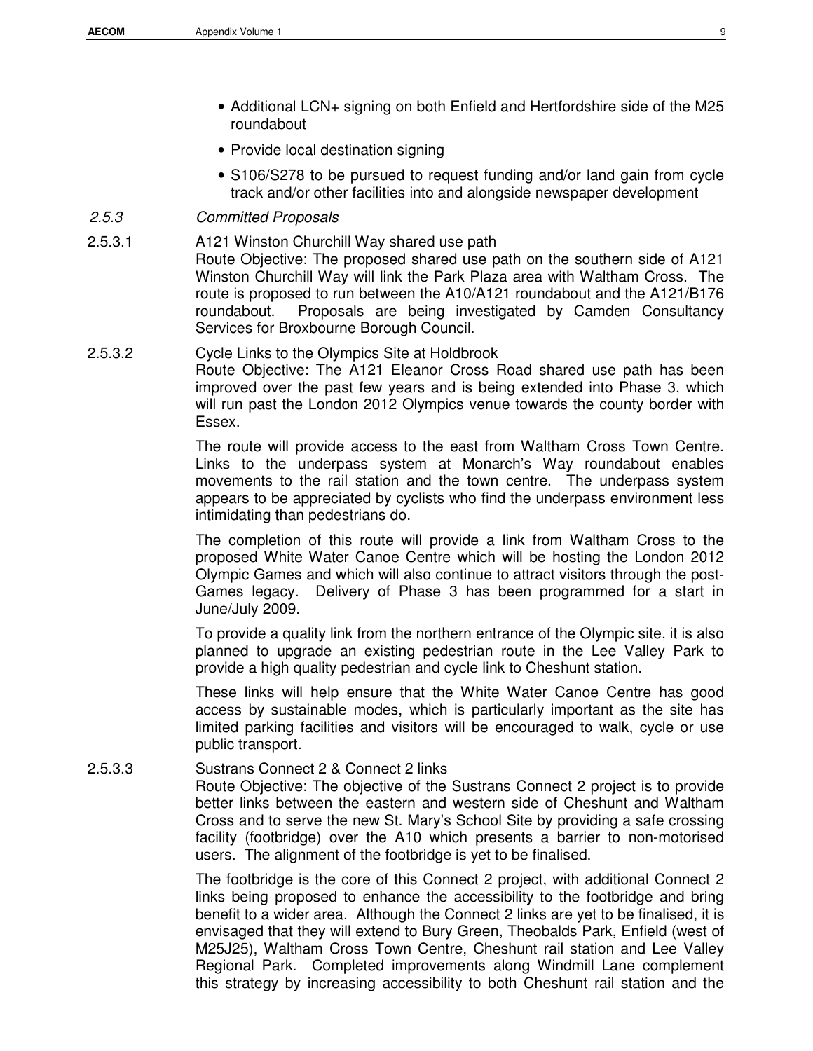- Additional LCN+ signing on both Enfield and Hertfordshire side of the M25 roundabout
- Provide local destination signing
- S106/S278 to be pursued to request funding and/or land gain from cycle track and/or other facilities into and alongside newspaper development

### *2.5.3 Committed Proposals*

2.5.3.1 A121 Winston Churchill Way shared use path

Route Objective: The proposed shared use path on the southern side of A121 Winston Churchill Way will link the Park Plaza area with Waltham Cross. The route is proposed to run between the A10/A121 roundabout and the A121/B176 roundabout. Proposals are being investigated by Camden Consultancy Services for Broxbourne Borough Council.

2.5.3.2 Cycle Links to the Olympics Site at Holdbrook

Route Objective: The A121 Eleanor Cross Road shared use path has been improved over the past few years and is being extended into Phase 3, which will run past the London 2012 Olympics venue towards the county border with Essex.

The route will provide access to the east from Waltham Cross Town Centre. Links to the underpass system at Monarch's Way roundabout enables movements to the rail station and the town centre. The underpass system appears to be appreciated by cyclists who find the underpass environment less intimidating than pedestrians do.

The completion of this route will provide a link from Waltham Cross to the proposed White Water Canoe Centre which will be hosting the London 2012 Olympic Games and which will also continue to attract visitors through the post-Games legacy. Delivery of Phase 3 has been programmed for a start in June/July 2009.

To provide a quality link from the northern entrance of the Olympic site, it is also planned to upgrade an existing pedestrian route in the Lee Valley Park to provide a high quality pedestrian and cycle link to Cheshunt station.

These links will help ensure that the White Water Canoe Centre has good access by sustainable modes, which is particularly important as the site has limited parking facilities and visitors will be encouraged to walk, cycle or use public transport.

2.5.3.3 Sustrans Connect 2 & Connect 2 links

Route Objective: The objective of the Sustrans Connect 2 project is to provide better links between the eastern and western side of Cheshunt and Waltham Cross and to serve the new St. Mary's School Site by providing a safe crossing facility (footbridge) over the A10 which presents a barrier to non-motorised users. The alignment of the footbridge is yet to be finalised.

The footbridge is the core of this Connect 2 project, with additional Connect 2 links being proposed to enhance the accessibility to the footbridge and bring benefit to a wider area. Although the Connect 2 links are yet to be finalised, it is envisaged that they will extend to Bury Green, Theobalds Park, Enfield (west of M25J25), Waltham Cross Town Centre, Cheshunt rail station and Lee Valley Regional Park. Completed improvements along Windmill Lane complement this strategy by increasing accessibility to both Cheshunt rail station and the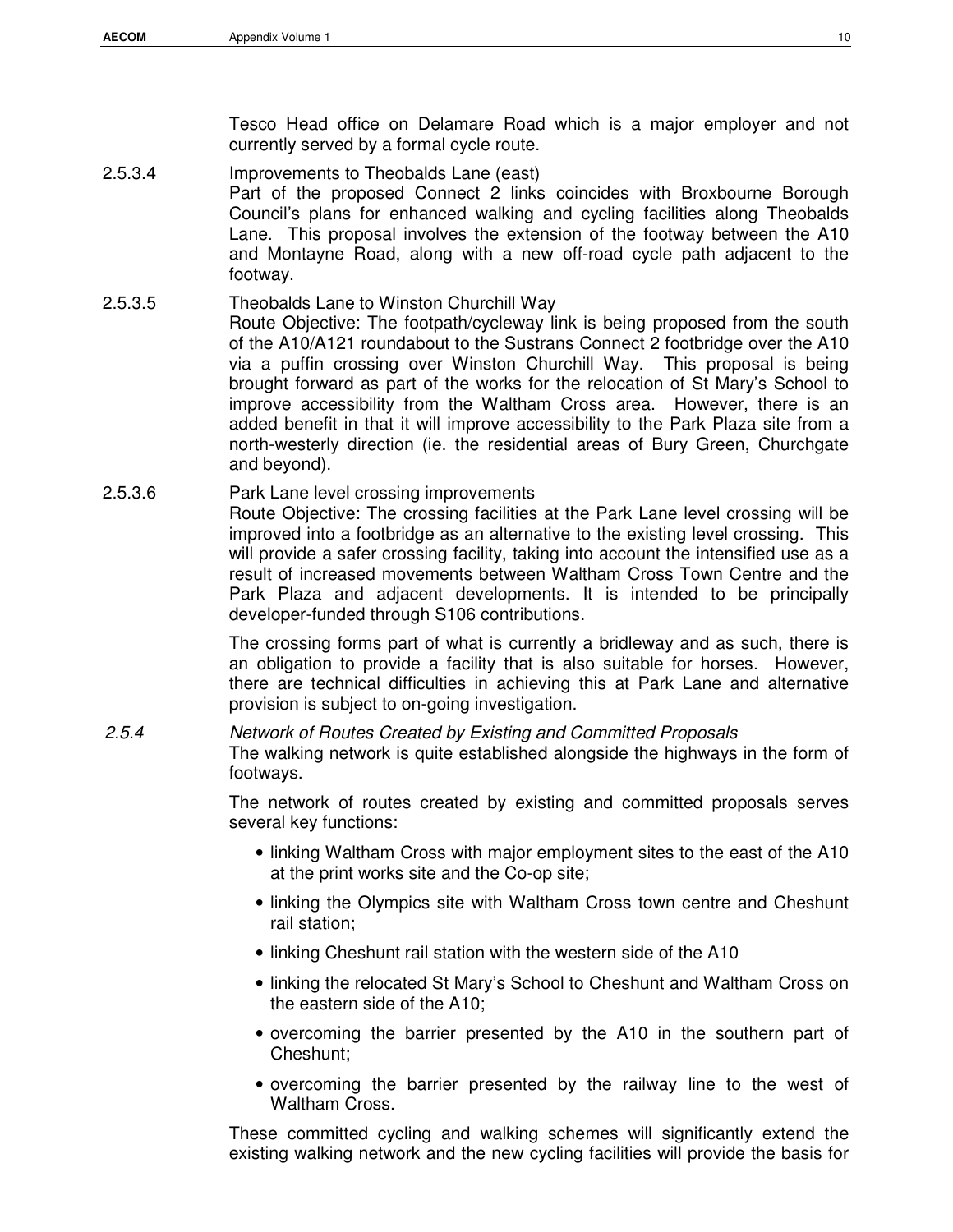Tesco Head office on Delamare Road which is a major employer and not currently served by a formal cycle route.

2.5.3.4 Improvements to Theobalds Lane (east)

Part of the proposed Connect 2 links coincides with Broxbourne Borough Council's plans for enhanced walking and cycling facilities along Theobalds Lane. This proposal involves the extension of the footway between the A10 and Montayne Road, along with a new off-road cycle path adjacent to the footway.

2.5.3.5 Theobalds Lane to Winston Churchill Way

Route Objective: The footpath/cycleway link is being proposed from the south of the A10/A121 roundabout to the Sustrans Connect 2 footbridge over the A10 via a puffin crossing over Winston Churchill Way. This proposal is being brought forward as part of the works for the relocation of St Mary's School to improve accessibility from the Waltham Cross area. However, there is an added benefit in that it will improve accessibility to the Park Plaza site from a north-westerly direction (ie. the residential areas of Bury Green, Churchgate and beyond).

2.5.3.6 Park Lane level crossing improvements

Route Objective: The crossing facilities at the Park Lane level crossing will be improved into a footbridge as an alternative to the existing level crossing. This will provide a safer crossing facility, taking into account the intensified use as a result of increased movements between Waltham Cross Town Centre and the Park Plaza and adjacent developments. It is intended to be principally developer-funded through S106 contributions.

The crossing forms part of what is currently a bridleway and as such, there is an obligation to provide a facility that is also suitable for horses. However, there are technical difficulties in achieving this at Park Lane and alternative provision is subject to on-going investigation.

*2.5.4 Network of Routes Created by Existing and Committed Proposals*

The walking network is quite established alongside the highways in the form of footways.

The network of routes created by existing and committed proposals serves several key functions:

- linking Waltham Cross with major employment sites to the east of the A10 at the print works site and the Co-op site;
- linking the Olympics site with Waltham Cross town centre and Cheshunt rail station;
- linking Cheshunt rail station with the western side of the A10
- linking the relocated St Mary's School to Cheshunt and Waltham Cross on the eastern side of the A10;
- overcoming the barrier presented by the A10 in the southern part of Cheshunt;
- overcoming the barrier presented by the railway line to the west of Waltham Cross.

These committed cycling and walking schemes will significantly extend the existing walking network and the new cycling facilities will provide the basis for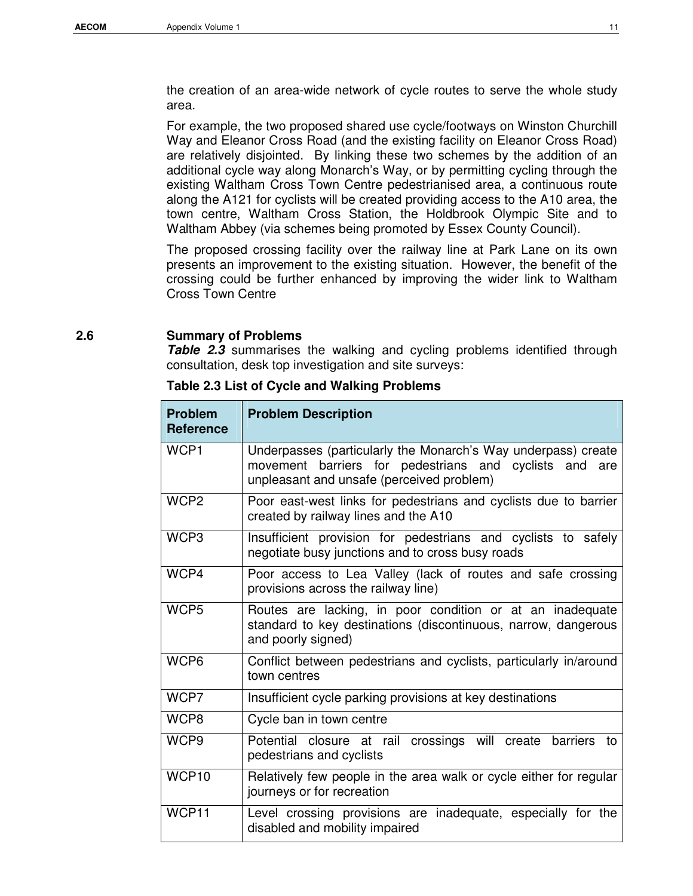the creation of an area-wide network of cycle routes to serve the whole study area.

For example, the two proposed shared use cycle/footways on Winston Churchill Way and Eleanor Cross Road (and the existing facility on Eleanor Cross Road) are relatively disjointed. By linking these two schemes by the addition of an additional cycle way along Monarch's Way, or by permitting cycling through the existing Waltham Cross Town Centre pedestrianised area, a continuous route along the A121 for cyclists will be created providing access to the A10 area, the town centre, Waltham Cross Station, the Holdbrook Olympic Site and to Waltham Abbey (via schemes being promoted by Essex County Council).

The proposed crossing facility over the railway line at Park Lane on its own presents an improvement to the existing situation. However, the benefit of the crossing could be further enhanced by improving the wider link to Waltham Cross Town Centre

## 2.6 Summary of Problems

***Table 2.3*** summarises the walking and cycling problems identified through consultation, desk top investigation and site surveys:

**Table 2.3 List of Cycle and Walking Problems**

| Problem Reference | Problem Description |
|---|---|
| WCP1 | Underpasses (particularly the Monarch's Way underpass) create movement barriers for pedestrians and cyclists and are unpleasant and unsafe (perceived problem) |
| WCP2 | Poor east-west links for pedestrians and cyclists due to barrier created by railway lines and the A10 |
| WCP3 | Insufficient provision for pedestrians and cyclists to safely negotiate busy junctions and to cross busy roads |
| WCP4 | Poor access to Lea Valley (lack of routes and safe crossing provisions across the railway line) |
| WCP5 | Routes are lacking, in poor condition or at an inadequate standard to key destinations (discontinuous, narrow, dangerous and poorly signed) |
| WCP6 | Conflict between pedestrians and cyclists, particularly in/around town centres |
| WCP7 | Insufficient cycle parking provisions at key destinations |
| WCP8 | Cycle ban in town centre |
| WCP9 | Potential closure at rail crossings will create barriers to pedestrians and cyclists |
| WCP10 | Relatively few people in the area walk or cycle either for regular journeys or for recreation |
| WCP11 | Level crossing provisions are inadequate, especially for the disabled and mobility impaired |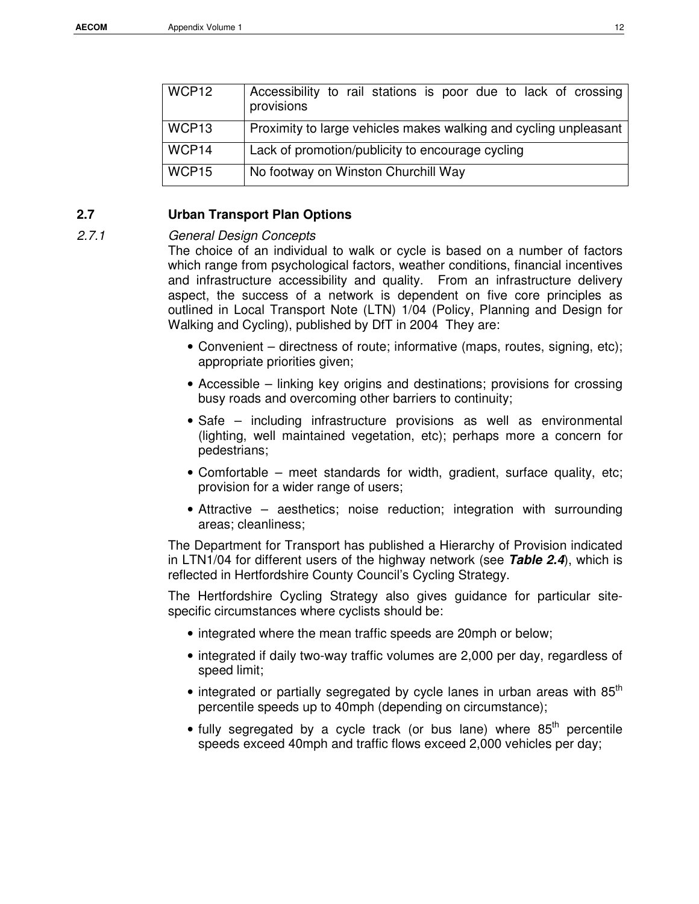| WCP12 | Accessibility to rail stations is poor due to lack of crossing provisions |
|---|---|
| WCP13 | Proximity to large vehicles makes walking and cycling unpleasant |
| WCP14 | Lack of promotion/publicity to encourage cycling |
| WCP15 | No footway on Winston Churchill Way |

## 2.7 Urban Transport Plan Options

### *2.7.1 General Design Concepts*

The choice of an individual to walk or cycle is based on a number of factors which range from psychological factors, weather conditions, financial incentives and infrastructure accessibility and quality. From an infrastructure delivery aspect, the success of a network is dependent on five core principles as outlined in Local Transport Note (LTN) 1/04 (Policy, Planning and Design for Walking and Cycling), published by DfT in 2004 They are:

- Convenient – directness of route; informative (maps, routes, signing, etc); appropriate priorities given;
- Accessible – linking key origins and destinations; provisions for crossing busy roads and overcoming other barriers to continuity;
- Safe – including infrastructure provisions as well as environmental (lighting, well maintained vegetation, etc); perhaps more a concern for pedestrians;
- Comfortable – meet standards for width, gradient, surface quality, etc; provision for a wider range of users;
- Attractive – aesthetics; noise reduction; integration with surrounding areas; cleanliness;

The Department for Transport has published a Hierarchy of Provision indicated in LTN1/04 for different users of the highway network (see ***Table 2.4***), which is reflected in Hertfordshire County Council's Cycling Strategy.

The Hertfordshire Cycling Strategy also gives guidance for particular site-specific circumstances where cyclists should be:

- integrated where the mean traffic speeds are 20mph or below;
- integrated if daily two-way traffic volumes are 2,000 per day, regardless of speed limit;
- integrated or partially segregated by cycle lanes in urban areas with 85th percentile speeds up to 40mph (depending on circumstance);
- fully segregated by a cycle track (or bus lane) where 85th percentile speeds exceed 40mph and traffic flows exceed 2,000 vehicles per day;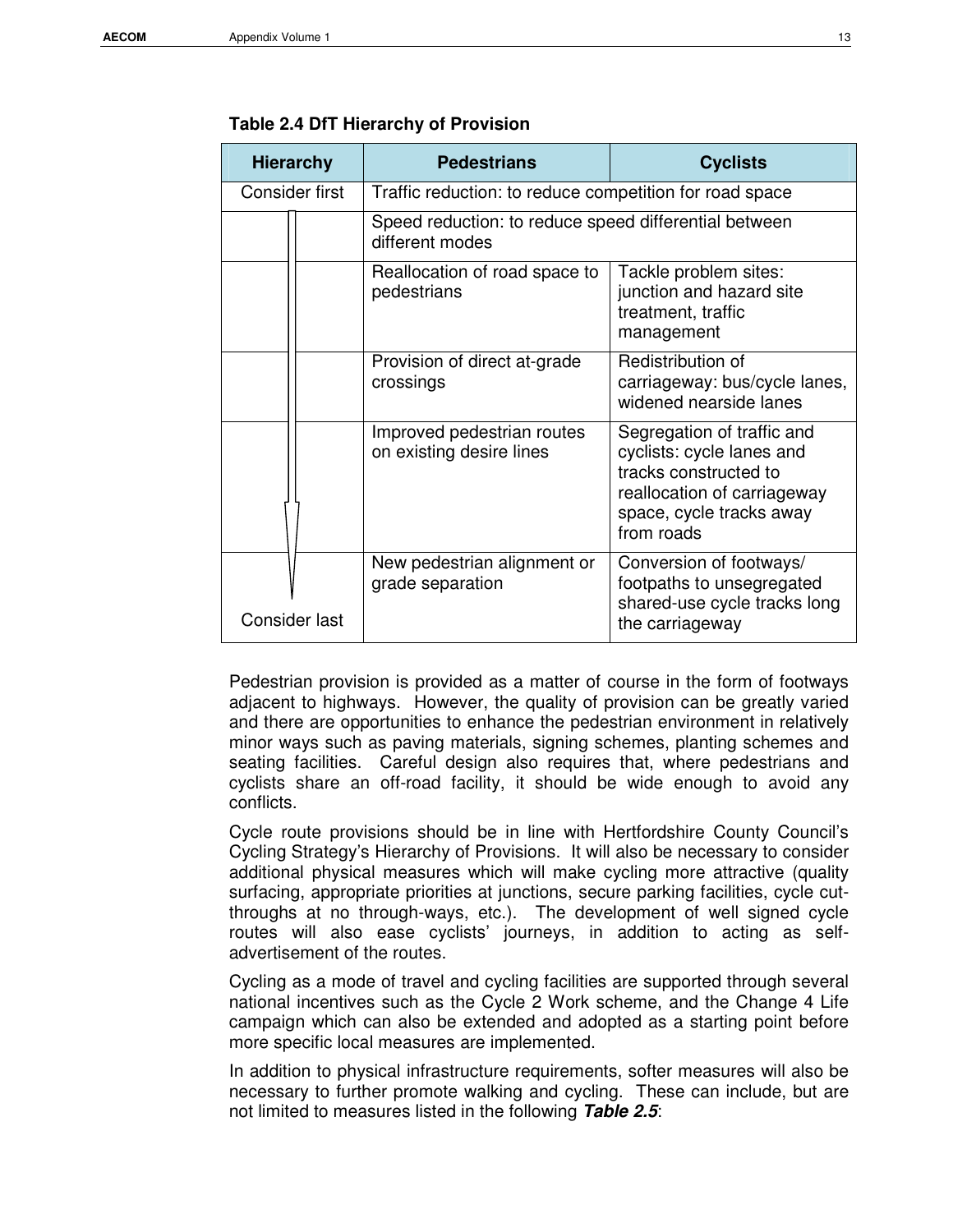**Table 2.4 DfT Hierarchy of Provision**

| Hierarchy | Pedestrians | Cyclists |
|---|---|---|
| Consider first | Traffic reduction: to reduce competition for road space | |
| | Speed reduction: to reduce speed differential between different modes | |
| | Reallocation of road space to pedestrians | Tackle problem sites: junction and hazard site treatment, traffic management |
| | Provision of direct at-grade crossings | Redistribution of carriageway: bus/cycle lanes, widened nearside lanes |
| | Improved pedestrian routes on existing desire lines | Segregation of traffic and cyclists: cycle lanes and tracks constructed to reallocation of carriageway space, cycle tracks away from roads |
| Consider last | New pedestrian alignment or grade separation | Conversion of footways/ footpaths to unsegregated shared-use cycle tracks long the carriageway |

Pedestrian provision is provided as a matter of course in the form of footways adjacent to highways. However, the quality of provision can be greatly varied and there are opportunities to enhance the pedestrian environment in relatively minor ways such as paving materials, signing schemes, planting schemes and seating facilities. Careful design also requires that, where pedestrians and cyclists share an off-road facility, it should be wide enough to avoid any conflicts.

Cycle route provisions should be in line with Hertfordshire County Council's Cycling Strategy's Hierarchy of Provisions. It will also be necessary to consider additional physical measures which will make cycling more attractive (quality surfacing, appropriate priorities at junctions, secure parking facilities, cycle cut-throughs at no through-ways, etc.). The development of well signed cycle routes will also ease cyclists' journeys, in addition to acting as self-advertisement of the routes.

Cycling as a mode of travel and cycling facilities are supported through several national incentives such as the Cycle 2 Work scheme, and the Change 4 Life campaign which can also be extended and adopted as a starting point before more specific local measures are implemented.

In addition to physical infrastructure requirements, softer measures will also be necessary to further promote walking and cycling. These can include, but are not limited to measures listed in the following ***Table 2.5***: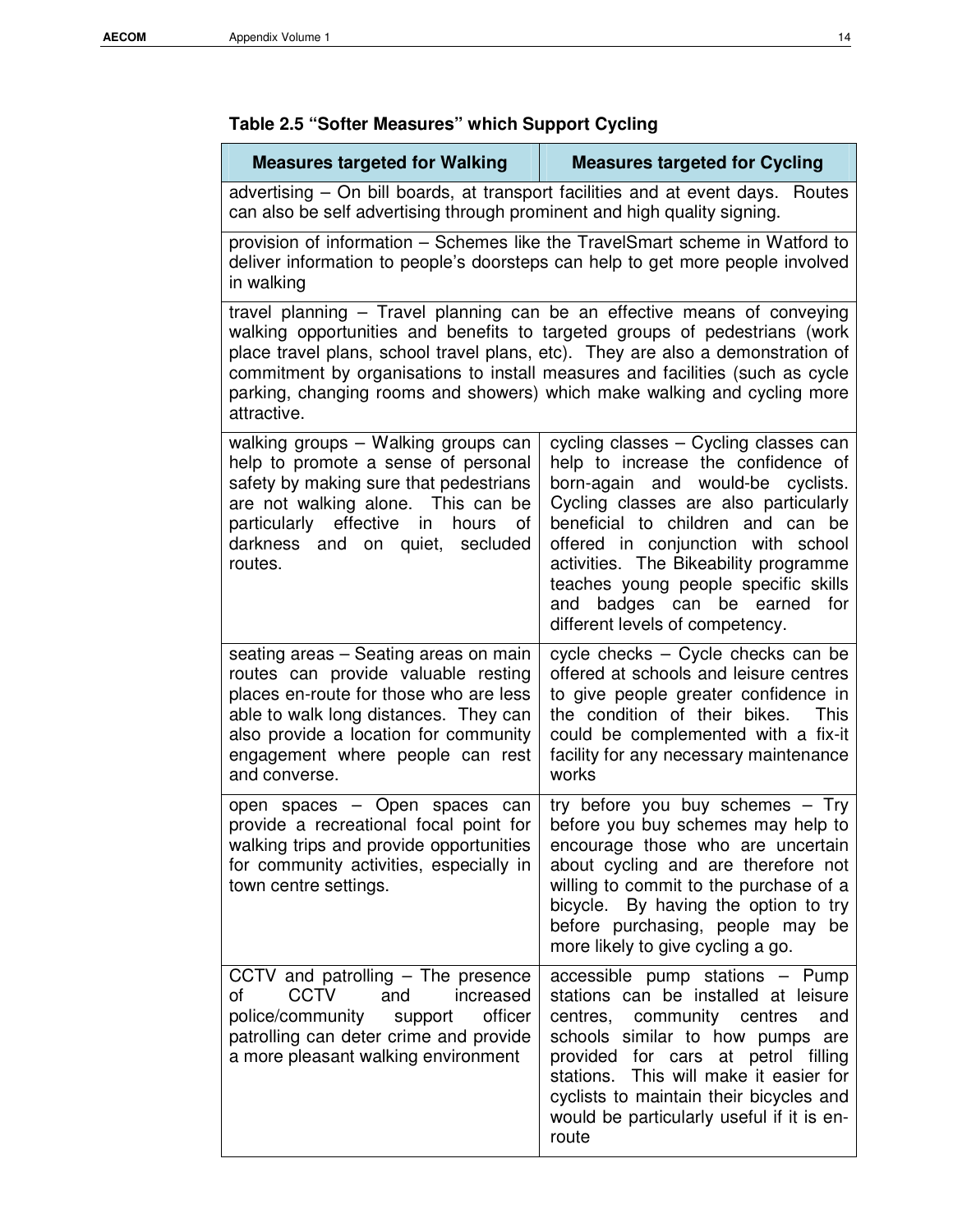**Table 2.5 "Softer Measures" which Support Cycling**

| Measures targeted for Walking | Measures targeted for Cycling |
|---|---|
| advertising – On bill boards, at transport facilities and at event days. Routes can also be self advertising through prominent and high quality signing. | |
| provision of information – Schemes like the TravelSmart scheme in Watford to deliver information to people's doorsteps can help to get more people involved in walking | |
| travel planning – Travel planning can be an effective means of conveying walking opportunities and benefits to targeted groups of pedestrians (work place travel plans, school travel plans, etc). They are also a demonstration of commitment by organisations to install measures and facilities (such as cycle parking, changing rooms and showers) which make walking and cycling more attractive. | |
| walking groups – Walking groups can help to promote a sense of personal safety by making sure that pedestrians are not walking alone. This can be particularly effective in hours of darkness and on quiet, secluded routes. | cycling classes – Cycling classes can help to increase the confidence of born-again and would-be cyclists. Cycling classes are also particularly beneficial to children and can be offered in conjunction with school activities. The Bikeability programme teaches young people specific skills and badges can be earned for different levels of competency. |
| seating areas – Seating areas on main routes can provide valuable resting places en-route for those who are less able to walk long distances. They can also provide a location for community engagement where people can rest and converse. | cycle checks – Cycle checks can be offered at schools and leisure centres to give people greater confidence in the condition of their bikes. This could be complemented with a fix-it facility for any necessary maintenance works |
| open spaces – Open spaces can provide a recreational focal point for walking trips and provide opportunities for community activities, especially in town centre settings. | try before you buy schemes – Try before you buy schemes may help to encourage those who are uncertain about cycling and are therefore not willing to commit to the purchase of a bicycle. By having the option to try before purchasing, people may be more likely to give cycling a go. |
| CCTV and patrolling – The presence of CCTV and increased police/community support officer patrolling can deter crime and provide a more pleasant walking environment | accessible pump stations – Pump stations can be installed at leisure centres, community centres and schools similar to how pumps are provided for cars at petrol filling stations. This will make it easier for cyclists to maintain their bicycles and would be particularly useful if it is en-route |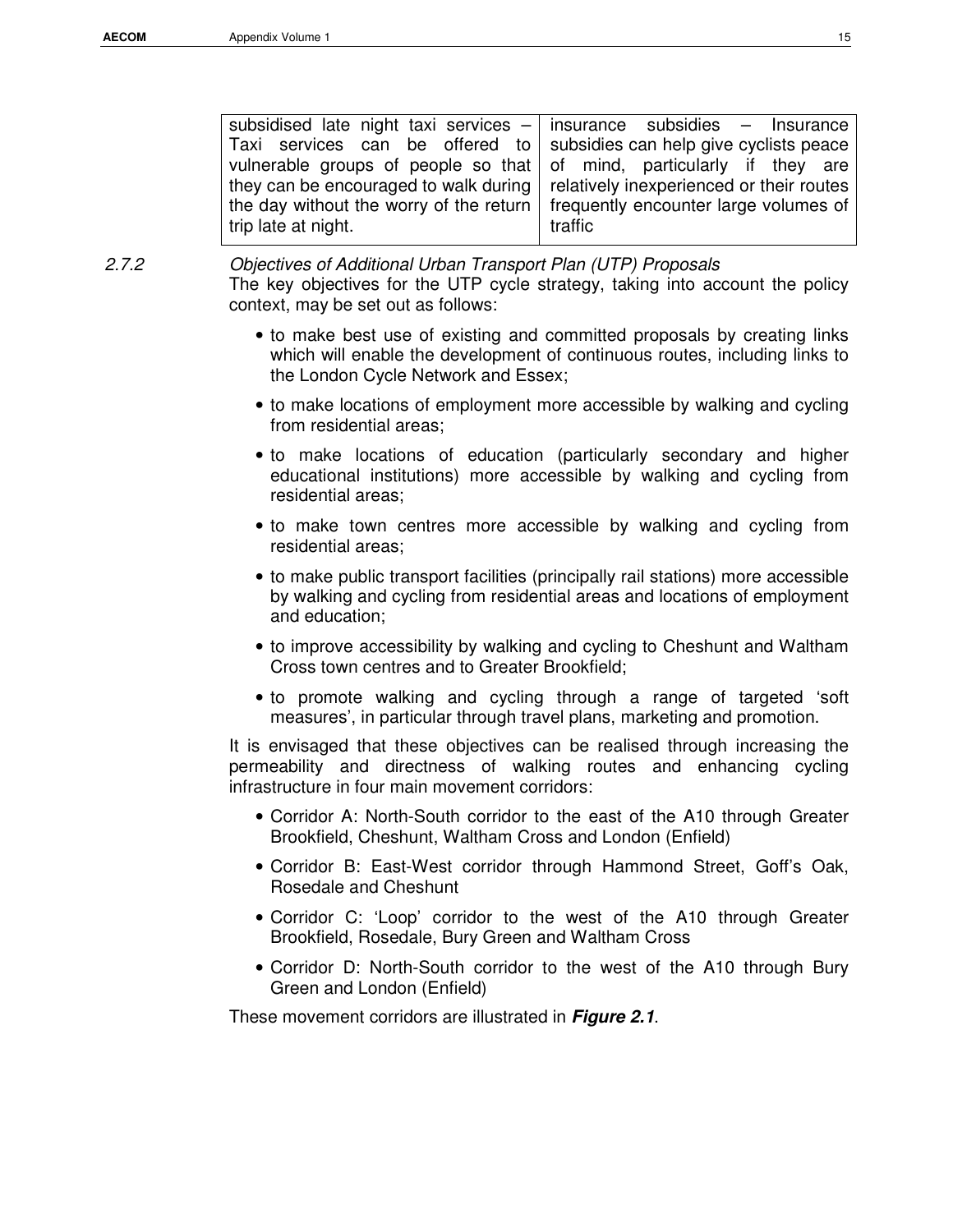| subsidised late night taxi services – Taxi services can be offered to vulnerable groups of people so that they can be encouraged to walk during the day without the worry of the return trip late at night. | insurance subsidies – Insurance subsidies can help give cyclists peace of mind, particularly if they are relatively inexperienced or their routes frequently encounter large volumes of traffic |
|---|---|

2.7.2 *Objectives of Additional Urban Transport Plan (UTP) Proposals*

The key objectives for the UTP cycle strategy, taking into account the policy context, may be set out as follows:

- to make best use of existing and committed proposals by creating links which will enable the development of continuous routes, including links to the London Cycle Network and Essex;
- to make locations of employment more accessible by walking and cycling from residential areas;
- to make locations of education (particularly secondary and higher educational institutions) more accessible by walking and cycling from residential areas;
- to make town centres more accessible by walking and cycling from residential areas;
- to make public transport facilities (principally rail stations) more accessible by walking and cycling from residential areas and locations of employment and education;
- to improve accessibility by walking and cycling to Cheshunt and Waltham Cross town centres and to Greater Brookfield;
- to promote walking and cycling through a range of targeted 'soft measures', in particular through travel plans, marketing and promotion.

It is envisaged that these objectives can be realised through increasing the permeability and directness of walking routes and enhancing cycling infrastructure in four main movement corridors:

- Corridor A: North-South corridor to the east of the A10 through Greater Brookfield, Cheshunt, Waltham Cross and London (Enfield)
- Corridor B: East-West corridor through Hammond Street, Goff's Oak, Rosedale and Cheshunt
- Corridor C: 'Loop' corridor to the west of the A10 through Greater Brookfield, Rosedale, Bury Green and Waltham Cross
- Corridor D: North-South corridor to the west of the A10 through Bury Green and London (Enfield)

These movement corridors are illustrated in ***Figure 2.1***.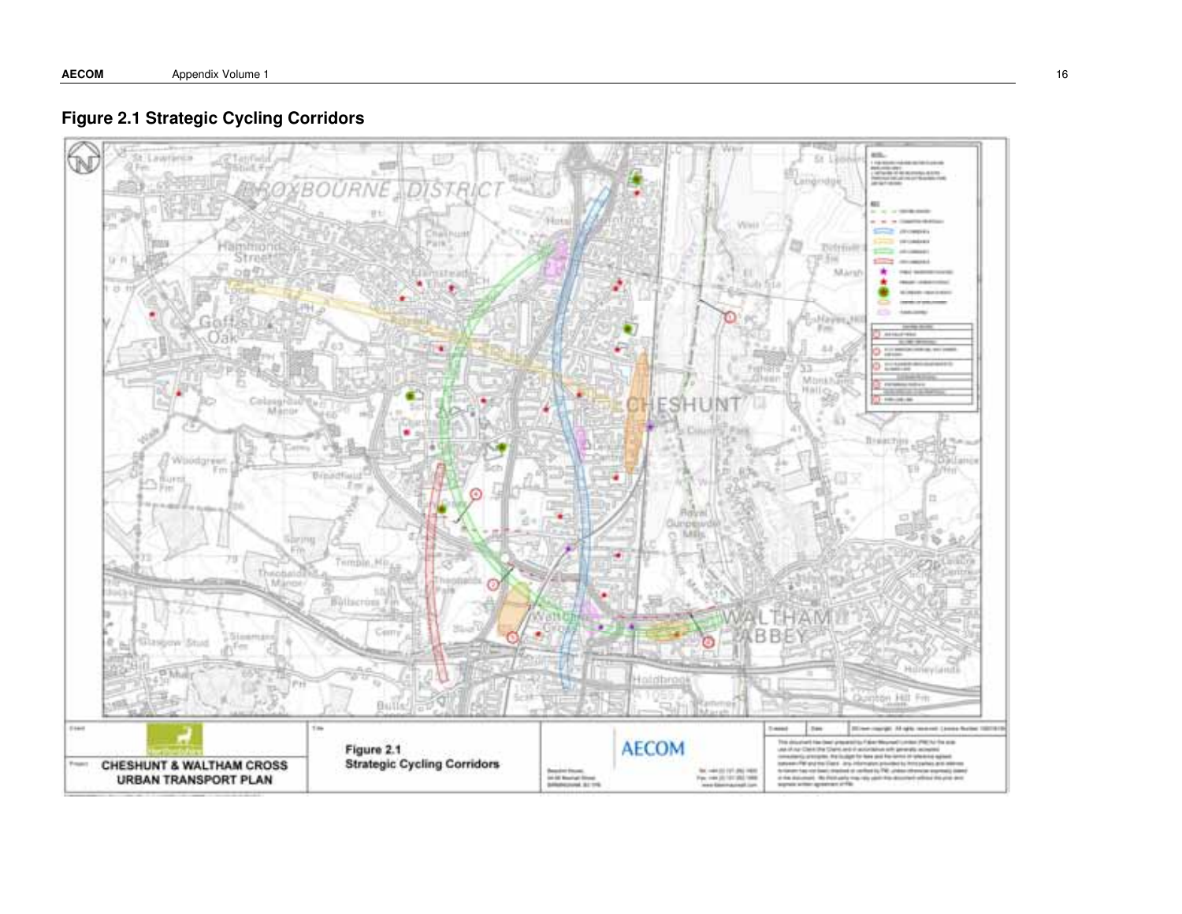## Figure 2.1 Strategic Cycling Corridors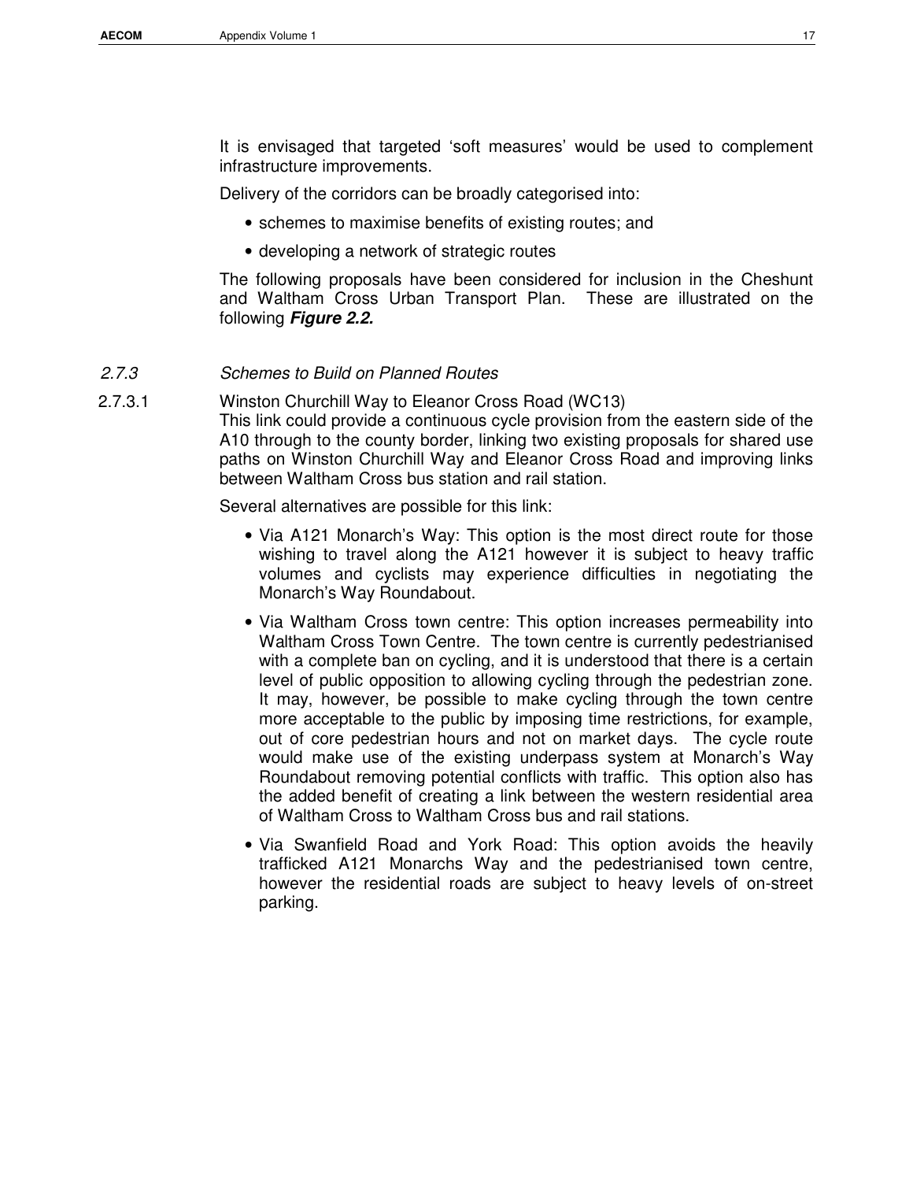It is envisaged that targeted 'soft measures' would be used to complement infrastructure improvements.

Delivery of the corridors can be broadly categorised into:

- schemes to maximise benefits of existing routes; and
- developing a network of strategic routes

The following proposals have been considered for inclusion in the Cheshunt and Waltham Cross Urban Transport Plan. These are illustrated on the following ***Figure 2.2.***

### *2.7.3 Schemes to Build on Planned Routes*

2.7.3.1 Winston Churchill Way to Eleanor Cross Road (WC13)

This link could provide a continuous cycle provision from the eastern side of the A10 through to the county border, linking two existing proposals for shared use paths on Winston Churchill Way and Eleanor Cross Road and improving links between Waltham Cross bus station and rail station.

Several alternatives are possible for this link:

- Via A121 Monarch's Way: This option is the most direct route for those wishing to travel along the A121 however it is subject to heavy traffic volumes and cyclists may experience difficulties in negotiating the Monarch's Way Roundabout.
- Via Waltham Cross town centre: This option increases permeability into Waltham Cross Town Centre. The town centre is currently pedestrianised with a complete ban on cycling, and it is understood that there is a certain level of public opposition to allowing cycling through the pedestrian zone. It may, however, be possible to make cycling through the town centre more acceptable to the public by imposing time restrictions, for example, out of core pedestrian hours and not on market days. The cycle route would make use of the existing underpass system at Monarch's Way Roundabout removing potential conflicts with traffic. This option also has the added benefit of creating a link between the western residential area of Waltham Cross to Waltham Cross bus and rail stations.
- Via Swanfield Road and York Road: This option avoids the heavily trafficked A121 Monarchs Way and the pedestrianised town centre, however the residential roads are subject to heavy levels of on-street parking.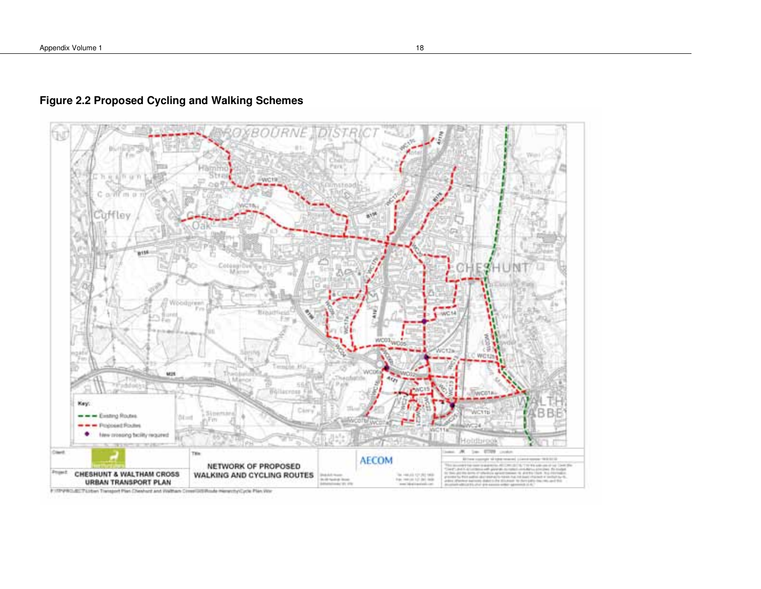## Figure 2.2 Proposed Cycling and Walking Schemes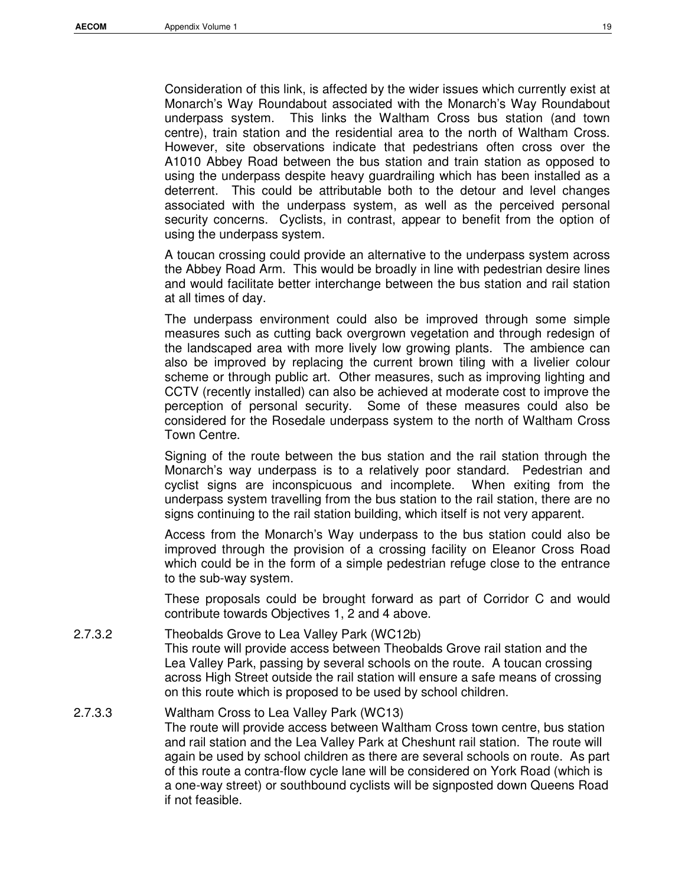Consideration of this link, is affected by the wider issues which currently exist at Monarch's Way Roundabout associated with the Monarch's Way Roundabout underpass system. This links the Waltham Cross bus station (and town centre), train station and the residential area to the north of Waltham Cross. However, site observations indicate that pedestrians often cross over the A1010 Abbey Road between the bus station and train station as opposed to using the underpass despite heavy guardrailing which has been installed as a deterrent. This could be attributable both to the detour and level changes associated with the underpass system, as well as the perceived personal security concerns. Cyclists, in contrast, appear to benefit from the option of using the underpass system.

A toucan crossing could provide an alternative to the underpass system across the Abbey Road Arm. This would be broadly in line with pedestrian desire lines and would facilitate better interchange between the bus station and rail station at all times of day.

The underpass environment could also be improved through some simple measures such as cutting back overgrown vegetation and through redesign of the landscaped area with more lively low growing plants. The ambience can also be improved by replacing the current brown tiling with a livelier colour scheme or through public art. Other measures, such as improving lighting and CCTV (recently installed) can also be achieved at moderate cost to improve the perception of personal security. Some of these measures could also be considered for the Rosedale underpass system to the north of Waltham Cross Town Centre.

Signing of the route between the bus station and the rail station through the Monarch's way underpass is to a relatively poor standard. Pedestrian and cyclist signs are inconspicuous and incomplete. When exiting from the underpass system travelling from the bus station to the rail station, there are no signs continuing to the rail station building, which itself is not very apparent.

Access from the Monarch's Way underpass to the bus station could also be improved through the provision of a crossing facility on Eleanor Cross Road which could be in the form of a simple pedestrian refuge close to the entrance to the sub-way system.

These proposals could be brought forward as part of Corridor C and would contribute towards Objectives 1, 2 and 4 above.

2.7.3.2 Theobalds Grove to Lea Valley Park (WC12b)

This route will provide access between Theobalds Grove rail station and the Lea Valley Park, passing by several schools on the route. A toucan crossing across High Street outside the rail station will ensure a safe means of crossing on this route which is proposed to be used by school children.

2.7.3.3 Waltham Cross to Lea Valley Park (WC13)

The route will provide access between Waltham Cross town centre, bus station and rail station and the Lea Valley Park at Cheshunt rail station. The route will again be used by school children as there are several schools on route. As part of this route a contra-flow cycle lane will be considered on York Road (which is a one-way street) or southbound cyclists will be signposted down Queens Road if not feasible.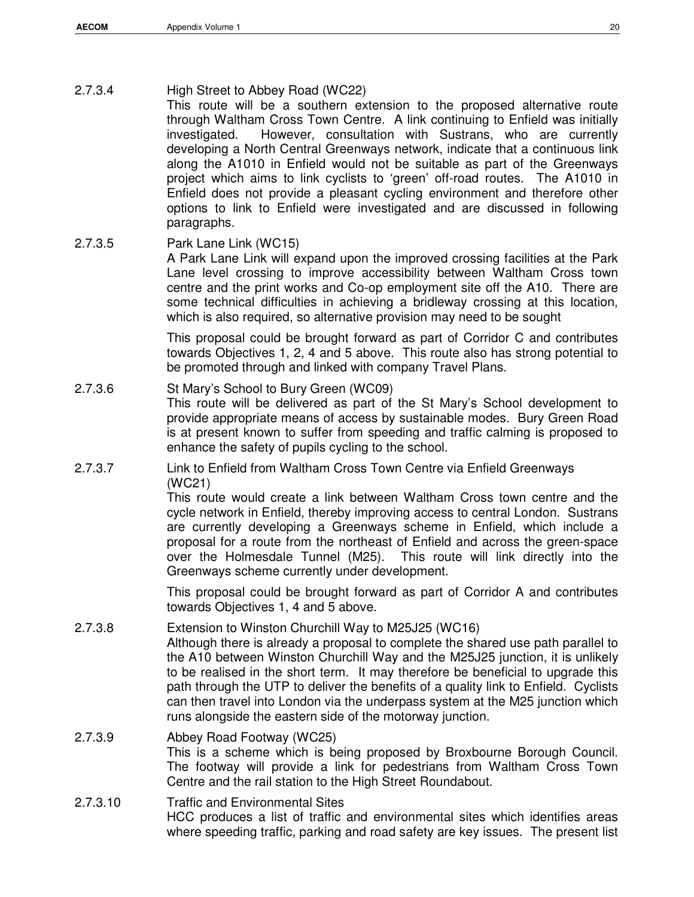2.7.3.4 High Street to Abbey Road (WC22)

This route will be a southern extension to the proposed alternative route through Waltham Cross Town Centre. A link continuing to Enfield was initially investigated. However, consultation with Sustrans, who are currently developing a North Central Greenways network, indicate that a continuous link along the A1010 in Enfield would not be suitable as part of the Greenways project which aims to link cyclists to 'green' off-road routes. The A1010 in Enfield does not provide a pleasant cycling environment and therefore other options to link to Enfield were investigated and are discussed in following paragraphs.

2.7.3.5 Park Lane Link (WC15)

A Park Lane Link will expand upon the improved crossing facilities at the Park Lane level crossing to improve accessibility between Waltham Cross town centre and the print works and Co-op employment site off the A10. There are some technical difficulties in achieving a bridleway crossing at this location, which is also required, so alternative provision may need to be sought

This proposal could be brought forward as part of Corridor C and contributes towards Objectives 1, 2, 4 and 5 above. This route also has strong potential to be promoted through and linked with company Travel Plans.

2.7.3.6 St Mary's School to Bury Green (WC09)

This route will be delivered as part of the St Mary's School development to provide appropriate means of access by sustainable modes. Bury Green Road is at present known to suffer from speeding and traffic calming is proposed to enhance the safety of pupils cycling to the school.

2.7.3.7 Link to Enfield from Waltham Cross Town Centre via Enfield Greenways (WC21)

This route would create a link between Waltham Cross town centre and the cycle network in Enfield, thereby improving access to central London. Sustrans are currently developing a Greenways scheme in Enfield, which include a proposal for a route from the northeast of Enfield and across the green-space over the Holmesdale Tunnel (M25). This route will link directly into the Greenways scheme currently under development.

This proposal could be brought forward as part of Corridor A and contributes towards Objectives 1, 4 and 5 above.

2.7.3.8 Extension to Winston Churchill Way to M25J25 (WC16)

Although there is already a proposal to complete the shared use path parallel to the A10 between Winston Churchill Way and the M25J25 junction, it is unlikely to be realised in the short term. It may therefore be beneficial to upgrade this path through the UTP to deliver the benefits of a quality link to Enfield. Cyclists can then travel into London via the underpass system at the M25 junction which runs alongside the eastern side of the motorway junction.

2.7.3.9 Abbey Road Footway (WC25)

This is a scheme which is being proposed by Broxbourne Borough Council. The footway will provide a link for pedestrians from Waltham Cross Town Centre and the rail station to the High Street Roundabout.

2.7.3.10 Traffic and Environmental Sites

HCC produces a list of traffic and environmental sites which identifies areas where speeding traffic, parking and road safety are key issues. The present list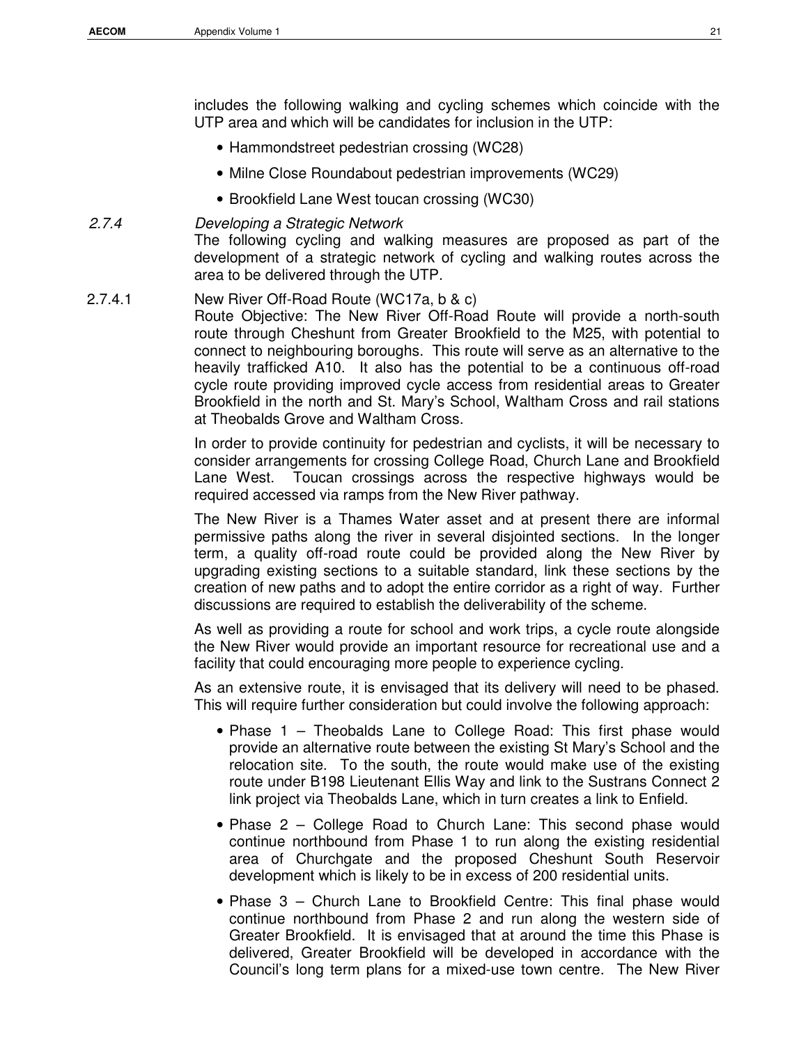includes the following walking and cycling schemes which coincide with the UTP area and which will be candidates for inclusion in the UTP:

- Hammondstreet pedestrian crossing (WC28)
- Milne Close Roundabout pedestrian improvements (WC29)
- Brookfield Lane West toucan crossing (WC30)

### *2.7.4 Developing a Strategic Network*

The following cycling and walking measures are proposed as part of the development of a strategic network of cycling and walking routes across the area to be delivered through the UTP.

#### 2.7.4.1 New River Off-Road Route (WC17a, b & c)

Route Objective: The New River Off-Road Route will provide a north-south route through Cheshunt from Greater Brookfield to the M25, with potential to connect to neighbouring boroughs. This route will serve as an alternative to the heavily trafficked A10. It also has the potential to be a continuous off-road cycle route providing improved cycle access from residential areas to Greater Brookfield in the north and St. Mary's School, Waltham Cross and rail stations at Theobalds Grove and Waltham Cross.

In order to provide continuity for pedestrian and cyclists, it will be necessary to consider arrangements for crossing College Road, Church Lane and Brookfield Lane West. Toucan crossings across the respective highways would be required accessed via ramps from the New River pathway.

The New River is a Thames Water asset and at present there are informal permissive paths along the river in several disjointed sections. In the longer term, a quality off-road route could be provided along the New River by upgrading existing sections to a suitable standard, link these sections by the creation of new paths and to adopt the entire corridor as a right of way. Further discussions are required to establish the deliverability of the scheme.

As well as providing a route for school and work trips, a cycle route alongside the New River would provide an important resource for recreational use and a facility that could encouraging more people to experience cycling.

As an extensive route, it is envisaged that its delivery will need to be phased. This will require further consideration but could involve the following approach:

- Phase 1 – Theobalds Lane to College Road: This first phase would provide an alternative route between the existing St Mary's School and the relocation site. To the south, the route would make use of the existing route under B198 Lieutenant Ellis Way and link to the Sustrans Connect 2 link project via Theobalds Lane, which in turn creates a link to Enfield.
- Phase 2 – College Road to Church Lane: This second phase would continue northbound from Phase 1 to run along the existing residential area of Churchgate and the proposed Cheshunt South Reservoir development which is likely to be in excess of 200 residential units.
- Phase 3 – Church Lane to Brookfield Centre: This final phase would continue northbound from Phase 2 and run along the western side of Greater Brookfield. It is envisaged that at around the time this Phase is delivered, Greater Brookfield will be developed in accordance with the Council's long term plans for a mixed-use town centre. The New River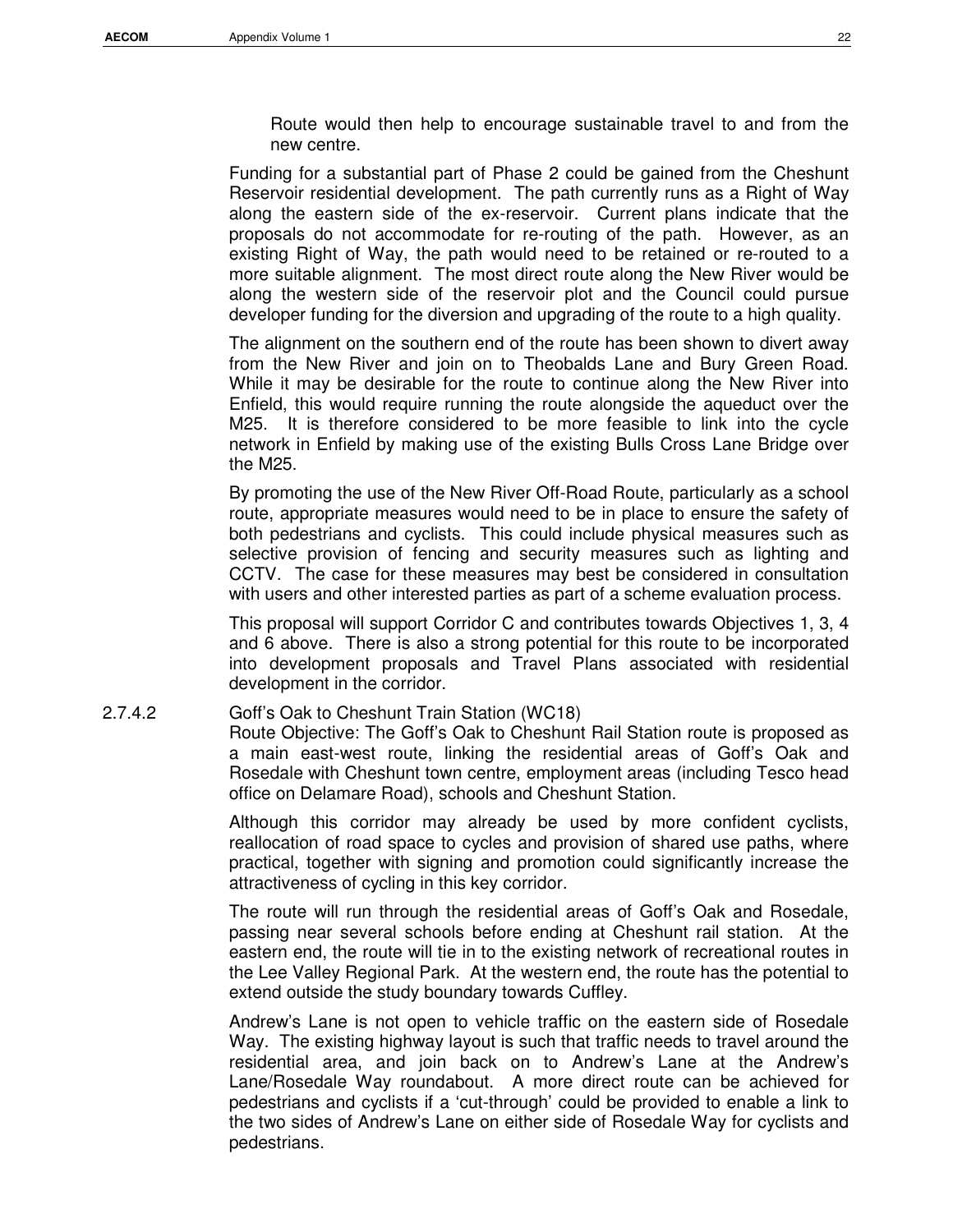Route would then help to encourage sustainable travel to and from the new centre.

Funding for a substantial part of Phase 2 could be gained from the Cheshunt Reservoir residential development. The path currently runs as a Right of Way along the eastern side of the ex-reservoir. Current plans indicate that the proposals do not accommodate for re-routing of the path. However, as an existing Right of Way, the path would need to be retained or re-routed to a more suitable alignment. The most direct route along the New River would be along the western side of the reservoir plot and the Council could pursue developer funding for the diversion and upgrading of the route to a high quality.

The alignment on the southern end of the route has been shown to divert away from the New River and join on to Theobalds Lane and Bury Green Road. While it may be desirable for the route to continue along the New River into Enfield, this would require running the route alongside the aqueduct over the M25. It is therefore considered to be more feasible to link into the cycle network in Enfield by making use of the existing Bulls Cross Lane Bridge over the M25.

By promoting the use of the New River Off-Road Route, particularly as a school route, appropriate measures would need to be in place to ensure the safety of both pedestrians and cyclists. This could include physical measures such as selective provision of fencing and security measures such as lighting and CCTV. The case for these measures may best be considered in consultation with users and other interested parties as part of a scheme evaluation process.

This proposal will support Corridor C and contributes towards Objectives 1, 3, 4 and 6 above. There is also a strong potential for this route to be incorporated into development proposals and Travel Plans associated with residential development in the corridor.

2.7.4.2 Goff's Oak to Cheshunt Train Station (WC18)

Route Objective: The Goff's Oak to Cheshunt Rail Station route is proposed as a main east-west route, linking the residential areas of Goff's Oak and Rosedale with Cheshunt town centre, employment areas (including Tesco head office on Delamare Road), schools and Cheshunt Station.

Although this corridor may already be used by more confident cyclists, reallocation of road space to cycles and provision of shared use paths, where practical, together with signing and promotion could significantly increase the attractiveness of cycling in this key corridor.

The route will run through the residential areas of Goff's Oak and Rosedale, passing near several schools before ending at Cheshunt rail station. At the eastern end, the route will tie in to the existing network of recreational routes in the Lee Valley Regional Park. At the western end, the route has the potential to extend outside the study boundary towards Cuffley.

Andrew's Lane is not open to vehicle traffic on the eastern side of Rosedale Way. The existing highway layout is such that traffic needs to travel around the residential area, and join back on to Andrew's Lane at the Andrew's Lane/Rosedale Way roundabout. A more direct route can be achieved for pedestrians and cyclists if a 'cut-through' could be provided to enable a link to the two sides of Andrew's Lane on either side of Rosedale Way for cyclists and pedestrians.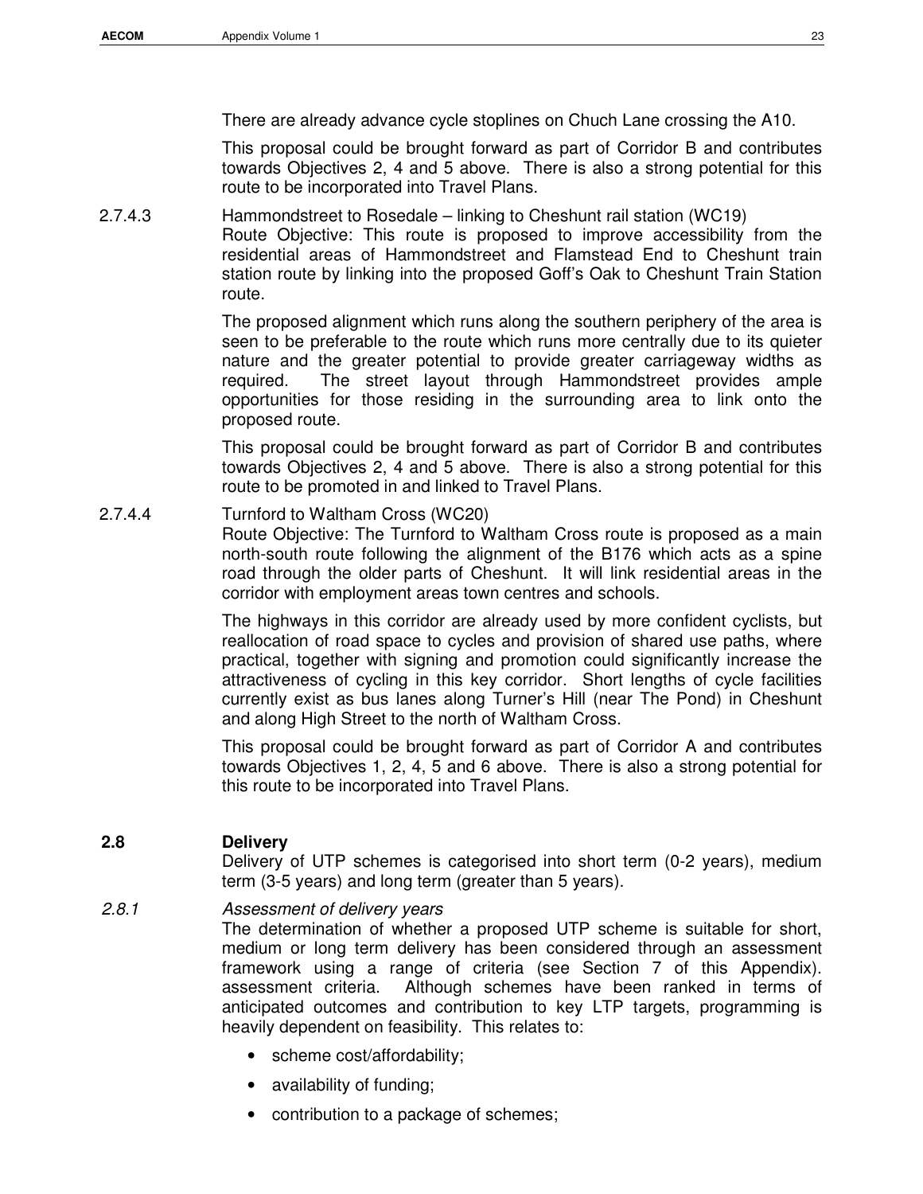There are already advance cycle stoplines on Chuch Lane crossing the A10.

This proposal could be brought forward as part of Corridor B and contributes towards Objectives 2, 4 and 5 above. There is also a strong potential for this route to be incorporated into Travel Plans.

2.7.4.3 Hammondstreet to Rosedale – linking to Cheshunt rail station (WC19)

Route Objective: This route is proposed to improve accessibility from the residential areas of Hammondstreet and Flamstead End to Cheshunt train station route by linking into the proposed Goff's Oak to Cheshunt Train Station route.

The proposed alignment which runs along the southern periphery of the area is seen to be preferable to the route which runs more centrally due to its quieter nature and the greater potential to provide greater carriageway widths as required. The street layout through Hammondstreet provides ample opportunities for those residing in the surrounding area to link onto the proposed route.

This proposal could be brought forward as part of Corridor B and contributes towards Objectives 2, 4 and 5 above. There is also a strong potential for this route to be promoted in and linked to Travel Plans.

2.7.4.4 Turnford to Waltham Cross (WC20)

Route Objective: The Turnford to Waltham Cross route is proposed as a main north-south route following the alignment of the B176 which acts as a spine road through the older parts of Cheshunt. It will link residential areas in the corridor with employment areas town centres and schools.

The highways in this corridor are already used by more confident cyclists, but reallocation of road space to cycles and provision of shared use paths, where practical, together with signing and promotion could significantly increase the attractiveness of cycling in this key corridor. Short lengths of cycle facilities currently exist as bus lanes along Turner's Hill (near The Pond) in Cheshunt and along High Street to the north of Waltham Cross.

This proposal could be brought forward as part of Corridor A and contributes towards Objectives 1, 2, 4, 5 and 6 above. There is also a strong potential for this route to be incorporated into Travel Plans.

## 2.8 Delivery

Delivery of UTP schemes is categorised into short term (0-2 years), medium term (3-5 years) and long term (greater than 5 years).

### *2.8.1 Assessment of delivery years*

The determination of whether a proposed UTP scheme is suitable for short, medium or long term delivery has been considered through an assessment framework using a range of criteria (see Section 7 of this Appendix). assessment criteria. Although schemes have been ranked in terms of anticipated outcomes and contribution to key LTP targets, programming is heavily dependent on feasibility. This relates to:

- scheme cost/affordability;
- availability of funding;
- contribution to a package of schemes;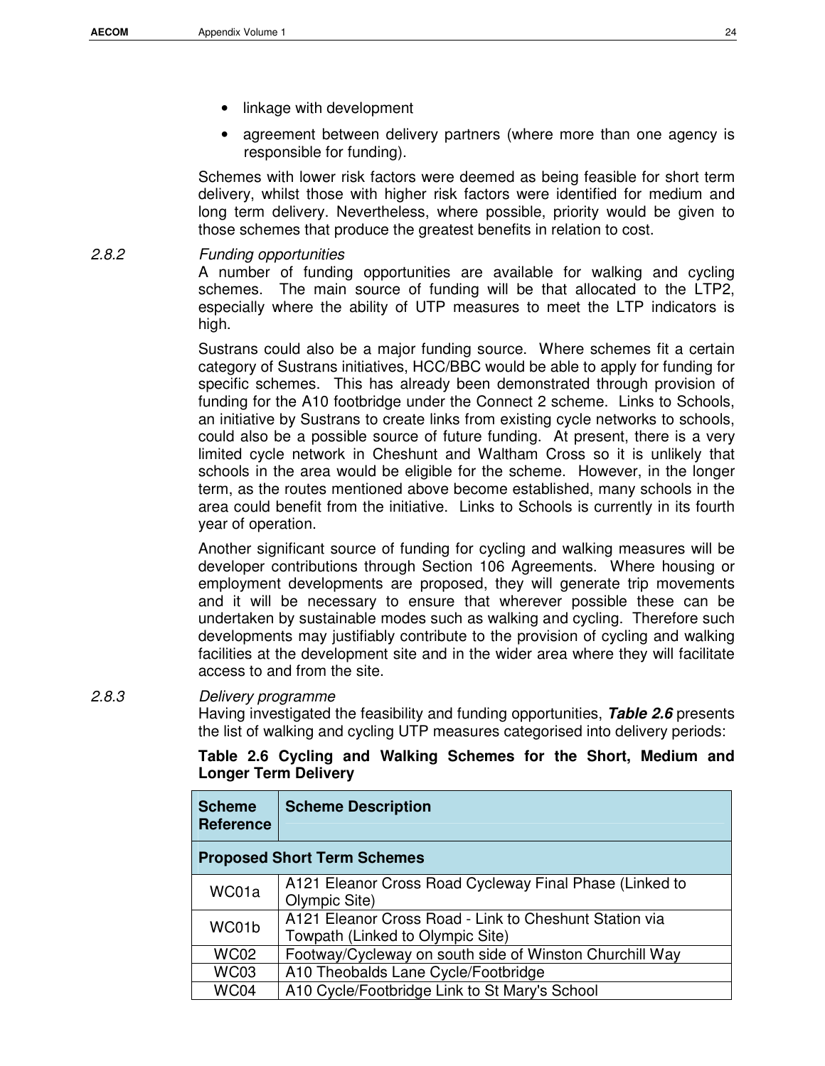- linkage with development
- agreement between delivery partners (where more than one agency is responsible for funding).

Schemes with lower risk factors were deemed as being feasible for short term delivery, whilst those with higher risk factors were identified for medium and long term delivery. Nevertheless, where possible, priority would be given to those schemes that produce the greatest benefits in relation to cost.

2.8.2 *Funding opportunities*

A number of funding opportunities are available for walking and cycling schemes. The main source of funding will be that allocated to the LTP2, especially where the ability of UTP measures to meet the LTP indicators is high.

Sustrans could also be a major funding source. Where schemes fit a certain category of Sustrans initiatives, HCC/BBC would be able to apply for funding for specific schemes. This has already been demonstrated through provision of funding for the A10 footbridge under the Connect 2 scheme. Links to Schools, an initiative by Sustrans to create links from existing cycle networks to schools, could also be a possible source of future funding. At present, there is a very limited cycle network in Cheshunt and Waltham Cross so it is unlikely that schools in the area would be eligible for the scheme. However, in the longer term, as the routes mentioned above become established, many schools in the area could benefit from the initiative. Links to Schools is currently in its fourth year of operation.

Another significant source of funding for cycling and walking measures will be developer contributions through Section 106 Agreements. Where housing or employment developments are proposed, they will generate trip movements and it will be necessary to ensure that wherever possible these can be undertaken by sustainable modes such as walking and cycling. Therefore such developments may justifiably contribute to the provision of cycling and walking facilities at the development site and in the wider area where they will facilitate access to and from the site.

2.8.3 *Delivery programme*

Having investigated the feasibility and funding opportunities, ***Table 2.6*** presents the list of walking and cycling UTP measures categorised into delivery periods:

**Table 2.6 Cycling and Walking Schemes for the Short, Medium and Longer Term Delivery**

| Scheme Reference | Scheme Description |
|---|---|
| **Proposed Short Term Schemes** | |
| WC01a | A121 Eleanor Cross Road Cycleway Final Phase (Linked to Olympic Site) |
| WC01b | A121 Eleanor Cross Road - Link to Cheshunt Station via Towpath (Linked to Olympic Site) |
| WC02 | Footway/Cycleway on south side of Winston Churchill Way |
| WC03 | A10 Theobalds Lane Cycle/Footbridge |
| WC04 | A10 Cycle/Footbridge Link to St Mary's School |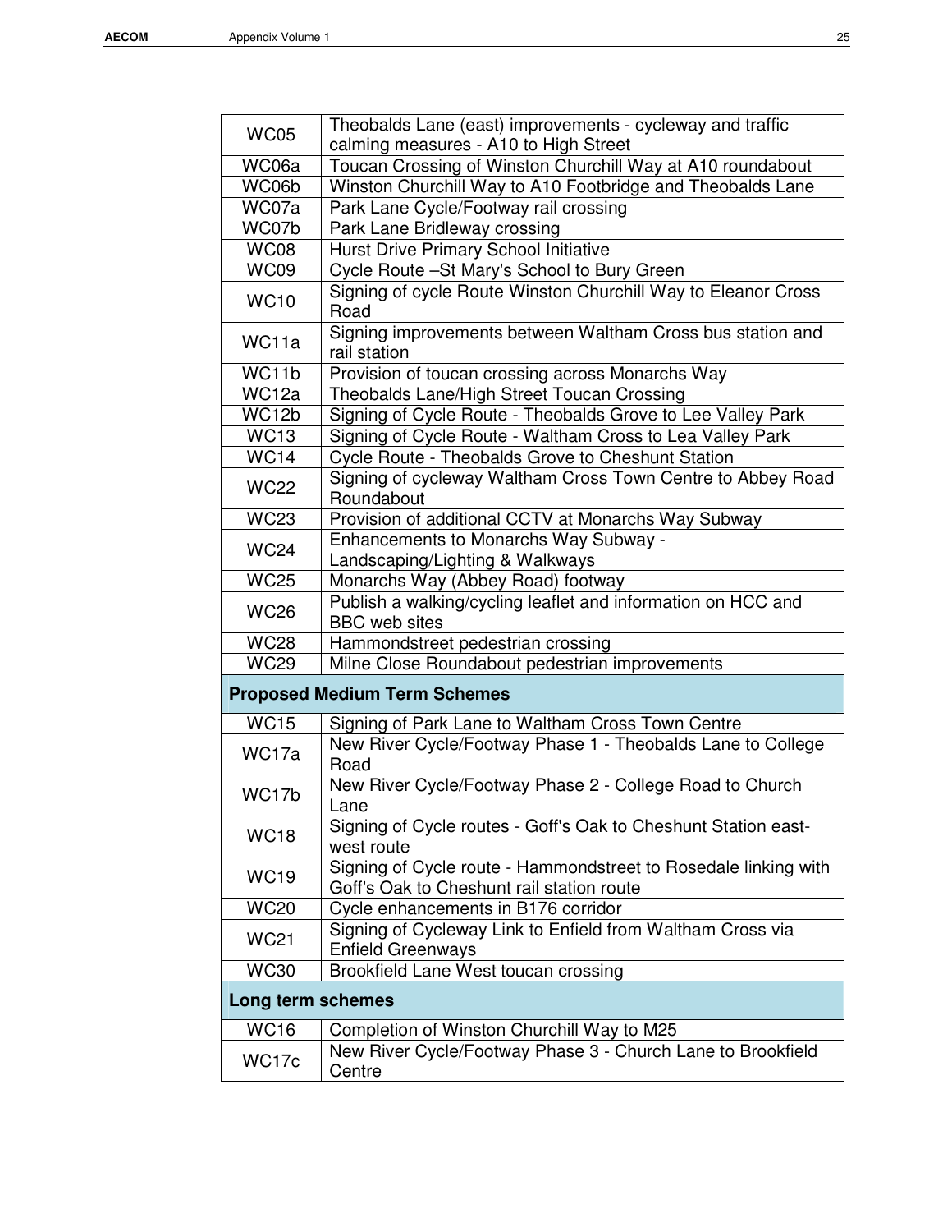| | |
|---|---|
| WC05 | Theobalds Lane (east) improvements - cycleway and traffic calming measures - A10 to High Street |
| WC06a | Toucan Crossing of Winston Churchill Way at A10 roundabout |
| WC06b | Winston Churchill Way to A10 Footbridge and Theobalds Lane |
| WC07a | Park Lane Cycle/Footway rail crossing |
| WC07b | Park Lane Bridleway crossing |
| WC08 | Hurst Drive Primary School Initiative |
| WC09 | Cycle Route –St Mary's School to Bury Green |
| WC10 | Signing of cycle Route Winston Churchill Way to Eleanor Cross Road |
| WC11a | Signing improvements between Waltham Cross bus station and rail station |
| WC11b | Provision of toucan crossing across Monarchs Way |
| WC12a | Theobalds Lane/High Street Toucan Crossing |
| WC12b | Signing of Cycle Route - Theobalds Grove to Lee Valley Park |
| WC13 | Signing of Cycle Route - Waltham Cross to Lea Valley Park |
| WC14 | Cycle Route - Theobalds Grove to Cheshunt Station |
| WC22 | Signing of cycleway Waltham Cross Town Centre to Abbey Road Roundabout |
| WC23 | Provision of additional CCTV at Monarchs Way Subway |
| WC24 | Enhancements to Monarchs Way Subway - Landscaping/Lighting & Walkways |
| WC25 | Monarchs Way (Abbey Road) footway |
| WC26 | Publish a walking/cycling leaflet and information on HCC and BBC web sites |
| WC28 | Hammondstreet pedestrian crossing |
| WC29 | Milne Close Roundabout pedestrian improvements |
| **Proposed Medium Term Schemes** | |
| WC15 | Signing of Park Lane to Waltham Cross Town Centre |
| WC17a | New River Cycle/Footway Phase 1 - Theobalds Lane to College Road |
| WC17b | New River Cycle/Footway Phase 2 - College Road to Church Lane |
| WC18 | Signing of Cycle routes - Goff's Oak to Cheshunt Station east-west route |
| WC19 | Signing of Cycle route - Hammondstreet to Rosedale linking with Goff's Oak to Cheshunt rail station route |
| WC20 | Cycle enhancements in B176 corridor |
| WC21 | Signing of Cycleway Link to Enfield from Waltham Cross via Enfield Greenways |
| WC30 | Brookfield Lane West toucan crossing |
| **Long term schemes** | |
| WC16 | Completion of Winston Churchill Way to M25 |
| WC17c | New River Cycle/Footway Phase 3 - Church Lane to Brookfield Centre |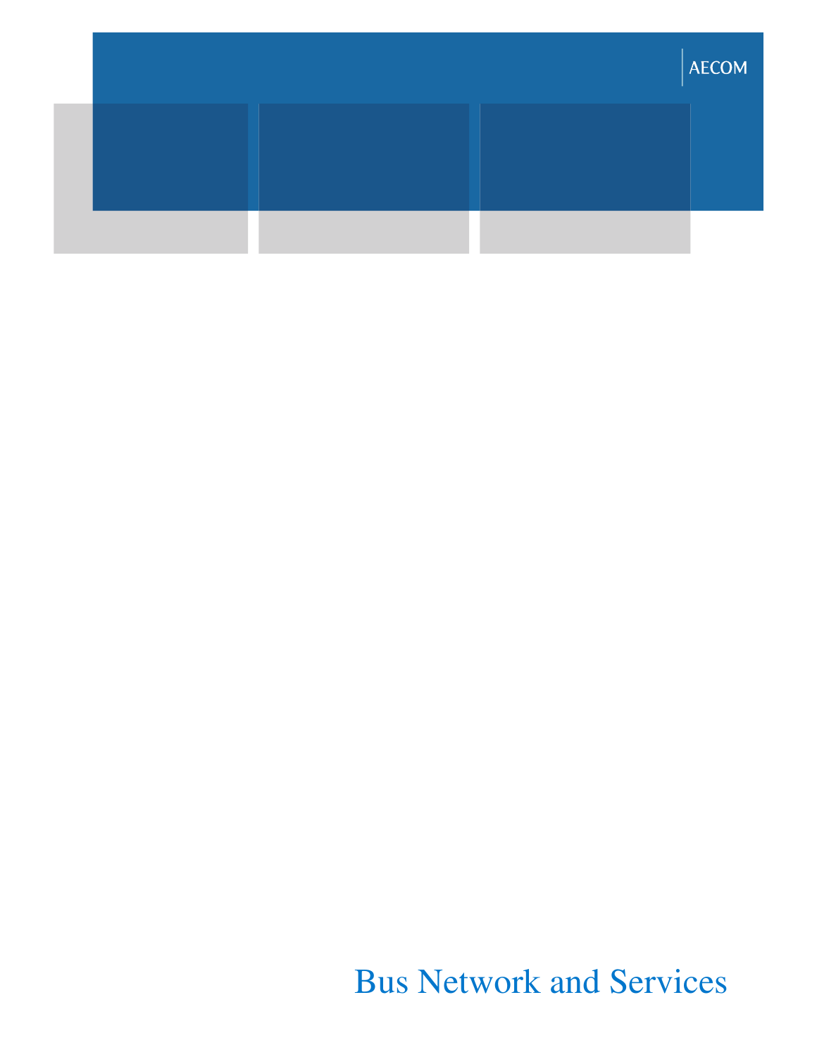AECOM

# Bus Network and Services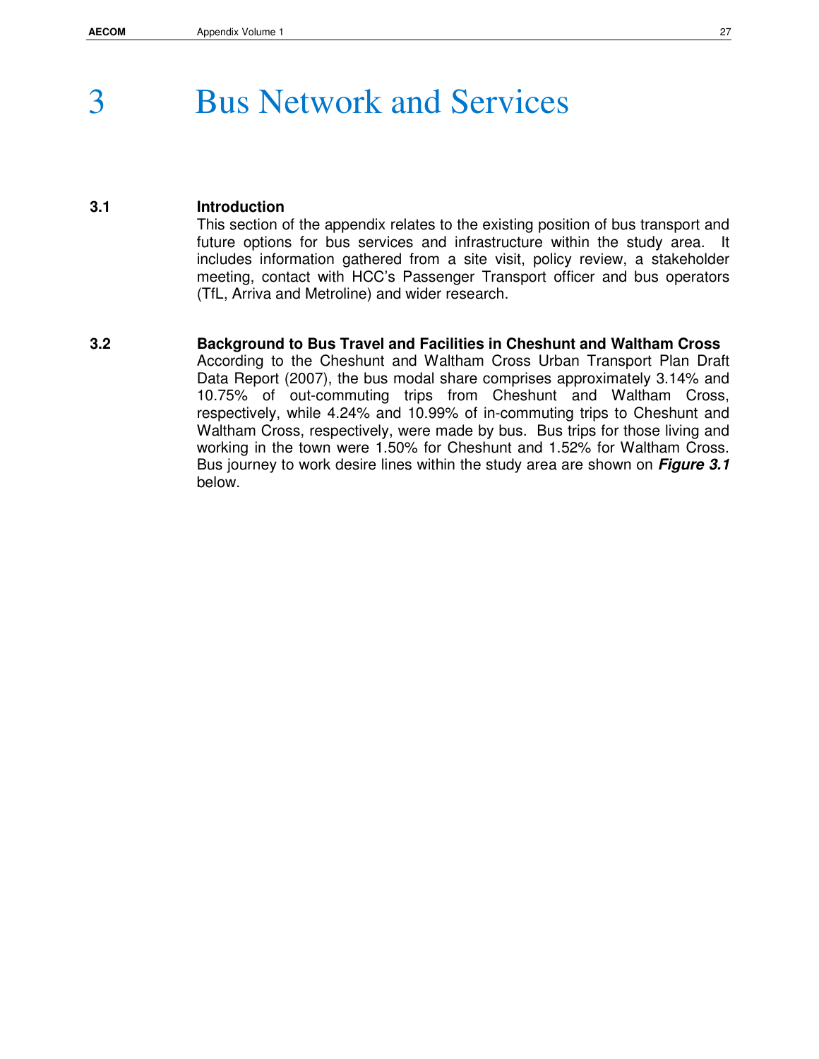# 3 Bus Network and Services

## 3.1 Introduction

This section of the appendix relates to the existing position of bus transport and future options for bus services and infrastructure within the study area. It includes information gathered from a site visit, policy review, a stakeholder meeting, contact with HCC's Passenger Transport officer and bus operators (TfL, Arriva and Metroline) and wider research.

## 3.2 Background to Bus Travel and Facilities in Cheshunt and Waltham Cross

According to the Cheshunt and Waltham Cross Urban Transport Plan Draft Data Report (2007), the bus modal share comprises approximately 3.14% and 10.75% of out-commuting trips from Cheshunt and Waltham Cross, respectively, while 4.24% and 10.99% of in-commuting trips to Cheshunt and Waltham Cross, respectively, were made by bus. Bus trips for those living and working in the town were 1.50% for Cheshunt and 1.52% for Waltham Cross. Bus journey to work desire lines within the study area are shown on ***Figure 3.1*** below.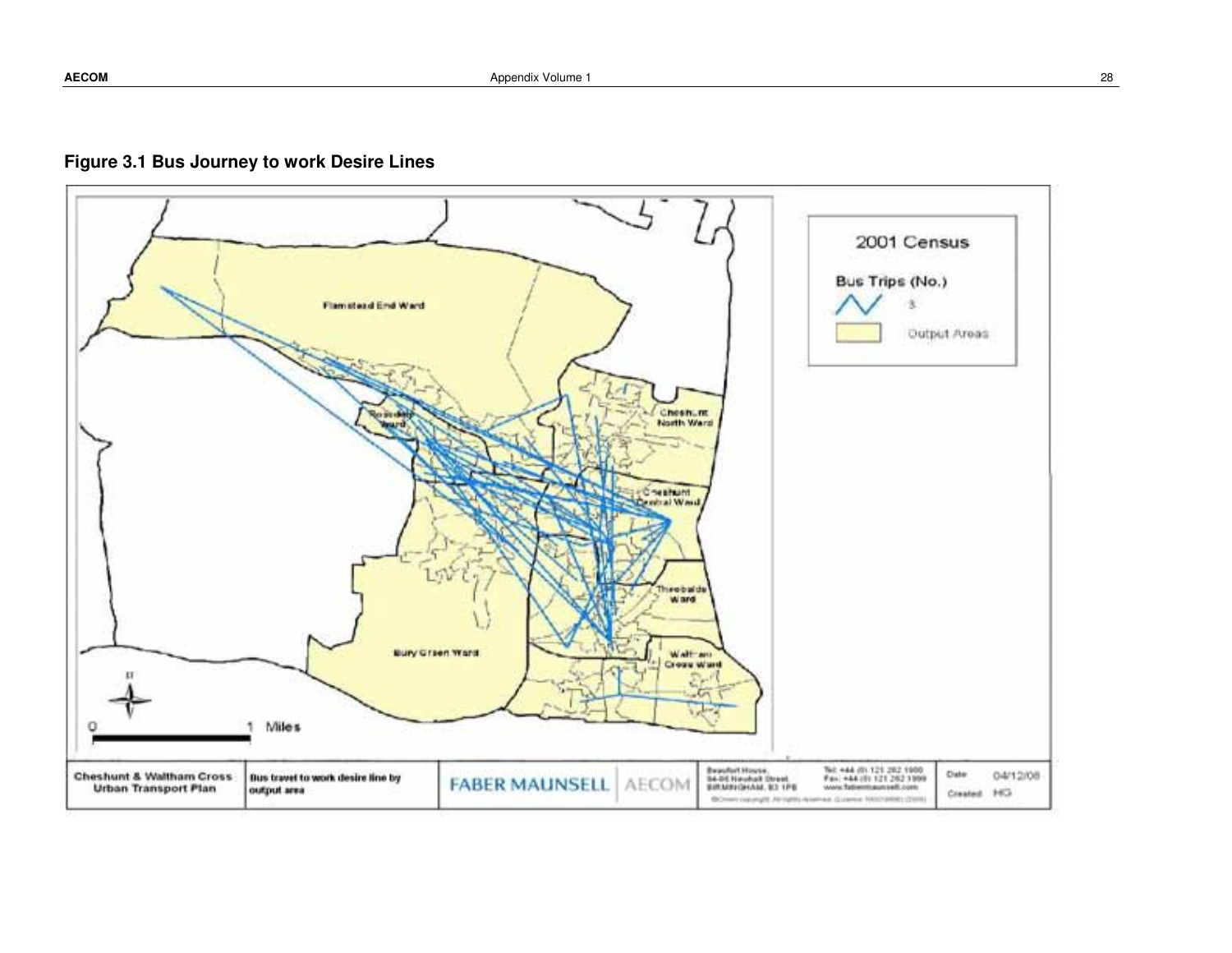## Figure 3.1 Bus Journey to work Desire Lines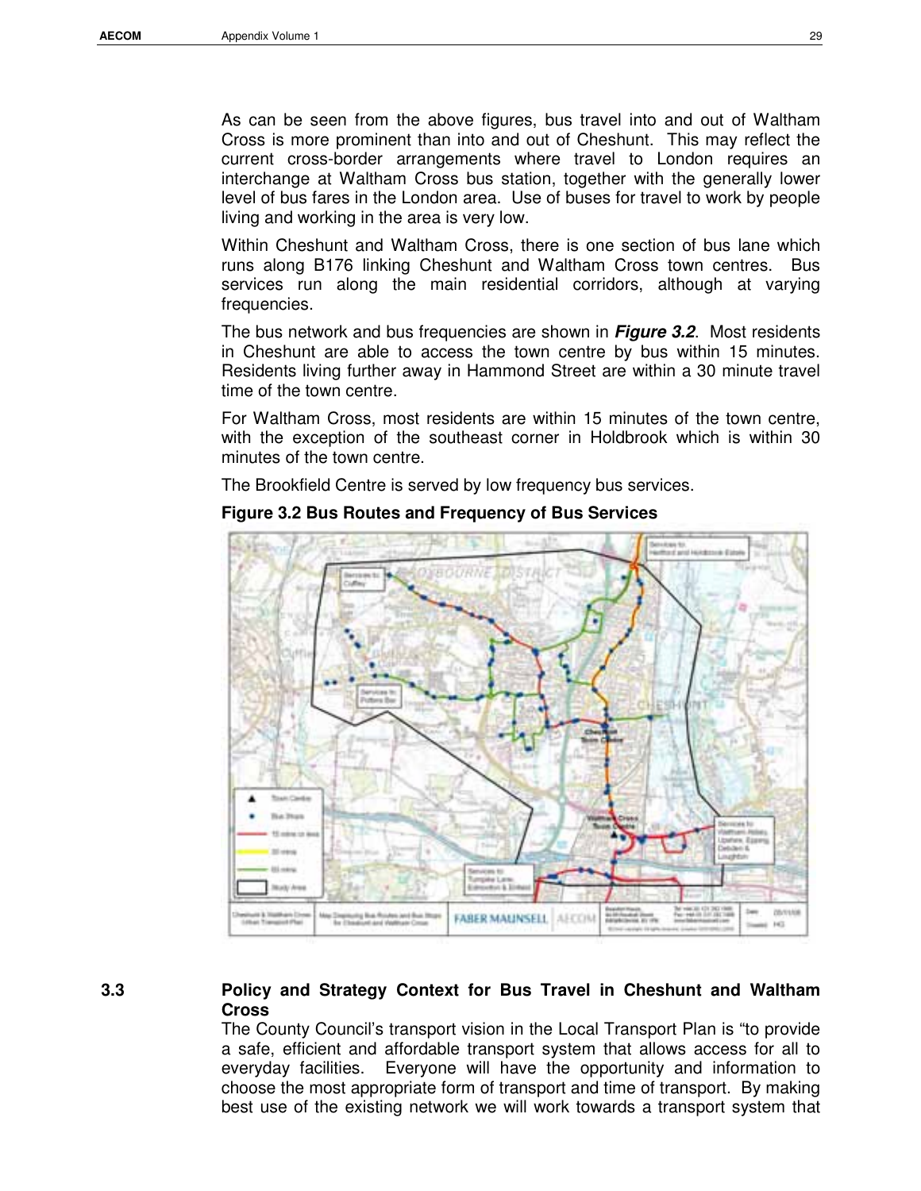As can be seen from the above figures, bus travel into and out of Waltham Cross is more prominent than into and out of Cheshunt. This may reflect the current cross-border arrangements where travel to London requires an interchange at Waltham Cross bus station, together with the generally lower level of bus fares in the London area. Use of buses for travel to work by people living and working in the area is very low.

Within Cheshunt and Waltham Cross, there is one section of bus lane which runs along B176 linking Cheshunt and Waltham Cross town centres. Bus services run along the main residential corridors, although at varying frequencies.

The bus network and bus frequencies are shown in ***Figure 3.2***. Most residents in Cheshunt are able to access the town centre by bus within 15 minutes. Residents living further away in Hammond Street are within a 30 minute travel time of the town centre.

For Waltham Cross, most residents are within 15 minutes of the town centre, with the exception of the southeast corner in Holdbrook which is within 30 minutes of the town centre.

The Brookfield Centre is served by low frequency bus services.

**Figure 3.2 Bus Routes and Frequency of Bus Services**

## 3.3 Policy and Strategy Context for Bus Travel in Cheshunt and Waltham Cross

The County Council's transport vision in the Local Transport Plan is "to provide a safe, efficient and affordable transport system that allows access for all to everyday facilities. Everyone will have the opportunity and information to choose the most appropriate form of transport and time of transport. By making best use of the existing network we will work towards a transport system that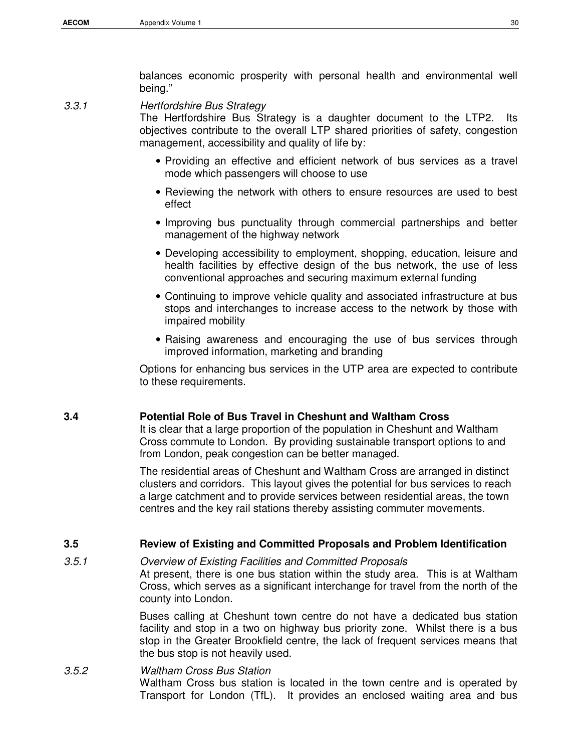balances economic prosperity with personal health and environmental well being."

*3.3.1 Hertfordshire Bus Strategy*

The Hertfordshire Bus Strategy is a daughter document to the LTP2. Its objectives contribute to the overall LTP shared priorities of safety, congestion management, accessibility and quality of life by:

- Providing an effective and efficient network of bus services as a travel mode which passengers will choose to use
- Reviewing the network with others to ensure resources are used to best effect
- Improving bus punctuality through commercial partnerships and better management of the highway network
- Developing accessibility to employment, shopping, education, leisure and health facilities by effective design of the bus network, the use of less conventional approaches and securing maximum external funding
- Continuing to improve vehicle quality and associated infrastructure at bus stops and interchanges to increase access to the network by those with impaired mobility
- Raising awareness and encouraging the use of bus services through improved information, marketing and branding

Options for enhancing bus services in the UTP area are expected to contribute to these requirements.

## 3.4 Potential Role of Bus Travel in Cheshunt and Waltham Cross

It is clear that a large proportion of the population in Cheshunt and Waltham Cross commute to London. By providing sustainable transport options to and from London, peak congestion can be better managed.

The residential areas of Cheshunt and Waltham Cross are arranged in distinct clusters and corridors. This layout gives the potential for bus services to reach a large catchment and to provide services between residential areas, the town centres and the key rail stations thereby assisting commuter movements.

## 3.5 Review of Existing and Committed Proposals and Problem Identification

*3.5.1 Overview of Existing Facilities and Committed Proposals*

At present, there is one bus station within the study area. This is at Waltham Cross, which serves as a significant interchange for travel from the north of the county into London.

Buses calling at Cheshunt town centre do not have a dedicated bus station facility and stop in a two on highway bus priority zone. Whilst there is a bus stop in the Greater Brookfield centre, the lack of frequent services means that the bus stop is not heavily used.

*3.5.2 Waltham Cross Bus Station*

Waltham Cross bus station is located in the town centre and is operated by Transport for London (TfL). It provides an enclosed waiting area and bus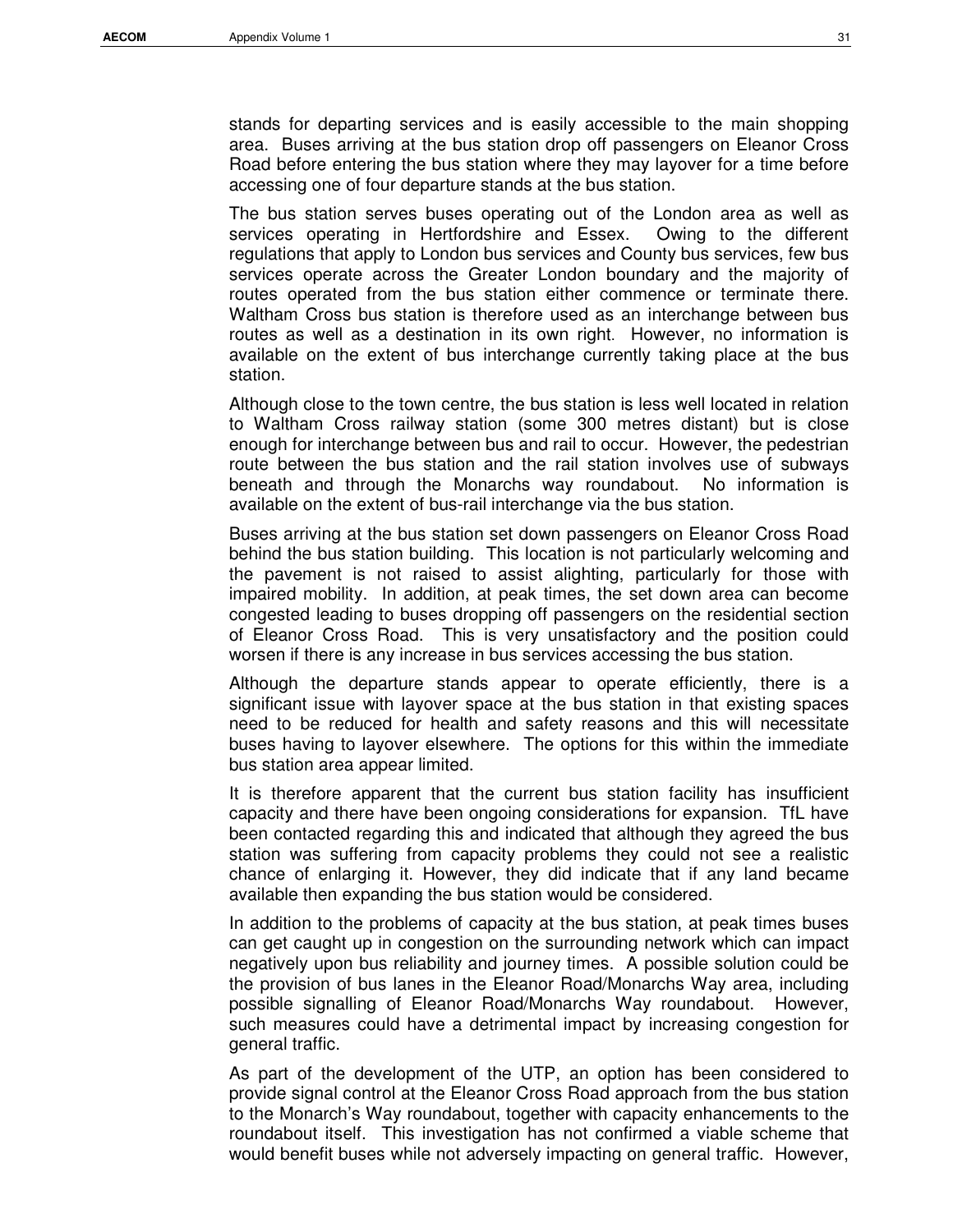stands for departing services and is easily accessible to the main shopping area. Buses arriving at the bus station drop off passengers on Eleanor Cross Road before entering the bus station where they may layover for a time before accessing one of four departure stands at the bus station.

The bus station serves buses operating out of the London area as well as services operating in Hertfordshire and Essex. Owing to the different regulations that apply to London bus services and County bus services, few bus services operate across the Greater London boundary and the majority of routes operated from the bus station either commence or terminate there. Waltham Cross bus station is therefore used as an interchange between bus routes as well as a destination in its own right. However, no information is available on the extent of bus interchange currently taking place at the bus station.

Although close to the town centre, the bus station is less well located in relation to Waltham Cross railway station (some 300 metres distant) but is close enough for interchange between bus and rail to occur. However, the pedestrian route between the bus station and the rail station involves use of subways beneath and through the Monarchs way roundabout. No information is available on the extent of bus-rail interchange via the bus station.

Buses arriving at the bus station set down passengers on Eleanor Cross Road behind the bus station building. This location is not particularly welcoming and the pavement is not raised to assist alighting, particularly for those with impaired mobility. In addition, at peak times, the set down area can become congested leading to buses dropping off passengers on the residential section of Eleanor Cross Road. This is very unsatisfactory and the position could worsen if there is any increase in bus services accessing the bus station.

Although the departure stands appear to operate efficiently, there is a significant issue with layover space at the bus station in that existing spaces need to be reduced for health and safety reasons and this will necessitate buses having to layover elsewhere. The options for this within the immediate bus station area appear limited.

It is therefore apparent that the current bus station facility has insufficient capacity and there have been ongoing considerations for expansion. TfL have been contacted regarding this and indicated that although they agreed the bus station was suffering from capacity problems they could not see a realistic chance of enlarging it. However, they did indicate that if any land became available then expanding the bus station would be considered.

In addition to the problems of capacity at the bus station, at peak times buses can get caught up in congestion on the surrounding network which can impact negatively upon bus reliability and journey times. A possible solution could be the provision of bus lanes in the Eleanor Road/Monarchs Way area, including possible signalling of Eleanor Road/Monarchs Way roundabout. However, such measures could have a detrimental impact by increasing congestion for general traffic.

As part of the development of the UTP, an option has been considered to provide signal control at the Eleanor Cross Road approach from the bus station to the Monarch's Way roundabout, together with capacity enhancements to the roundabout itself. This investigation has not confirmed a viable scheme that would benefit buses while not adversely impacting on general traffic. However,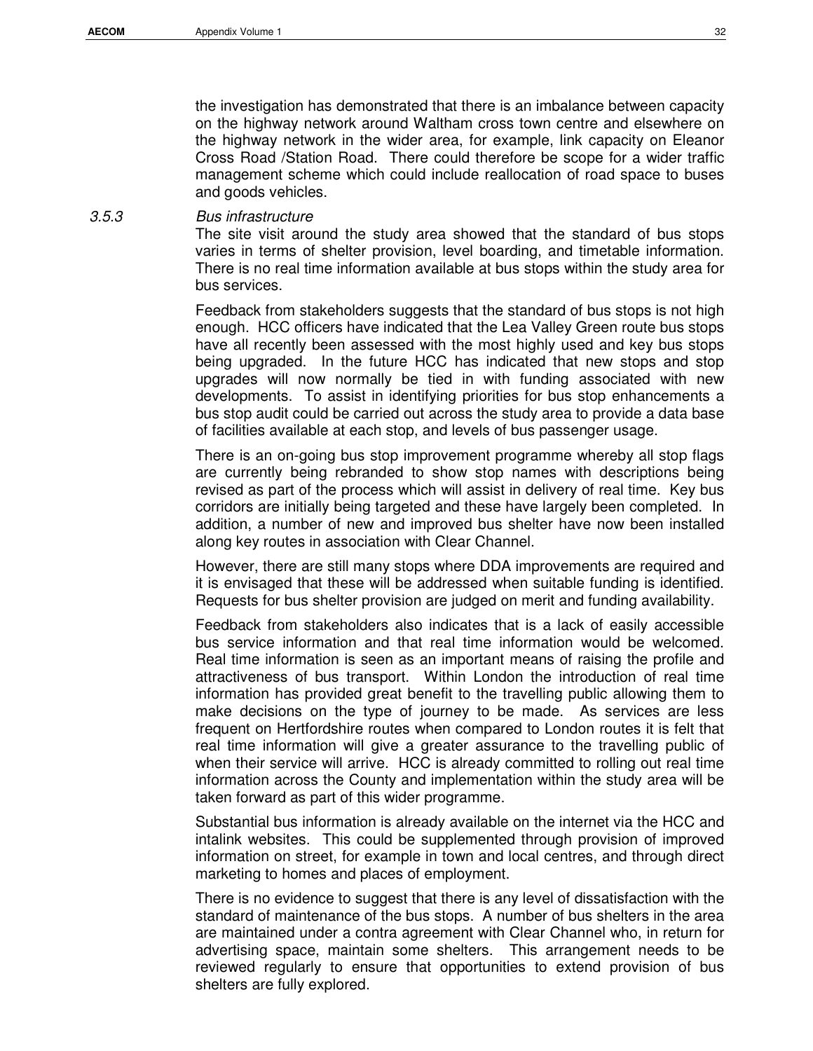the investigation has demonstrated that there is an imbalance between capacity on the highway network around Waltham cross town centre and elsewhere on the highway network in the wider area, for example, link capacity on Eleanor Cross Road /Station Road. There could therefore be scope for a wider traffic management scheme which could include reallocation of road space to buses and goods vehicles.

### *3.5.3 Bus infrastructure*

The site visit around the study area showed that the standard of bus stops varies in terms of shelter provision, level boarding, and timetable information. There is no real time information available at bus stops within the study area for bus services.

Feedback from stakeholders suggests that the standard of bus stops is not high enough. HCC officers have indicated that the Lea Valley Green route bus stops have all recently been assessed with the most highly used and key bus stops being upgraded. In the future HCC has indicated that new stops and stop upgrades will now normally be tied in with funding associated with new developments. To assist in identifying priorities for bus stop enhancements a bus stop audit could be carried out across the study area to provide a data base of facilities available at each stop, and levels of bus passenger usage.

There is an on-going bus stop improvement programme whereby all stop flags are currently being rebranded to show stop names with descriptions being revised as part of the process which will assist in delivery of real time. Key bus corridors are initially being targeted and these have largely been completed. In addition, a number of new and improved bus shelter have now been installed along key routes in association with Clear Channel.

However, there are still many stops where DDA improvements are required and it is envisaged that these will be addressed when suitable funding is identified. Requests for bus shelter provision are judged on merit and funding availability.

Feedback from stakeholders also indicates that is a lack of easily accessible bus service information and that real time information would be welcomed. Real time information is seen as an important means of raising the profile and attractiveness of bus transport. Within London the introduction of real time information has provided great benefit to the travelling public allowing them to make decisions on the type of journey to be made. As services are less frequent on Hertfordshire routes when compared to London routes it is felt that real time information will give a greater assurance to the travelling public of when their service will arrive. HCC is already committed to rolling out real time information across the County and implementation within the study area will be taken forward as part of this wider programme.

Substantial bus information is already available on the internet via the HCC and intalink websites. This could be supplemented through provision of improved information on street, for example in town and local centres, and through direct marketing to homes and places of employment.

There is no evidence to suggest that there is any level of dissatisfaction with the standard of maintenance of the bus stops. A number of bus shelters in the area are maintained under a contra agreement with Clear Channel who, in return for advertising space, maintain some shelters. This arrangement needs to be reviewed regularly to ensure that opportunities to extend provision of bus shelters are fully explored.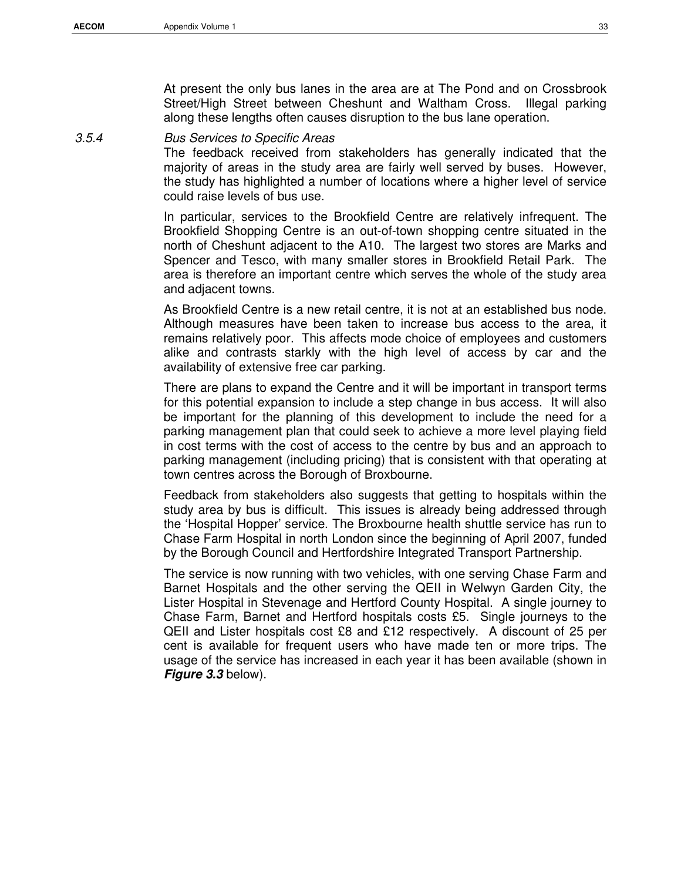At present the only bus lanes in the area are at The Pond and on Crossbrook Street/High Street between Cheshunt and Waltham Cross. Illegal parking along these lengths often causes disruption to the bus lane operation.

### 3.5.4 *Bus Services to Specific Areas*

The feedback received from stakeholders has generally indicated that the majority of areas in the study area are fairly well served by buses. However, the study has highlighted a number of locations where a higher level of service could raise levels of bus use.

In particular, services to the Brookfield Centre are relatively infrequent. The Brookfield Shopping Centre is an out-of-town shopping centre situated in the north of Cheshunt adjacent to the A10. The largest two stores are Marks and Spencer and Tesco, with many smaller stores in Brookfield Retail Park. The area is therefore an important centre which serves the whole of the study area and adjacent towns.

As Brookfield Centre is a new retail centre, it is not at an established bus node. Although measures have been taken to increase bus access to the area, it remains relatively poor. This affects mode choice of employees and customers alike and contrasts starkly with the high level of access by car and the availability of extensive free car parking.

There are plans to expand the Centre and it will be important in transport terms for this potential expansion to include a step change in bus access. It will also be important for the planning of this development to include the need for a parking management plan that could seek to achieve a more level playing field in cost terms with the cost of access to the centre by bus and an approach to parking management (including pricing) that is consistent with that operating at town centres across the Borough of Broxbourne.

Feedback from stakeholders also suggests that getting to hospitals within the study area by bus is difficult. This issues is already being addressed through the 'Hospital Hopper' service. The Broxbourne health shuttle service has run to Chase Farm Hospital in north London since the beginning of April 2007, funded by the Borough Council and Hertfordshire Integrated Transport Partnership.

The service is now running with two vehicles, with one serving Chase Farm and Barnet Hospitals and the other serving the QEII in Welwyn Garden City, the Lister Hospital in Stevenage and Hertford County Hospital. A single journey to Chase Farm, Barnet and Hertford hospitals costs £5. Single journeys to the QEII and Lister hospitals cost £8 and £12 respectively. A discount of 25 per cent is available for frequent users who have made ten or more trips. The usage of the service has increased in each year it has been available (shown in ***Figure 3.3*** below).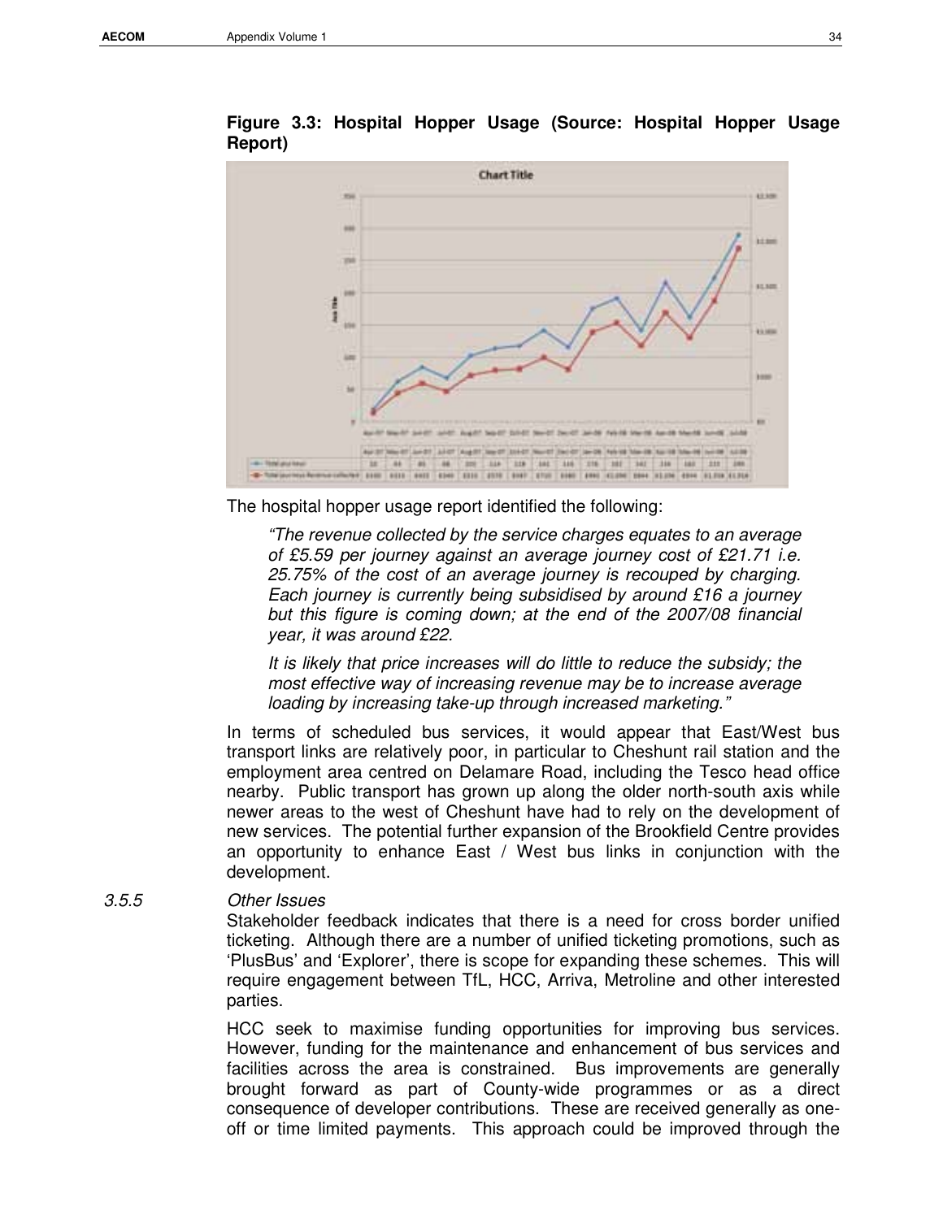**Figure 3.3: Hospital Hopper Usage (Source: Hospital Hopper Usage Report)**

The hospital hopper usage report identified the following:

> *"The revenue collected by the service charges equates to an average of £5.59 per journey against an average journey cost of £21.71 i.e. 25.75% of the cost of an average journey is recouped by charging. Each journey is currently being subsidised by around £16 a journey but this figure is coming down; at the end of the 2007/08 financial year, it was around £22.*
>
> *It is likely that price increases will do little to reduce the subsidy; the most effective way of increasing revenue may be to increase average loading by increasing take-up through increased marketing."*

In terms of scheduled bus services, it would appear that East/West bus transport links are relatively poor, in particular to Cheshunt rail station and the employment area centred on Delamare Road, including the Tesco head office nearby. Public transport has grown up along the older north-south axis while newer areas to the west of Cheshunt have had to rely on the development of new services. The potential further expansion of the Brookfield Centre provides an opportunity to enhance East / West bus links in conjunction with the development.

*3.5.5 Other Issues*

Stakeholder feedback indicates that there is a need for cross border unified ticketing. Although there are a number of unified ticketing promotions, such as 'PlusBus' and 'Explorer', there is scope for expanding these schemes. This will require engagement between TfL, HCC, Arriva, Metroline and other interested parties.

HCC seek to maximise funding opportunities for improving bus services. However, funding for the maintenance and enhancement of bus services and facilities across the area is constrained. Bus improvements are generally brought forward as part of County-wide programmes or as a direct consequence of developer contributions. These are received generally as one-off or time limited payments. This approach could be improved through the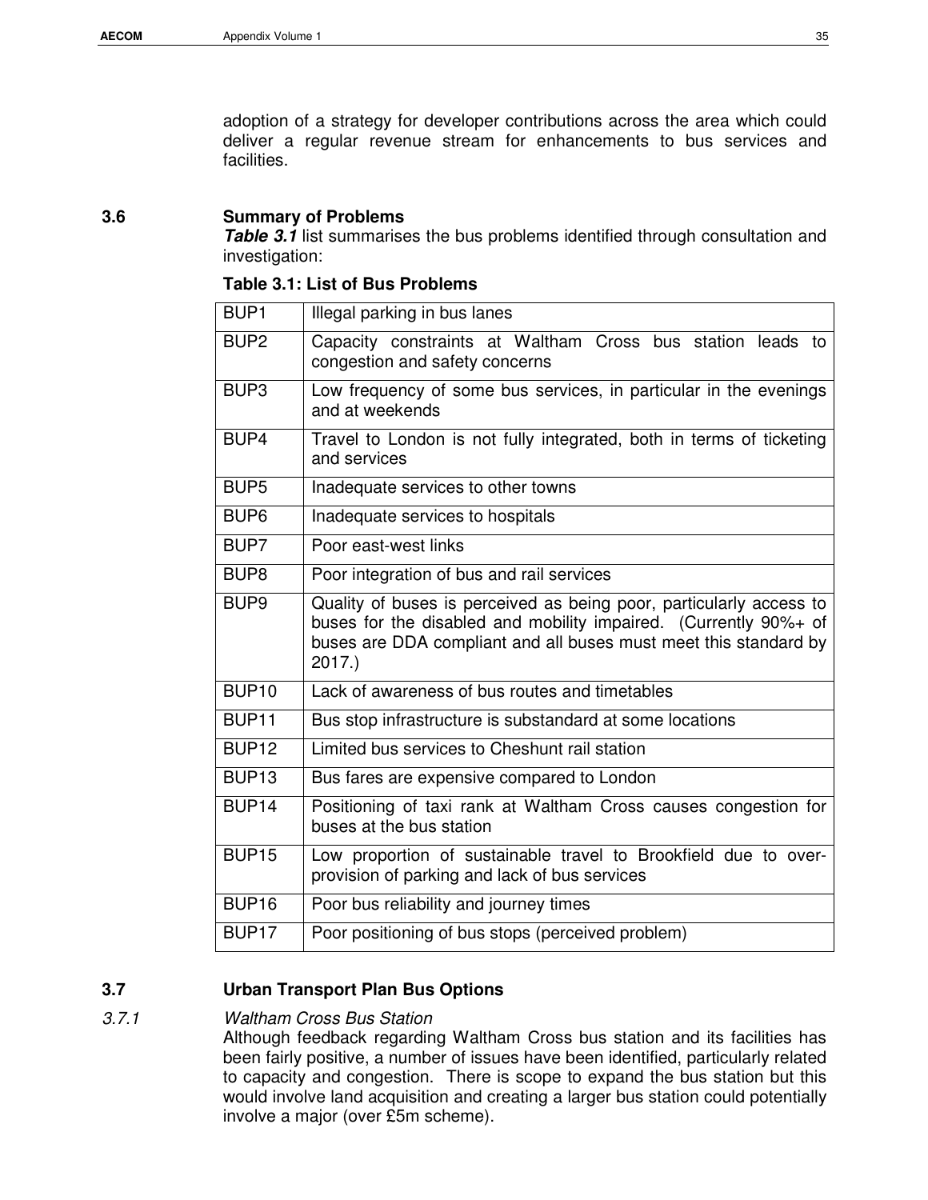adoption of a strategy for developer contributions across the area which could deliver a regular revenue stream for enhancements to bus services and facilities.

## 3.6 Summary of Problems

***Table 3.1*** list summarises the bus problems identified through consultation and investigation:

**Table 3.1: List of Bus Problems**

| | |
|---|---|
| BUP1 | Illegal parking in bus lanes |
| BUP2 | Capacity constraints at Waltham Cross bus station leads to congestion and safety concerns |
| BUP3 | Low frequency of some bus services, in particular in the evenings and at weekends |
| BUP4 | Travel to London is not fully integrated, both in terms of ticketing and services |
| BUP5 | Inadequate services to other towns |
| BUP6 | Inadequate services to hospitals |
| BUP7 | Poor east-west links |
| BUP8 | Poor integration of bus and rail services |
| BUP9 | Quality of buses is perceived as being poor, particularly access to buses for the disabled and mobility impaired. (Currently 90%+ of buses are DDA compliant and all buses must meet this standard by 2017.) |
| BUP10 | Lack of awareness of bus routes and timetables |
| BUP11 | Bus stop infrastructure is substandard at some locations |
| BUP12 | Limited bus services to Cheshunt rail station |
| BUP13 | Bus fares are expensive compared to London |
| BUP14 | Positioning of taxi rank at Waltham Cross causes congestion for buses at the bus station |
| BUP15 | Low proportion of sustainable travel to Brookfield due to over-provision of parking and lack of bus services |
| BUP16 | Poor bus reliability and journey times |
| BUP17 | Poor positioning of bus stops (perceived problem) |

## 3.7 Urban Transport Plan Bus Options

### *3.7.1 Waltham Cross Bus Station*

Although feedback regarding Waltham Cross bus station and its facilities has been fairly positive, a number of issues have been identified, particularly related to capacity and congestion. There is scope to expand the bus station but this would involve land acquisition and creating a larger bus station could potentially involve a major (over £5m scheme).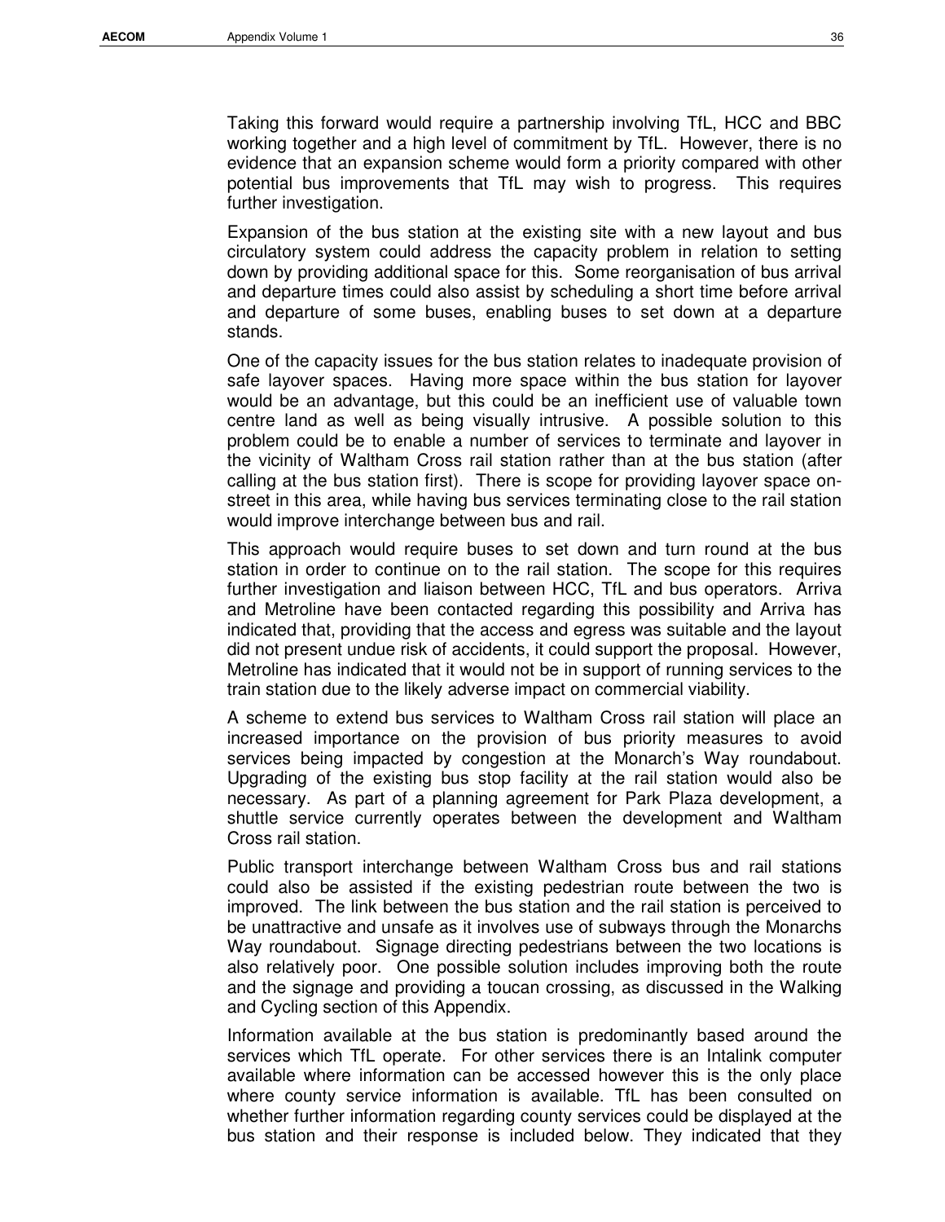Taking this forward would require a partnership involving TfL, HCC and BBC working together and a high level of commitment by TfL. However, there is no evidence that an expansion scheme would form a priority compared with other potential bus improvements that TfL may wish to progress. This requires further investigation.

Expansion of the bus station at the existing site with a new layout and bus circulatory system could address the capacity problem in relation to setting down by providing additional space for this. Some reorganisation of bus arrival and departure times could also assist by scheduling a short time before arrival and departure of some buses, enabling buses to set down at a departure stands.

One of the capacity issues for the bus station relates to inadequate provision of safe layover spaces. Having more space within the bus station for layover would be an advantage, but this could be an inefficient use of valuable town centre land as well as being visually intrusive. A possible solution to this problem could be to enable a number of services to terminate and layover in the vicinity of Waltham Cross rail station rather than at the bus station (after calling at the bus station first). There is scope for providing layover space on-street in this area, while having bus services terminating close to the rail station would improve interchange between bus and rail.

This approach would require buses to set down and turn round at the bus station in order to continue on to the rail station. The scope for this requires further investigation and liaison between HCC, TfL and bus operators. Arriva and Metroline have been contacted regarding this possibility and Arriva has indicated that, providing that the access and egress was suitable and the layout did not present undue risk of accidents, it could support the proposal. However, Metroline has indicated that it would not be in support of running services to the train station due to the likely adverse impact on commercial viability.

A scheme to extend bus services to Waltham Cross rail station will place an increased importance on the provision of bus priority measures to avoid services being impacted by congestion at the Monarch's Way roundabout. Upgrading of the existing bus stop facility at the rail station would also be necessary. As part of a planning agreement for Park Plaza development, a shuttle service currently operates between the development and Waltham Cross rail station.

Public transport interchange between Waltham Cross bus and rail stations could also be assisted if the existing pedestrian route between the two is improved. The link between the bus station and the rail station is perceived to be unattractive and unsafe as it involves use of subways through the Monarchs Way roundabout. Signage directing pedestrians between the two locations is also relatively poor. One possible solution includes improving both the route and the signage and providing a toucan crossing, as discussed in the Walking and Cycling section of this Appendix.

Information available at the bus station is predominantly based around the services which TfL operate. For other services there is an Intalink computer available where information can be accessed however this is the only place where county service information is available. TfL has been consulted on whether further information regarding county services could be displayed at the bus station and their response is included below. They indicated that they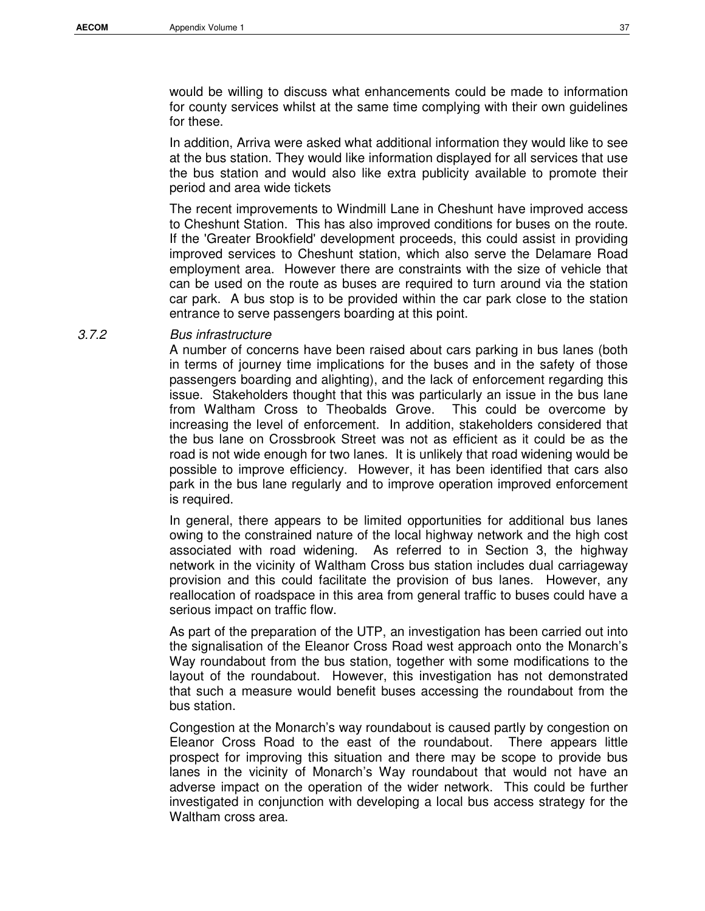would be willing to discuss what enhancements could be made to information for county services whilst at the same time complying with their own guidelines for these.

In addition, Arriva were asked what additional information they would like to see at the bus station. They would like information displayed for all services that use the bus station and would also like extra publicity available to promote their period and area wide tickets

The recent improvements to Windmill Lane in Cheshunt have improved access to Cheshunt Station. This has also improved conditions for buses on the route. If the 'Greater Brookfield' development proceeds, this could assist in providing improved services to Cheshunt station, which also serve the Delamare Road employment area. However there are constraints with the size of vehicle that can be used on the route as buses are required to turn around via the station car park. A bus stop is to be provided within the car park close to the station entrance to serve passengers boarding at this point.

### 3.7.2 *Bus infrastructure*

A number of concerns have been raised about cars parking in bus lanes (both in terms of journey time implications for the buses and in the safety of those passengers boarding and alighting), and the lack of enforcement regarding this issue. Stakeholders thought that this was particularly an issue in the bus lane from Waltham Cross to Theobalds Grove. This could be overcome by increasing the level of enforcement. In addition, stakeholders considered that the bus lane on Crossbrook Street was not as efficient as it could be as the road is not wide enough for two lanes. It is unlikely that road widening would be possible to improve efficiency. However, it has been identified that cars also park in the bus lane regularly and to improve operation improved enforcement is required.

In general, there appears to be limited opportunities for additional bus lanes owing to the constrained nature of the local highway network and the high cost associated with road widening. As referred to in Section 3, the highway network in the vicinity of Waltham Cross bus station includes dual carriageway provision and this could facilitate the provision of bus lanes. However, any reallocation of roadspace in this area from general traffic to buses could have a serious impact on traffic flow.

As part of the preparation of the UTP, an investigation has been carried out into the signalisation of the Eleanor Cross Road west approach onto the Monarch's Way roundabout from the bus station, together with some modifications to the layout of the roundabout. However, this investigation has not demonstrated that such a measure would benefit buses accessing the roundabout from the bus station.

Congestion at the Monarch's way roundabout is caused partly by congestion on Eleanor Cross Road to the east of the roundabout. There appears little prospect for improving this situation and there may be scope to provide bus lanes in the vicinity of Monarch's Way roundabout that would not have an adverse impact on the operation of the wider network. This could be further investigated in conjunction with developing a local bus access strategy for the Waltham cross area.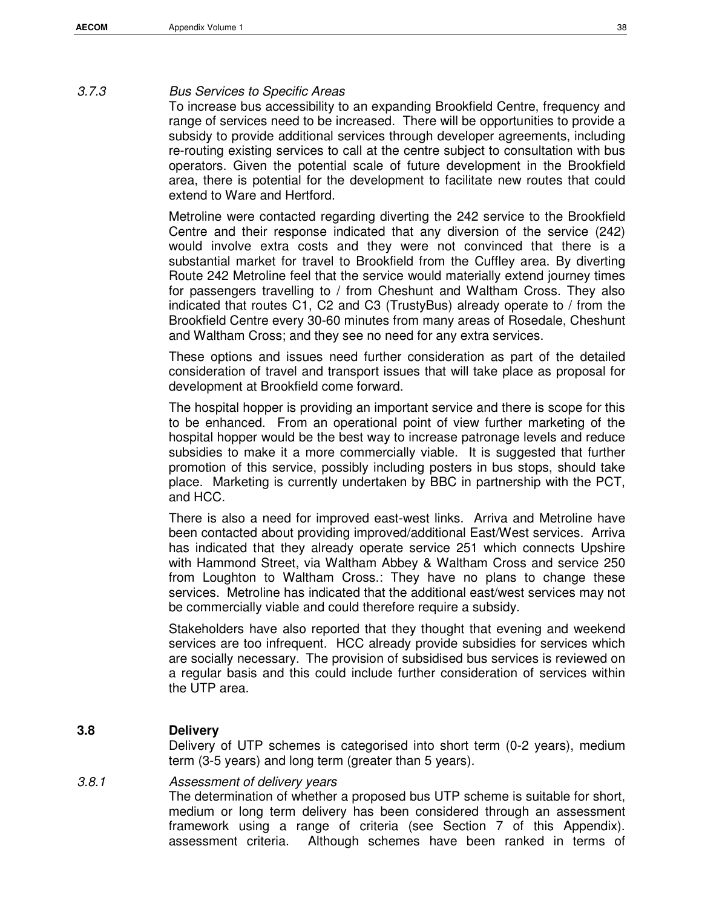### *3.7.3 Bus Services to Specific Areas*

To increase bus accessibility to an expanding Brookfield Centre, frequency and range of services need to be increased. There will be opportunities to provide a subsidy to provide additional services through developer agreements, including re-routing existing services to call at the centre subject to consultation with bus operators. Given the potential scale of future development in the Brookfield area, there is potential for the development to facilitate new routes that could extend to Ware and Hertford.

Metroline were contacted regarding diverting the 242 service to the Brookfield Centre and their response indicated that any diversion of the service (242) would involve extra costs and they were not convinced that there is a substantial market for travel to Brookfield from the Cuffley area. By diverting Route 242 Metroline feel that the service would materially extend journey times for passengers travelling to / from Cheshunt and Waltham Cross. They also indicated that routes C1, C2 and C3 (TrustyBus) already operate to / from the Brookfield Centre every 30-60 minutes from many areas of Rosedale, Cheshunt and Waltham Cross; and they see no need for any extra services.

These options and issues need further consideration as part of the detailed consideration of travel and transport issues that will take place as proposal for development at Brookfield come forward.

The hospital hopper is providing an important service and there is scope for this to be enhanced. From an operational point of view further marketing of the hospital hopper would be the best way to increase patronage levels and reduce subsidies to make it a more commercially viable. It is suggested that further promotion of this service, possibly including posters in bus stops, should take place. Marketing is currently undertaken by BBC in partnership with the PCT, and HCC.

There is also a need for improved east-west links. Arriva and Metroline have been contacted about providing improved/additional East/West services. Arriva has indicated that they already operate service 251 which connects Upshire with Hammond Street, via Waltham Abbey & Waltham Cross and service 250 from Loughton to Waltham Cross.: They have no plans to change these services. Metroline has indicated that the additional east/west services may not be commercially viable and could therefore require a subsidy.

Stakeholders have also reported that they thought that evening and weekend services are too infrequent. HCC already provide subsidies for services which are socially necessary. The provision of subsidised bus services is reviewed on a regular basis and this could include further consideration of services within the UTP area.

## 3.8 Delivery

Delivery of UTP schemes is categorised into short term (0-2 years), medium term (3-5 years) and long term (greater than 5 years).

### *3.8.1 Assessment of delivery years*

The determination of whether a proposed bus UTP scheme is suitable for short, medium or long term delivery has been considered through an assessment framework using a range of criteria (see Section 7 of this Appendix). assessment criteria. Although schemes have been ranked in terms of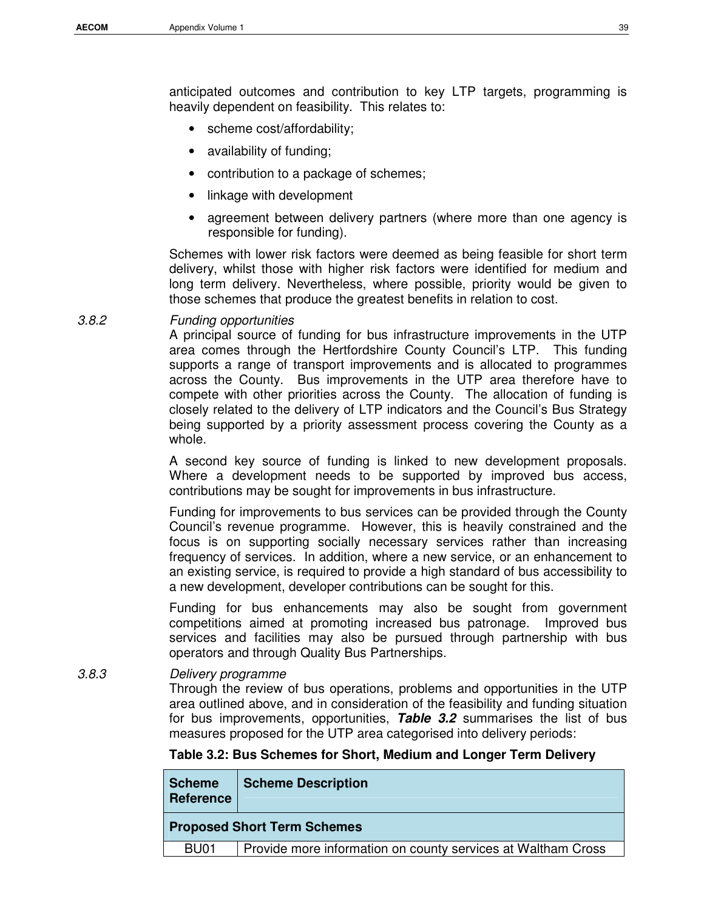anticipated outcomes and contribution to key LTP targets, programming is heavily dependent on feasibility. This relates to:

- scheme cost/affordability;
- availability of funding;
- contribution to a package of schemes;
- linkage with development
- agreement between delivery partners (where more than one agency is responsible for funding).

Schemes with lower risk factors were deemed as being feasible for short term delivery, whilst those with higher risk factors were identified for medium and long term delivery. Nevertheless, where possible, priority would be given to those schemes that produce the greatest benefits in relation to cost.

3.8.2 *Funding opportunities*

A principal source of funding for bus infrastructure improvements in the UTP area comes through the Hertfordshire County Council's LTP. This funding supports a range of transport improvements and is allocated to programmes across the County. Bus improvements in the UTP area therefore have to compete with other priorities across the County. The allocation of funding is closely related to the delivery of LTP indicators and the Council's Bus Strategy being supported by a priority assessment process covering the County as a whole.

A second key source of funding is linked to new development proposals. Where a development needs to be supported by improved bus access, contributions may be sought for improvements in bus infrastructure.

Funding for improvements to bus services can be provided through the County Council's revenue programme. However, this is heavily constrained and the focus is on supporting socially necessary services rather than increasing frequency of services. In addition, where a new service, or an enhancement to an existing service, is required to provide a high standard of bus accessibility to a new development, developer contributions can be sought for this.

Funding for bus enhancements may also be sought from government competitions aimed at promoting increased bus patronage. Improved bus services and facilities may also be pursued through partnership with bus operators and through Quality Bus Partnerships.

3.8.3 *Delivery programme*

Through the review of bus operations, problems and opportunities in the UTP area outlined above, and in consideration of the feasibility and funding situation for bus improvements, opportunities, ***Table 3.2*** summarises the list of bus measures proposed for the UTP area categorised into delivery periods:

**Table 3.2: Bus Schemes for Short, Medium and Longer Term Delivery**

| Scheme Reference | Scheme Description |
|---|---|
| **Proposed Short Term Schemes** | |
| BU01 | Provide more information on county services at Waltham Cross |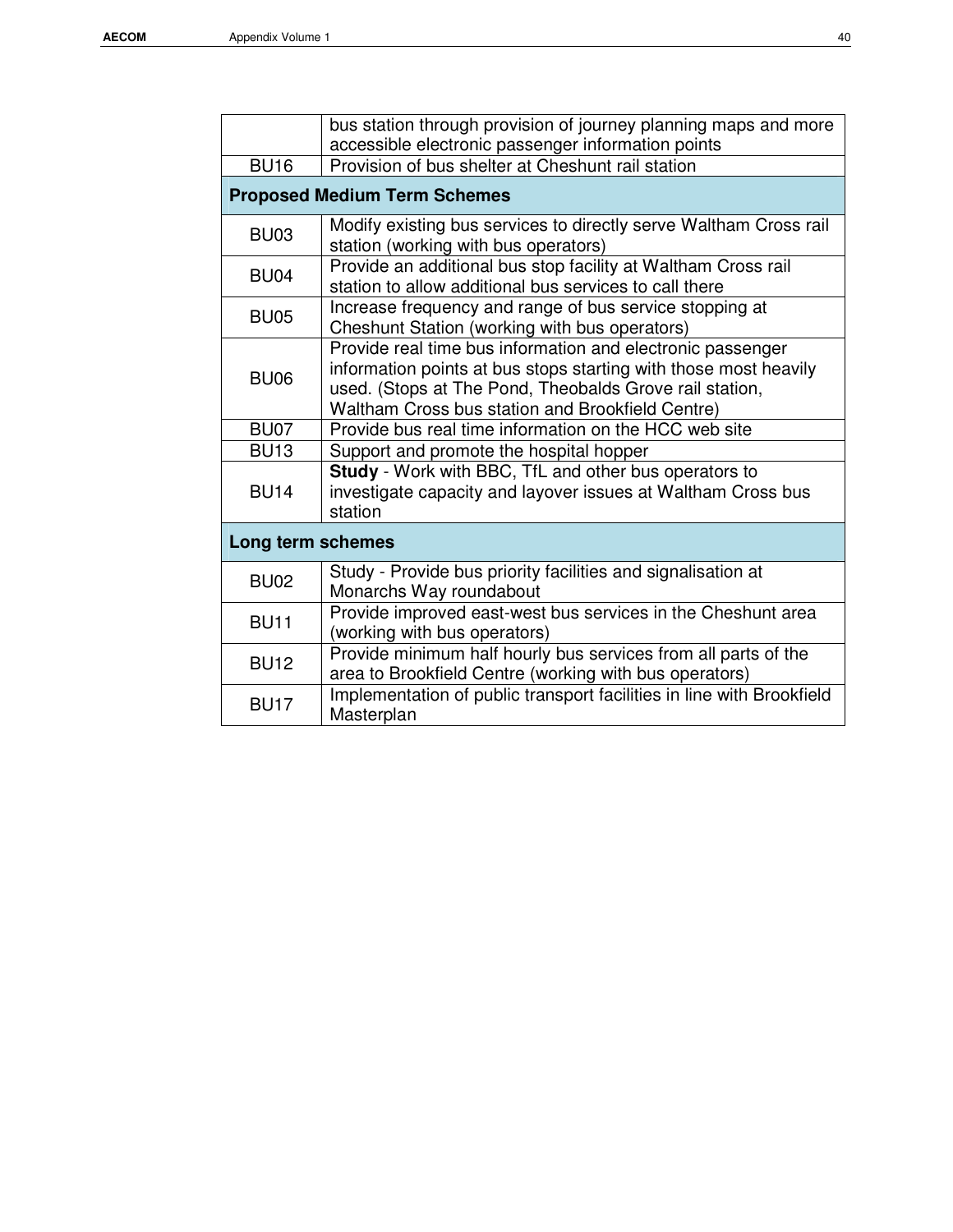| | |
|---|---|
| | bus station through provision of journey planning maps and more accessible electronic passenger information points |
| BU16 | Provision of bus shelter at Cheshunt rail station |
| **Proposed Medium Term Schemes** | |
| BU03 | Modify existing bus services to directly serve Waltham Cross rail station (working with bus operators) |
| BU04 | Provide an additional bus stop facility at Waltham Cross rail station to allow additional bus services to call there |
| BU05 | Increase frequency and range of bus service stopping at Cheshunt Station (working with bus operators) |
| BU06 | Provide real time bus information and electronic passenger information points at bus stops starting with those most heavily used. (Stops at The Pond, Theobalds Grove rail station, Waltham Cross bus station and Brookfield Centre) |
| BU07 | Provide bus real time information on the HCC web site |
| BU13 | Support and promote the hospital hopper |
| BU14 | **Study** - Work with BBC, TfL and other bus operators to investigate capacity and layover issues at Waltham Cross bus station |
| **Long term schemes** | |
| BU02 | Study - Provide bus priority facilities and signalisation at Monarchs Way roundabout |
| BU11 | Provide improved east-west bus services in the Cheshunt area (working with bus operators) |
| BU12 | Provide minimum half hourly bus services from all parts of the area to Brookfield Centre (working with bus operators) |
| BU17 | Implementation of public transport facilities in line with Brookfield Masterplan |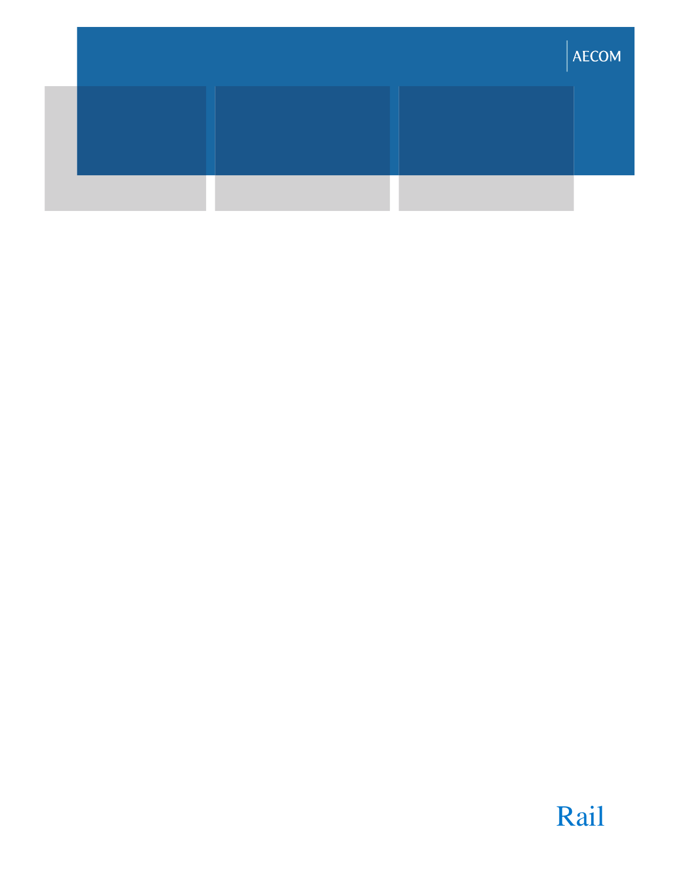AECOM

Rail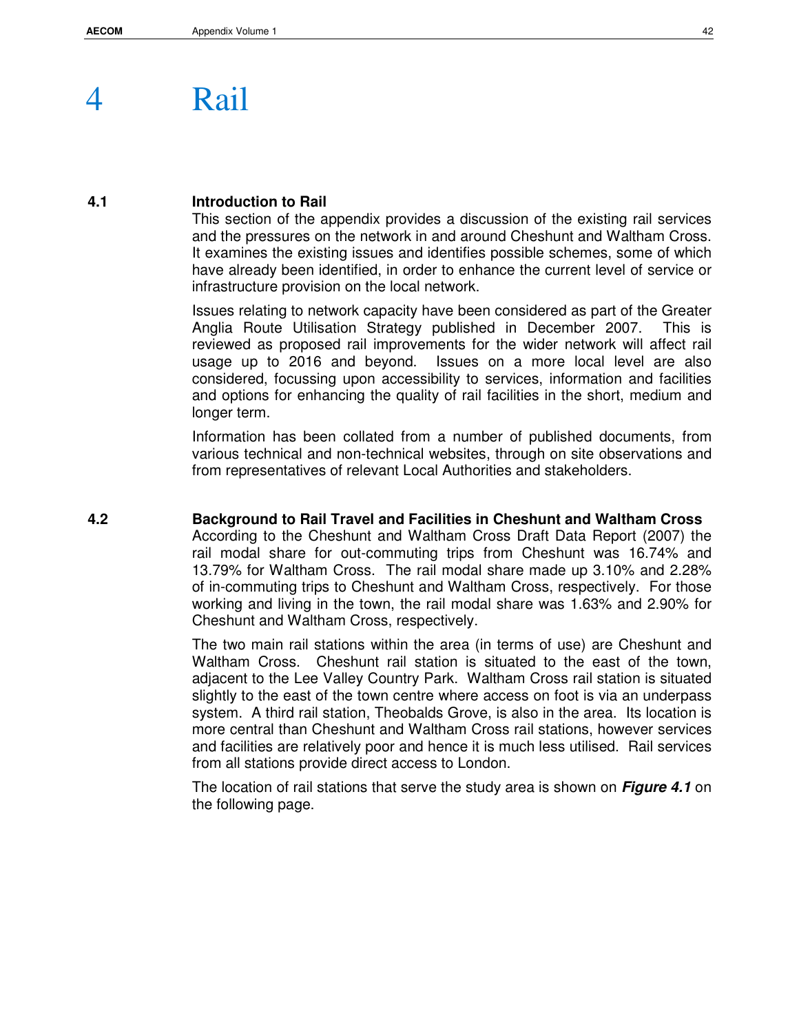# 4 Rail

## 4.1 Introduction to Rail

This section of the appendix provides a discussion of the existing rail services and the pressures on the network in and around Cheshunt and Waltham Cross. It examines the existing issues and identifies possible schemes, some of which have already been identified, in order to enhance the current level of service or infrastructure provision on the local network.

Issues relating to network capacity have been considered as part of the Greater Anglia Route Utilisation Strategy published in December 2007. This is reviewed as proposed rail improvements for the wider network will affect rail usage up to 2016 and beyond. Issues on a more local level are also considered, focussing upon accessibility to services, information and facilities and options for enhancing the quality of rail facilities in the short, medium and longer term.

Information has been collated from a number of published documents, from various technical and non-technical websites, through on site observations and from representatives of relevant Local Authorities and stakeholders.

## 4.2 Background to Rail Travel and Facilities in Cheshunt and Waltham Cross

According to the Cheshunt and Waltham Cross Draft Data Report (2007) the rail modal share for out-commuting trips from Cheshunt was 16.74% and 13.79% for Waltham Cross. The rail modal share made up 3.10% and 2.28% of in-commuting trips to Cheshunt and Waltham Cross, respectively. For those working and living in the town, the rail modal share was 1.63% and 2.90% for Cheshunt and Waltham Cross, respectively.

The two main rail stations within the area (in terms of use) are Cheshunt and Waltham Cross. Cheshunt rail station is situated to the east of the town, adjacent to the Lee Valley Country Park. Waltham Cross rail station is situated slightly to the east of the town centre where access on foot is via an underpass system. A third rail station, Theobalds Grove, is also in the area. Its location is more central than Cheshunt and Waltham Cross rail stations, however services and facilities are relatively poor and hence it is much less utilised. Rail services from all stations provide direct access to London.

The location of rail stations that serve the study area is shown on ***Figure 4.1*** on the following page.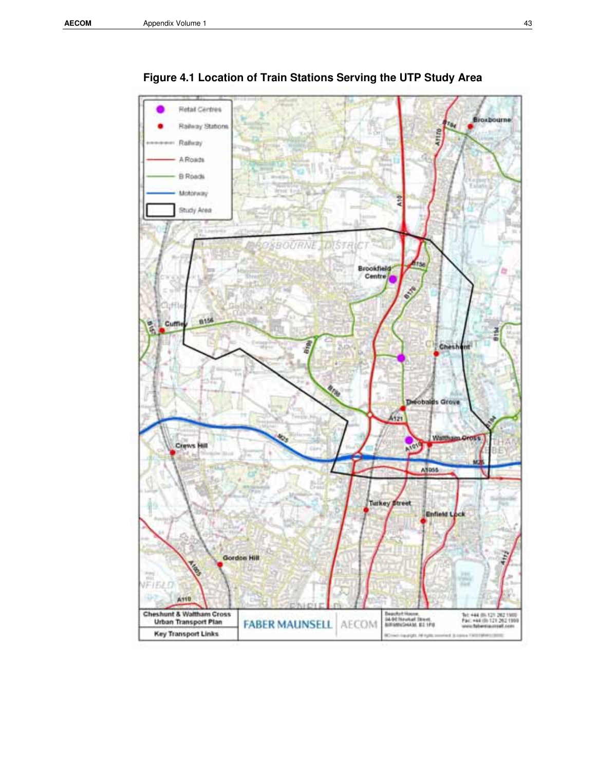**Figure 4.1 Location of Train Stations Serving the UTP Study Area**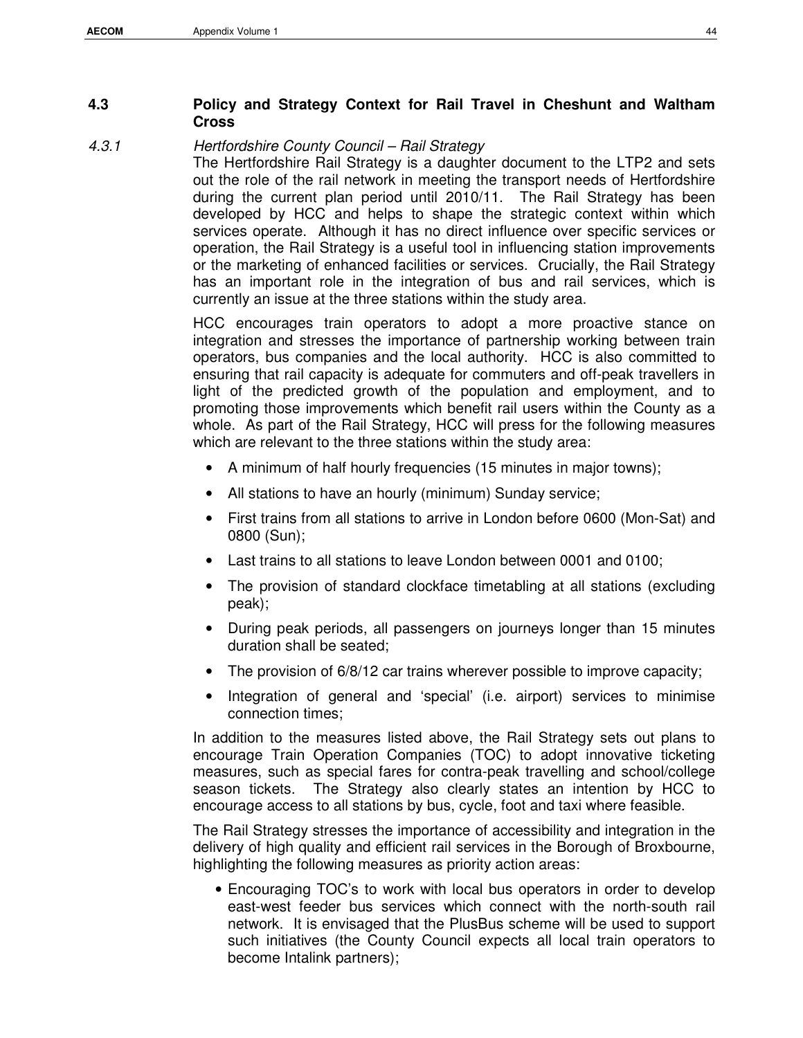## 4.3 Policy and Strategy Context for Rail Travel in Cheshunt and Waltham Cross

### 4.3.1 *Hertfordshire County Council – Rail Strategy*

The Hertfordshire Rail Strategy is a daughter document to the LTP2 and sets out the role of the rail network in meeting the transport needs of Hertfordshire during the current plan period until 2010/11. The Rail Strategy has been developed by HCC and helps to shape the strategic context within which services operate. Although it has no direct influence over specific services or operation, the Rail Strategy is a useful tool in influencing station improvements or the marketing of enhanced facilities or services. Crucially, the Rail Strategy has an important role in the integration of bus and rail services, which is currently an issue at the three stations within the study area.

HCC encourages train operators to adopt a more proactive stance on integration and stresses the importance of partnership working between train operators, bus companies and the local authority. HCC is also committed to ensuring that rail capacity is adequate for commuters and off-peak travellers in light of the predicted growth of the population and employment, and to promoting those improvements which benefit rail users within the County as a whole. As part of the Rail Strategy, HCC will press for the following measures which are relevant to the three stations within the study area:

- A minimum of half hourly frequencies (15 minutes in major towns);
- All stations to have an hourly (minimum) Sunday service;
- First trains from all stations to arrive in London before 0600 (Mon-Sat) and 0800 (Sun);
- Last trains to all stations to leave London between 0001 and 0100;
- The provision of standard clockface timetabling at all stations (excluding peak);
- During peak periods, all passengers on journeys longer than 15 minutes duration shall be seated;
- The provision of 6/8/12 car trains wherever possible to improve capacity;
- Integration of general and 'special' (i.e. airport) services to minimise connection times;

In addition to the measures listed above, the Rail Strategy sets out plans to encourage Train Operation Companies (TOC) to adopt innovative ticketing measures, such as special fares for contra-peak travelling and school/college season tickets. The Strategy also clearly states an intention by HCC to encourage access to all stations by bus, cycle, foot and taxi where feasible.

The Rail Strategy stresses the importance of accessibility and integration in the delivery of high quality and efficient rail services in the Borough of Broxbourne, highlighting the following measures as priority action areas:

- Encouraging TOC's to work with local bus operators in order to develop east-west feeder bus services which connect with the north-south rail network. It is envisaged that the PlusBus scheme will be used to support such initiatives (the County Council expects all local train operators to become Intalink partners);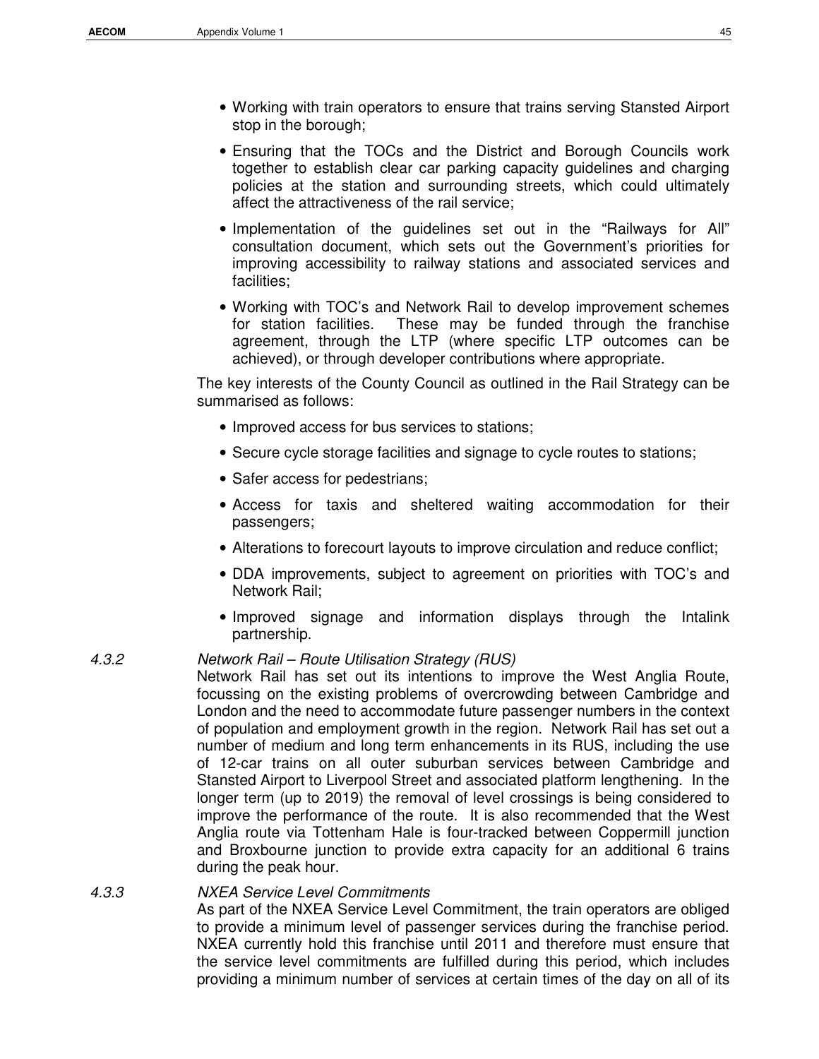- Working with train operators to ensure that trains serving Stansted Airport stop in the borough;
- Ensuring that the TOCs and the District and Borough Councils work together to establish clear car parking capacity guidelines and charging policies at the station and surrounding streets, which could ultimately affect the attractiveness of the rail service;
- Implementation of the guidelines set out in the "Railways for All" consultation document, which sets out the Government's priorities for improving accessibility to railway stations and associated services and facilities;
- Working with TOC's and Network Rail to develop improvement schemes for station facilities. These may be funded through the franchise agreement, through the LTP (where specific LTP outcomes can be achieved), or through developer contributions where appropriate.

The key interests of the County Council as outlined in the Rail Strategy can be summarised as follows:

- Improved access for bus services to stations;
- Secure cycle storage facilities and signage to cycle routes to stations;
- Safer access for pedestrians;
- Access for taxis and sheltered waiting accommodation for their passengers;
- Alterations to forecourt layouts to improve circulation and reduce conflict;
- DDA improvements, subject to agreement on priorities with TOC's and Network Rail;
- Improved signage and information displays through the Intalink partnership.

4.3.2 *Network Rail – Route Utilisation Strategy (RUS)*

Network Rail has set out its intentions to improve the West Anglia Route, focussing on the existing problems of overcrowding between Cambridge and London and the need to accommodate future passenger numbers in the context of population and employment growth in the region. Network Rail has set out a number of medium and long term enhancements in its RUS, including the use of 12-car trains on all outer suburban services between Cambridge and Stansted Airport to Liverpool Street and associated platform lengthening. In the longer term (up to 2019) the removal of level crossings is being considered to improve the performance of the route. It is also recommended that the West Anglia route via Tottenham Hale is four-tracked between Coppermill junction and Broxbourne junction to provide extra capacity for an additional 6 trains during the peak hour.

4.3.3 *NXEA Service Level Commitments*

As part of the NXEA Service Level Commitment, the train operators are obliged to provide a minimum level of passenger services during the franchise period. NXEA currently hold this franchise until 2011 and therefore must ensure that the service level commitments are fulfilled during this period, which includes providing a minimum number of services at certain times of the day on all of its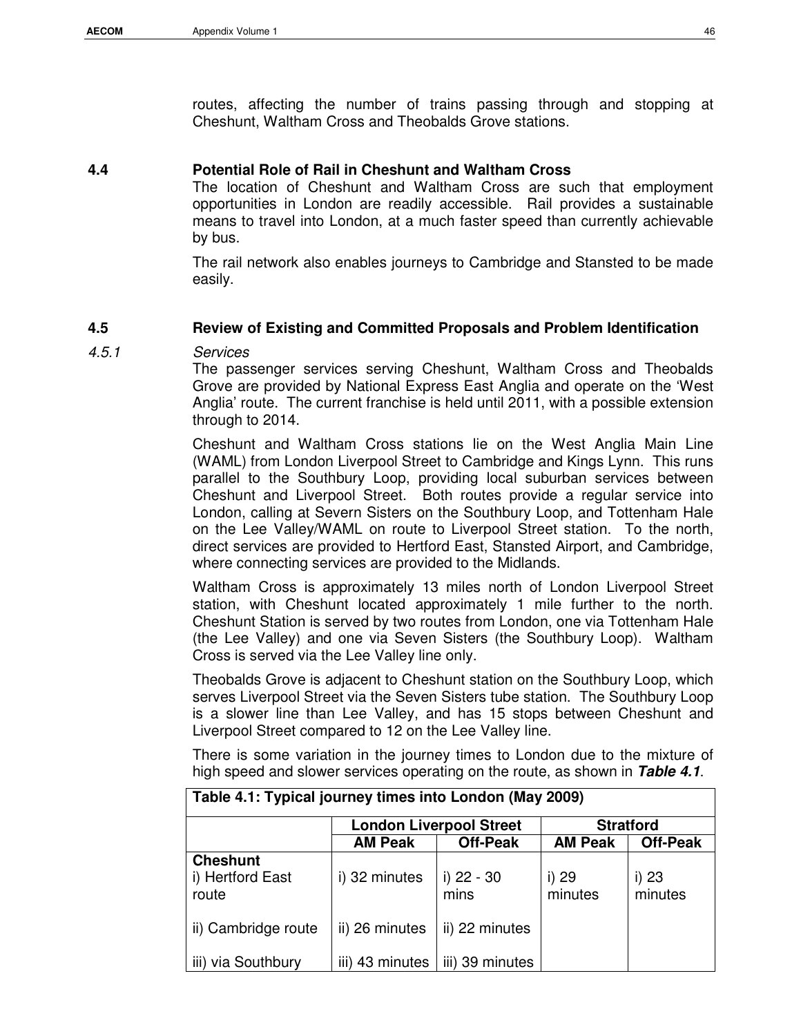routes, affecting the number of trains passing through and stopping at Cheshunt, Waltham Cross and Theobalds Grove stations.

## 4.4 Potential Role of Rail in Cheshunt and Waltham Cross

The location of Cheshunt and Waltham Cross are such that employment opportunities in London are readily accessible. Rail provides a sustainable means to travel into London, at a much faster speed than currently achievable by bus.

The rail network also enables journeys to Cambridge and Stansted to be made easily.

## 4.5 Review of Existing and Committed Proposals and Problem Identification

### *4.5.1 Services*

The passenger services serving Cheshunt, Waltham Cross and Theobalds Grove are provided by National Express East Anglia and operate on the 'West Anglia' route. The current franchise is held until 2011, with a possible extension through to 2014.

Cheshunt and Waltham Cross stations lie on the West Anglia Main Line (WAML) from London Liverpool Street to Cambridge and Kings Lynn. This runs parallel to the Southbury Loop, providing local suburban services between Cheshunt and Liverpool Street. Both routes provide a regular service into London, calling at Severn Sisters on the Southbury Loop, and Tottenham Hale on the Lee Valley/WAML on route to Liverpool Street station. To the north, direct services are provided to Hertford East, Stansted Airport, and Cambridge, where connecting services are provided to the Midlands.

Waltham Cross is approximately 13 miles north of London Liverpool Street station, with Cheshunt located approximately 1 mile further to the north. Cheshunt Station is served by two routes from London, one via Tottenham Hale (the Lee Valley) and one via Seven Sisters (the Southbury Loop). Waltham Cross is served via the Lee Valley line only.

Theobalds Grove is adjacent to Cheshunt station on the Southbury Loop, which serves Liverpool Street via the Seven Sisters tube station. The Southbury Loop is a slower line than Lee Valley, and has 15 stops between Cheshunt and Liverpool Street compared to 12 on the Lee Valley line.

There is some variation in the journey times to London due to the mixture of high speed and slower services operating on the route, as shown in ***Table 4.1***.

**Table 4.1: Typical journey times into London (May 2009)**

| | London Liverpool Street | | Stratford | |
|---|---|---|---|---|
| | **AM Peak** | **Off-Peak** | **AM Peak** | **Off-Peak** |
| **Cheshunt**<br>i) Hertford East route | i) 32 minutes | i) 22 - 30 mins | i) 29 minutes | i) 23 minutes |
| ii) Cambridge route | ii) 26 minutes | ii) 22 minutes | | |
| iii) via Southbury | iii) 43 minutes | iii) 39 minutes | | |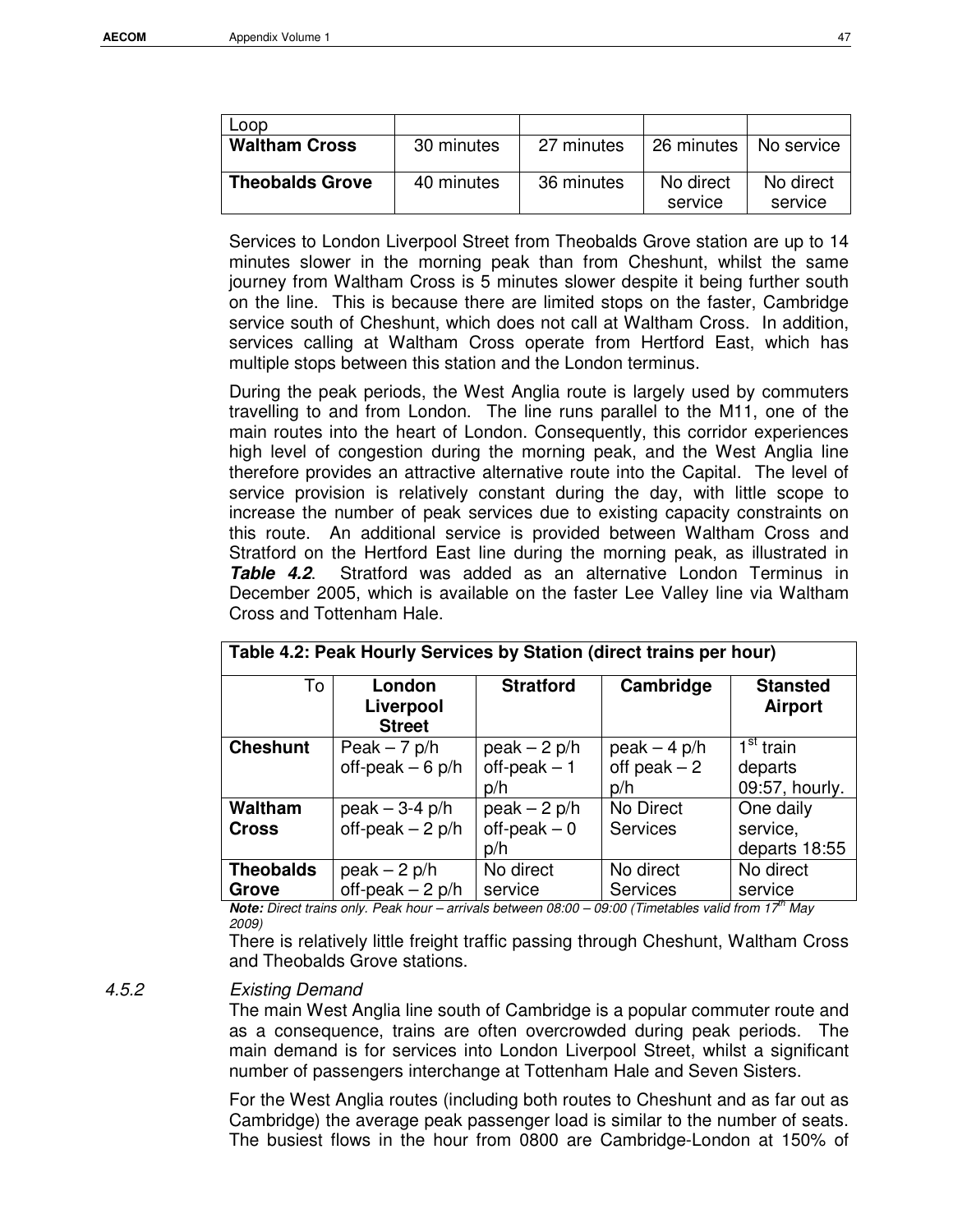| Loop | | | | |
|---|---|---|---|---|
| **Waltham Cross** | 30 minutes | 27 minutes | 26 minutes | No service |
| **Theobalds Grove** | 40 minutes | 36 minutes | No direct service | No direct service |

Services to London Liverpool Street from Theobalds Grove station are up to 14 minutes slower in the morning peak than from Cheshunt, whilst the same journey from Waltham Cross is 5 minutes slower despite it being further south on the line. This is because there are limited stops on the faster, Cambridge service south of Cheshunt, which does not call at Waltham Cross. In addition, services calling at Waltham Cross operate from Hertford East, which has multiple stops between this station and the London terminus.

During the peak periods, the West Anglia route is largely used by commuters travelling to and from London. The line runs parallel to the M11, one of the main routes into the heart of London. Consequently, this corridor experiences high level of congestion during the morning peak, and the West Anglia line therefore provides an attractive alternative route into the Capital. The level of service provision is relatively constant during the day, with little scope to increase the number of peak services due to existing capacity constraints on this route. An additional service is provided between Waltham Cross and Stratford on the Hertford East line during the morning peak, as illustrated in ***Table 4.2***. Stratford was added as an alternative London Terminus in December 2005, which is available on the faster Lee Valley line via Waltham Cross and Tottenham Hale.

**Table 4.2: Peak Hourly Services by Station (direct trains per hour)**

| To | **London Liverpool Street** | **Stratford** | **Cambridge** | **Stansted Airport** |
|---|---|---|---|---|
| **Cheshunt** | Peak – 7 p/h<br>off-peak – 6 p/h | peak – 2 p/h<br>off-peak – 1 p/h | peak – 4 p/h<br>off peak – 2 p/h | 1st train departs 09:57, hourly. |
| **Waltham Cross** | peak – 3-4 p/h<br>off-peak – 2 p/h | peak – 2 p/h<br>off-peak – 0 p/h | No Direct Services | One daily service, departs 18:55 |
| **Theobalds Grove** | peak – 2 p/h<br>off-peak – 2 p/h | No direct service | No direct Services | No direct service |

***Note:*** *Direct trains only. Peak hour – arrivals between 08:00 – 09:00 (Timetables valid from 17th May 2009)*

There is relatively little freight traffic passing through Cheshunt, Waltham Cross and Theobalds Grove stations.

### 4.5.2 *Existing Demand*

The main West Anglia line south of Cambridge is a popular commuter route and as a consequence, trains are often overcrowded during peak periods. The main demand is for services into London Liverpool Street, whilst a significant number of passengers interchange at Tottenham Hale and Seven Sisters.

For the West Anglia routes (including both routes to Cheshunt and as far out as Cambridge) the average peak passenger load is similar to the number of seats. The busiest flows in the hour from 0800 are Cambridge-London at 150% of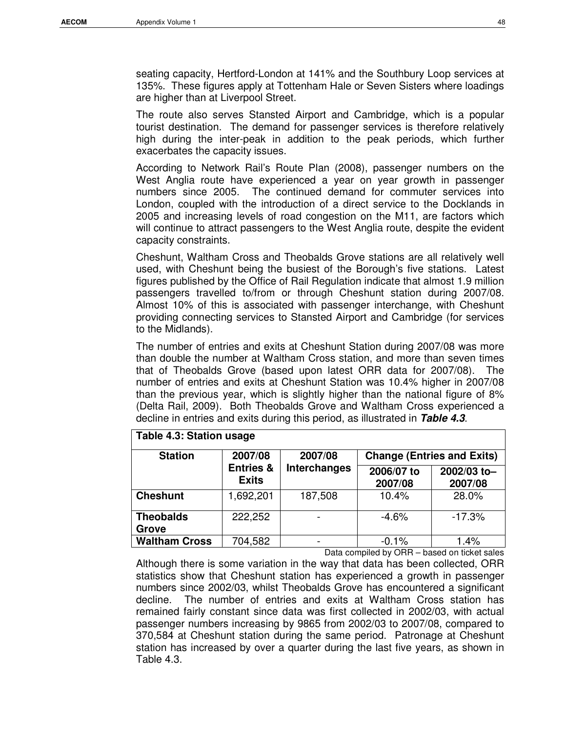seating capacity, Hertford-London at 141% and the Southbury Loop services at 135%. These figures apply at Tottenham Hale or Seven Sisters where loadings are higher than at Liverpool Street.

The route also serves Stansted Airport and Cambridge, which is a popular tourist destination. The demand for passenger services is therefore relatively high during the inter-peak in addition to the peak periods, which further exacerbates the capacity issues.

According to Network Rail's Route Plan (2008), passenger numbers on the West Anglia route have experienced a year on year growth in passenger numbers since 2005. The continued demand for commuter services into London, coupled with the introduction of a direct service to the Docklands in 2005 and increasing levels of road congestion on the M11, are factors which will continue to attract passengers to the West Anglia route, despite the evident capacity constraints.

Cheshunt, Waltham Cross and Theobalds Grove stations are all relatively well used, with Cheshunt being the busiest of the Borough's five stations. Latest figures published by the Office of Rail Regulation indicate that almost 1.9 million passengers travelled to/from or through Cheshunt station during 2007/08. Almost 10% of this is associated with passenger interchange, with Cheshunt providing connecting services to Stansted Airport and Cambridge (for services to the Midlands).

The number of entries and exits at Cheshunt Station during 2007/08 was more than double the number at Waltham Cross station, and more than seven times that of Theobalds Grove (based upon latest ORR data for 2007/08). The number of entries and exits at Cheshunt Station was 10.4% higher in 2007/08 than the previous year, which is slightly higher than the national figure of 8% (Delta Rail, 2009). Both Theobalds Grove and Waltham Cross experienced a decline in entries and exits during this period, as illustrated in ***Table 4.3***.

**Table 4.3: Station usage**

| Station | 2007/08 Entries & Exits | 2007/08 Interchanges | Change (Entries and Exits) | |
|---|---|---|---|---|
| | | | 2006/07 to 2007/08 | 2002/03 to–2007/08 |
| **Cheshunt** | 1,692,201 | 187,508 | 10.4% | 28.0% |
| **Theobalds Grove** | 222,252 | - | -4.6% | -17.3% |
| **Waltham Cross** | 704,582 | - | -0.1% | 1.4% |

Data compiled by ORR – based on ticket sales

Although there is some variation in the way that data has been collected, ORR statistics show that Cheshunt station has experienced a growth in passenger numbers since 2002/03, whilst Theobalds Grove has encountered a significant decline. The number of entries and exits at Waltham Cross station has remained fairly constant since data was first collected in 2002/03, with actual passenger numbers increasing by 9865 from 2002/03 to 2007/08, compared to 370,584 at Cheshunt station during the same period. Patronage at Cheshunt station has increased by over a quarter during the last five years, as shown in Table 4.3.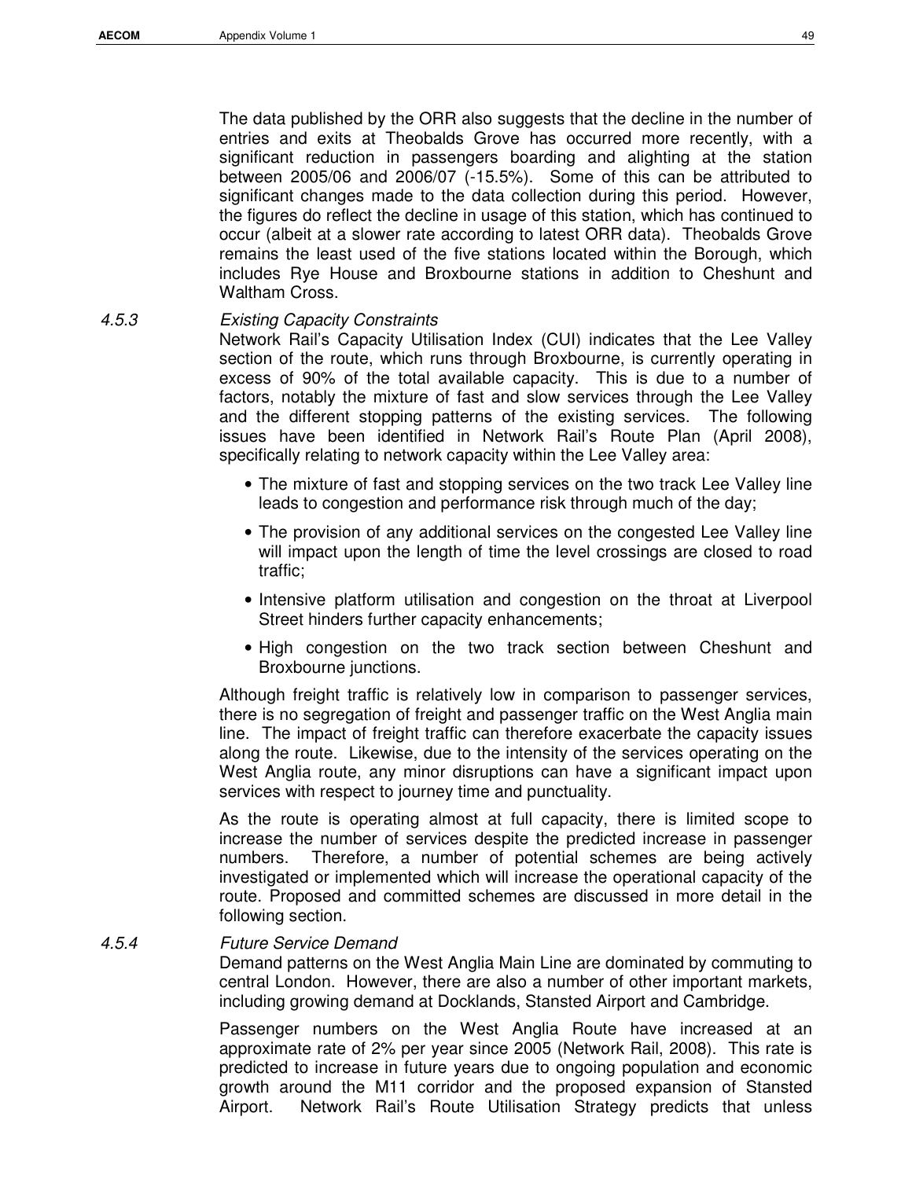The data published by the ORR also suggests that the decline in the number of entries and exits at Theobalds Grove has occurred more recently, with a significant reduction in passengers boarding and alighting at the station between 2005/06 and 2006/07 (-15.5%). Some of this can be attributed to significant changes made to the data collection during this period. However, the figures do reflect the decline in usage of this station, which has continued to occur (albeit at a slower rate according to latest ORR data). Theobalds Grove remains the least used of the five stations located within the Borough, which includes Rye House and Broxbourne stations in addition to Cheshunt and Waltham Cross.

### 4.5.3 *Existing Capacity Constraints*

Network Rail's Capacity Utilisation Index (CUI) indicates that the Lee Valley section of the route, which runs through Broxbourne, is currently operating in excess of 90% of the total available capacity. This is due to a number of factors, notably the mixture of fast and slow services through the Lee Valley and the different stopping patterns of the existing services. The following issues have been identified in Network Rail's Route Plan (April 2008), specifically relating to network capacity within the Lee Valley area:

- The mixture of fast and stopping services on the two track Lee Valley line leads to congestion and performance risk through much of the day;
- The provision of any additional services on the congested Lee Valley line will impact upon the length of time the level crossings are closed to road traffic;
- Intensive platform utilisation and congestion on the throat at Liverpool Street hinders further capacity enhancements;
- High congestion on the two track section between Cheshunt and Broxbourne junctions.

Although freight traffic is relatively low in comparison to passenger services, there is no segregation of freight and passenger traffic on the West Anglia main line. The impact of freight traffic can therefore exacerbate the capacity issues along the route. Likewise, due to the intensity of the services operating on the West Anglia route, any minor disruptions can have a significant impact upon services with respect to journey time and punctuality.

As the route is operating almost at full capacity, there is limited scope to increase the number of services despite the predicted increase in passenger numbers. Therefore, a number of potential schemes are being actively investigated or implemented which will increase the operational capacity of the route. Proposed and committed schemes are discussed in more detail in the following section.

### 4.5.4 *Future Service Demand*

Demand patterns on the West Anglia Main Line are dominated by commuting to central London. However, there are also a number of other important markets, including growing demand at Docklands, Stansted Airport and Cambridge.

Passenger numbers on the West Anglia Route have increased at an approximate rate of 2% per year since 2005 (Network Rail, 2008). This rate is predicted to increase in future years due to ongoing population and economic growth around the M11 corridor and the proposed expansion of Stansted Airport. Network Rail's Route Utilisation Strategy predicts that unless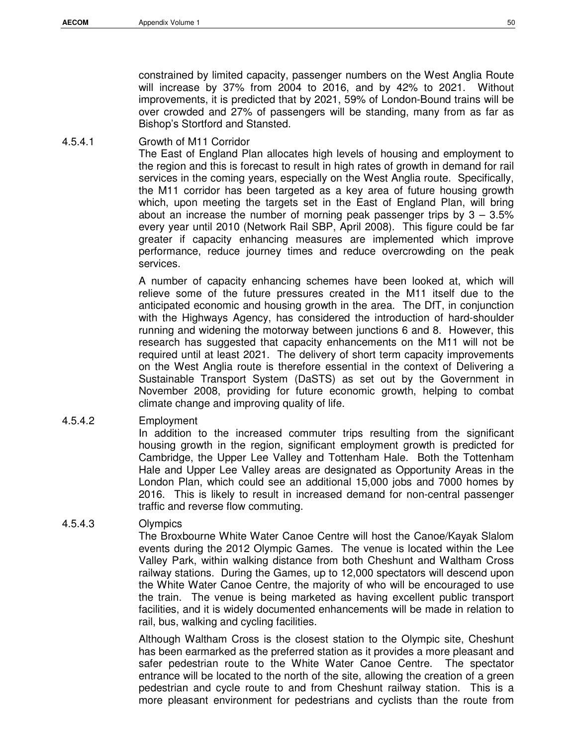constrained by limited capacity, passenger numbers on the West Anglia Route will increase by 37% from 2004 to 2016, and by 42% to 2021. Without improvements, it is predicted that by 2021, 59% of London-Bound trains will be over crowded and 27% of passengers will be standing, many from as far as Bishop's Stortford and Stansted.

#### 4.5.4.1 Growth of M11 Corridor

The East of England Plan allocates high levels of housing and employment to the region and this is forecast to result in high rates of growth in demand for rail services in the coming years, especially on the West Anglia route. Specifically, the M11 corridor has been targeted as a key area of future housing growth which, upon meeting the targets set in the East of England Plan, will bring about an increase the number of morning peak passenger trips by 3 – 3.5% every year until 2010 (Network Rail SBP, April 2008). This figure could be far greater if capacity enhancing measures are implemented which improve performance, reduce journey times and reduce overcrowding on the peak services.

A number of capacity enhancing schemes have been looked at, which will relieve some of the future pressures created in the M11 itself due to the anticipated economic and housing growth in the area. The DfT, in conjunction with the Highways Agency, has considered the introduction of hard-shoulder running and widening the motorway between junctions 6 and 8. However, this research has suggested that capacity enhancements on the M11 will not be required until at least 2021. The delivery of short term capacity improvements on the West Anglia route is therefore essential in the context of Delivering a Sustainable Transport System (DaSTS) as set out by the Government in November 2008, providing for future economic growth, helping to combat climate change and improving quality of life.

#### 4.5.4.2 Employment

In addition to the increased commuter trips resulting from the significant housing growth in the region, significant employment growth is predicted for Cambridge, the Upper Lee Valley and Tottenham Hale. Both the Tottenham Hale and Upper Lee Valley areas are designated as Opportunity Areas in the London Plan, which could see an additional 15,000 jobs and 7000 homes by 2016. This is likely to result in increased demand for non-central passenger traffic and reverse flow commuting.

#### 4.5.4.3 Olympics

The Broxbourne White Water Canoe Centre will host the Canoe/Kayak Slalom events during the 2012 Olympic Games. The venue is located within the Lee Valley Park, within walking distance from both Cheshunt and Waltham Cross railway stations. During the Games, up to 12,000 spectators will descend upon the White Water Canoe Centre, the majority of who will be encouraged to use the train. The venue is being marketed as having excellent public transport facilities, and it is widely documented enhancements will be made in relation to rail, bus, walking and cycling facilities.

Although Waltham Cross is the closest station to the Olympic site, Cheshunt has been earmarked as the preferred station as it provides a more pleasant and safer pedestrian route to the White Water Canoe Centre. The spectator entrance will be located to the north of the site, allowing the creation of a green pedestrian and cycle route to and from Cheshunt railway station. This is a more pleasant environment for pedestrians and cyclists than the route from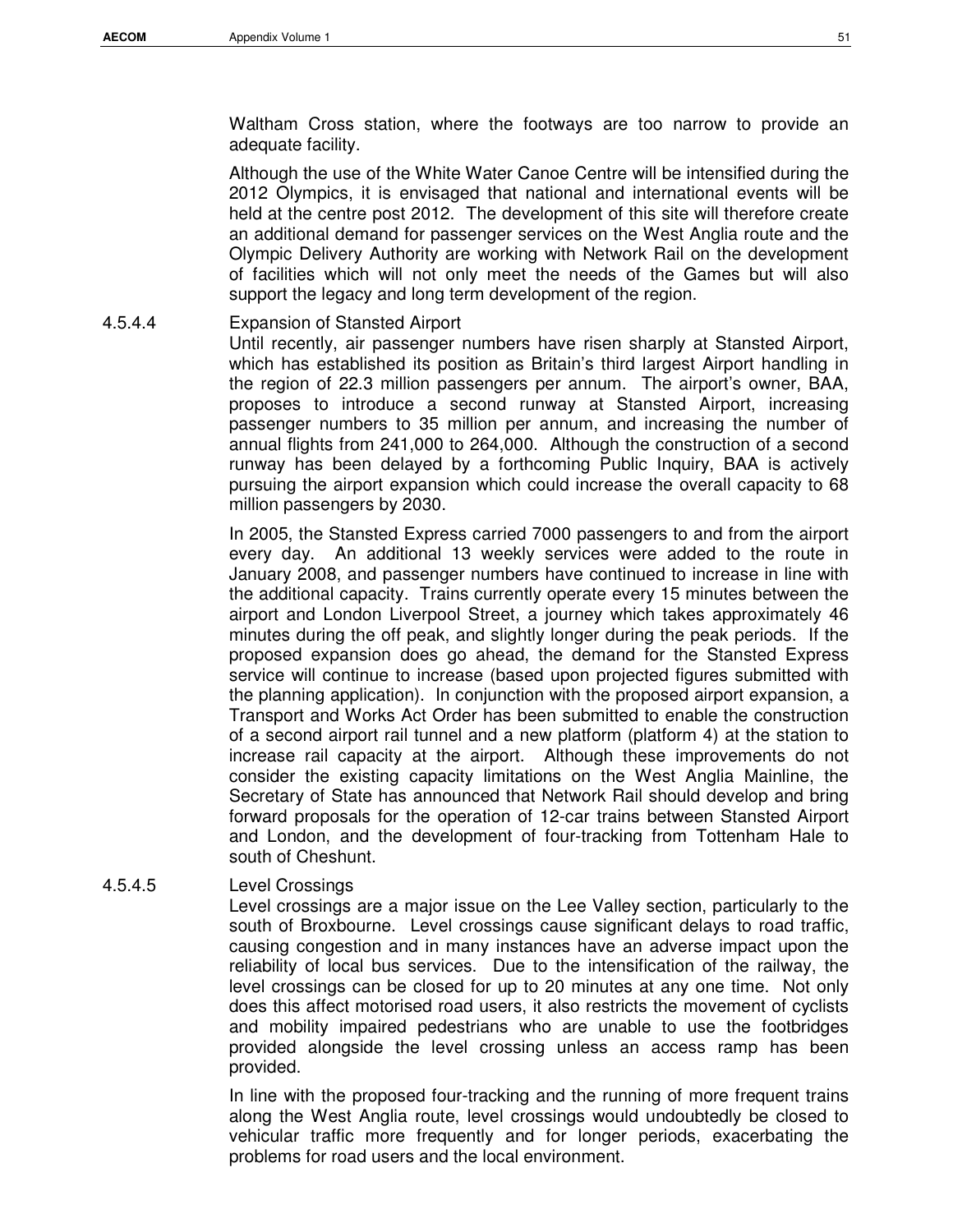Waltham Cross station, where the footways are too narrow to provide an adequate facility.

Although the use of the White Water Canoe Centre will be intensified during the 2012 Olympics, it is envisaged that national and international events will be held at the centre post 2012. The development of this site will therefore create an additional demand for passenger services on the West Anglia route and the Olympic Delivery Authority are working with Network Rail on the development of facilities which will not only meet the needs of the Games but will also support the legacy and long term development of the region.

#### 4.5.4.4 Expansion of Stansted Airport

Until recently, air passenger numbers have risen sharply at Stansted Airport, which has established its position as Britain's third largest Airport handling in the region of 22.3 million passengers per annum. The airport's owner, BAA, proposes to introduce a second runway at Stansted Airport, increasing passenger numbers to 35 million per annum, and increasing the number of annual flights from 241,000 to 264,000. Although the construction of a second runway has been delayed by a forthcoming Public Inquiry, BAA is actively pursuing the airport expansion which could increase the overall capacity to 68 million passengers by 2030.

In 2005, the Stansted Express carried 7000 passengers to and from the airport every day. An additional 13 weekly services were added to the route in January 2008, and passenger numbers have continued to increase in line with the additional capacity. Trains currently operate every 15 minutes between the airport and London Liverpool Street, a journey which takes approximately 46 minutes during the off peak, and slightly longer during the peak periods. If the proposed expansion does go ahead, the demand for the Stansted Express service will continue to increase (based upon projected figures submitted with the planning application). In conjunction with the proposed airport expansion, a Transport and Works Act Order has been submitted to enable the construction of a second airport rail tunnel and a new platform (platform 4) at the station to increase rail capacity at the airport. Although these improvements do not consider the existing capacity limitations on the West Anglia Mainline, the Secretary of State has announced that Network Rail should develop and bring forward proposals for the operation of 12-car trains between Stansted Airport and London, and the development of four-tracking from Tottenham Hale to south of Cheshunt.

#### 4.5.4.5 Level Crossings

Level crossings are a major issue on the Lee Valley section, particularly to the south of Broxbourne. Level crossings cause significant delays to road traffic, causing congestion and in many instances have an adverse impact upon the reliability of local bus services. Due to the intensification of the railway, the level crossings can be closed for up to 20 minutes at any one time. Not only does this affect motorised road users, it also restricts the movement of cyclists and mobility impaired pedestrians who are unable to use the footbridges provided alongside the level crossing unless an access ramp has been provided.

In line with the proposed four-tracking and the running of more frequent trains along the West Anglia route, level crossings would undoubtedly be closed to vehicular traffic more frequently and for longer periods, exacerbating the problems for road users and the local environment.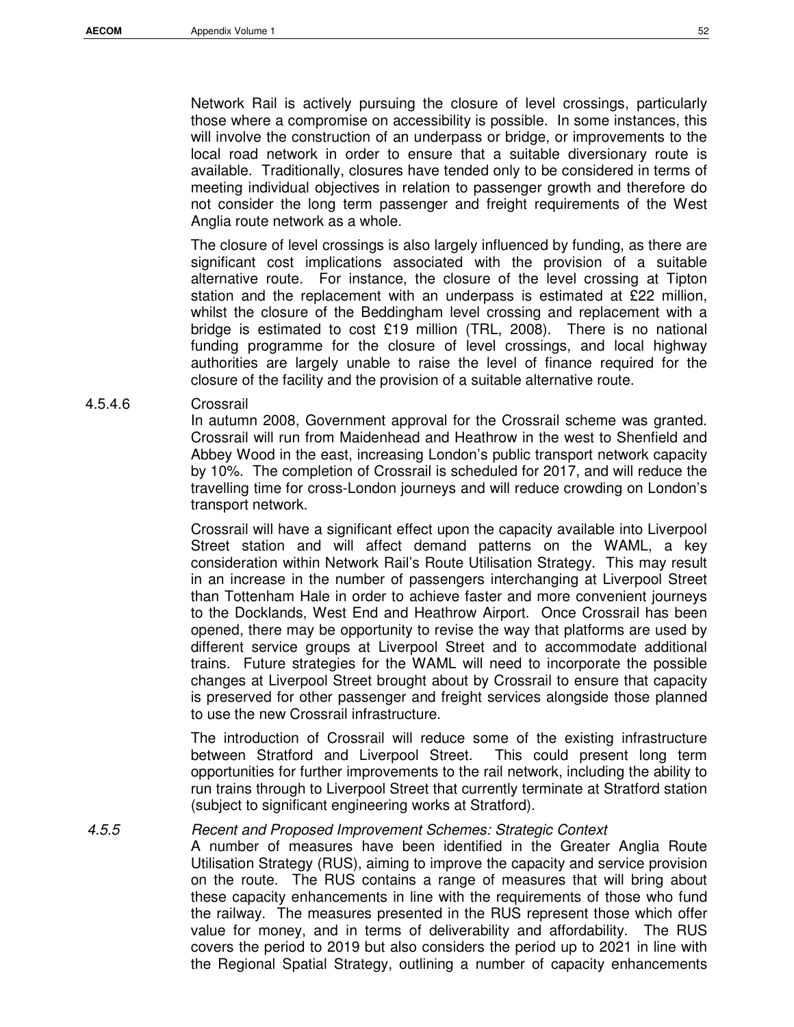Network Rail is actively pursuing the closure of level crossings, particularly those where a compromise on accessibility is possible. In some instances, this will involve the construction of an underpass or bridge, or improvements to the local road network in order to ensure that a suitable diversionary route is available. Traditionally, closures have tended only to be considered in terms of meeting individual objectives in relation to passenger growth and therefore do not consider the long term passenger and freight requirements of the West Anglia route network as a whole.

The closure of level crossings is also largely influenced by funding, as there are significant cost implications associated with the provision of a suitable alternative route. For instance, the closure of the level crossing at Tipton station and the replacement with an underpass is estimated at £22 million, whilst the closure of the Beddingham level crossing and replacement with a bridge is estimated to cost £19 million (TRL, 2008). There is no national funding programme for the closure of level crossings, and local highway authorities are largely unable to raise the level of finance required for the closure of the facility and the provision of a suitable alternative route.

#### 4.5.4.6 Crossrail

In autumn 2008, Government approval for the Crossrail scheme was granted. Crossrail will run from Maidenhead and Heathrow in the west to Shenfield and Abbey Wood in the east, increasing London's public transport network capacity by 10%. The completion of Crossrail is scheduled for 2017, and will reduce the travelling time for cross-London journeys and will reduce crowding on London's transport network.

Crossrail will have a significant effect upon the capacity available into Liverpool Street station and will affect demand patterns on the WAML, a key consideration within Network Rail's Route Utilisation Strategy. This may result in an increase in the number of passengers interchanging at Liverpool Street than Tottenham Hale in order to achieve faster and more convenient journeys to the Docklands, West End and Heathrow Airport. Once Crossrail has been opened, there may be opportunity to revise the way that platforms are used by different service groups at Liverpool Street and to accommodate additional trains. Future strategies for the WAML will need to incorporate the possible changes at Liverpool Street brought about by Crossrail to ensure that capacity is preserved for other passenger and freight services alongside those planned to use the new Crossrail infrastructure.

The introduction of Crossrail will reduce some of the existing infrastructure between Stratford and Liverpool Street. This could present long term opportunities for further improvements to the rail network, including the ability to run trains through to Liverpool Street that currently terminate at Stratford station (subject to significant engineering works at Stratford).

### *4.5.5 Recent and Proposed Improvement Schemes: Strategic Context*

A number of measures have been identified in the Greater Anglia Route Utilisation Strategy (RUS), aiming to improve the capacity and service provision on the route. The RUS contains a range of measures that will bring about these capacity enhancements in line with the requirements of those who fund the railway. The measures presented in the RUS represent those which offer value for money, and in terms of deliverability and affordability. The RUS covers the period to 2019 but also considers the period up to 2021 in line with the Regional Spatial Strategy, outlining a number of capacity enhancements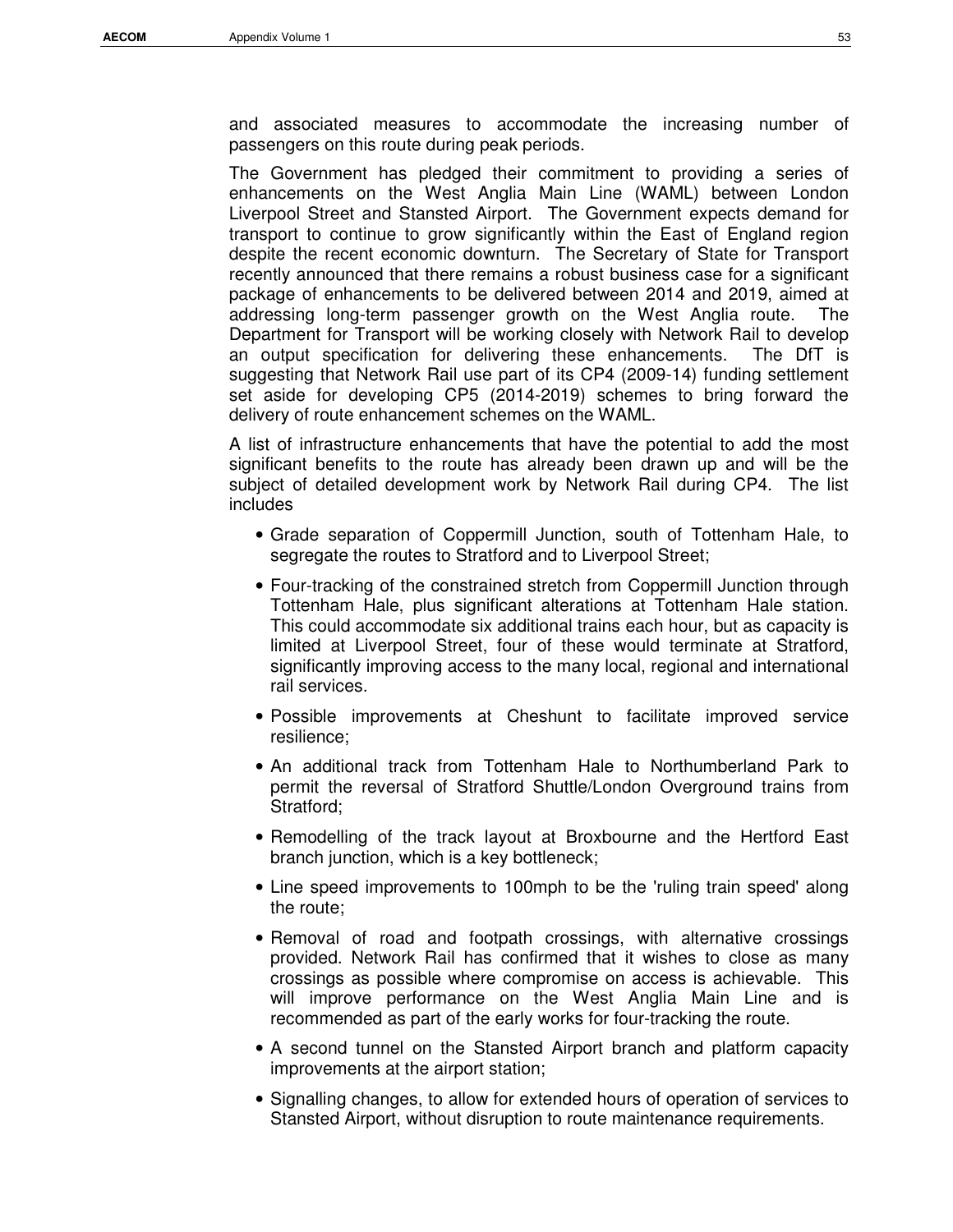and associated measures to accommodate the increasing number of passengers on this route during peak periods.

The Government has pledged their commitment to providing a series of enhancements on the West Anglia Main Line (WAML) between London Liverpool Street and Stansted Airport. The Government expects demand for transport to continue to grow significantly within the East of England region despite the recent economic downturn. The Secretary of State for Transport recently announced that there remains a robust business case for a significant package of enhancements to be delivered between 2014 and 2019, aimed at addressing long-term passenger growth on the West Anglia route. The Department for Transport will be working closely with Network Rail to develop an output specification for delivering these enhancements. The DfT is suggesting that Network Rail use part of its CP4 (2009-14) funding settlement set aside for developing CP5 (2014-2019) schemes to bring forward the delivery of route enhancement schemes on the WAML.

A list of infrastructure enhancements that have the potential to add the most significant benefits to the route has already been drawn up and will be the subject of detailed development work by Network Rail during CP4. The list includes

- Grade separation of Coppermill Junction, south of Tottenham Hale, to segregate the routes to Stratford and to Liverpool Street;
- Four-tracking of the constrained stretch from Coppermill Junction through Tottenham Hale, plus significant alterations at Tottenham Hale station. This could accommodate six additional trains each hour, but as capacity is limited at Liverpool Street, four of these would terminate at Stratford, significantly improving access to the many local, regional and international rail services.
- Possible improvements at Cheshunt to facilitate improved service resilience;
- An additional track from Tottenham Hale to Northumberland Park to permit the reversal of Stratford Shuttle/London Overground trains from Stratford;
- Remodelling of the track layout at Broxbourne and the Hertford East branch junction, which is a key bottleneck;
- Line speed improvements to 100mph to be the 'ruling train speed' along the route;
- Removal of road and footpath crossings, with alternative crossings provided. Network Rail has confirmed that it wishes to close as many crossings as possible where compromise on access is achievable. This will improve performance on the West Anglia Main Line and is recommended as part of the early works for four-tracking the route.
- A second tunnel on the Stansted Airport branch and platform capacity improvements at the airport station;
- Signalling changes, to allow for extended hours of operation of services to Stansted Airport, without disruption to route maintenance requirements.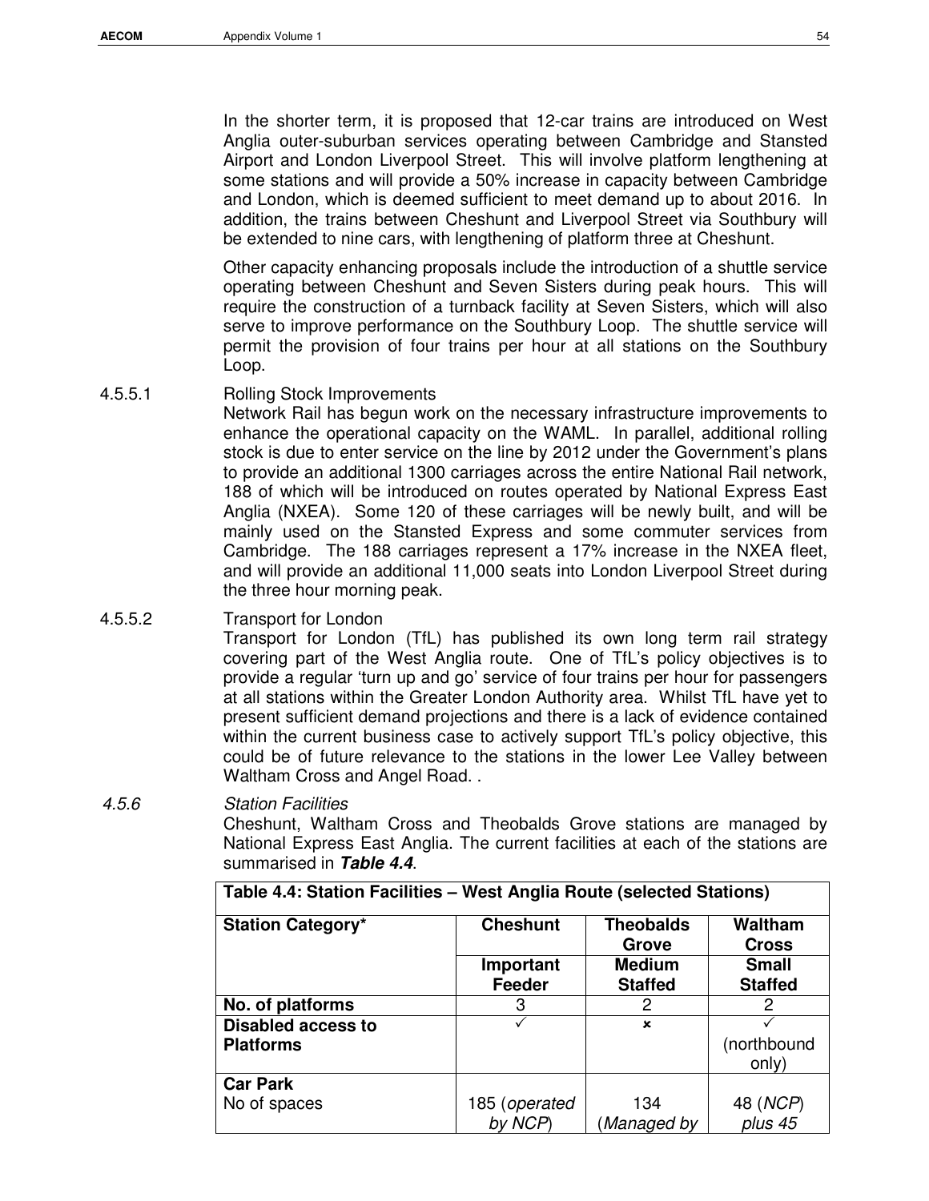In the shorter term, it is proposed that 12-car trains are introduced on West Anglia outer-suburban services operating between Cambridge and Stansted Airport and London Liverpool Street. This will involve platform lengthening at some stations and will provide a 50% increase in capacity between Cambridge and London, which is deemed sufficient to meet demand up to about 2016. In addition, the trains between Cheshunt and Liverpool Street via Southbury will be extended to nine cars, with lengthening of platform three at Cheshunt.

Other capacity enhancing proposals include the introduction of a shuttle service operating between Cheshunt and Seven Sisters during peak hours. This will require the construction of a turnback facility at Seven Sisters, which will also serve to improve performance on the Southbury Loop. The shuttle service will permit the provision of four trains per hour at all stations on the Southbury Loop.

4.5.5.1 Rolling Stock Improvements

Network Rail has begun work on the necessary infrastructure improvements to enhance the operational capacity on the WAML. In parallel, additional rolling stock is due to enter service on the line by 2012 under the Government's plans to provide an additional 1300 carriages across the entire National Rail network, 188 of which will be introduced on routes operated by National Express East Anglia (NXEA). Some 120 of these carriages will be newly built, and will be mainly used on the Stansted Express and some commuter services from Cambridge. The 188 carriages represent a 17% increase in the NXEA fleet, and will provide an additional 11,000 seats into London Liverpool Street during the three hour morning peak.

4.5.5.2 Transport for London

Transport for London (TfL) has published its own long term rail strategy covering part of the West Anglia route. One of TfL's policy objectives is to provide a regular 'turn up and go' service of four trains per hour for passengers at all stations within the Greater London Authority area. Whilst TfL have yet to present sufficient demand projections and there is a lack of evidence contained within the current business case to actively support TfL's policy objective, this could be of future relevance to the stations in the lower Lee Valley between Waltham Cross and Angel Road. .

*4.5.6 Station Facilities*

Cheshunt, Waltham Cross and Theobalds Grove stations are managed by National Express East Anglia. The current facilities at each of the stations are summarised in ***Table 4.4***.

**Table 4.4: Station Facilities – West Anglia Route (selected Stations)**

| **Station Category*** | **Cheshunt** | **Theobalds Grove** | **Waltham Cross** |
|---|---|---|---|
| | **Important Feeder** | **Medium Staffed** | **Small Staffed** |
| **No. of platforms** | 3 | 2 | 2 |
| **Disabled access to Platforms** | ✓ | ✗ | ✓ (northbound only) |
| **Car Park** No of spaces | 185 (*operated by NCP*) | 134 (*Managed by* | 48 (*NCP*) *plus 45* |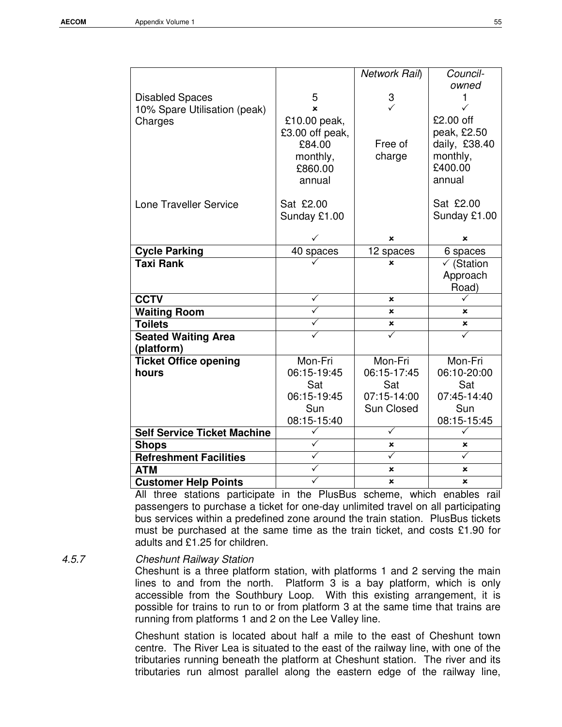|  |  | Network Rail) | Council-owned |
|---|---|---|---|
| Disabled Spaces<br>10% Spare Utilisation (peak)<br>Charges<br><br><br><br><br><br><br>Lone Traveller Service | 5<br>✗<br>£10.00 peak, £3.00 off peak, £84.00 monthly, £860.00 annual<br><br>Sat £2.00<br>Sunday £1.00<br><br>✓ | 3<br>✓<br><br>Free of charge<br><br><br><br><br><br>✗ | 1<br>✓<br>£2.00 off peak, £2.50 daily, £38.40 monthly, £400.00 annual<br><br>Sat £2.00<br>Sunday £1.00<br><br>✗ |
| **Cycle Parking** | 40 spaces | 12 spaces | 6 spaces |
| **Taxi Rank** | ✓ | ✗ | ✓ (Station Approach Road) |
| **CCTV** | ✓ | ✗ | ✓ |
| **Waiting Room** | ✓ | ✗ | ✗ |
| **Toilets** | ✓ | ✗ | ✗ |
| **Seated Waiting Area (platform)** | ✓ | ✓ | ✓ |
| **Ticket Office opening hours** | Mon-Fri 06:15-19:45<br>Sat 06:15-19:45<br>Sun 08:15-15:40 | Mon-Fri 06:15-17:45<br>Sat 07:15-14:00<br>Sun Closed | Mon-Fri 06:10-20:00<br>Sat 07:45-14:40<br>Sun 08:15-15:45 |
| **Self Service Ticket Machine** | ✓ | ✓ | ✓ |
| **Shops** | ✓ | ✗ | ✗ |
| **Refreshment Facilities** | ✓ | ✓ | ✓ |
| **ATM** | ✓ | ✗ | ✗ |
| **Customer Help Points** | ✓ | ✗ | ✗ |

All three stations participate in the PlusBus scheme, which enables rail passengers to purchase a ticket for one-day unlimited travel on all participating bus services within a predefined zone around the train station. PlusBus tickets must be purchased at the same time as the train ticket, and costs £1.90 for adults and £1.25 for children.

*4.5.7* *Cheshunt Railway Station*

Cheshunt is a three platform station, with platforms 1 and 2 serving the main lines to and from the north. Platform 3 is a bay platform, which is only accessible from the Southbury Loop. With this existing arrangement, it is possible for trains to run to or from platform 3 at the same time that trains are running from platforms 1 and 2 on the Lee Valley line.

Cheshunt station is located about half a mile to the east of Cheshunt town centre. The River Lea is situated to the east of the railway line, with one of the tributaries running beneath the platform at Cheshunt station. The river and its tributaries run almost parallel along the eastern edge of the railway line,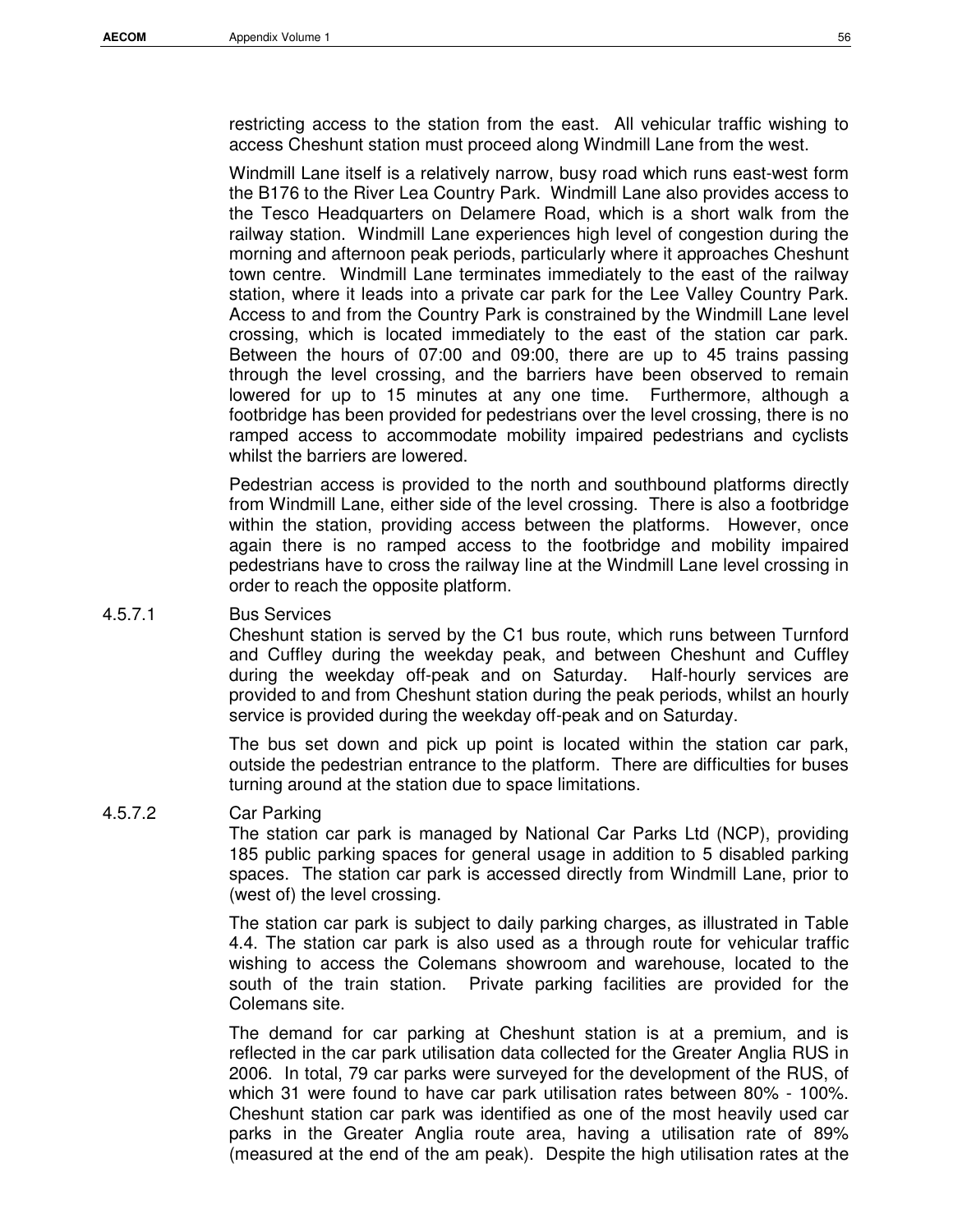restricting access to the station from the east. All vehicular traffic wishing to access Cheshunt station must proceed along Windmill Lane from the west.

Windmill Lane itself is a relatively narrow, busy road which runs east-west form the B176 to the River Lea Country Park. Windmill Lane also provides access to the Tesco Headquarters on Delamere Road, which is a short walk from the railway station. Windmill Lane experiences high level of congestion during the morning and afternoon peak periods, particularly where it approaches Cheshunt town centre. Windmill Lane terminates immediately to the east of the railway station, where it leads into a private car park for the Lee Valley Country Park. Access to and from the Country Park is constrained by the Windmill Lane level crossing, which is located immediately to the east of the station car park. Between the hours of 07:00 and 09:00, there are up to 45 trains passing through the level crossing, and the barriers have been observed to remain lowered for up to 15 minutes at any one time. Furthermore, although a footbridge has been provided for pedestrians over the level crossing, there is no ramped access to accommodate mobility impaired pedestrians and cyclists whilst the barriers are lowered.

Pedestrian access is provided to the north and southbound platforms directly from Windmill Lane, either side of the level crossing. There is also a footbridge within the station, providing access between the platforms. However, once again there is no ramped access to the footbridge and mobility impaired pedestrians have to cross the railway line at the Windmill Lane level crossing in order to reach the opposite platform.

#### 4.5.7.1 Bus Services

Cheshunt station is served by the C1 bus route, which runs between Turnford and Cuffley during the weekday peak, and between Cheshunt and Cuffley during the weekday off-peak and on Saturday. Half-hourly services are provided to and from Cheshunt station during the peak periods, whilst an hourly service is provided during the weekday off-peak and on Saturday.

The bus set down and pick up point is located within the station car park, outside the pedestrian entrance to the platform. There are difficulties for buses turning around at the station due to space limitations.

#### 4.5.7.2 Car Parking

The station car park is managed by National Car Parks Ltd (NCP), providing 185 public parking spaces for general usage in addition to 5 disabled parking spaces. The station car park is accessed directly from Windmill Lane, prior to (west of) the level crossing.

The station car park is subject to daily parking charges, as illustrated in Table 4.4. The station car park is also used as a through route for vehicular traffic wishing to access the Colemans showroom and warehouse, located to the south of the train station. Private parking facilities are provided for the Colemans site.

The demand for car parking at Cheshunt station is at a premium, and is reflected in the car park utilisation data collected for the Greater Anglia RUS in 2006. In total, 79 car parks were surveyed for the development of the RUS, of which 31 were found to have car park utilisation rates between 80% - 100%. Cheshunt station car park was identified as one of the most heavily used car parks in the Greater Anglia route area, having a utilisation rate of 89% (measured at the end of the am peak). Despite the high utilisation rates at the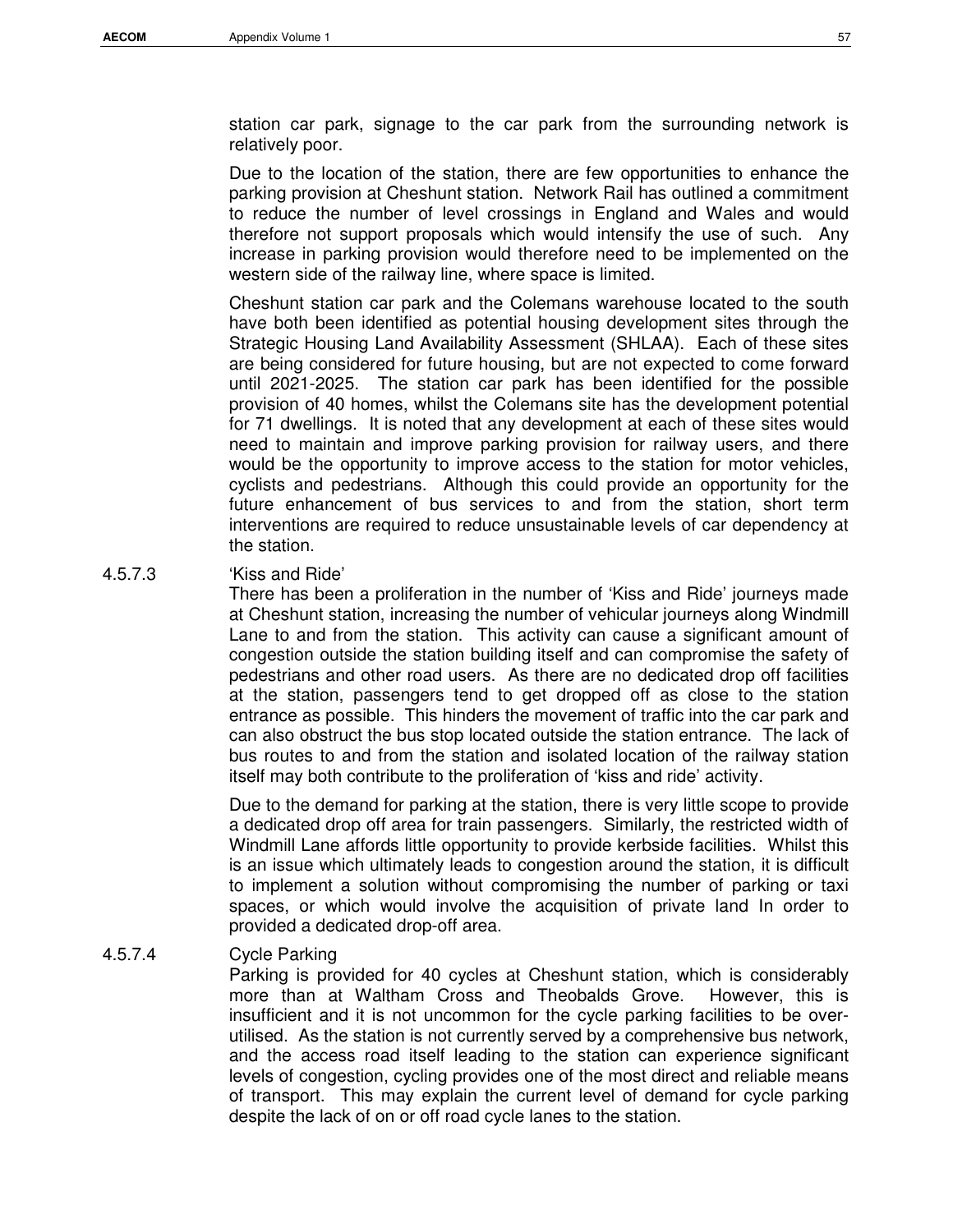station car park, signage to the car park from the surrounding network is relatively poor.

Due to the location of the station, there are few opportunities to enhance the parking provision at Cheshunt station. Network Rail has outlined a commitment to reduce the number of level crossings in England and Wales and would therefore not support proposals which would intensify the use of such. Any increase in parking provision would therefore need to be implemented on the western side of the railway line, where space is limited.

Cheshunt station car park and the Colemans warehouse located to the south have both been identified as potential housing development sites through the Strategic Housing Land Availability Assessment (SHLAA). Each of these sites are being considered for future housing, but are not expected to come forward until 2021-2025. The station car park has been identified for the possible provision of 40 homes, whilst the Colemans site has the development potential for 71 dwellings. It is noted that any development at each of these sites would need to maintain and improve parking provision for railway users, and there would be the opportunity to improve access to the station for motor vehicles, cyclists and pedestrians. Although this could provide an opportunity for the future enhancement of bus services to and from the station, short term interventions are required to reduce unsustainable levels of car dependency at the station.

#### 4.5.7.3 'Kiss and Ride'

There has been a proliferation in the number of 'Kiss and Ride' journeys made at Cheshunt station, increasing the number of vehicular journeys along Windmill Lane to and from the station. This activity can cause a significant amount of congestion outside the station building itself and can compromise the safety of pedestrians and other road users. As there are no dedicated drop off facilities at the station, passengers tend to get dropped off as close to the station entrance as possible. This hinders the movement of traffic into the car park and can also obstruct the bus stop located outside the station entrance. The lack of bus routes to and from the station and isolated location of the railway station itself may both contribute to the proliferation of 'kiss and ride' activity.

Due to the demand for parking at the station, there is very little scope to provide a dedicated drop off area for train passengers. Similarly, the restricted width of Windmill Lane affords little opportunity to provide kerbside facilities. Whilst this is an issue which ultimately leads to congestion around the station, it is difficult to implement a solution without compromising the number of parking or taxi spaces, or which would involve the acquisition of private land In order to provided a dedicated drop-off area.

#### 4.5.7.4 Cycle Parking

Parking is provided for 40 cycles at Cheshunt station, which is considerably more than at Waltham Cross and Theobalds Grove. However, this is insufficient and it is not uncommon for the cycle parking facilities to be over-utilised. As the station is not currently served by a comprehensive bus network, and the access road itself leading to the station can experience significant levels of congestion, cycling provides one of the most direct and reliable means of transport. This may explain the current level of demand for cycle parking despite the lack of on or off road cycle lanes to the station.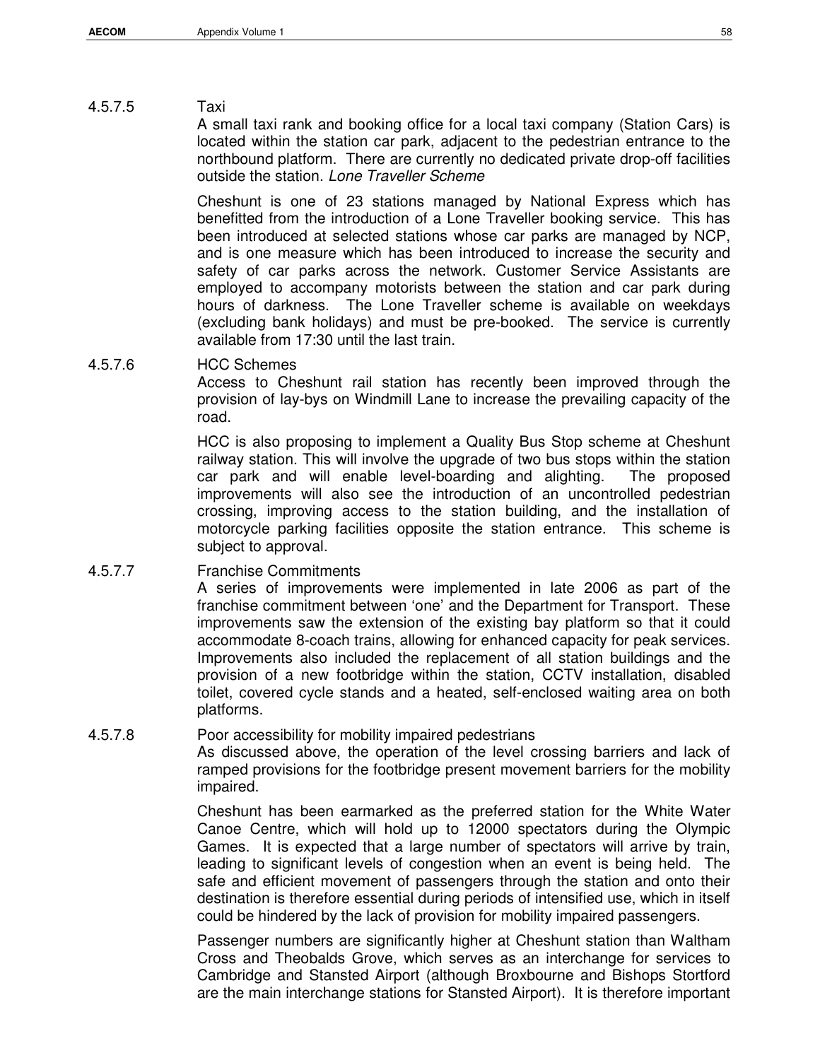#### 4.5.7.5 Taxi

A small taxi rank and booking office for a local taxi company (Station Cars) is located within the station car park, adjacent to the pedestrian entrance to the northbound platform. There are currently no dedicated private drop-off facilities outside the station. *Lone Traveller Scheme*

Cheshunt is one of 23 stations managed by National Express which has benefitted from the introduction of a Lone Traveller booking service. This has been introduced at selected stations whose car parks are managed by NCP, and is one measure which has been introduced to increase the security and safety of car parks across the network. Customer Service Assistants are employed to accompany motorists between the station and car park during hours of darkness. The Lone Traveller scheme is available on weekdays (excluding bank holidays) and must be pre-booked. The service is currently available from 17:30 until the last train.

#### 4.5.7.6 HCC Schemes

Access to Cheshunt rail station has recently been improved through the provision of lay-bys on Windmill Lane to increase the prevailing capacity of the road.

HCC is also proposing to implement a Quality Bus Stop scheme at Cheshunt railway station. This will involve the upgrade of two bus stops within the station car park and will enable level-boarding and alighting. The proposed improvements will also see the introduction of an uncontrolled pedestrian crossing, improving access to the station building, and the installation of motorcycle parking facilities opposite the station entrance. This scheme is subject to approval.

#### 4.5.7.7 Franchise Commitments

A series of improvements were implemented in late 2006 as part of the franchise commitment between 'one' and the Department for Transport. These improvements saw the extension of the existing bay platform so that it could accommodate 8-coach trains, allowing for enhanced capacity for peak services. Improvements also included the replacement of all station buildings and the provision of a new footbridge within the station, CCTV installation, disabled toilet, covered cycle stands and a heated, self-enclosed waiting area on both platforms.

#### 4.5.7.8 Poor accessibility for mobility impaired pedestrians

As discussed above, the operation of the level crossing barriers and lack of ramped provisions for the footbridge present movement barriers for the mobility impaired.

Cheshunt has been earmarked as the preferred station for the White Water Canoe Centre, which will hold up to 12000 spectators during the Olympic Games. It is expected that a large number of spectators will arrive by train, leading to significant levels of congestion when an event is being held. The safe and efficient movement of passengers through the station and onto their destination is therefore essential during periods of intensified use, which in itself could be hindered by the lack of provision for mobility impaired passengers.

Passenger numbers are significantly higher at Cheshunt station than Waltham Cross and Theobalds Grove, which serves as an interchange for services to Cambridge and Stansted Airport (although Broxbourne and Bishops Stortford are the main interchange stations for Stansted Airport). It is therefore important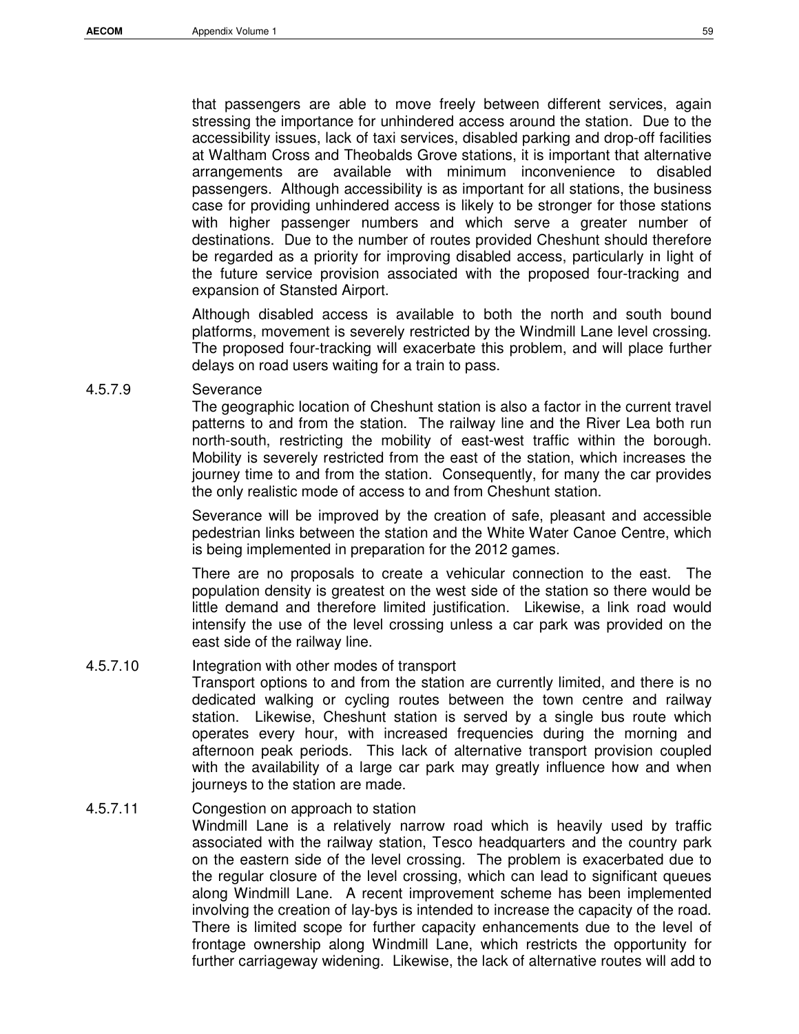that passengers are able to move freely between different services, again stressing the importance for unhindered access around the station. Due to the accessibility issues, lack of taxi services, disabled parking and drop-off facilities at Waltham Cross and Theobalds Grove stations, it is important that alternative arrangements are available with minimum inconvenience to disabled passengers. Although accessibility is as important for all stations, the business case for providing unhindered access is likely to be stronger for those stations with higher passenger numbers and which serve a greater number of destinations. Due to the number of routes provided Cheshunt should therefore be regarded as a priority for improving disabled access, particularly in light of the future service provision associated with the proposed four-tracking and expansion of Stansted Airport.

Although disabled access is available to both the north and south bound platforms, movement is severely restricted by the Windmill Lane level crossing. The proposed four-tracking will exacerbate this problem, and will place further delays on road users waiting for a train to pass.

4.5.7.9 Severance

The geographic location of Cheshunt station is also a factor in the current travel patterns to and from the station. The railway line and the River Lea both run north-south, restricting the mobility of east-west traffic within the borough. Mobility is severely restricted from the east of the station, which increases the journey time to and from the station. Consequently, for many the car provides the only realistic mode of access to and from Cheshunt station.

Severance will be improved by the creation of safe, pleasant and accessible pedestrian links between the station and the White Water Canoe Centre, which is being implemented in preparation for the 2012 games.

There are no proposals to create a vehicular connection to the east. The population density is greatest on the west side of the station so there would be little demand and therefore limited justification. Likewise, a link road would intensify the use of the level crossing unless a car park was provided on the east side of the railway line.

4.5.7.10 Integration with other modes of transport

Transport options to and from the station are currently limited, and there is no dedicated walking or cycling routes between the town centre and railway station. Likewise, Cheshunt station is served by a single bus route which operates every hour, with increased frequencies during the morning and afternoon peak periods. This lack of alternative transport provision coupled with the availability of a large car park may greatly influence how and when journeys to the station are made.

4.5.7.11 Congestion on approach to station

Windmill Lane is a relatively narrow road which is heavily used by traffic associated with the railway station, Tesco headquarters and the country park on the eastern side of the level crossing. The problem is exacerbated due to the regular closure of the level crossing, which can lead to significant queues along Windmill Lane. A recent improvement scheme has been implemented involving the creation of lay-bys is intended to increase the capacity of the road. There is limited scope for further capacity enhancements due to the level of frontage ownership along Windmill Lane, which restricts the opportunity for further carriageway widening. Likewise, the lack of alternative routes will add to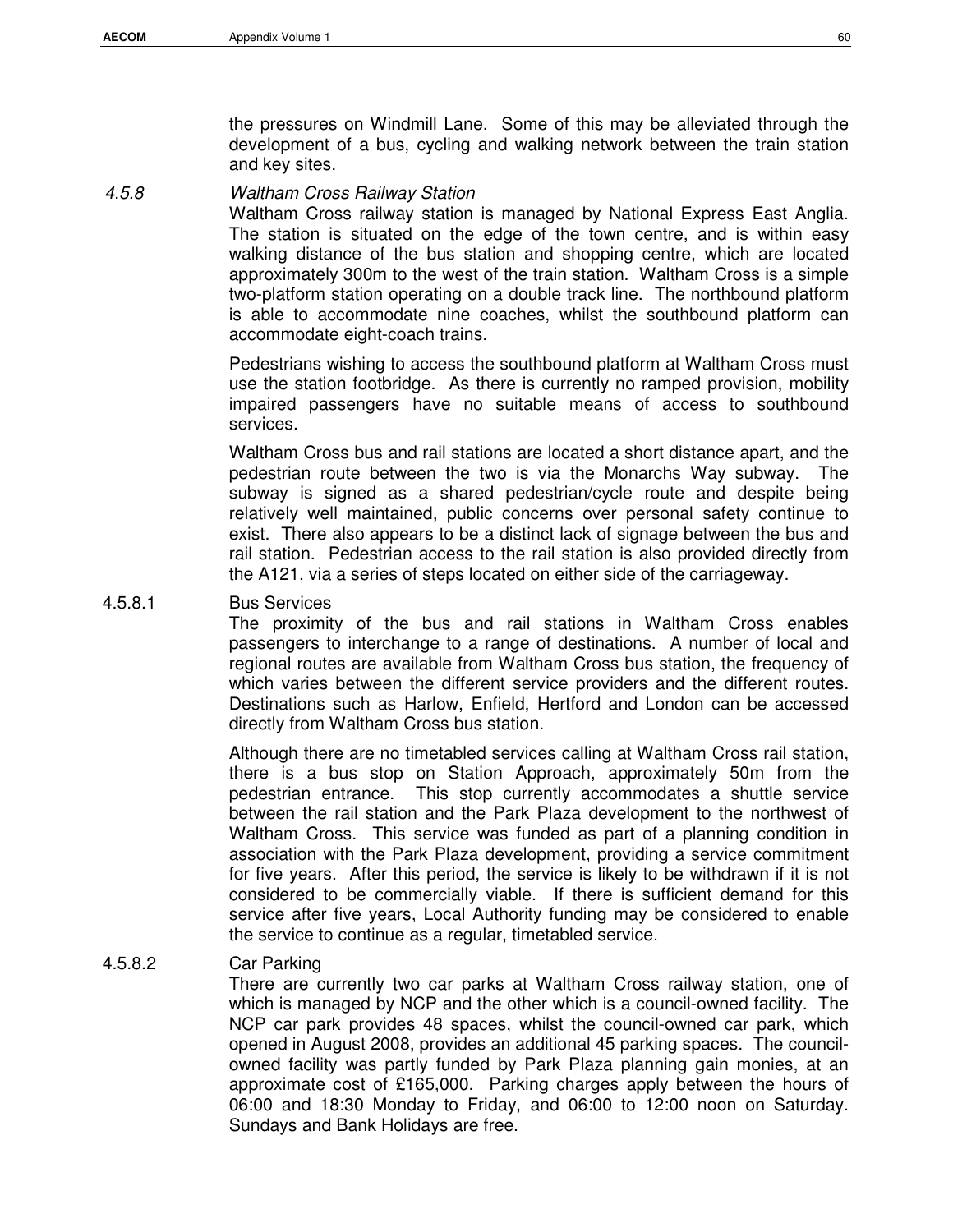the pressures on Windmill Lane. Some of this may be alleviated through the development of a bus, cycling and walking network between the train station and key sites.

### 4.5.8 *Waltham Cross Railway Station*

Waltham Cross railway station is managed by National Express East Anglia. The station is situated on the edge of the town centre, and is within easy walking distance of the bus station and shopping centre, which are located approximately 300m to the west of the train station. Waltham Cross is a simple two-platform station operating on a double track line. The northbound platform is able to accommodate nine coaches, whilst the southbound platform can accommodate eight-coach trains.

Pedestrians wishing to access the southbound platform at Waltham Cross must use the station footbridge. As there is currently no ramped provision, mobility impaired passengers have no suitable means of access to southbound services.

Waltham Cross bus and rail stations are located a short distance apart, and the pedestrian route between the two is via the Monarchs Way subway. The subway is signed as a shared pedestrian/cycle route and despite being relatively well maintained, public concerns over personal safety continue to exist. There also appears to be a distinct lack of signage between the bus and rail station. Pedestrian access to the rail station is also provided directly from the A121, via a series of steps located on either side of the carriageway.

#### 4.5.8.1 Bus Services

The proximity of the bus and rail stations in Waltham Cross enables passengers to interchange to a range of destinations. A number of local and regional routes are available from Waltham Cross bus station, the frequency of which varies between the different service providers and the different routes. Destinations such as Harlow, Enfield, Hertford and London can be accessed directly from Waltham Cross bus station.

Although there are no timetabled services calling at Waltham Cross rail station, there is a bus stop on Station Approach, approximately 50m from the pedestrian entrance. This stop currently accommodates a shuttle service between the rail station and the Park Plaza development to the northwest of Waltham Cross. This service was funded as part of a planning condition in association with the Park Plaza development, providing a service commitment for five years. After this period, the service is likely to be withdrawn if it is not considered to be commercially viable. If there is sufficient demand for this service after five years, Local Authority funding may be considered to enable the service to continue as a regular, timetabled service.

#### 4.5.8.2 Car Parking

There are currently two car parks at Waltham Cross railway station, one of which is managed by NCP and the other which is a council-owned facility. The NCP car park provides 48 spaces, whilst the council-owned car park, which opened in August 2008, provides an additional 45 parking spaces. The council-owned facility was partly funded by Park Plaza planning gain monies, at an approximate cost of £165,000. Parking charges apply between the hours of 06:00 and 18:30 Monday to Friday, and 06:00 to 12:00 noon on Saturday. Sundays and Bank Holidays are free.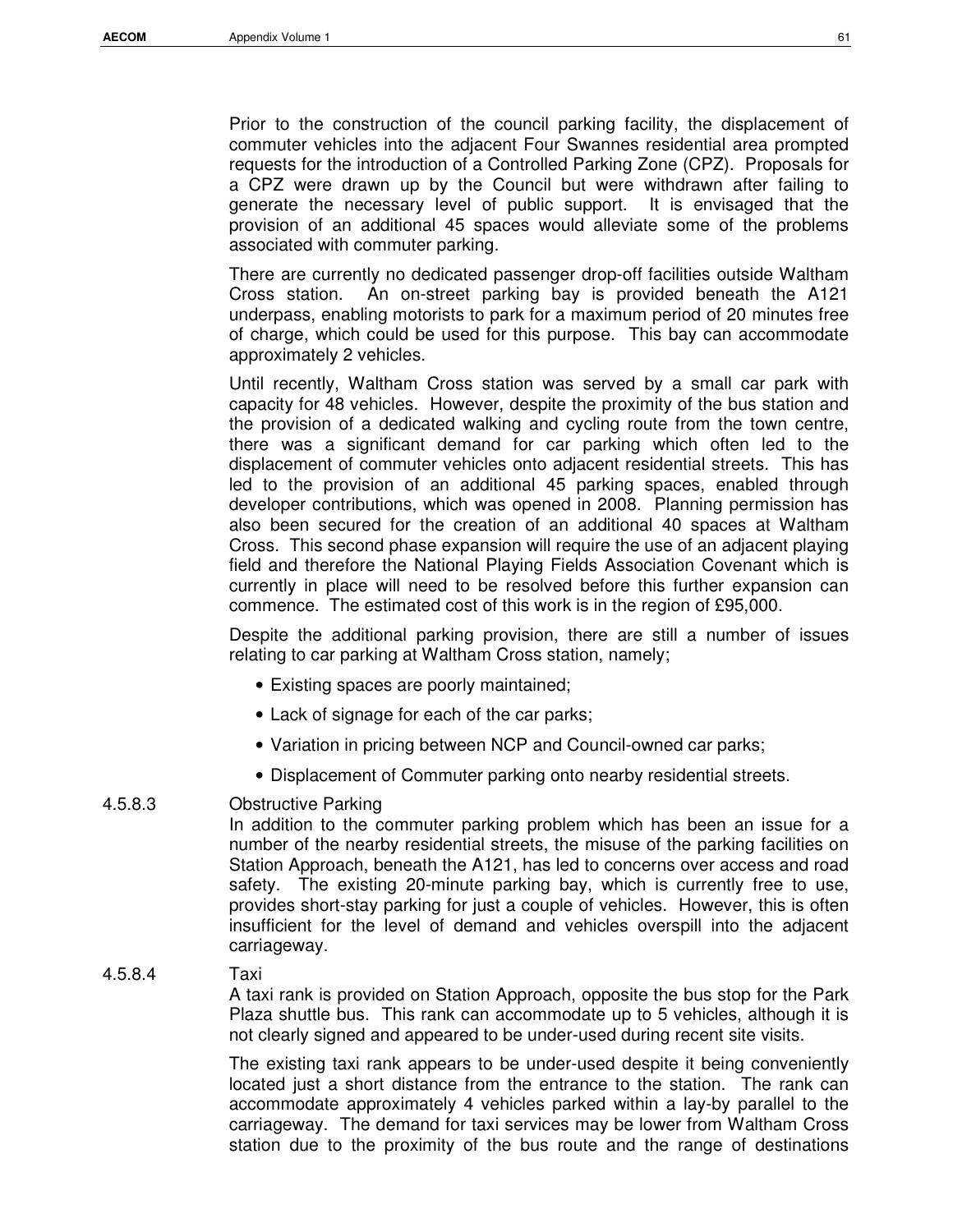Prior to the construction of the council parking facility, the displacement of commuter vehicles into the adjacent Four Swannes residential area prompted requests for the introduction of a Controlled Parking Zone (CPZ). Proposals for a CPZ were drawn up by the Council but were withdrawn after failing to generate the necessary level of public support. It is envisaged that the provision of an additional 45 spaces would alleviate some of the problems associated with commuter parking.

There are currently no dedicated passenger drop-off facilities outside Waltham Cross station. An on-street parking bay is provided beneath the A121 underpass, enabling motorists to park for a maximum period of 20 minutes free of charge, which could be used for this purpose. This bay can accommodate approximately 2 vehicles.

Until recently, Waltham Cross station was served by a small car park with capacity for 48 vehicles. However, despite the proximity of the bus station and the provision of a dedicated walking and cycling route from the town centre, there was a significant demand for car parking which often led to the displacement of commuter vehicles onto adjacent residential streets. This has led to the provision of an additional 45 parking spaces, enabled through developer contributions, which was opened in 2008. Planning permission has also been secured for the creation of an additional 40 spaces at Waltham Cross. This second phase expansion will require the use of an adjacent playing field and therefore the National Playing Fields Association Covenant which is currently in place will need to be resolved before this further expansion can commence. The estimated cost of this work is in the region of £95,000.

Despite the additional parking provision, there are still a number of issues relating to car parking at Waltham Cross station, namely;

- Existing spaces are poorly maintained;
- Lack of signage for each of the car parks;
- Variation in pricing between NCP and Council-owned car parks;
- Displacement of Commuter parking onto nearby residential streets.

#### 4.5.8.3 Obstructive Parking

In addition to the commuter parking problem which has been an issue for a number of the nearby residential streets, the misuse of the parking facilities on Station Approach, beneath the A121, has led to concerns over access and road safety. The existing 20-minute parking bay, which is currently free to use, provides short-stay parking for just a couple of vehicles. However, this is often insufficient for the level of demand and vehicles overspill into the adjacent carriageway.

#### 4.5.8.4 Taxi

A taxi rank is provided on Station Approach, opposite the bus stop for the Park Plaza shuttle bus. This rank can accommodate up to 5 vehicles, although it is not clearly signed and appeared to be under-used during recent site visits.

The existing taxi rank appears to be under-used despite it being conveniently located just a short distance from the entrance to the station. The rank can accommodate approximately 4 vehicles parked within a lay-by parallel to the carriageway. The demand for taxi services may be lower from Waltham Cross station due to the proximity of the bus route and the range of destinations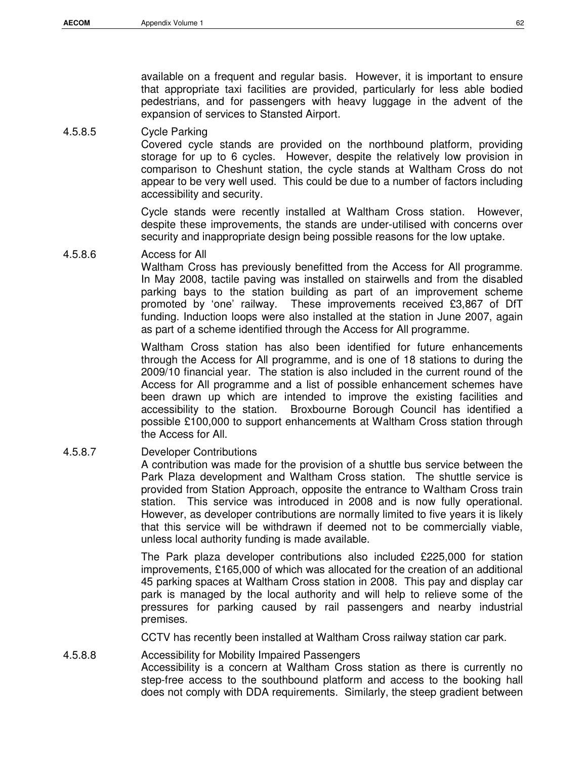available on a frequent and regular basis. However, it is important to ensure that appropriate taxi facilities are provided, particularly for less able bodied pedestrians, and for passengers with heavy luggage in the advent of the expansion of services to Stansted Airport.

4.5.8.5 Cycle Parking

Covered cycle stands are provided on the northbound platform, providing storage for up to 6 cycles. However, despite the relatively low provision in comparison to Cheshunt station, the cycle stands at Waltham Cross do not appear to be very well used. This could be due to a number of factors including accessibility and security.

Cycle stands were recently installed at Waltham Cross station. However, despite these improvements, the stands are under-utilised with concerns over security and inappropriate design being possible reasons for the low uptake.

4.5.8.6 Access for All

Waltham Cross has previously benefitted from the Access for All programme. In May 2008, tactile paving was installed on stairwells and from the disabled parking bays to the station building as part of an improvement scheme promoted by 'one' railway. These improvements received £3,867 of DfT funding. Induction loops were also installed at the station in June 2007, again as part of a scheme identified through the Access for All programme.

Waltham Cross station has also been identified for future enhancements through the Access for All programme, and is one of 18 stations to during the 2009/10 financial year. The station is also included in the current round of the Access for All programme and a list of possible enhancement schemes have been drawn up which are intended to improve the existing facilities and accessibility to the station. Broxbourne Borough Council has identified a possible £100,000 to support enhancements at Waltham Cross station through the Access for All.

4.5.8.7 Developer Contributions

A contribution was made for the provision of a shuttle bus service between the Park Plaza development and Waltham Cross station. The shuttle service is provided from Station Approach, opposite the entrance to Waltham Cross train station. This service was introduced in 2008 and is now fully operational. However, as developer contributions are normally limited to five years it is likely that this service will be withdrawn if deemed not to be commercially viable, unless local authority funding is made available.

The Park plaza developer contributions also included £225,000 for station improvements, £165,000 of which was allocated for the creation of an additional 45 parking spaces at Waltham Cross station in 2008. This pay and display car park is managed by the local authority and will help to relieve some of the pressures for parking caused by rail passengers and nearby industrial premises.

CCTV has recently been installed at Waltham Cross railway station car park.

4.5.8.8 Accessibility for Mobility Impaired Passengers

Accessibility is a concern at Waltham Cross station as there is currently no step-free access to the southbound platform and access to the booking hall does not comply with DDA requirements. Similarly, the steep gradient between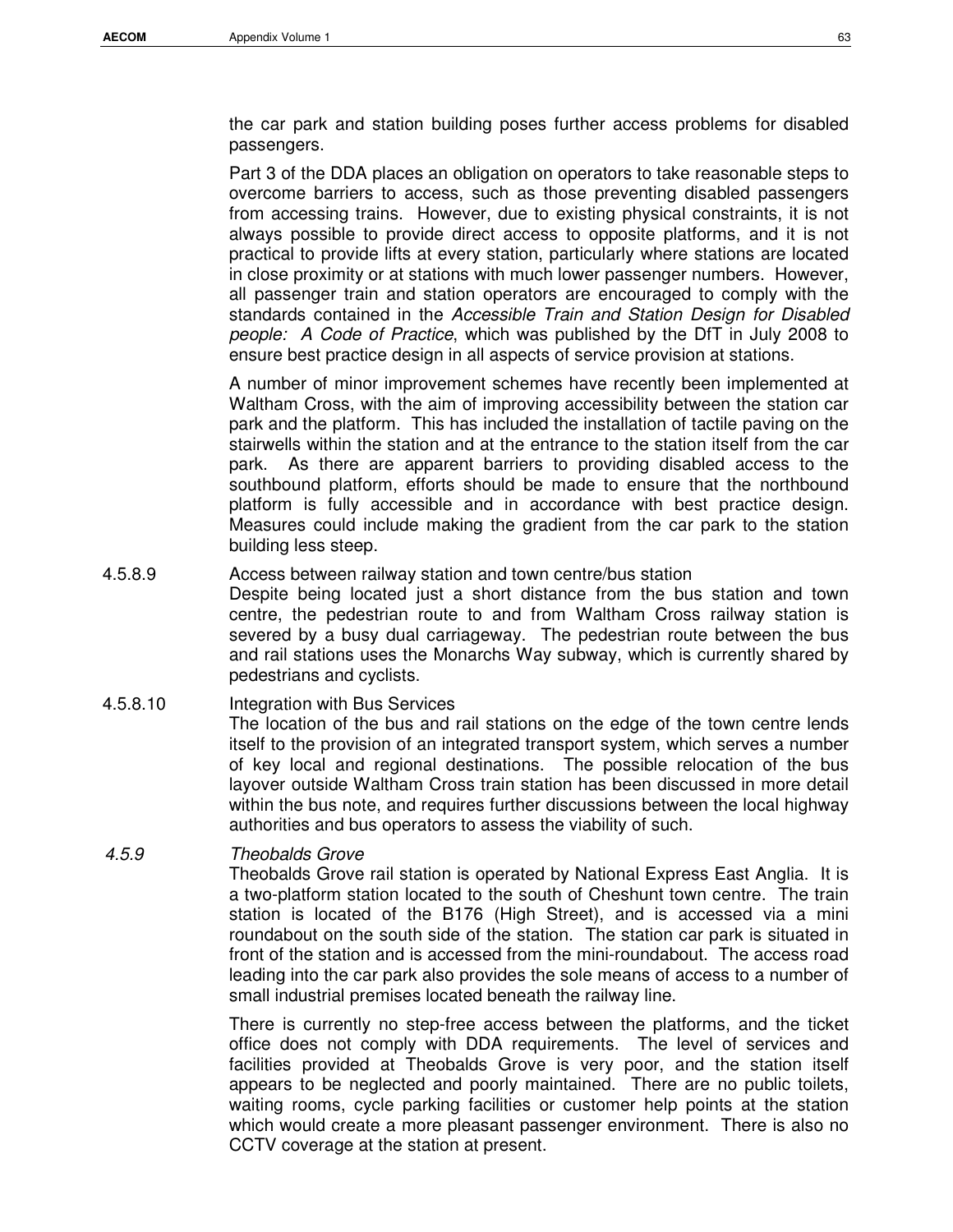the car park and station building poses further access problems for disabled passengers.

Part 3 of the DDA places an obligation on operators to take reasonable steps to overcome barriers to access, such as those preventing disabled passengers from accessing trains. However, due to existing physical constraints, it is not always possible to provide direct access to opposite platforms, and it is not practical to provide lifts at every station, particularly where stations are located in close proximity or at stations with much lower passenger numbers. However, all passenger train and station operators are encouraged to comply with the standards contained in the *Accessible Train and Station Design for Disabled people: A Code of Practice*, which was published by the DfT in July 2008 to ensure best practice design in all aspects of service provision at stations.

A number of minor improvement schemes have recently been implemented at Waltham Cross, with the aim of improving accessibility between the station car park and the platform. This has included the installation of tactile paving on the stairwells within the station and at the entrance to the station itself from the car park. As there are apparent barriers to providing disabled access to the southbound platform, efforts should be made to ensure that the northbound platform is fully accessible and in accordance with best practice design. Measures could include making the gradient from the car park to the station building less steep.

4.5.8.9 Access between railway station and town centre/bus station

Despite being located just a short distance from the bus station and town centre, the pedestrian route to and from Waltham Cross railway station is severed by a busy dual carriageway. The pedestrian route between the bus and rail stations uses the Monarchs Way subway, which is currently shared by pedestrians and cyclists.

4.5.8.10 Integration with Bus Services

The location of the bus and rail stations on the edge of the town centre lends itself to the provision of an integrated transport system, which serves a number of key local and regional destinations. The possible relocation of the bus layover outside Waltham Cross train station has been discussed in more detail within the bus note, and requires further discussions between the local highway authorities and bus operators to assess the viability of such.

### *4.5.9 Theobalds Grove*

Theobalds Grove rail station is operated by National Express East Anglia. It is a two-platform station located to the south of Cheshunt town centre. The train station is located of the B176 (High Street), and is accessed via a mini roundabout on the south side of the station. The station car park is situated in front of the station and is accessed from the mini-roundabout. The access road leading into the car park also provides the sole means of access to a number of small industrial premises located beneath the railway line.

There is currently no step-free access between the platforms, and the ticket office does not comply with DDA requirements. The level of services and facilities provided at Theobalds Grove is very poor, and the station itself appears to be neglected and poorly maintained. There are no public toilets, waiting rooms, cycle parking facilities or customer help points at the station which would create a more pleasant passenger environment. There is also no CCTV coverage at the station at present.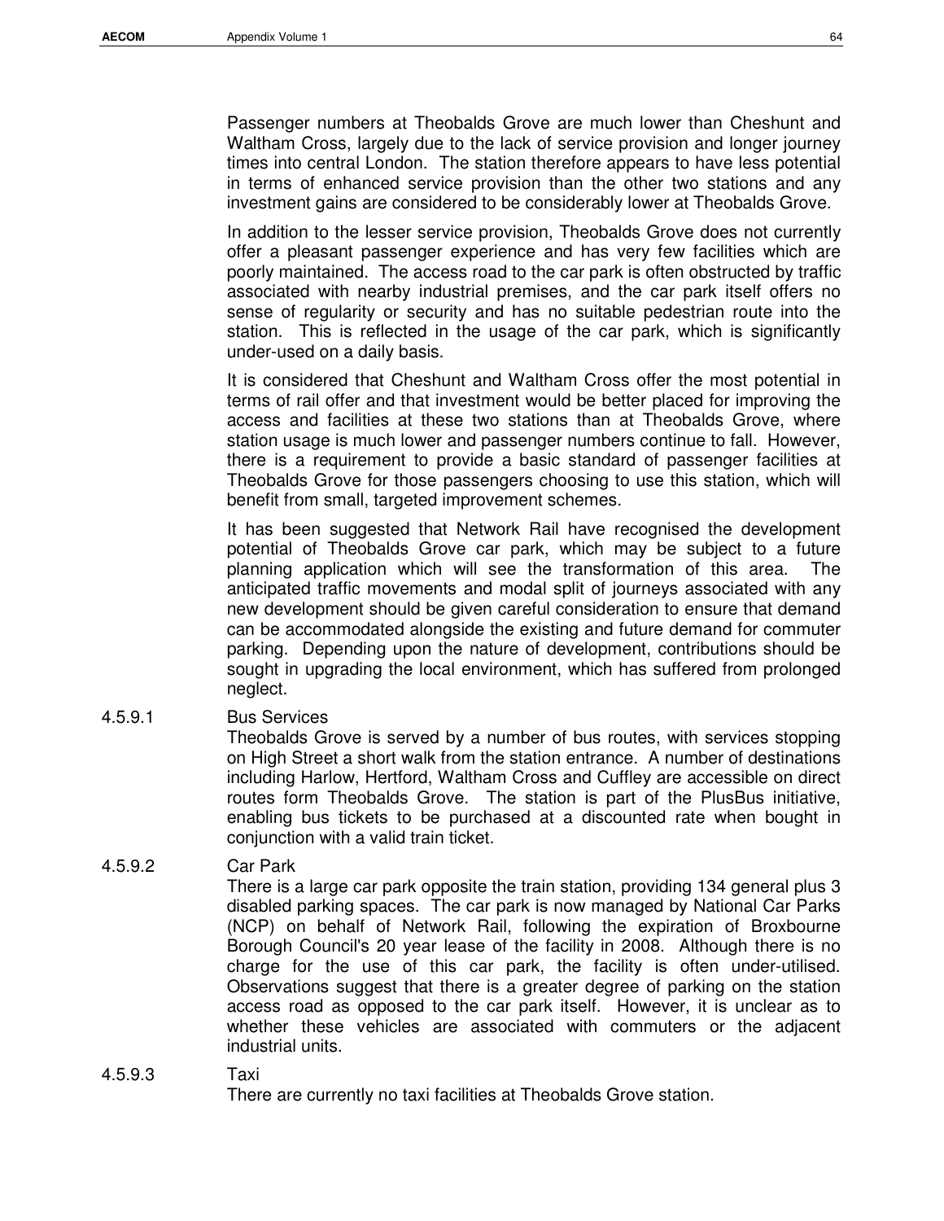Passenger numbers at Theobalds Grove are much lower than Cheshunt and Waltham Cross, largely due to the lack of service provision and longer journey times into central London. The station therefore appears to have less potential in terms of enhanced service provision than the other two stations and any investment gains are considered to be considerably lower at Theobalds Grove.

In addition to the lesser service provision, Theobalds Grove does not currently offer a pleasant passenger experience and has very few facilities which are poorly maintained. The access road to the car park is often obstructed by traffic associated with nearby industrial premises, and the car park itself offers no sense of regularity or security and has no suitable pedestrian route into the station. This is reflected in the usage of the car park, which is significantly under-used on a daily basis.

It is considered that Cheshunt and Waltham Cross offer the most potential in terms of rail offer and that investment would be better placed for improving the access and facilities at these two stations than at Theobalds Grove, where station usage is much lower and passenger numbers continue to fall. However, there is a requirement to provide a basic standard of passenger facilities at Theobalds Grove for those passengers choosing to use this station, which will benefit from small, targeted improvement schemes.

It has been suggested that Network Rail have recognised the development potential of Theobalds Grove car park, which may be subject to a future planning application which will see the transformation of this area. The anticipated traffic movements and modal split of journeys associated with any new development should be given careful consideration to ensure that demand can be accommodated alongside the existing and future demand for commuter parking. Depending upon the nature of development, contributions should be sought in upgrading the local environment, which has suffered from prolonged neglect.

#### 4.5.9.1 Bus Services

Theobalds Grove is served by a number of bus routes, with services stopping on High Street a short walk from the station entrance. A number of destinations including Harlow, Hertford, Waltham Cross and Cuffley are accessible on direct routes form Theobalds Grove. The station is part of the PlusBus initiative, enabling bus tickets to be purchased at a discounted rate when bought in conjunction with a valid train ticket.

#### 4.5.9.2 Car Park

There is a large car park opposite the train station, providing 134 general plus 3 disabled parking spaces. The car park is now managed by National Car Parks (NCP) on behalf of Network Rail, following the expiration of Broxbourne Borough Council's 20 year lease of the facility in 2008. Although there is no charge for the use of this car park, the facility is often under-utilised. Observations suggest that there is a greater degree of parking on the station access road as opposed to the car park itself. However, it is unclear as to whether these vehicles are associated with commuters or the adjacent industrial units.

#### 4.5.9.3 Taxi

There are currently no taxi facilities at Theobalds Grove station.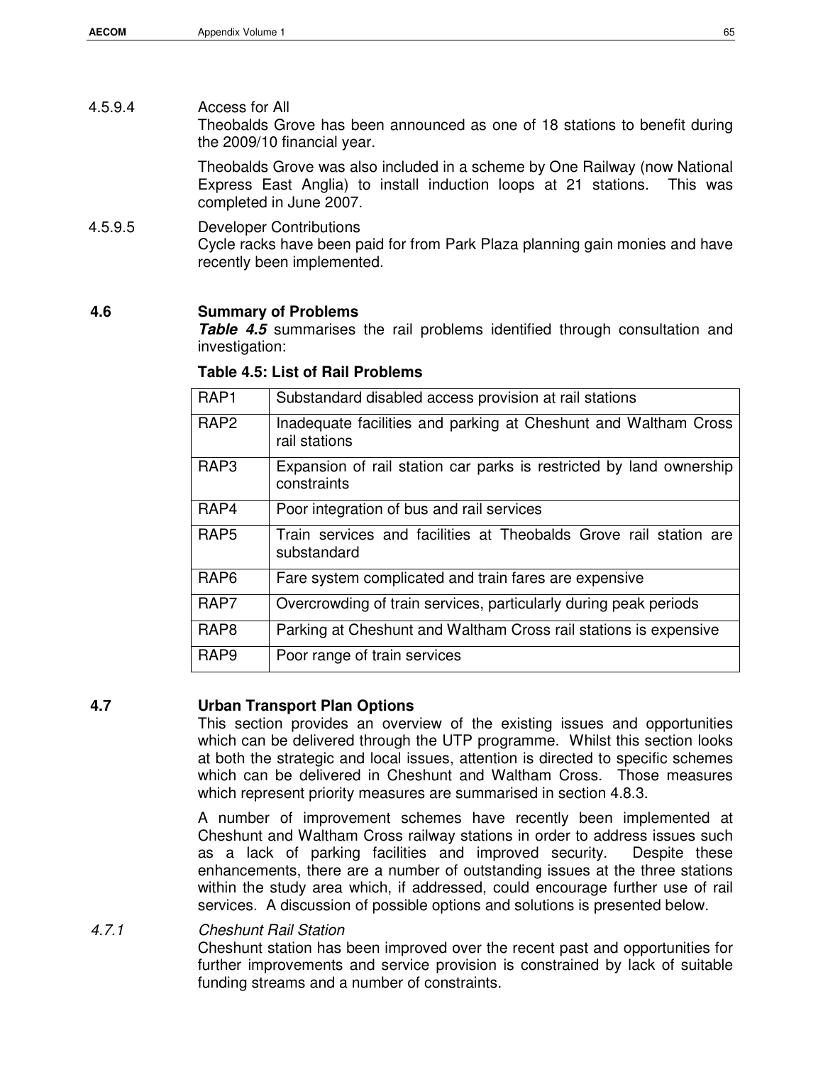4.5.9.4 Access for All

Theobalds Grove has been announced as one of 18 stations to benefit during the 2009/10 financial year.

Theobalds Grove was also included in a scheme by One Railway (now National Express East Anglia) to install induction loops at 21 stations. This was completed in June 2007.

4.5.9.5 Developer Contributions

Cycle racks have been paid for from Park Plaza planning gain monies and have recently been implemented.

## 4.6 Summary of Problems

***Table 4.5*** summarises the rail problems identified through consultation and investigation:

**Table 4.5: List of Rail Problems**

| | |
|---|---|
| RAP1 | Substandard disabled access provision at rail stations |
| RAP2 | Inadequate facilities and parking at Cheshunt and Waltham Cross rail stations |
| RAP3 | Expansion of rail station car parks is restricted by land ownership constraints |
| RAP4 | Poor integration of bus and rail services |
| RAP5 | Train services and facilities at Theobalds Grove rail station are substandard |
| RAP6 | Fare system complicated and train fares are expensive |
| RAP7 | Overcrowding of train services, particularly during peak periods |
| RAP8 | Parking at Cheshunt and Waltham Cross rail stations is expensive |
| RAP9 | Poor range of train services |

## 4.7 Urban Transport Plan Options

This section provides an overview of the existing issues and opportunities which can be delivered through the UTP programme. Whilst this section looks at both the strategic and local issues, attention is directed to specific schemes which can be delivered in Cheshunt and Waltham Cross. Those measures which represent priority measures are summarised in section 4.8.3.

A number of improvement schemes have recently been implemented at Cheshunt and Waltham Cross railway stations in order to address issues such as a lack of parking facilities and improved security. Despite these enhancements, there are a number of outstanding issues at the three stations within the study area which, if addressed, could encourage further use of rail services. A discussion of possible options and solutions is presented below.

*4.7.1 Cheshunt Rail Station*

Cheshunt station has been improved over the recent past and opportunities for further improvements and service provision is constrained by lack of suitable funding streams and a number of constraints.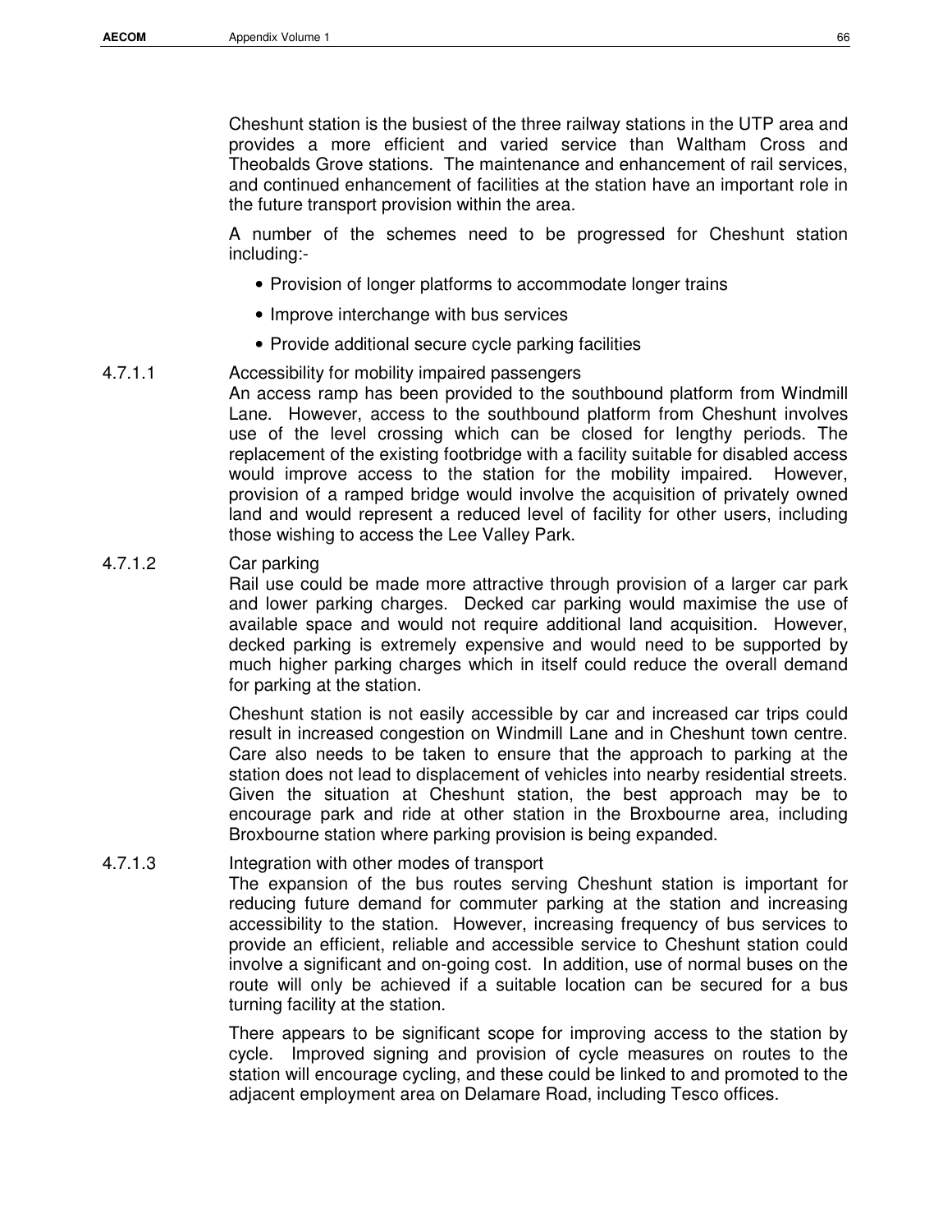Cheshunt station is the busiest of the three railway stations in the UTP area and provides a more efficient and varied service than Waltham Cross and Theobalds Grove stations. The maintenance and enhancement of rail services, and continued enhancement of facilities at the station have an important role in the future transport provision within the area.

A number of the schemes need to be progressed for Cheshunt station including:-

- Provision of longer platforms to accommodate longer trains
- Improve interchange with bus services
- Provide additional secure cycle parking facilities

#### 4.7.1.1 Accessibility for mobility impaired passengers

An access ramp has been provided to the southbound platform from Windmill Lane. However, access to the southbound platform from Cheshunt involves use of the level crossing which can be closed for lengthy periods. The replacement of the existing footbridge with a facility suitable for disabled access would improve access to the station for the mobility impaired. However, provision of a ramped bridge would involve the acquisition of privately owned land and would represent a reduced level of facility for other users, including those wishing to access the Lee Valley Park.

#### 4.7.1.2 Car parking

Rail use could be made more attractive through provision of a larger car park and lower parking charges. Decked car parking would maximise the use of available space and would not require additional land acquisition. However, decked parking is extremely expensive and would need to be supported by much higher parking charges which in itself could reduce the overall demand for parking at the station.

Cheshunt station is not easily accessible by car and increased car trips could result in increased congestion on Windmill Lane and in Cheshunt town centre. Care also needs to be taken to ensure that the approach to parking at the station does not lead to displacement of vehicles into nearby residential streets. Given the situation at Cheshunt station, the best approach may be to encourage park and ride at other station in the Broxbourne area, including Broxbourne station where parking provision is being expanded.

#### 4.7.1.3 Integration with other modes of transport

The expansion of the bus routes serving Cheshunt station is important for reducing future demand for commuter parking at the station and increasing accessibility to the station. However, increasing frequency of bus services to provide an efficient, reliable and accessible service to Cheshunt station could involve a significant and on-going cost. In addition, use of normal buses on the route will only be achieved if a suitable location can be secured for a bus turning facility at the station.

There appears to be significant scope for improving access to the station by cycle. Improved signing and provision of cycle measures on routes to the station will encourage cycling, and these could be linked to and promoted to the adjacent employment area on Delamare Road, including Tesco offices.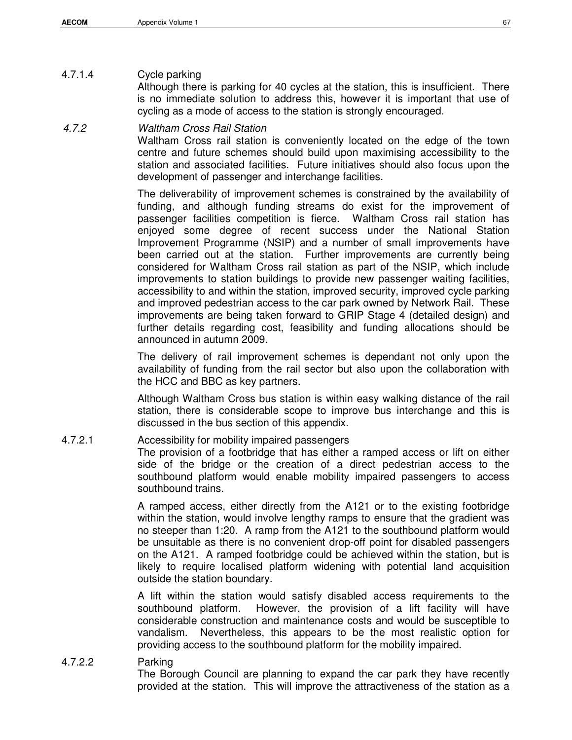#### 4.7.1.4 Cycle parking

Although there is parking for 40 cycles at the station, this is insufficient. There is no immediate solution to address this, however it is important that use of cycling as a mode of access to the station is strongly encouraged.

### 4.7.2 *Waltham Cross Rail Station*

Waltham Cross rail station is conveniently located on the edge of the town centre and future schemes should build upon maximising accessibility to the station and associated facilities. Future initiatives should also focus upon the development of passenger and interchange facilities.

The deliverability of improvement schemes is constrained by the availability of funding, and although funding streams do exist for the improvement of passenger facilities competition is fierce. Waltham Cross rail station has enjoyed some degree of recent success under the National Station Improvement Programme (NSIP) and a number of small improvements have been carried out at the station. Further improvements are currently being considered for Waltham Cross rail station as part of the NSIP, which include improvements to station buildings to provide new passenger waiting facilities, accessibility to and within the station, improved security, improved cycle parking and improved pedestrian access to the car park owned by Network Rail. These improvements are being taken forward to GRIP Stage 4 (detailed design) and further details regarding cost, feasibility and funding allocations should be announced in autumn 2009.

The delivery of rail improvement schemes is dependant not only upon the availability of funding from the rail sector but also upon the collaboration with the HCC and BBC as key partners.

Although Waltham Cross bus station is within easy walking distance of the rail station, there is considerable scope to improve bus interchange and this is discussed in the bus section of this appendix.

#### 4.7.2.1 Accessibility for mobility impaired passengers

The provision of a footbridge that has either a ramped access or lift on either side of the bridge or the creation of a direct pedestrian access to the southbound platform would enable mobility impaired passengers to access southbound trains.

A ramped access, either directly from the A121 or to the existing footbridge within the station, would involve lengthy ramps to ensure that the gradient was no steeper than 1:20. A ramp from the A121 to the southbound platform would be unsuitable as there is no convenient drop-off point for disabled passengers on the A121. A ramped footbridge could be achieved within the station, but is likely to require localised platform widening with potential land acquisition outside the station boundary.

A lift within the station would satisfy disabled access requirements to the southbound platform. However, the provision of a lift facility will have considerable construction and maintenance costs and would be susceptible to vandalism. Nevertheless, this appears to be the most realistic option for providing access to the southbound platform for the mobility impaired.

#### 4.7.2.2 Parking

The Borough Council are planning to expand the car park they have recently provided at the station. This will improve the attractiveness of the station as a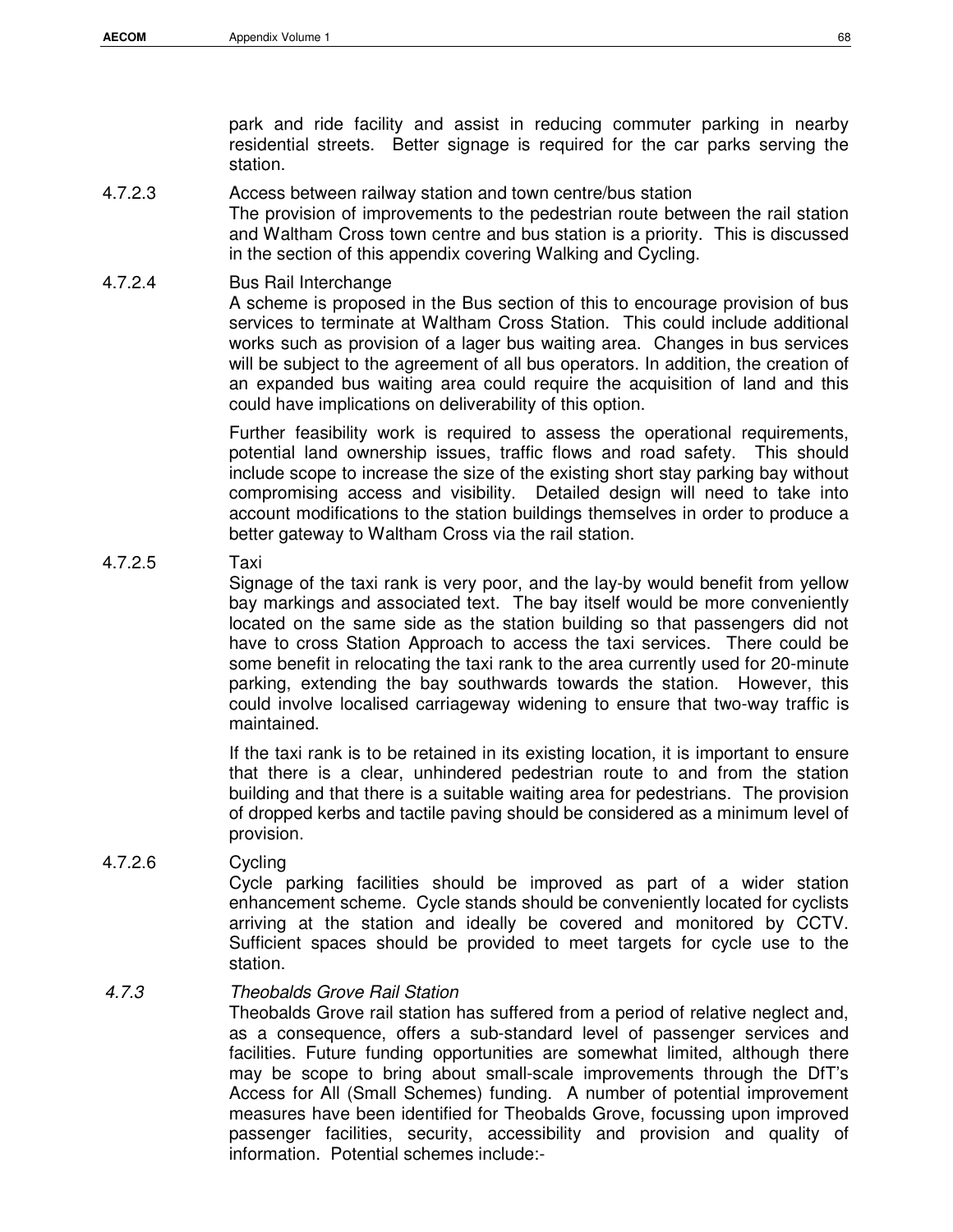park and ride facility and assist in reducing commuter parking in nearby residential streets. Better signage is required for the car parks serving the station.

4.7.2.3 Access between railway station and town centre/bus station

The provision of improvements to the pedestrian route between the rail station and Waltham Cross town centre and bus station is a priority. This is discussed in the section of this appendix covering Walking and Cycling.

4.7.2.4 Bus Rail Interchange

A scheme is proposed in the Bus section of this to encourage provision of bus services to terminate at Waltham Cross Station. This could include additional works such as provision of a lager bus waiting area. Changes in bus services will be subject to the agreement of all bus operators. In addition, the creation of an expanded bus waiting area could require the acquisition of land and this could have implications on deliverability of this option.

Further feasibility work is required to assess the operational requirements, potential land ownership issues, traffic flows and road safety. This should include scope to increase the size of the existing short stay parking bay without compromising access and visibility. Detailed design will need to take into account modifications to the station buildings themselves in order to produce a better gateway to Waltham Cross via the rail station.

4.7.2.5 Taxi

Signage of the taxi rank is very poor, and the lay-by would benefit from yellow bay markings and associated text. The bay itself would be more conveniently located on the same side as the station building so that passengers did not have to cross Station Approach to access the taxi services. There could be some benefit in relocating the taxi rank to the area currently used for 20-minute parking, extending the bay southwards towards the station. However, this could involve localised carriageway widening to ensure that two-way traffic is maintained.

If the taxi rank is to be retained in its existing location, it is important to ensure that there is a clear, unhindered pedestrian route to and from the station building and that there is a suitable waiting area for pedestrians. The provision of dropped kerbs and tactile paving should be considered as a minimum level of provision.

4.7.2.6 Cycling

Cycle parking facilities should be improved as part of a wider station enhancement scheme. Cycle stands should be conveniently located for cyclists arriving at the station and ideally be covered and monitored by CCTV. Sufficient spaces should be provided to meet targets for cycle use to the station.

*4.7.3 Theobalds Grove Rail Station*

Theobalds Grove rail station has suffered from a period of relative neglect and, as a consequence, offers a sub-standard level of passenger services and facilities. Future funding opportunities are somewhat limited, although there may be scope to bring about small-scale improvements through the DfT's Access for All (Small Schemes) funding. A number of potential improvement measures have been identified for Theobalds Grove, focussing upon improved passenger facilities, security, accessibility and provision and quality of information. Potential schemes include:-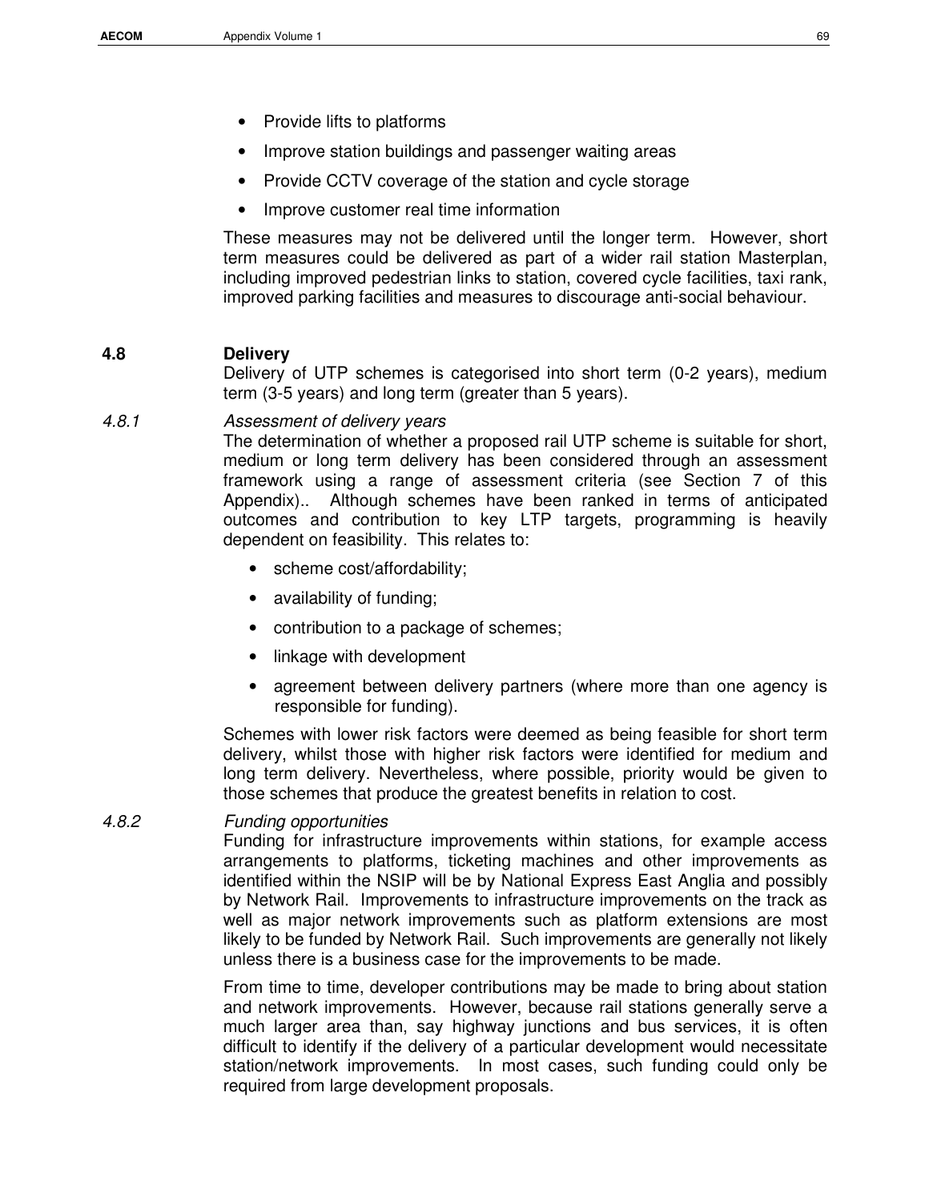- Provide lifts to platforms
- Improve station buildings and passenger waiting areas
- Provide CCTV coverage of the station and cycle storage
- Improve customer real time information

These measures may not be delivered until the longer term. However, short term measures could be delivered as part of a wider rail station Masterplan, including improved pedestrian links to station, covered cycle facilities, taxi rank, improved parking facilities and measures to discourage anti-social behaviour.

## 4.8 Delivery

Delivery of UTP schemes is categorised into short term (0-2 years), medium term (3-5 years) and long term (greater than 5 years).

### 4.8.1 *Assessment of delivery years*

The determination of whether a proposed rail UTP scheme is suitable for short, medium or long term delivery has been considered through an assessment framework using a range of assessment criteria (see Section 7 of this Appendix).. Although schemes have been ranked in terms of anticipated outcomes and contribution to key LTP targets, programming is heavily dependent on feasibility. This relates to:

- scheme cost/affordability;
- availability of funding;
- contribution to a package of schemes;
- linkage with development
- agreement between delivery partners (where more than one agency is responsible for funding).

Schemes with lower risk factors were deemed as being feasible for short term delivery, whilst those with higher risk factors were identified for medium and long term delivery. Nevertheless, where possible, priority would be given to those schemes that produce the greatest benefits in relation to cost.

### 4.8.2 *Funding opportunities*

Funding for infrastructure improvements within stations, for example access arrangements to platforms, ticketing machines and other improvements as identified within the NSIP will be by National Express East Anglia and possibly by Network Rail. Improvements to infrastructure improvements on the track as well as major network improvements such as platform extensions are most likely to be funded by Network Rail. Such improvements are generally not likely unless there is a business case for the improvements to be made.

From time to time, developer contributions may be made to bring about station and network improvements. However, because rail stations generally serve a much larger area than, say highway junctions and bus services, it is often difficult to identify if the delivery of a particular development would necessitate station/network improvements. In most cases, such funding could only be required from large development proposals.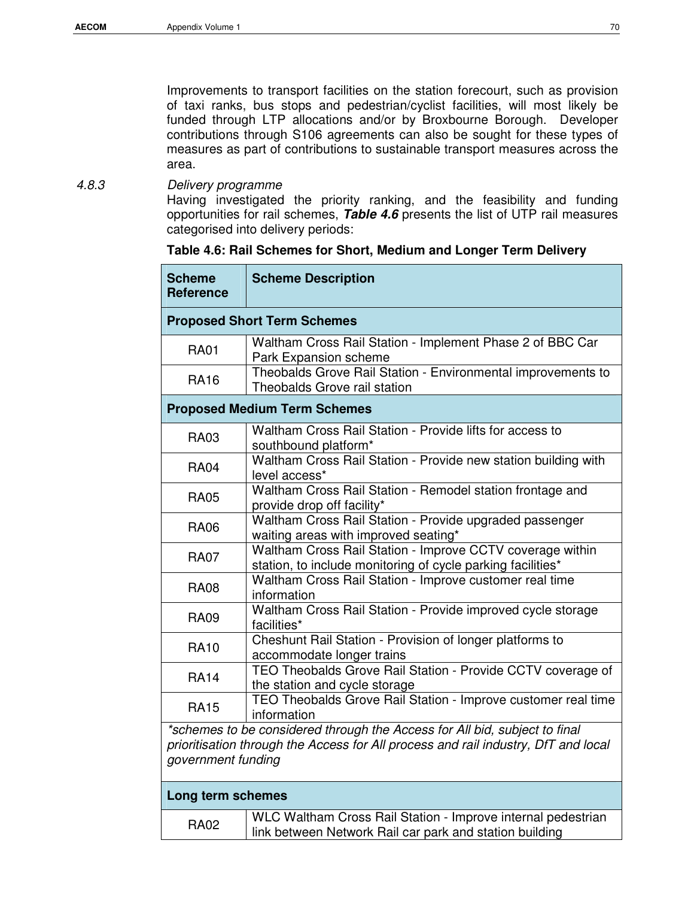Improvements to transport facilities on the station forecourt, such as provision of taxi ranks, bus stops and pedestrian/cyclist facilities, will most likely be funded through LTP allocations and/or by Broxbourne Borough. Developer contributions through S106 agreements can also be sought for these types of measures as part of contributions to sustainable transport measures across the area.

### 4.8.3 *Delivery programme*

Having investigated the priority ranking, and the feasibility and funding opportunities for rail schemes, ***Table 4.6*** presents the list of UTP rail measures categorised into delivery periods:

**Table 4.6: Rail Schemes for Short, Medium and Longer Term Delivery**

| Scheme Reference | Scheme Description |
|---|---|
| **Proposed Short Term Schemes** | |
| RA01 | Waltham Cross Rail Station - Implement Phase 2 of BBC Car Park Expansion scheme |
| RA16 | Theobalds Grove Rail Station - Environmental improvements to Theobalds Grove rail station |
| **Proposed Medium Term Schemes** | |
| RA03 | Waltham Cross Rail Station - Provide lifts for access to southbound platform* |
| RA04 | Waltham Cross Rail Station - Provide new station building with level access* |
| RA05 | Waltham Cross Rail Station - Remodel station frontage and provide drop off facility* |
| RA06 | Waltham Cross Rail Station - Provide upgraded passenger waiting areas with improved seating* |
| RA07 | Waltham Cross Rail Station - Improve CCTV coverage within station, to include monitoring of cycle parking facilities* |
| RA08 | Waltham Cross Rail Station - Improve customer real time information |
| RA09 | Waltham Cross Rail Station - Provide improved cycle storage facilities* |
| RA10 | Cheshunt Rail Station - Provision of longer platforms to accommodate longer trains |
| RA14 | TEO Theobalds Grove Rail Station - Provide CCTV coverage of the station and cycle storage |
| RA15 | TEO Theobalds Grove Rail Station - Improve customer real time information |
| *\*schemes to be considered through the Access for All bid, subject to final prioritisation through the Access for All process and rail industry, DfT and local government funding* | |
| **Long term schemes** | |
| RA02 | WLC Waltham Cross Rail Station - Improve internal pedestrian link between Network Rail car park and station building |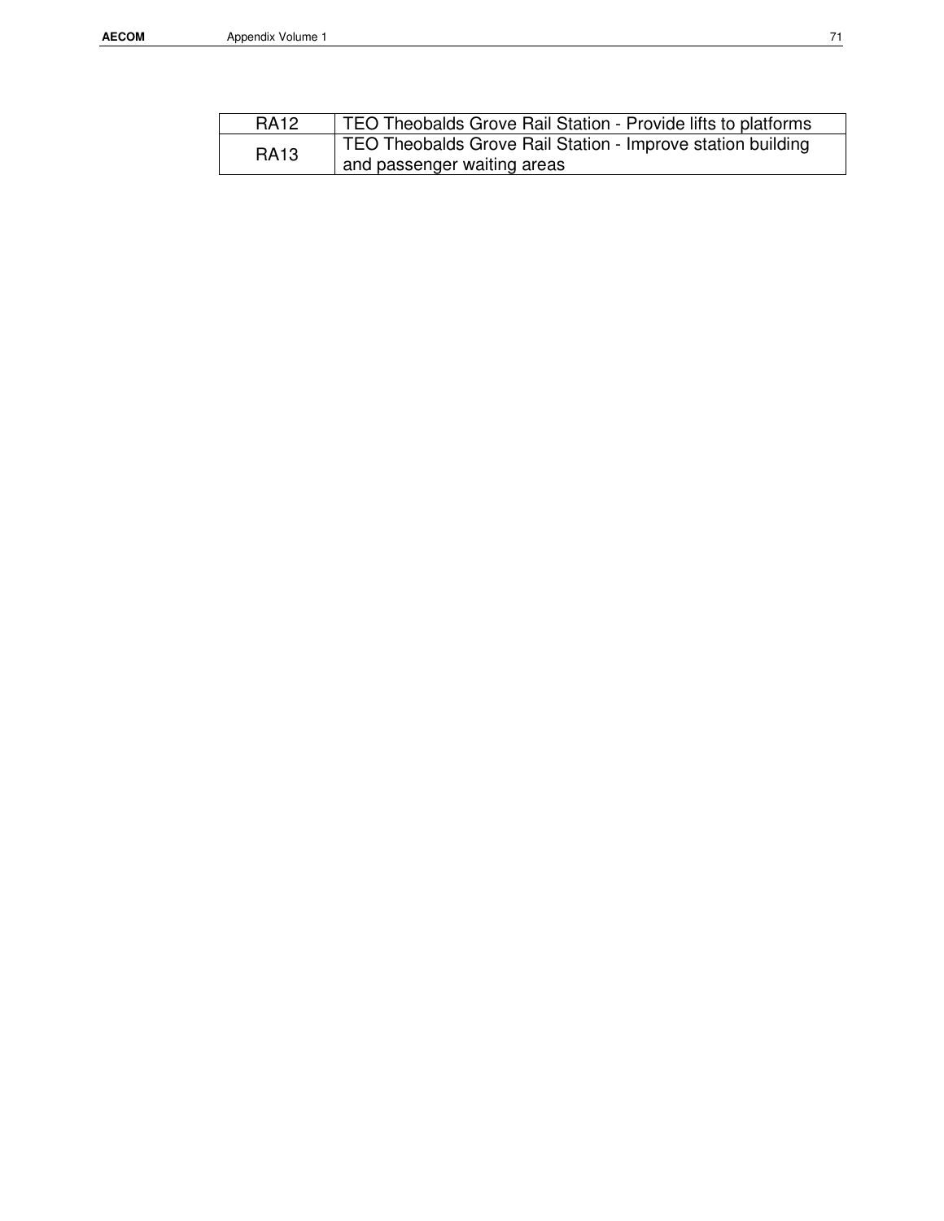| RA12 | TEO Theobalds Grove Rail Station - Provide lifts to platforms |
|---|---|
| RA13 | TEO Theobalds Grove Rail Station - Improve station building and passenger waiting areas |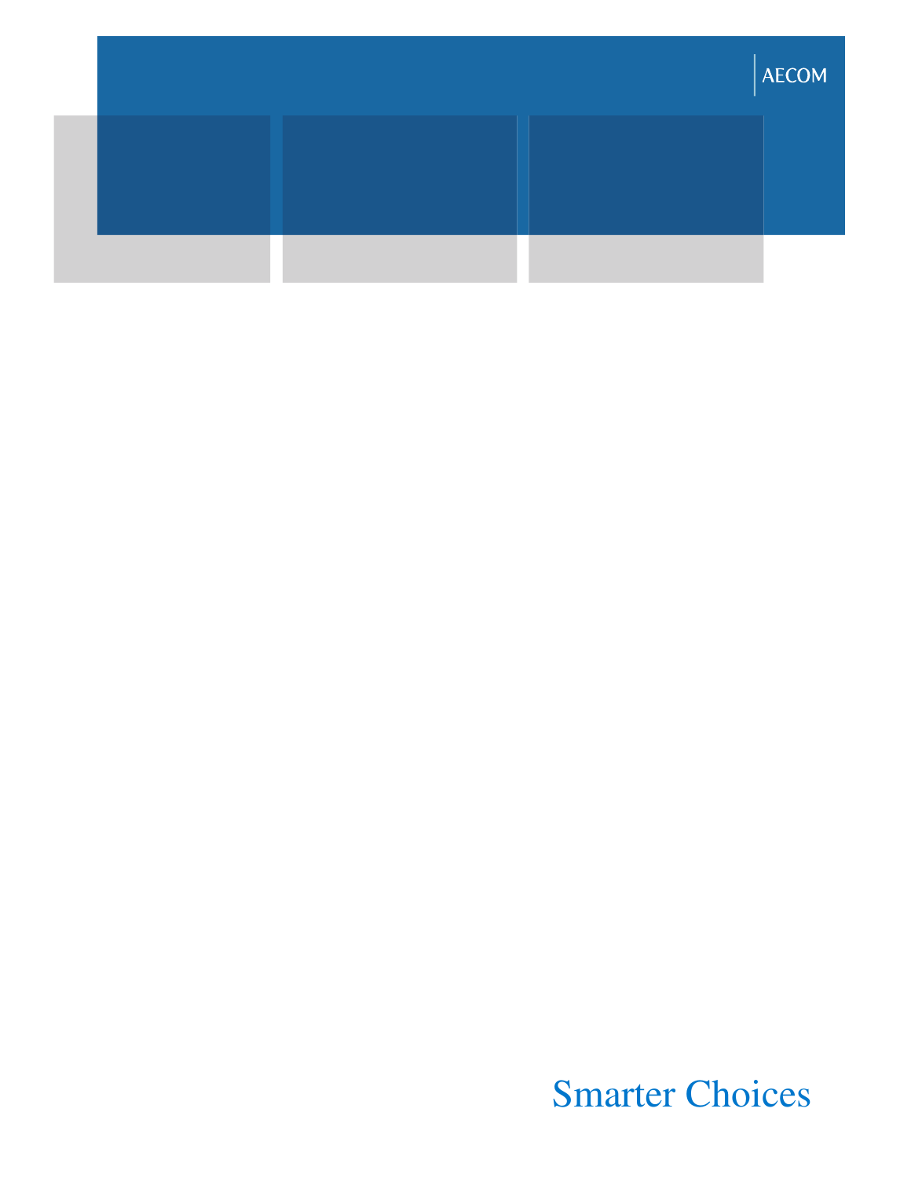AECOM

Smarter Choices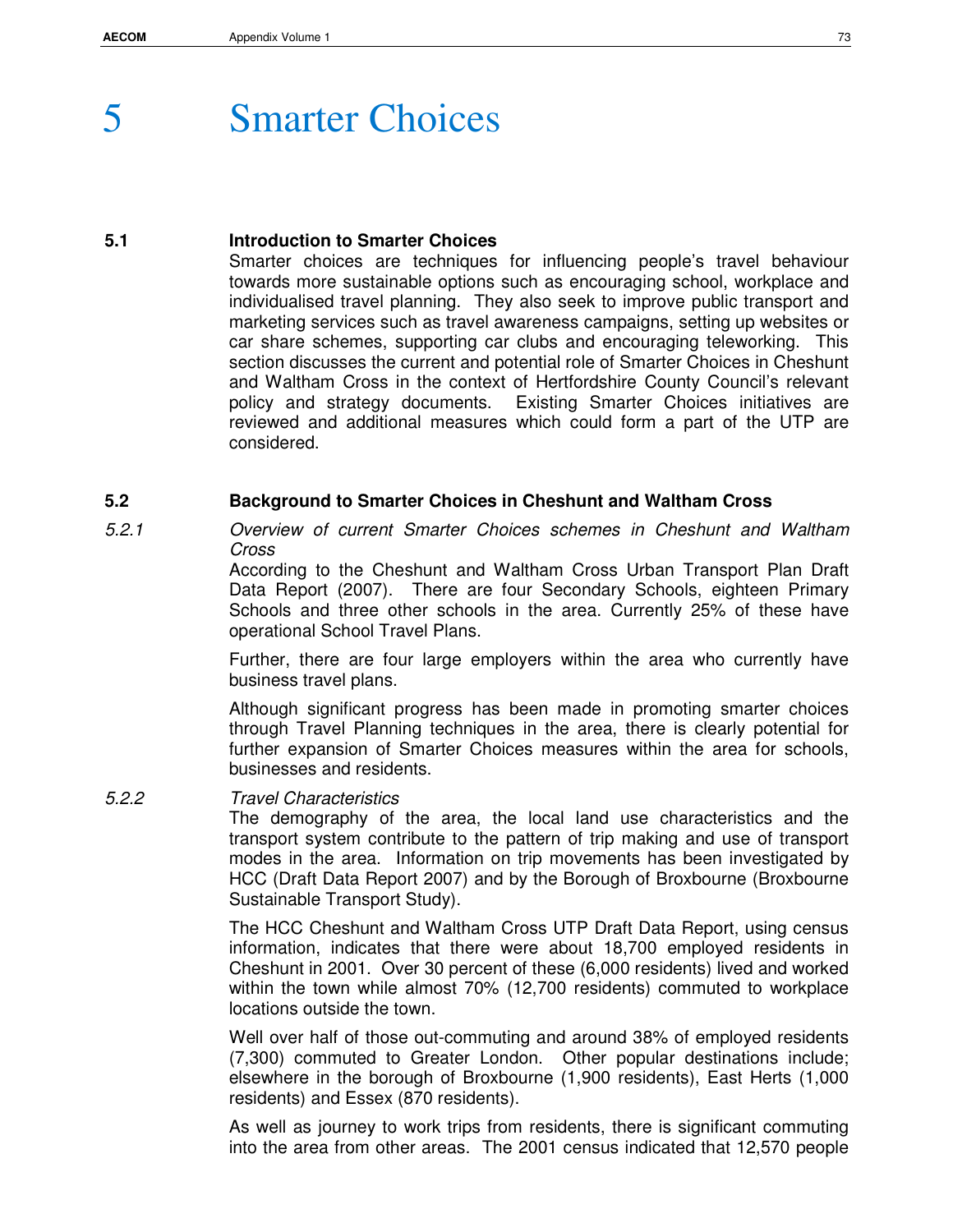# 5 Smarter Choices

## 5.1 Introduction to Smarter Choices

Smarter choices are techniques for influencing people's travel behaviour towards more sustainable options such as encouraging school, workplace and individualised travel planning. They also seek to improve public transport and marketing services such as travel awareness campaigns, setting up websites or car share schemes, supporting car clubs and encouraging teleworking. This section discusses the current and potential role of Smarter Choices in Cheshunt and Waltham Cross in the context of Hertfordshire County Council's relevant policy and strategy documents. Existing Smarter Choices initiatives are reviewed and additional measures which could form a part of the UTP are considered.

## 5.2 Background to Smarter Choices in Cheshunt and Waltham Cross

### *5.2.1 Overview of current Smarter Choices schemes in Cheshunt and Waltham Cross*

According to the Cheshunt and Waltham Cross Urban Transport Plan Draft Data Report (2007). There are four Secondary Schools, eighteen Primary Schools and three other schools in the area. Currently 25% of these have operational School Travel Plans.

Further, there are four large employers within the area who currently have business travel plans.

Although significant progress has been made in promoting smarter choices through Travel Planning techniques in the area, there is clearly potential for further expansion of Smarter Choices measures within the area for schools, businesses and residents.

### *5.2.2 Travel Characteristics*

The demography of the area, the local land use characteristics and the transport system contribute to the pattern of trip making and use of transport modes in the area. Information on trip movements has been investigated by HCC (Draft Data Report 2007) and by the Borough of Broxbourne (Broxbourne Sustainable Transport Study).

The HCC Cheshunt and Waltham Cross UTP Draft Data Report, using census information, indicates that there were about 18,700 employed residents in Cheshunt in 2001. Over 30 percent of these (6,000 residents) lived and worked within the town while almost 70% (12,700 residents) commuted to workplace locations outside the town.

Well over half of those out-commuting and around 38% of employed residents (7,300) commuted to Greater London. Other popular destinations include; elsewhere in the borough of Broxbourne (1,900 residents), East Herts (1,000 residents) and Essex (870 residents).

As well as journey to work trips from residents, there is significant commuting into the area from other areas. The 2001 census indicated that 12,570 people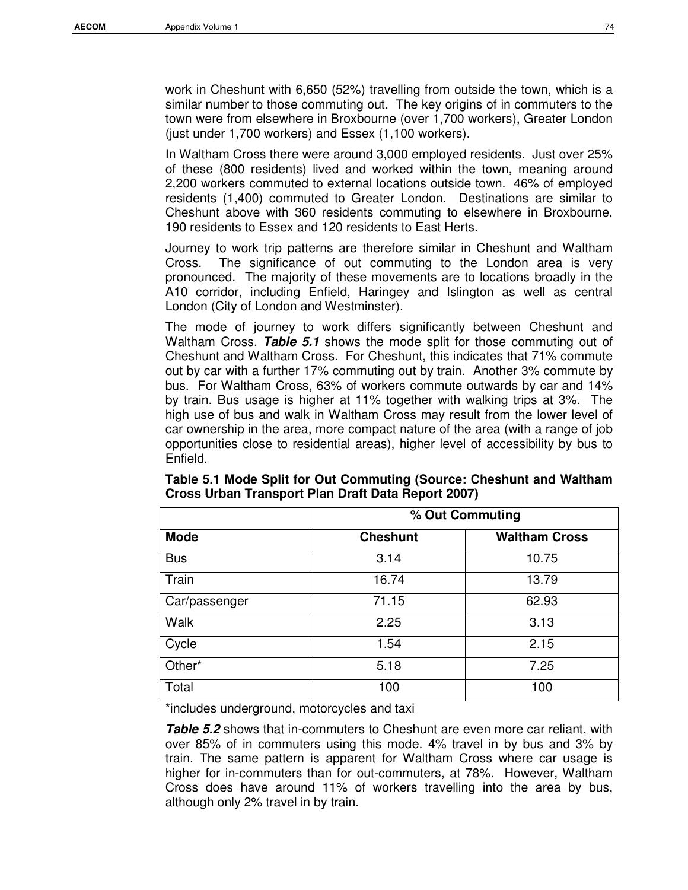work in Cheshunt with 6,650 (52%) travelling from outside the town, which is a similar number to those commuting out. The key origins of in commuters to the town were from elsewhere in Broxbourne (over 1,700 workers), Greater London (just under 1,700 workers) and Essex (1,100 workers).

In Waltham Cross there were around 3,000 employed residents. Just over 25% of these (800 residents) lived and worked within the town, meaning around 2,200 workers commuted to external locations outside town. 46% of employed residents (1,400) commuted to Greater London. Destinations are similar to Cheshunt above with 360 residents commuting to elsewhere in Broxbourne, 190 residents to Essex and 120 residents to East Herts.

Journey to work trip patterns are therefore similar in Cheshunt and Waltham Cross. The significance of out commuting to the London area is very pronounced. The majority of these movements are to locations broadly in the A10 corridor, including Enfield, Haringey and Islington as well as central London (City of London and Westminster).

The mode of journey to work differs significantly between Cheshunt and Waltham Cross. ***Table 5.1*** shows the mode split for those commuting out of Cheshunt and Waltham Cross. For Cheshunt, this indicates that 71% commute out by car with a further 17% commuting out by train. Another 3% commute by bus. For Waltham Cross, 63% of workers commute outwards by car and 14% by train. Bus usage is higher at 11% together with walking trips at 3%. The high use of bus and walk in Waltham Cross may result from the lower level of car ownership in the area, more compact nature of the area (with a range of job opportunities close to residential areas), higher level of accessibility by bus to Enfield.

**Table 5.1 Mode Split for Out Commuting (Source: Cheshunt and Waltham Cross Urban Transport Plan Draft Data Report 2007)**

| | % Out Commuting | |
|---|---|---|
| **Mode** | **Cheshunt** | **Waltham Cross** |
| Bus | 3.14 | 10.75 |
| Train | 16.74 | 13.79 |
| Car/passenger | 71.15 | 62.93 |
| Walk | 2.25 | 3.13 |
| Cycle | 1.54 | 2.15 |
| Other* | 5.18 | 7.25 |
| Total | 100 | 100 |

*includes underground, motorcycles and taxi

***Table 5.2*** shows that in-commuters to Cheshunt are even more car reliant, with over 85% of in commuters using this mode. 4% travel in by bus and 3% by train. The same pattern is apparent for Waltham Cross where car usage is higher for in-commuters than for out-commuters, at 78%. However, Waltham Cross does have around 11% of workers travelling into the area by bus, although only 2% travel in by train.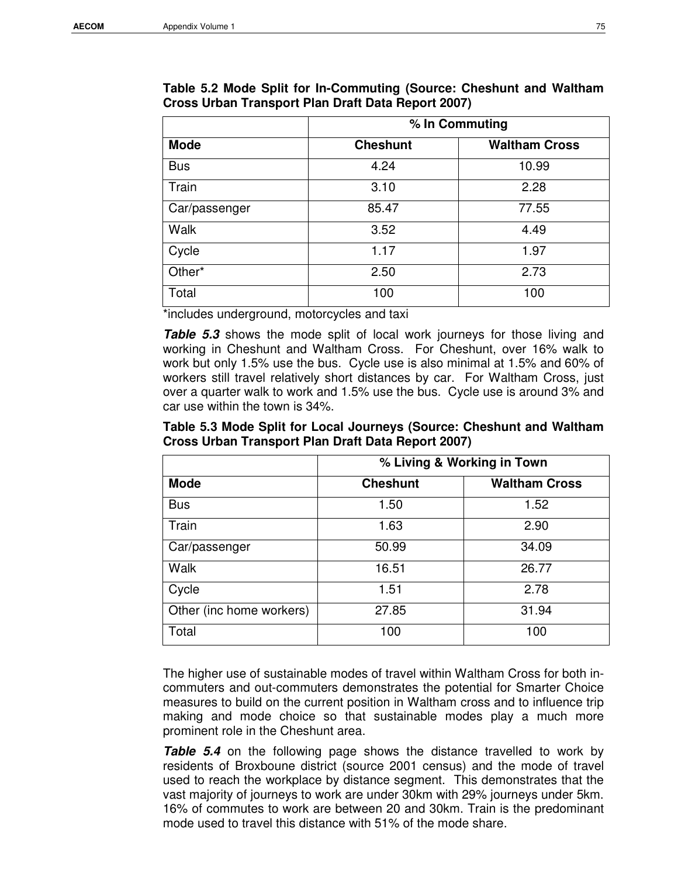**Table 5.2 Mode Split for In-Commuting (Source: Cheshunt and Waltham Cross Urban Transport Plan Draft Data Report 2007)**

| | % In Commuting | |
|---|---|---|
| **Mode** | **Cheshunt** | **Waltham Cross** |
| Bus | 4.24 | 10.99 |
| Train | 3.10 | 2.28 |
| Car/passenger | 85.47 | 77.55 |
| Walk | 3.52 | 4.49 |
| Cycle | 1.17 | 1.97 |
| Other* | 2.50 | 2.73 |
| Total | 100 | 100 |

*includes underground, motorcycles and taxi

***Table 5.3*** shows the mode split of local work journeys for those living and working in Cheshunt and Waltham Cross. For Cheshunt, over 16% walk to work but only 1.5% use the bus. Cycle use is also minimal at 1.5% and 60% of workers still travel relatively short distances by car. For Waltham Cross, just over a quarter walk to work and 1.5% use the bus. Cycle use is around 3% and car use within the town is 34%.

**Table 5.3 Mode Split for Local Journeys (Source: Cheshunt and Waltham Cross Urban Transport Plan Draft Data Report 2007)**

| | % Living & Working in Town | |
|---|---|---|
| **Mode** | **Cheshunt** | **Waltham Cross** |
| Bus | 1.50 | 1.52 |
| Train | 1.63 | 2.90 |
| Car/passenger | 50.99 | 34.09 |
| Walk | 16.51 | 26.77 |
| Cycle | 1.51 | 2.78 |
| Other (inc home workers) | 27.85 | 31.94 |
| Total | 100 | 100 |

The higher use of sustainable modes of travel within Waltham Cross for both in-commuters and out-commuters demonstrates the potential for Smarter Choice measures to build on the current position in Waltham cross and to influence trip making and mode choice so that sustainable modes play a much more prominent role in the Cheshunt area.

***Table 5.4*** on the following page shows the distance travelled to work by residents of Broxboune district (source 2001 census) and the mode of travel used to reach the workplace by distance segment. This demonstrates that the vast majority of journeys to work are under 30km with 29% journeys under 5km. 16% of commutes to work are between 20 and 30km. Train is the predominant mode used to travel this distance with 51% of the mode share.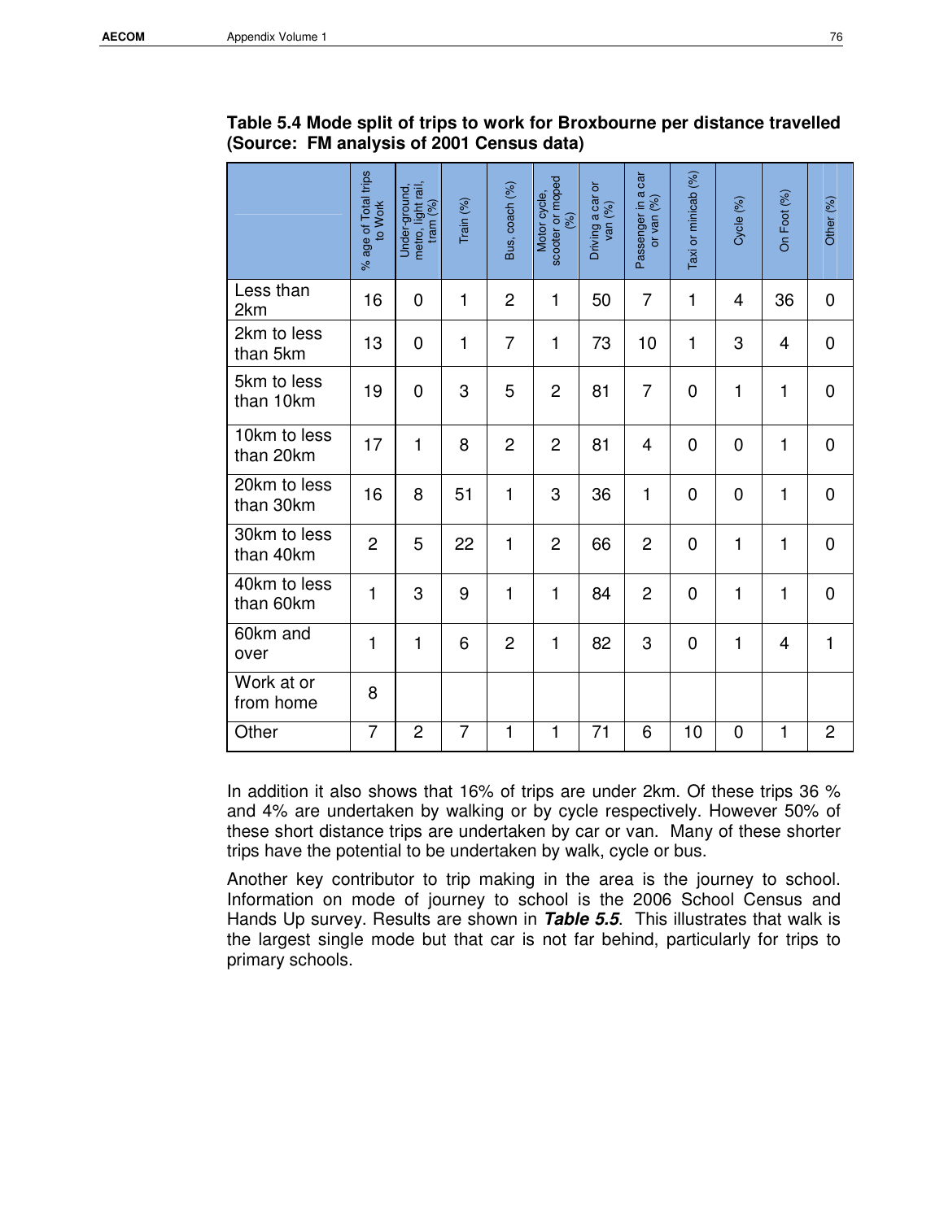**Table 5.4 Mode split of trips to work for Broxbourne per distance travelled (Source: FM analysis of 2001 Census data)**

| | % age of Total trips to Work | Under-ground, metro, light rail, tram (%) | Train (%) | Bus, coach (%) | Motor cycle, scooter or moped (%) | Driving a car or van (%) | Passenger in a car or van (%) | Taxi or minicab (%) | Cycle (%) | On Foot (%) | Other (%) |
|---|---|---|---|---|---|---|---|---|---|---|---|
| Less than 2km | 16 | 0 | 1 | 2 | 1 | 50 | 7 | 1 | 4 | 36 | 0 |
| 2km to less than 5km | 13 | 0 | 1 | 7 | 1 | 73 | 10 | 1 | 3 | 4 | 0 |
| 5km to less than 10km | 19 | 0 | 3 | 5 | 2 | 81 | 7 | 0 | 1 | 1 | 0 |
| 10km to less than 20km | 17 | 1 | 8 | 2 | 2 | 81 | 4 | 0 | 0 | 1 | 0 |
| 20km to less than 30km | 16 | 8 | 51 | 1 | 3 | 36 | 1 | 0 | 0 | 1 | 0 |
| 30km to less than 40km | 2 | 5 | 22 | 1 | 2 | 66 | 2 | 0 | 1 | 1 | 0 |
| 40km to less than 60km | 1 | 3 | 9 | 1 | 1 | 84 | 2 | 0 | 1 | 1 | 0 |
| 60km and over | 1 | 1 | 6 | 2 | 1 | 82 | 3 | 0 | 1 | 4 | 1 |
| Work at or from home | 8 | | | | | | | | | | |
| Other | 7 | 2 | 7 | 1 | 1 | 71 | 6 | 10 | 0 | 1 | 2 |

In addition it also shows that 16% of trips are under 2km. Of these trips 36 % and 4% are undertaken by walking or by cycle respectively. However 50% of these short distance trips are undertaken by car or van. Many of these shorter trips have the potential to be undertaken by walk, cycle or bus.

Another key contributor to trip making in the area is the journey to school. Information on mode of journey to school is the 2006 School Census and Hands Up survey. Results are shown in ***Table 5.5***. This illustrates that walk is the largest single mode but that car is not far behind, particularly for trips to primary schools.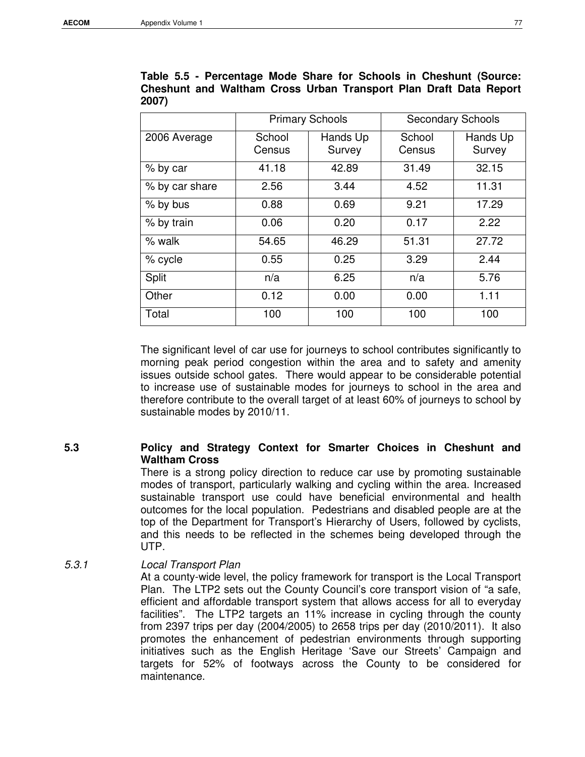**Table 5.5 - Percentage Mode Share for Schools in Cheshunt (Source: Cheshunt and Waltham Cross Urban Transport Plan Draft Data Report 2007)**

| | Primary Schools | | Secondary Schools | |
|---|---|---|---|---|
| 2006 Average | School Census | Hands Up Survey | School Census | Hands Up Survey |
| % by car | 41.18 | 42.89 | 31.49 | 32.15 |
| % by car share | 2.56 | 3.44 | 4.52 | 11.31 |
| % by bus | 0.88 | 0.69 | 9.21 | 17.29 |
| % by train | 0.06 | 0.20 | 0.17 | 2.22 |
| % walk | 54.65 | 46.29 | 51.31 | 27.72 |
| % cycle | 0.55 | 0.25 | 3.29 | 2.44 |
| Split | n/a | 6.25 | n/a | 5.76 |
| Other | 0.12 | 0.00 | 0.00 | 1.11 |
| Total | 100 | 100 | 100 | 100 |

The significant level of car use for journeys to school contributes significantly to morning peak period congestion within the area and to safety and amenity issues outside school gates. There would appear to be considerable potential to increase use of sustainable modes for journeys to school in the area and therefore contribute to the overall target of at least 60% of journeys to school by sustainable modes by 2010/11.

## 5.3 Policy and Strategy Context for Smarter Choices in Cheshunt and Waltham Cross

There is a strong policy direction to reduce car use by promoting sustainable modes of transport, particularly walking and cycling within the area. Increased sustainable transport use could have beneficial environmental and health outcomes for the local population. Pedestrians and disabled people are at the top of the Department for Transport's Hierarchy of Users, followed by cyclists, and this needs to be reflected in the schemes being developed through the UTP.

### *5.3.1 Local Transport Plan*

At a county-wide level, the policy framework for transport is the Local Transport Plan. The LTP2 sets out the County Council's core transport vision of "a safe, efficient and affordable transport system that allows access for all to everyday facilities". The LTP2 targets an 11% increase in cycling through the county from 2397 trips per day (2004/2005) to 2658 trips per day (2010/2011). It also promotes the enhancement of pedestrian environments through supporting initiatives such as the English Heritage 'Save our Streets' Campaign and targets for 52% of footways across the County to be considered for maintenance.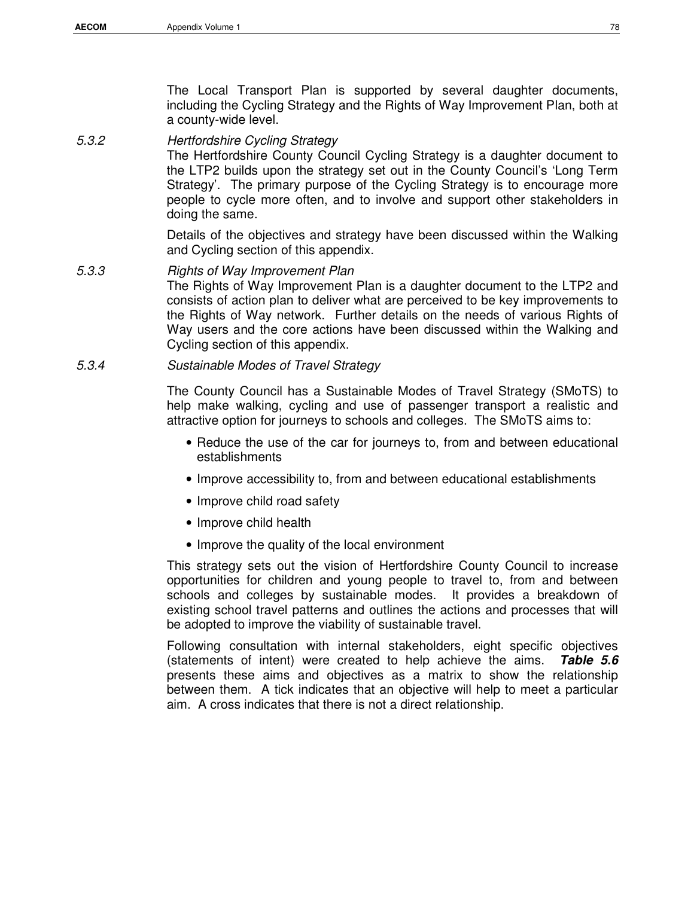The Local Transport Plan is supported by several daughter documents, including the Cycling Strategy and the Rights of Way Improvement Plan, both at a county-wide level.

### 5.3.2 *Hertfordshire Cycling Strategy*

The Hertfordshire County Council Cycling Strategy is a daughter document to the LTP2 builds upon the strategy set out in the County Council's 'Long Term Strategy'. The primary purpose of the Cycling Strategy is to encourage more people to cycle more often, and to involve and support other stakeholders in doing the same.

Details of the objectives and strategy have been discussed within the Walking and Cycling section of this appendix.

### 5.3.3 *Rights of Way Improvement Plan*

The Rights of Way Improvement Plan is a daughter document to the LTP2 and consists of action plan to deliver what are perceived to be key improvements to the Rights of Way network. Further details on the needs of various Rights of Way users and the core actions have been discussed within the Walking and Cycling section of this appendix.

### 5.3.4 *Sustainable Modes of Travel Strategy*

The County Council has a Sustainable Modes of Travel Strategy (SMoTS) to help make walking, cycling and use of passenger transport a realistic and attractive option for journeys to schools and colleges. The SMoTS aims to:

- Reduce the use of the car for journeys to, from and between educational establishments
- Improve accessibility to, from and between educational establishments
- Improve child road safety
- Improve child health
- Improve the quality of the local environment

This strategy sets out the vision of Hertfordshire County Council to increase opportunities for children and young people to travel to, from and between schools and colleges by sustainable modes. It provides a breakdown of existing school travel patterns and outlines the actions and processes that will be adopted to improve the viability of sustainable travel.

Following consultation with internal stakeholders, eight specific objectives (statements of intent) were created to help achieve the aims. ***Table 5.6*** presents these aims and objectives as a matrix to show the relationship between them. A tick indicates that an objective will help to meet a particular aim. A cross indicates that there is not a direct relationship.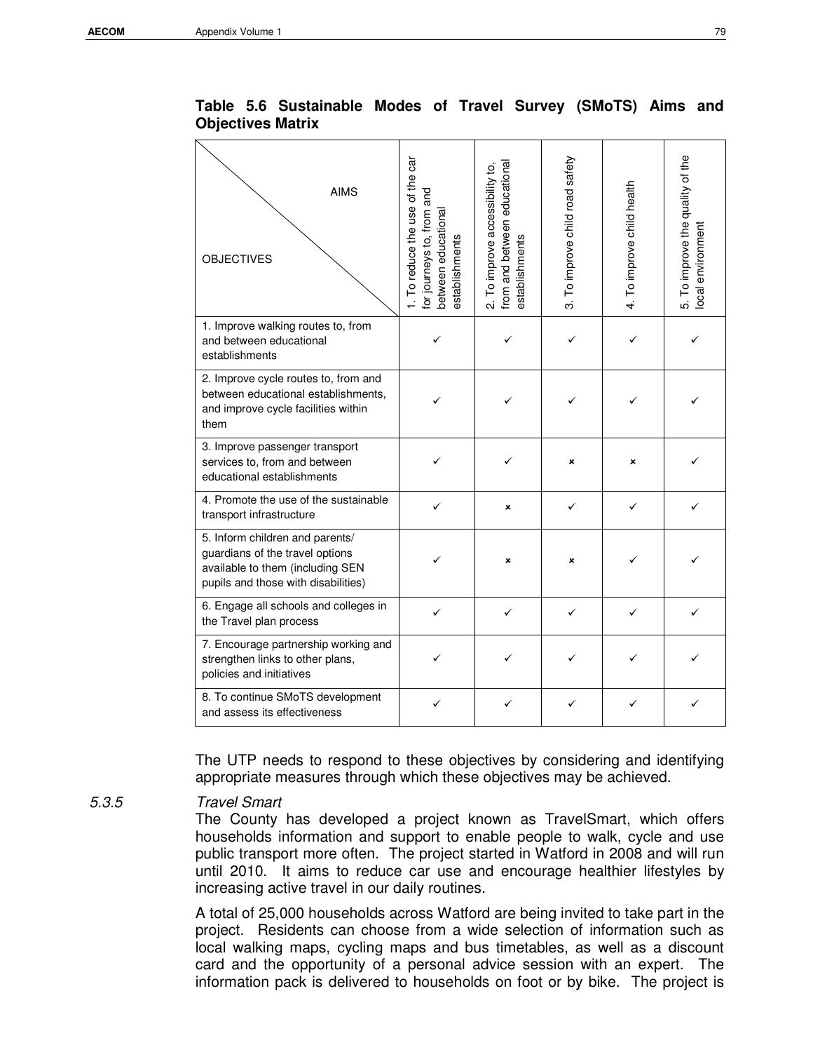**Table 5.6 Sustainable Modes of Travel Survey (SMoTS) Aims and Objectives Matrix**

| OBJECTIVES \ AIMS | 1. To reduce the use of the car for journeys to, from and between educational establishments | 2. To improve accessibility to, from and between educational establishments | 3. To improve child road safety | 4. To improve child health | 5. To improve the quality of the local environment |
|---|---|---|---|---|---|
| 1. Improve walking routes to, from and between educational establishments | ✓ | ✓ | ✓ | ✓ | ✓ |
| 2. Improve cycle routes to, from and between educational establishments, and improve cycle facilities within them | ✓ | ✓ | ✓ | ✓ | ✓ |
| 3. Improve passenger transport services to, from and between educational establishments | ✓ | ✓ | × | × | ✓ |
| 4. Promote the use of the sustainable transport infrastructure | ✓ | × | ✓ | ✓ | ✓ |
| 5. Inform children and parents/ guardians of the travel options available to them (including SEN pupils and those with disabilities) | ✓ | × | × | ✓ | ✓ |
| 6. Engage all schools and colleges in the Travel plan process | ✓ | ✓ | ✓ | ✓ | ✓ |
| 7. Encourage partnership working and strengthen links to other plans, policies and initiatives | ✓ | ✓ | ✓ | ✓ | ✓ |
| 8. To continue SMoTS development and assess its effectiveness | ✓ | ✓ | ✓ | ✓ | ✓ |

The UTP needs to respond to these objectives by considering and identifying appropriate measures through which these objectives may be achieved.

### 5.3.5 *Travel Smart*

The County has developed a project known as TravelSmart, which offers households information and support to enable people to walk, cycle and use public transport more often. The project started in Watford in 2008 and will run until 2010. It aims to reduce car use and encourage healthier lifestyles by increasing active travel in our daily routines.

A total of 25,000 households across Watford are being invited to take part in the project. Residents can choose from a wide selection of information such as local walking maps, cycling maps and bus timetables, as well as a discount card and the opportunity of a personal advice session with an expert. The information pack is delivered to households on foot or by bike. The project is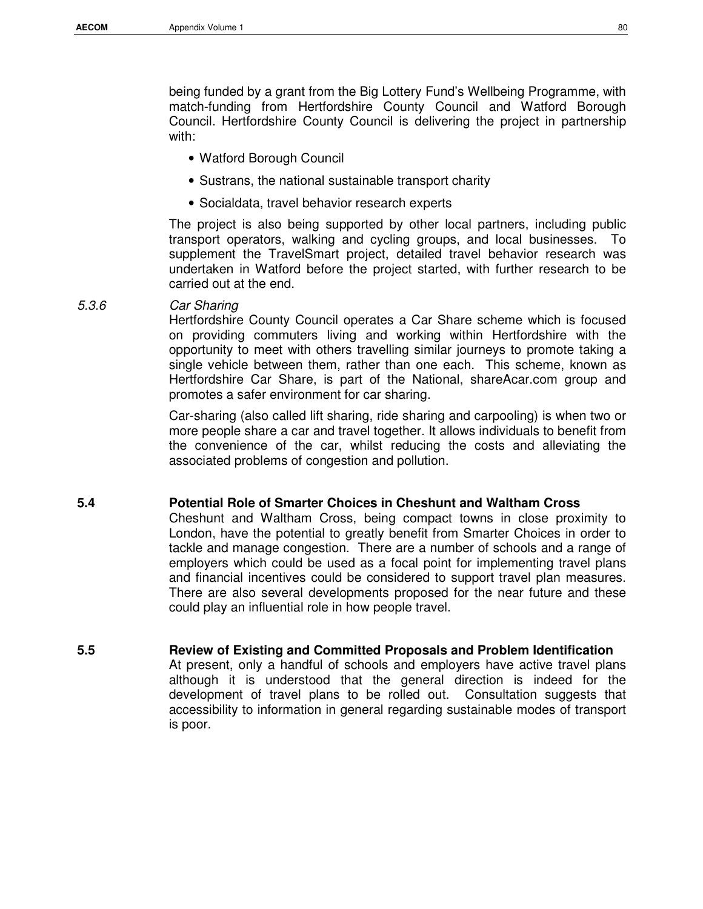being funded by a grant from the Big Lottery Fund's Wellbeing Programme, with match-funding from Hertfordshire County Council and Watford Borough Council. Hertfordshire County Council is delivering the project in partnership with:

- Watford Borough Council
- Sustrans, the national sustainable transport charity
- Socialdata, travel behavior research experts

The project is also being supported by other local partners, including public transport operators, walking and cycling groups, and local businesses. To supplement the TravelSmart project, detailed travel behavior research was undertaken in Watford before the project started, with further research to be carried out at the end.

#### 5.3.6 *Car Sharing*

Hertfordshire County Council operates a Car Share scheme which is focused on providing commuters living and working within Hertfordshire with the opportunity to meet with others travelling similar journeys to promote taking a single vehicle between them, rather than one each. This scheme, known as Hertfordshire Car Share, is part of the National, shareAcar.com group and promotes a safer environment for car sharing.

Car-sharing (also called lift sharing, ride sharing and carpooling) is when two or more people share a car and travel together. It allows individuals to benefit from the convenience of the car, whilst reducing the costs and alleviating the associated problems of congestion and pollution.

## 5.4 Potential Role of Smarter Choices in Cheshunt and Waltham Cross

Cheshunt and Waltham Cross, being compact towns in close proximity to London, have the potential to greatly benefit from Smarter Choices in order to tackle and manage congestion. There are a number of schools and a range of employers which could be used as a focal point for implementing travel plans and financial incentives could be considered to support travel plan measures. There are also several developments proposed for the near future and these could play an influential role in how people travel.

## 5.5 Review of Existing and Committed Proposals and Problem Identification

At present, only a handful of schools and employers have active travel plans although it is understood that the general direction is indeed for the development of travel plans to be rolled out. Consultation suggests that accessibility to information in general regarding sustainable modes of transport is poor.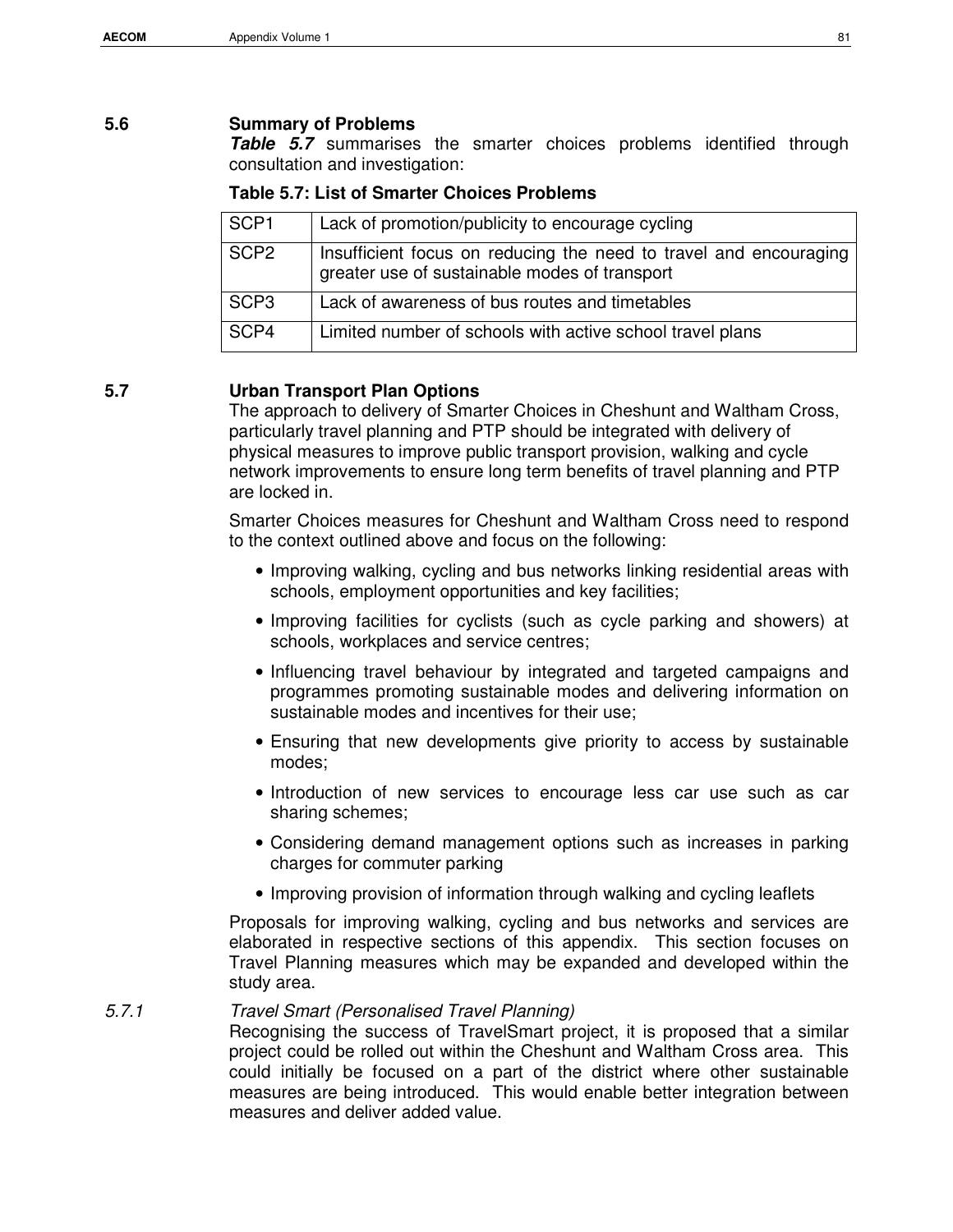## 5.6 Summary of Problems

***Table 5.7*** summarises the smarter choices problems identified through consultation and investigation:

**Table 5.7: List of Smarter Choices Problems**

| | |
|---|---|
| SCP1 | Lack of promotion/publicity to encourage cycling |
| SCP2 | Insufficient focus on reducing the need to travel and encouraging greater use of sustainable modes of transport |
| SCP3 | Lack of awareness of bus routes and timetables |
| SCP4 | Limited number of schools with active school travel plans |

## 5.7 Urban Transport Plan Options

The approach to delivery of Smarter Choices in Cheshunt and Waltham Cross, particularly travel planning and PTP should be integrated with delivery of physical measures to improve public transport provision, walking and cycle network improvements to ensure long term benefits of travel planning and PTP are locked in.

Smarter Choices measures for Cheshunt and Waltham Cross need to respond to the context outlined above and focus on the following:

- Improving walking, cycling and bus networks linking residential areas with schools, employment opportunities and key facilities;
- Improving facilities for cyclists (such as cycle parking and showers) at schools, workplaces and service centres;
- Influencing travel behaviour by integrated and targeted campaigns and programmes promoting sustainable modes and delivering information on sustainable modes and incentives for their use;
- Ensuring that new developments give priority to access by sustainable modes;
- Introduction of new services to encourage less car use such as car sharing schemes;
- Considering demand management options such as increases in parking charges for commuter parking
- Improving provision of information through walking and cycling leaflets

Proposals for improving walking, cycling and bus networks and services are elaborated in respective sections of this appendix. This section focuses on Travel Planning measures which may be expanded and developed within the study area.

### *5.7.1 Travel Smart (Personalised Travel Planning)*

Recognising the success of TravelSmart project, it is proposed that a similar project could be rolled out within the Cheshunt and Waltham Cross area. This could initially be focused on a part of the district where other sustainable measures are being introduced. This would enable better integration between measures and deliver added value.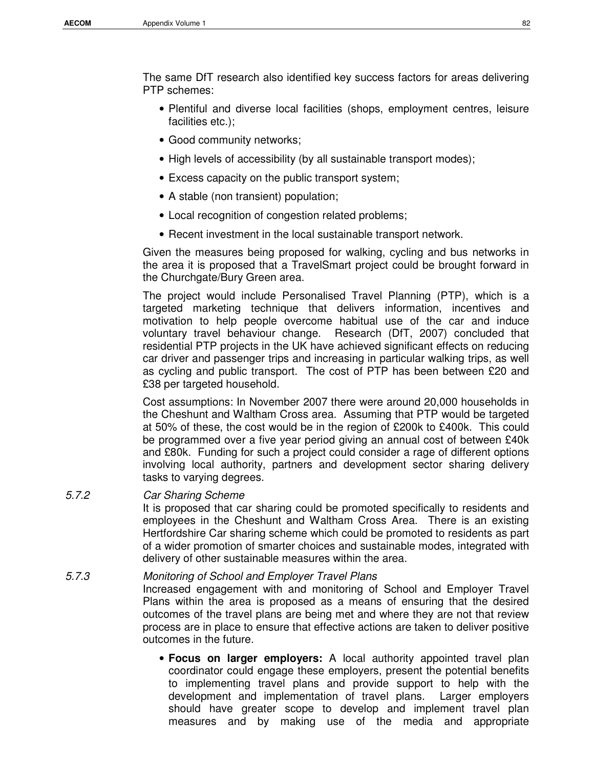The same DfT research also identified key success factors for areas delivering PTP schemes:

- Plentiful and diverse local facilities (shops, employment centres, leisure facilities etc.);
- Good community networks;
- High levels of accessibility (by all sustainable transport modes);
- Excess capacity on the public transport system;
- A stable (non transient) population;
- Local recognition of congestion related problems;
- Recent investment in the local sustainable transport network.

Given the measures being proposed for walking, cycling and bus networks in the area it is proposed that a TravelSmart project could be brought forward in the Churchgate/Bury Green area.

The project would include Personalised Travel Planning (PTP), which is a targeted marketing technique that delivers information, incentives and motivation to help people overcome habitual use of the car and induce voluntary travel behaviour change. Research (DfT, 2007) concluded that residential PTP projects in the UK have achieved significant effects on reducing car driver and passenger trips and increasing in particular walking trips, as well as cycling and public transport. The cost of PTP has been between £20 and £38 per targeted household.

Cost assumptions: In November 2007 there were around 20,000 households in the Cheshunt and Waltham Cross area. Assuming that PTP would be targeted at 50% of these, the cost would be in the region of £200k to £400k. This could be programmed over a five year period giving an annual cost of between £40k and £80k. Funding for such a project could consider a rage of different options involving local authority, partners and development sector sharing delivery tasks to varying degrees.

5.7.2 *Car Sharing Scheme*

It is proposed that car sharing could be promoted specifically to residents and employees in the Cheshunt and Waltham Cross Area. There is an existing Hertfordshire Car sharing scheme which could be promoted to residents as part of a wider promotion of smarter choices and sustainable modes, integrated with delivery of other sustainable measures within the area.

5.7.3 *Monitoring of School and Employer Travel Plans*

Increased engagement with and monitoring of School and Employer Travel Plans within the area is proposed as a means of ensuring that the desired outcomes of the travel plans are being met and where they are not that review process are in place to ensure that effective actions are taken to deliver positive outcomes in the future.

- **Focus on larger employers:** A local authority appointed travel plan coordinator could engage these employers, present the potential benefits to implementing travel plans and provide support to help with the development and implementation of travel plans. Larger employers should have greater scope to develop and implement travel plan measures and by making use of the media and appropriate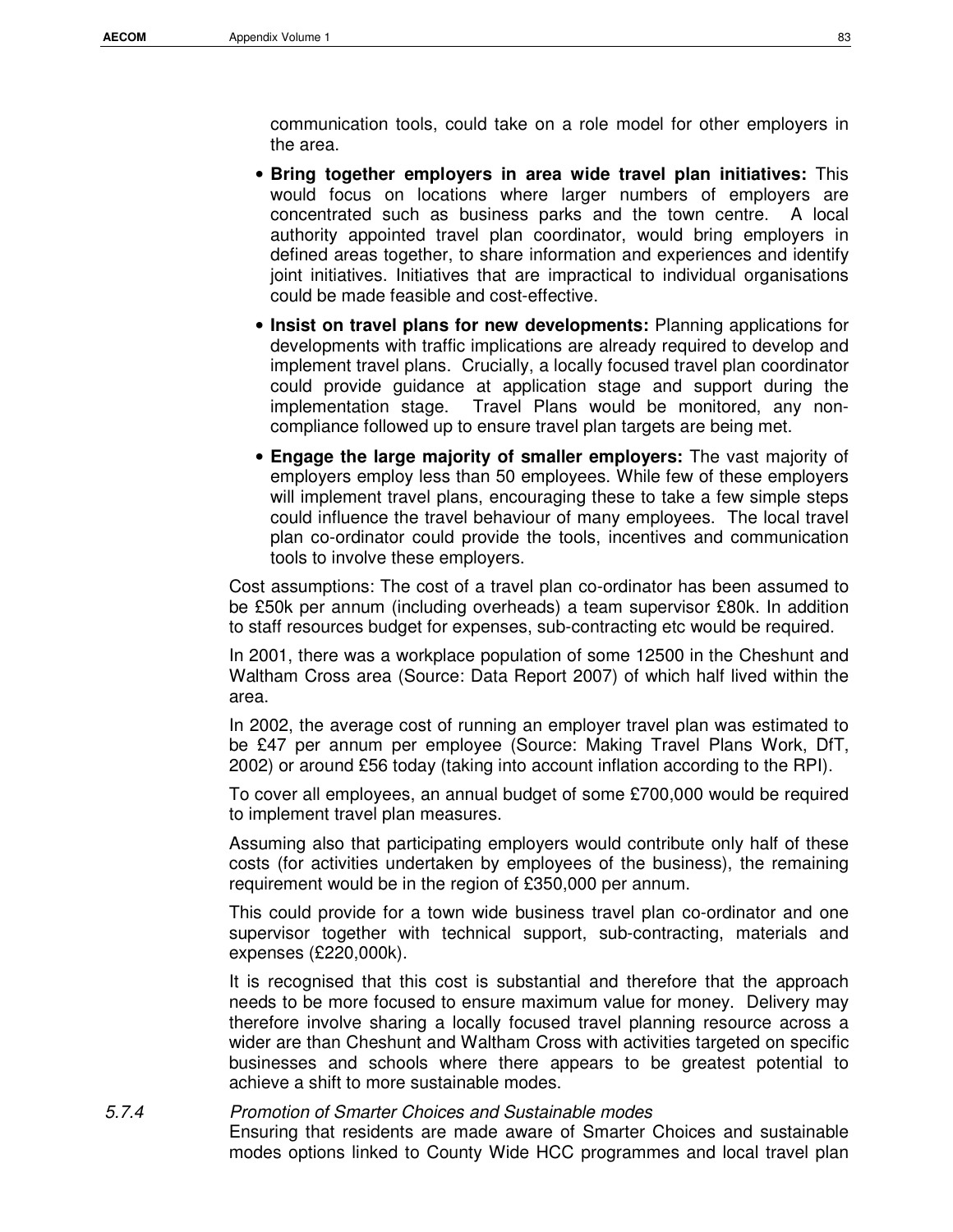communication tools, could take on a role model for other employers in the area.

- **Bring together employers in area wide travel plan initiatives:** This would focus on locations where larger numbers of employers are concentrated such as business parks and the town centre. A local authority appointed travel plan coordinator, would bring employers in defined areas together, to share information and experiences and identify joint initiatives. Initiatives that are impractical to individual organisations could be made feasible and cost-effective.
- **Insist on travel plans for new developments:** Planning applications for developments with traffic implications are already required to develop and implement travel plans. Crucially, a locally focused travel plan coordinator could provide guidance at application stage and support during the implementation stage. Travel Plans would be monitored, any non-compliance followed up to ensure travel plan targets are being met.
- **Engage the large majority of smaller employers:** The vast majority of employers employ less than 50 employees. While few of these employers will implement travel plans, encouraging these to take a few simple steps could influence the travel behaviour of many employees. The local travel plan co-ordinator could provide the tools, incentives and communication tools to involve these employers.

Cost assumptions: The cost of a travel plan co-ordinator has been assumed to be £50k per annum (including overheads) a team supervisor £80k. In addition to staff resources budget for expenses, sub-contracting etc would be required.

In 2001, there was a workplace population of some 12500 in the Cheshunt and Waltham Cross area (Source: Data Report 2007) of which half lived within the area.

In 2002, the average cost of running an employer travel plan was estimated to be £47 per annum per employee (Source: Making Travel Plans Work, DfT, 2002) or around £56 today (taking into account inflation according to the RPI).

To cover all employees, an annual budget of some £700,000 would be required to implement travel plan measures.

Assuming also that participating employers would contribute only half of these costs (for activities undertaken by employees of the business), the remaining requirement would be in the region of £350,000 per annum.

This could provide for a town wide business travel plan co-ordinator and one supervisor together with technical support, sub-contracting, materials and expenses (£220,000k).

It is recognised that this cost is substantial and therefore that the approach needs to be more focused to ensure maximum value for money. Delivery may therefore involve sharing a locally focused travel planning resource across a wider are than Cheshunt and Waltham Cross with activities targeted on specific businesses and schools where there appears to be greatest potential to achieve a shift to more sustainable modes.

### 5.7.4 *Promotion of Smarter Choices and Sustainable modes*

Ensuring that residents are made aware of Smarter Choices and sustainable modes options linked to County Wide HCC programmes and local travel plan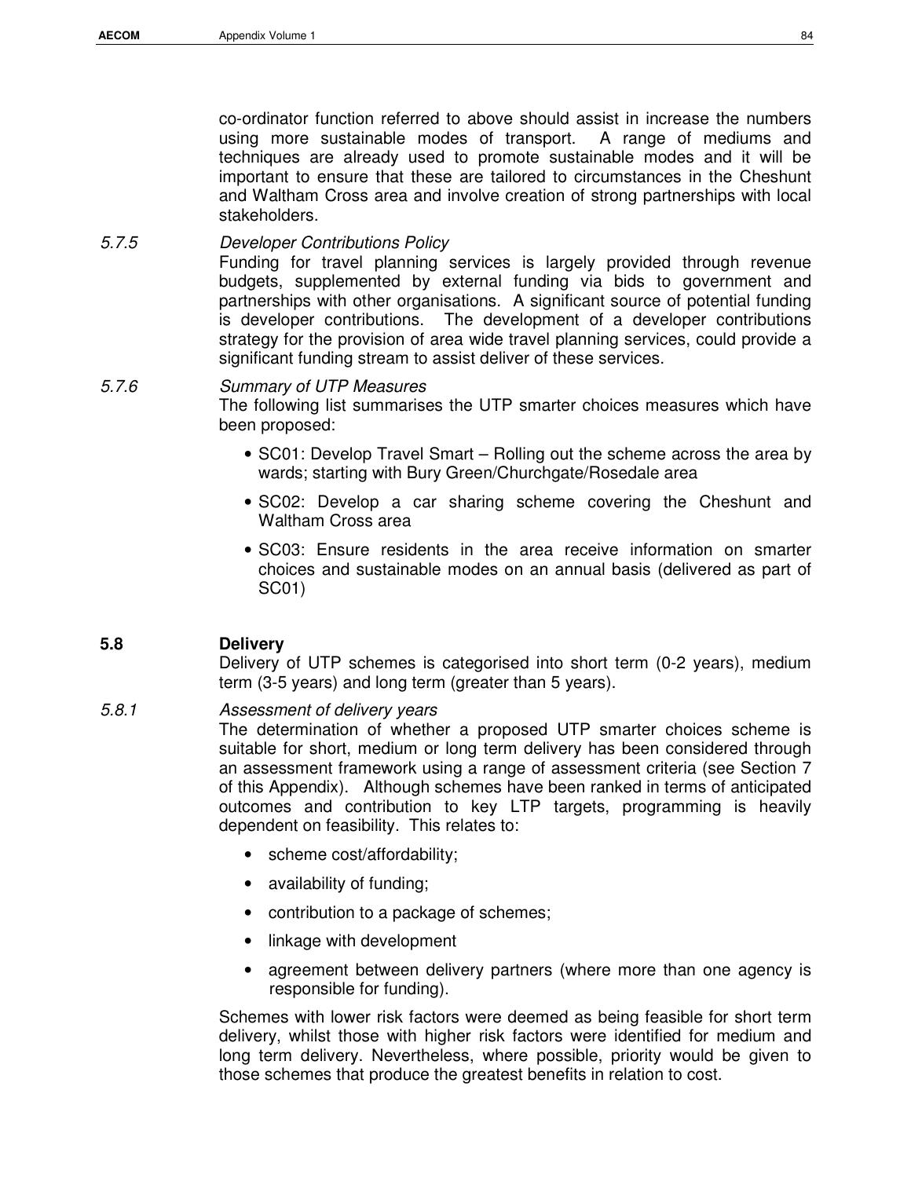co-ordinator function referred to above should assist in increase the numbers using more sustainable modes of transport. A range of mediums and techniques are already used to promote sustainable modes and it will be important to ensure that these are tailored to circumstances in the Cheshunt and Waltham Cross area and involve creation of strong partnerships with local stakeholders.

*5.7.5 Developer Contributions Policy*

Funding for travel planning services is largely provided through revenue budgets, supplemented by external funding via bids to government and partnerships with other organisations. A significant source of potential funding is developer contributions. The development of a developer contributions strategy for the provision of area wide travel planning services, could provide a significant funding stream to assist deliver of these services.

*5.7.6 Summary of UTP Measures*

The following list summarises the UTP smarter choices measures which have been proposed:

- SC01: Develop Travel Smart – Rolling out the scheme across the area by wards; starting with Bury Green/Churchgate/Rosedale area
- SC02: Develop a car sharing scheme covering the Cheshunt and Waltham Cross area
- SC03: Ensure residents in the area receive information on smarter choices and sustainable modes on an annual basis (delivered as part of SC01)

## 5.8 Delivery

Delivery of UTP schemes is categorised into short term (0-2 years), medium term (3-5 years) and long term (greater than 5 years).

*5.8.1 Assessment of delivery years*

The determination of whether a proposed UTP smarter choices scheme is suitable for short, medium or long term delivery has been considered through an assessment framework using a range of assessment criteria (see Section 7 of this Appendix). Although schemes have been ranked in terms of anticipated outcomes and contribution to key LTP targets, programming is heavily dependent on feasibility. This relates to:

- scheme cost/affordability;
- availability of funding;
- contribution to a package of schemes;
- linkage with development
- agreement between delivery partners (where more than one agency is responsible for funding).

Schemes with lower risk factors were deemed as being feasible for short term delivery, whilst those with higher risk factors were identified for medium and long term delivery. Nevertheless, where possible, priority would be given to those schemes that produce the greatest benefits in relation to cost.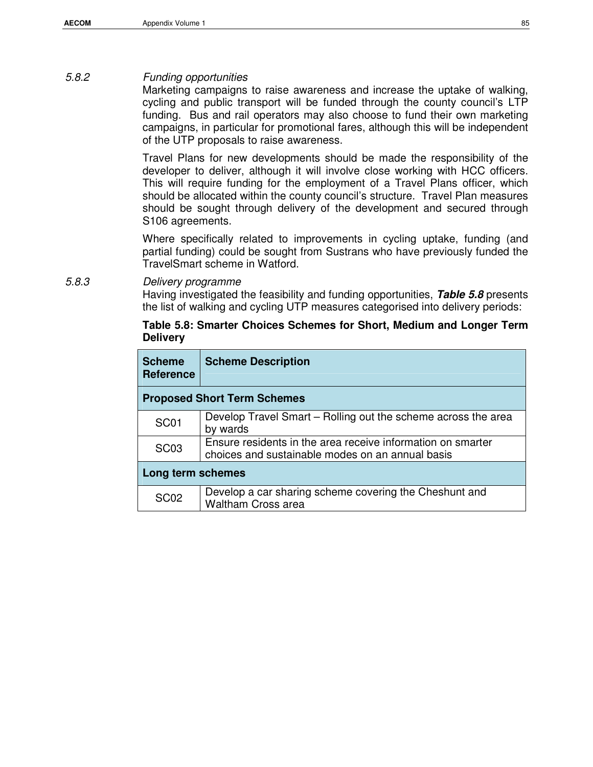### 5.8.2 *Funding opportunities*

Marketing campaigns to raise awareness and increase the uptake of walking, cycling and public transport will be funded through the county council's LTP funding. Bus and rail operators may also choose to fund their own marketing campaigns, in particular for promotional fares, although this will be independent of the UTP proposals to raise awareness.

Travel Plans for new developments should be made the responsibility of the developer to deliver, although it will involve close working with HCC officers. This will require funding for the employment of a Travel Plans officer, which should be allocated within the county council's structure. Travel Plan measures should be sought through delivery of the development and secured through S106 agreements.

Where specifically related to improvements in cycling uptake, funding (and partial funding) could be sought from Sustrans who have previously funded the TravelSmart scheme in Watford.

### 5.8.3 *Delivery programme*

Having investigated the feasibility and funding opportunities, ***Table 5.8*** presents the list of walking and cycling UTP measures categorised into delivery periods:

**Table 5.8: Smarter Choices Schemes for Short, Medium and Longer Term Delivery**

| Scheme Reference | Scheme Description |
|---|---|
| **Proposed Short Term Schemes** | |
| SC01 | Develop Travel Smart – Rolling out the scheme across the area by wards |
| SC03 | Ensure residents in the area receive information on smarter choices and sustainable modes on an annual basis |
| **Long term schemes** | |
| SC02 | Develop a car sharing scheme covering the Cheshunt and Waltham Cross area |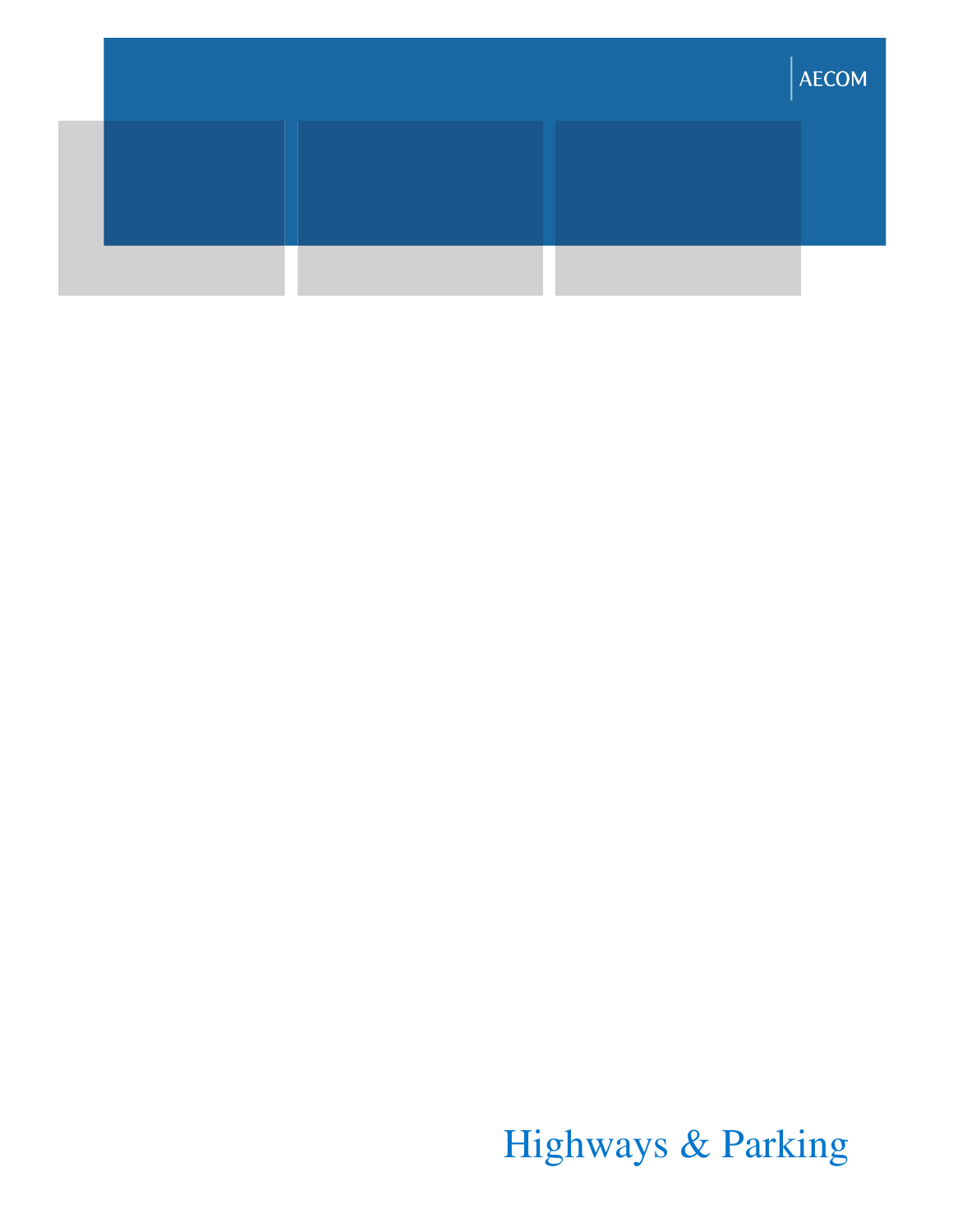AECOM

Highways & Parking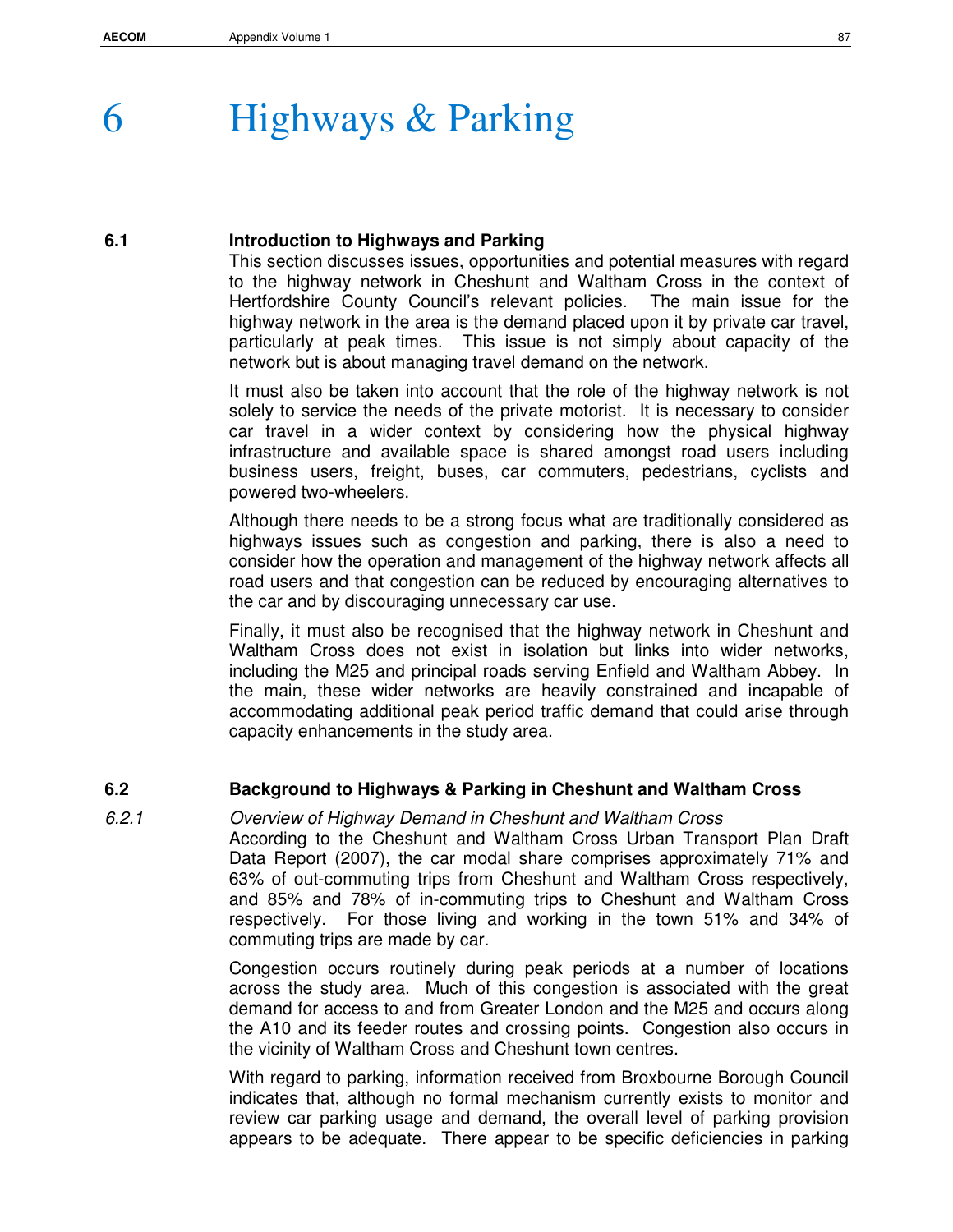# 6 Highways & Parking

## 6.1 Introduction to Highways and Parking

This section discusses issues, opportunities and potential measures with regard to the highway network in Cheshunt and Waltham Cross in the context of Hertfordshire County Council's relevant policies. The main issue for the highway network in the area is the demand placed upon it by private car travel, particularly at peak times. This issue is not simply about capacity of the network but is about managing travel demand on the network.

It must also be taken into account that the role of the highway network is not solely to service the needs of the private motorist. It is necessary to consider car travel in a wider context by considering how the physical highway infrastructure and available space is shared amongst road users including business users, freight, buses, car commuters, pedestrians, cyclists and powered two-wheelers.

Although there needs to be a strong focus what are traditionally considered as highways issues such as congestion and parking, there is also a need to consider how the operation and management of the highway network affects all road users and that congestion can be reduced by encouraging alternatives to the car and by discouraging unnecessary car use.

Finally, it must also be recognised that the highway network in Cheshunt and Waltham Cross does not exist in isolation but links into wider networks, including the M25 and principal roads serving Enfield and Waltham Abbey. In the main, these wider networks are heavily constrained and incapable of accommodating additional peak period traffic demand that could arise through capacity enhancements in the study area.

## 6.2 Background to Highways & Parking in Cheshunt and Waltham Cross

### *6.2.1 Overview of Highway Demand in Cheshunt and Waltham Cross*

According to the Cheshunt and Waltham Cross Urban Transport Plan Draft Data Report (2007), the car modal share comprises approximately 71% and 63% of out-commuting trips from Cheshunt and Waltham Cross respectively, and 85% and 78% of in-commuting trips to Cheshunt and Waltham Cross respectively. For those living and working in the town 51% and 34% of commuting trips are made by car.

Congestion occurs routinely during peak periods at a number of locations across the study area. Much of this congestion is associated with the great demand for access to and from Greater London and the M25 and occurs along the A10 and its feeder routes and crossing points. Congestion also occurs in the vicinity of Waltham Cross and Cheshunt town centres.

With regard to parking, information received from Broxbourne Borough Council indicates that, although no formal mechanism currently exists to monitor and review car parking usage and demand, the overall level of parking provision appears to be adequate. There appear to be specific deficiencies in parking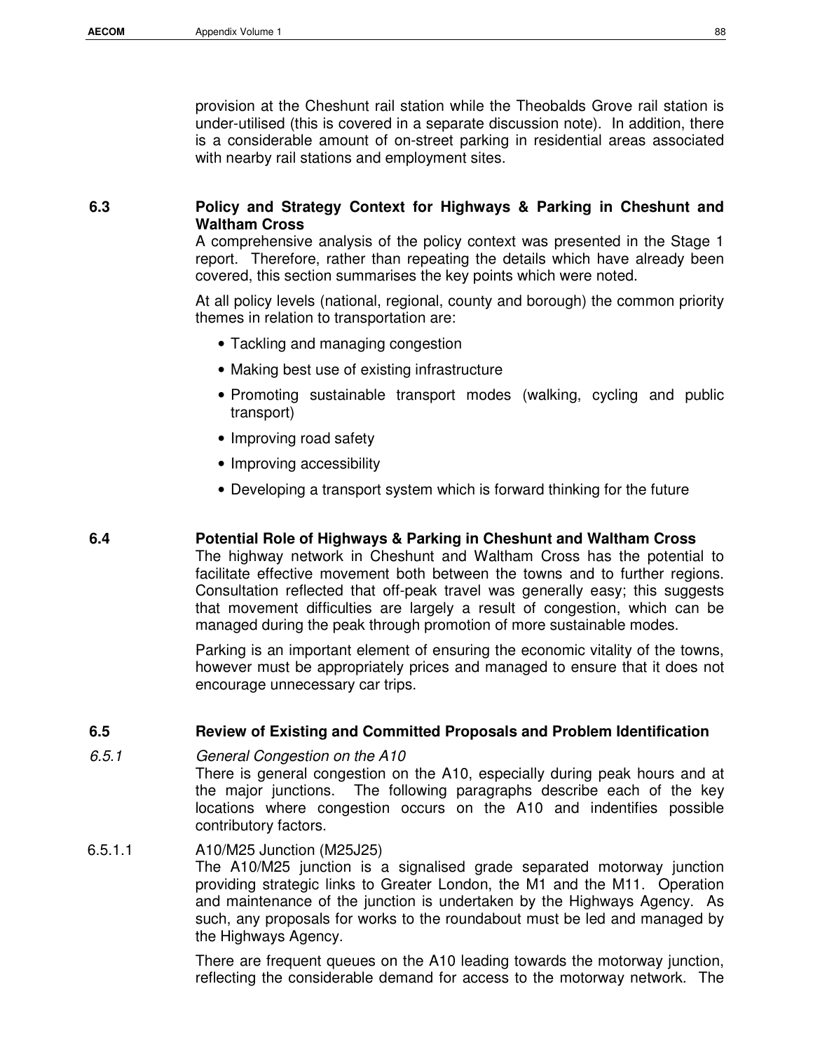provision at the Cheshunt rail station while the Theobalds Grove rail station is under-utilised (this is covered in a separate discussion note). In addition, there is a considerable amount of on-street parking in residential areas associated with nearby rail stations and employment sites.

## 6.3 Policy and Strategy Context for Highways & Parking in Cheshunt and Waltham Cross

A comprehensive analysis of the policy context was presented in the Stage 1 report. Therefore, rather than repeating the details which have already been covered, this section summarises the key points which were noted.

At all policy levels (national, regional, county and borough) the common priority themes in relation to transportation are:

- Tackling and managing congestion
- Making best use of existing infrastructure
- Promoting sustainable transport modes (walking, cycling and public transport)
- Improving road safety
- Improving accessibility
- Developing a transport system which is forward thinking for the future

## 6.4 Potential Role of Highways & Parking in Cheshunt and Waltham Cross

The highway network in Cheshunt and Waltham Cross has the potential to facilitate effective movement both between the towns and to further regions. Consultation reflected that off-peak travel was generally easy; this suggests that movement difficulties are largely a result of congestion, which can be managed during the peak through promotion of more sustainable modes.

Parking is an important element of ensuring the economic vitality of the towns, however must be appropriately prices and managed to ensure that it does not encourage unnecessary car trips.

## 6.5 Review of Existing and Committed Proposals and Problem Identification

### *6.5.1 General Congestion on the A10*

There is general congestion on the A10, especially during peak hours and at the major junctions. The following paragraphs describe each of the key locations where congestion occurs on the A10 and indentifies possible contributory factors.

#### 6.5.1.1 A10/M25 Junction (M25J25)

The A10/M25 junction is a signalised grade separated motorway junction providing strategic links to Greater London, the M1 and the M11. Operation and maintenance of the junction is undertaken by the Highways Agency. As such, any proposals for works to the roundabout must be led and managed by the Highways Agency.

There are frequent queues on the A10 leading towards the motorway junction, reflecting the considerable demand for access to the motorway network. The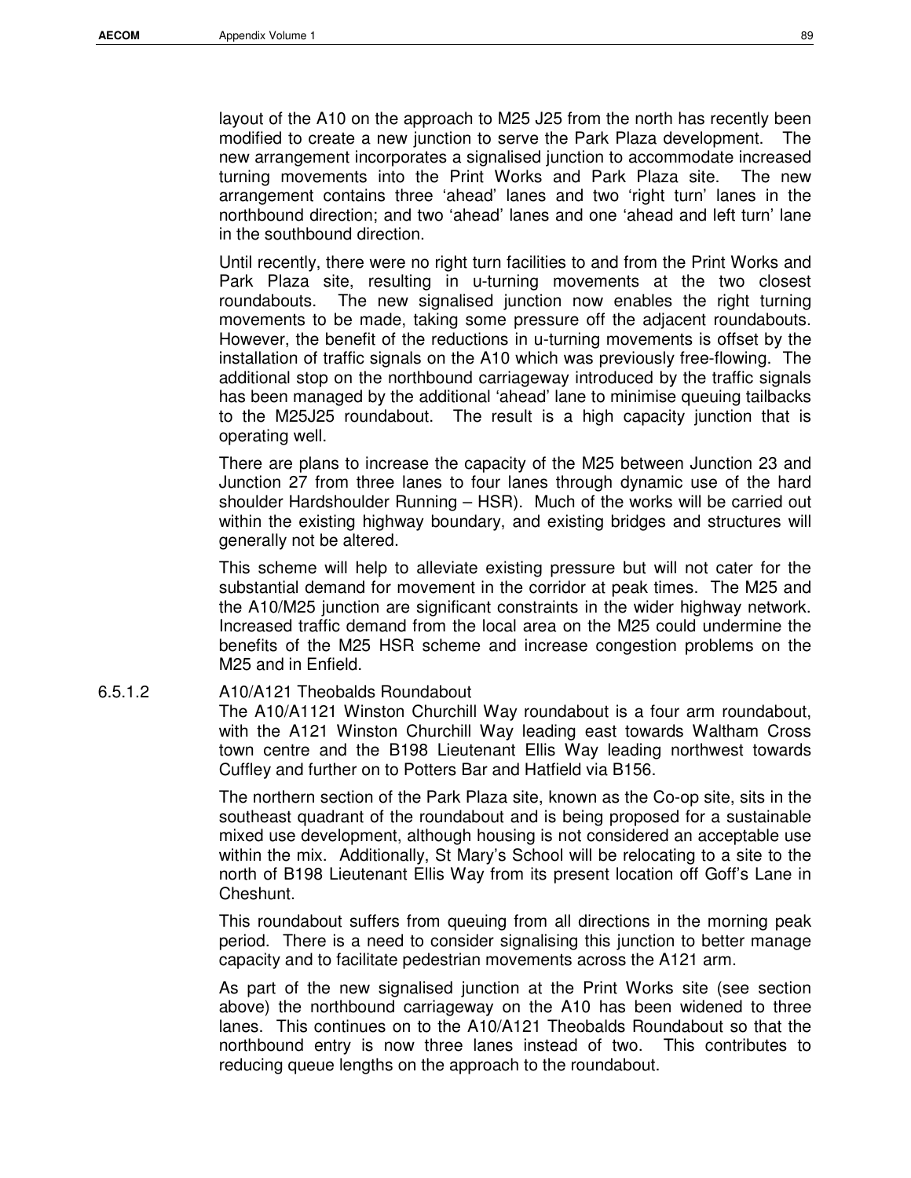layout of the A10 on the approach to M25 J25 from the north has recently been modified to create a new junction to serve the Park Plaza development. The new arrangement incorporates a signalised junction to accommodate increased turning movements into the Print Works and Park Plaza site. The new arrangement contains three 'ahead' lanes and two 'right turn' lanes in the northbound direction; and two 'ahead' lanes and one 'ahead and left turn' lane in the southbound direction.

Until recently, there were no right turn facilities to and from the Print Works and Park Plaza site, resulting in u-turning movements at the two closest roundabouts. The new signalised junction now enables the right turning movements to be made, taking some pressure off the adjacent roundabouts. However, the benefit of the reductions in u-turning movements is offset by the installation of traffic signals on the A10 which was previously free-flowing. The additional stop on the northbound carriageway introduced by the traffic signals has been managed by the additional 'ahead' lane to minimise queuing tailbacks to the M25J25 roundabout. The result is a high capacity junction that is operating well.

There are plans to increase the capacity of the M25 between Junction 23 and Junction 27 from three lanes to four lanes through dynamic use of the hard shoulder Hardshoulder Running – HSR). Much of the works will be carried out within the existing highway boundary, and existing bridges and structures will generally not be altered.

This scheme will help to alleviate existing pressure but will not cater for the substantial demand for movement in the corridor at peak times. The M25 and the A10/M25 junction are significant constraints in the wider highway network. Increased traffic demand from the local area on the M25 could undermine the benefits of the M25 HSR scheme and increase congestion problems on the M25 and in Enfield.

#### 6.5.1.2 A10/A121 Theobalds Roundabout

The A10/A1121 Winston Churchill Way roundabout is a four arm roundabout, with the A121 Winston Churchill Way leading east towards Waltham Cross town centre and the B198 Lieutenant Ellis Way leading northwest towards Cuffley and further on to Potters Bar and Hatfield via B156.

The northern section of the Park Plaza site, known as the Co-op site, sits in the southeast quadrant of the roundabout and is being proposed for a sustainable mixed use development, although housing is not considered an acceptable use within the mix. Additionally, St Mary's School will be relocating to a site to the north of B198 Lieutenant Ellis Way from its present location off Goff's Lane in Cheshunt.

This roundabout suffers from queuing from all directions in the morning peak period. There is a need to consider signalising this junction to better manage capacity and to facilitate pedestrian movements across the A121 arm.

As part of the new signalised junction at the Print Works site (see section above) the northbound carriageway on the A10 has been widened to three lanes. This continues on to the A10/A121 Theobalds Roundabout so that the northbound entry is now three lanes instead of two. This contributes to reducing queue lengths on the approach to the roundabout.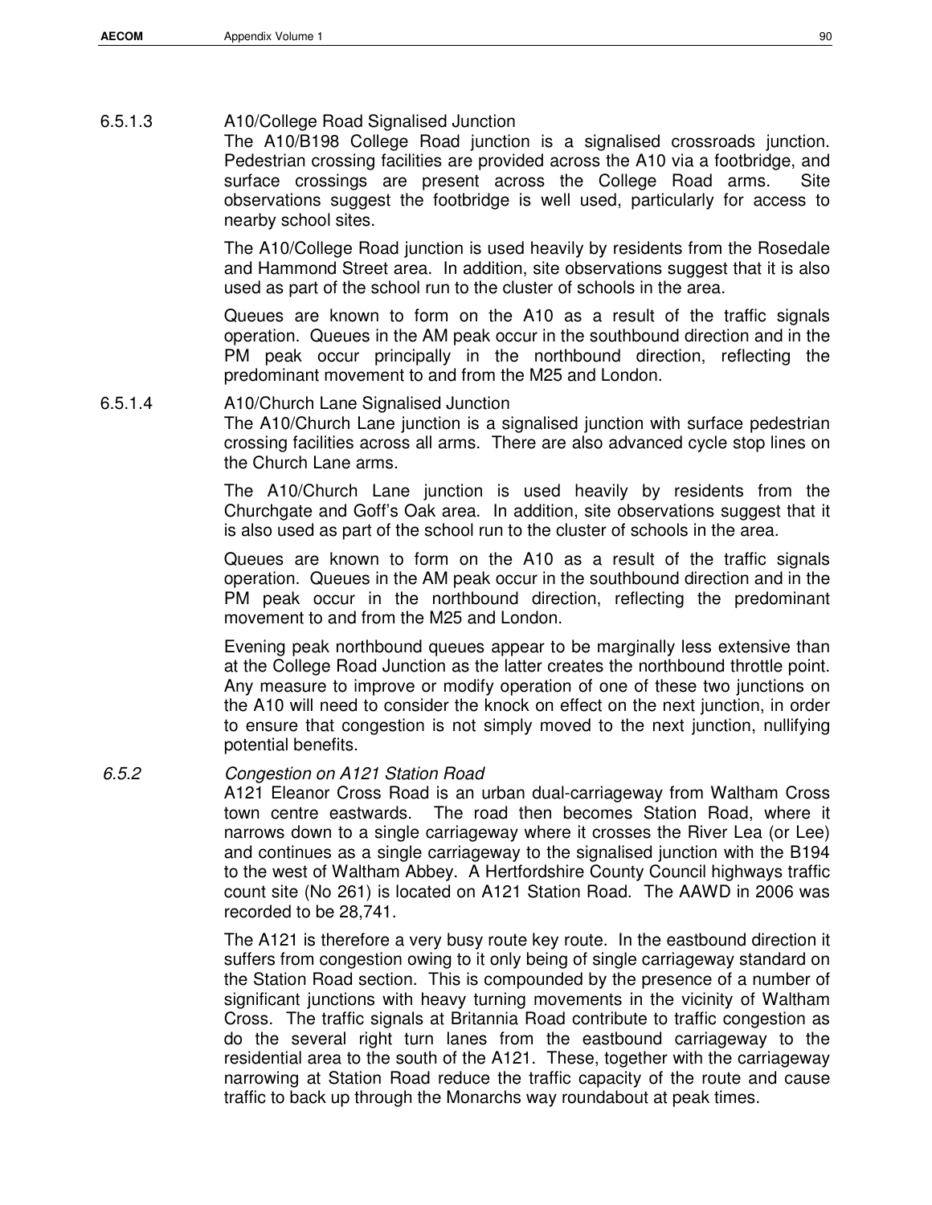#### 6.5.1.3 A10/College Road Signalised Junction

The A10/B198 College Road junction is a signalised crossroads junction. Pedestrian crossing facilities are provided across the A10 via a footbridge, and surface crossings are present across the College Road arms. Site observations suggest the footbridge is well used, particularly for access to nearby school sites.

The A10/College Road junction is used heavily by residents from the Rosedale and Hammond Street area. In addition, site observations suggest that it is also used as part of the school run to the cluster of schools in the area.

Queues are known to form on the A10 as a result of the traffic signals operation. Queues in the AM peak occur in the southbound direction and in the PM peak occur principally in the northbound direction, reflecting the predominant movement to and from the M25 and London.

#### 6.5.1.4 A10/Church Lane Signalised Junction

The A10/Church Lane junction is a signalised junction with surface pedestrian crossing facilities across all arms. There are also advanced cycle stop lines on the Church Lane arms.

The A10/Church Lane junction is used heavily by residents from the Churchgate and Goff's Oak area. In addition, site observations suggest that it is also used as part of the school run to the cluster of schools in the area.

Queues are known to form on the A10 as a result of the traffic signals operation. Queues in the AM peak occur in the southbound direction and in the PM peak occur in the northbound direction, reflecting the predominant movement to and from the M25 and London.

Evening peak northbound queues appear to be marginally less extensive than at the College Road Junction as the latter creates the northbound throttle point. Any measure to improve or modify operation of one of these two junctions on the A10 will need to consider the knock on effect on the next junction, in order to ensure that congestion is not simply moved to the next junction, nullifying potential benefits.

### *6.5.2 Congestion on A121 Station Road*

A121 Eleanor Cross Road is an urban dual-carriageway from Waltham Cross town centre eastwards. The road then becomes Station Road, where it narrows down to a single carriageway where it crosses the River Lea (or Lee) and continues as a single carriageway to the signalised junction with the B194 to the west of Waltham Abbey. A Hertfordshire County Council highways traffic count site (No 261) is located on A121 Station Road. The AAWD in 2006 was recorded to be 28,741.

The A121 is therefore a very busy route key route. In the eastbound direction it suffers from congestion owing to it only being of single carriageway standard on the Station Road section. This is compounded by the presence of a number of significant junctions with heavy turning movements in the vicinity of Waltham Cross. The traffic signals at Britannia Road contribute to traffic congestion as do the several right turn lanes from the eastbound carriageway to the residential area to the south of the A121. These, together with the carriageway narrowing at Station Road reduce the traffic capacity of the route and cause traffic to back up through the Monarchs way roundabout at peak times.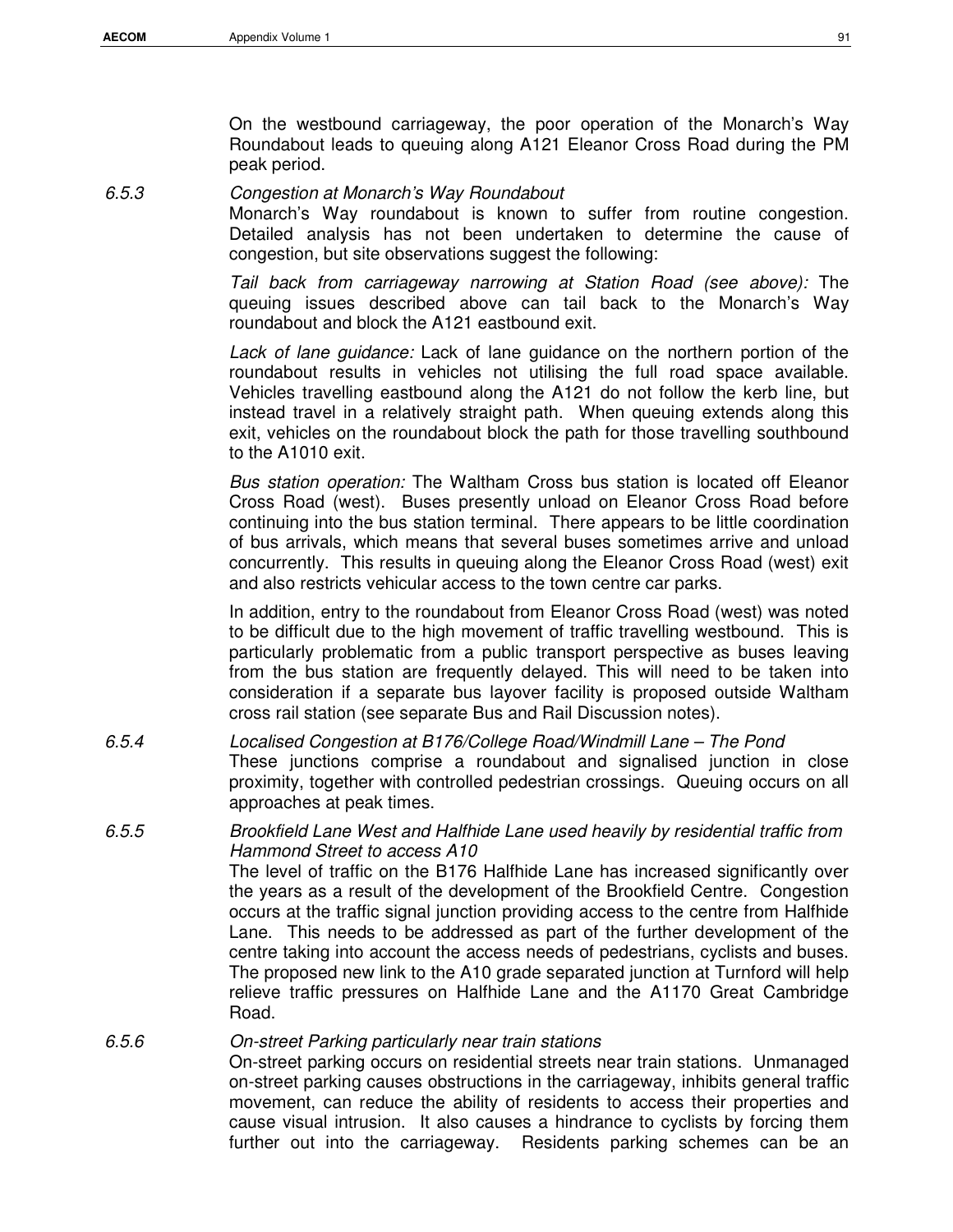On the westbound carriageway, the poor operation of the Monarch's Way Roundabout leads to queuing along A121 Eleanor Cross Road during the PM peak period.

6.5.3 *Congestion at Monarch's Way Roundabout*

Monarch's Way roundabout is known to suffer from routine congestion. Detailed analysis has not been undertaken to determine the cause of congestion, but site observations suggest the following:

*Tail back from carriageway narrowing at Station Road (see above):* The queuing issues described above can tail back to the Monarch's Way roundabout and block the A121 eastbound exit.

*Lack of lane guidance:* Lack of lane guidance on the northern portion of the roundabout results in vehicles not utilising the full road space available. Vehicles travelling eastbound along the A121 do not follow the kerb line, but instead travel in a relatively straight path. When queuing extends along this exit, vehicles on the roundabout block the path for those travelling southbound to the A1010 exit.

*Bus station operation:* The Waltham Cross bus station is located off Eleanor Cross Road (west). Buses presently unload on Eleanor Cross Road before continuing into the bus station terminal. There appears to be little coordination of bus arrivals, which means that several buses sometimes arrive and unload concurrently. This results in queuing along the Eleanor Cross Road (west) exit and also restricts vehicular access to the town centre car parks.

In addition, entry to the roundabout from Eleanor Cross Road (west) was noted to be difficult due to the high movement of traffic travelling westbound. This is particularly problematic from a public transport perspective as buses leaving from the bus station are frequently delayed. This will need to be taken into consideration if a separate bus layover facility is proposed outside Waltham cross rail station (see separate Bus and Rail Discussion notes).

6.5.4 *Localised Congestion at B176/College Road/Windmill Lane – The Pond*

These junctions comprise a roundabout and signalised junction in close proximity, together with controlled pedestrian crossings. Queuing occurs on all approaches at peak times.

6.5.5 *Brookfield Lane West and Halfhide Lane used heavily by residential traffic from Hammond Street to access A10*

The level of traffic on the B176 Halfhide Lane has increased significantly over the years as a result of the development of the Brookfield Centre. Congestion occurs at the traffic signal junction providing access to the centre from Halfhide Lane. This needs to be addressed as part of the further development of the centre taking into account the access needs of pedestrians, cyclists and buses. The proposed new link to the A10 grade separated junction at Turnford will help relieve traffic pressures on Halfhide Lane and the A1170 Great Cambridge Road.

6.5.6 *On-street Parking particularly near train stations*

On-street parking occurs on residential streets near train stations. Unmanaged on-street parking causes obstructions in the carriageway, inhibits general traffic movement, can reduce the ability of residents to access their properties and cause visual intrusion. It also causes a hindrance to cyclists by forcing them further out into the carriageway. Residents parking schemes can be an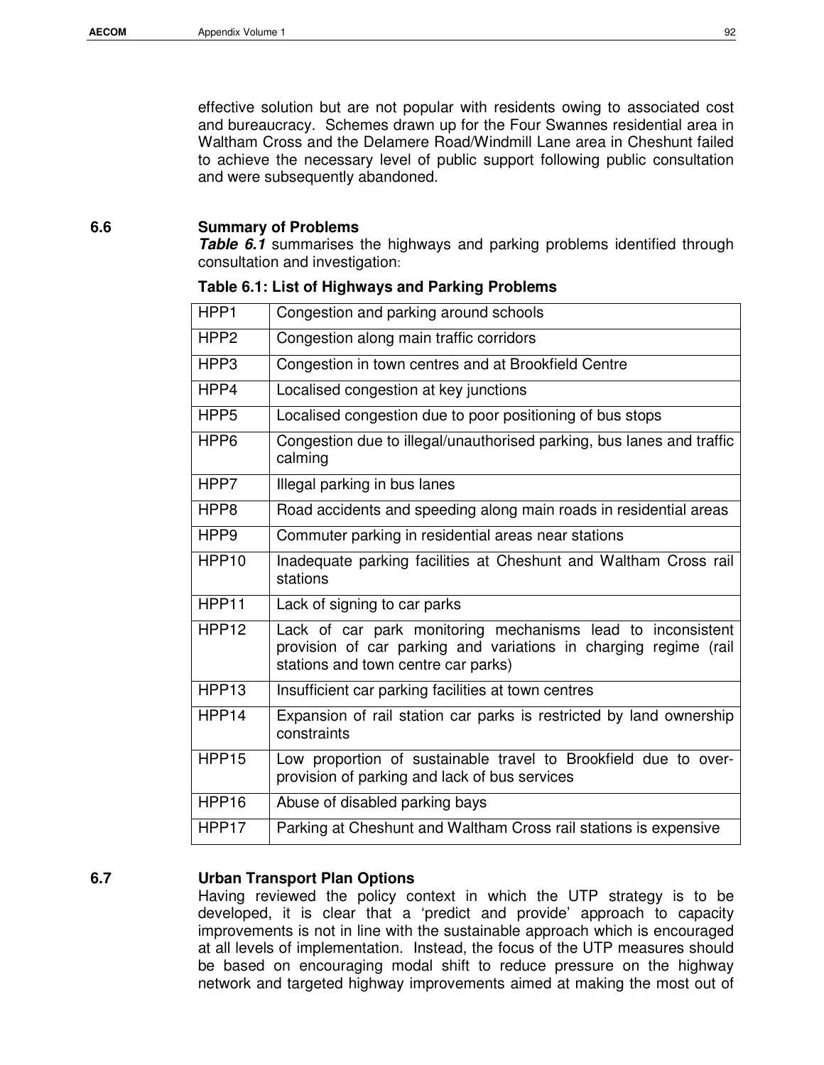effective solution but are not popular with residents owing to associated cost and bureaucracy. Schemes drawn up for the Four Swannes residential area in Waltham Cross and the Delamere Road/Windmill Lane area in Cheshunt failed to achieve the necessary level of public support following public consultation and were subsequently abandoned.

## 6.6 Summary of Problems

***Table 6.1*** summarises the highways and parking problems identified through consultation and investigation:

**Table 6.1: List of Highways and Parking Problems**

| | |
|---|---|
| HPP1 | Congestion and parking around schools |
| HPP2 | Congestion along main traffic corridors |
| HPP3 | Congestion in town centres and at Brookfield Centre |
| HPP4 | Localised congestion at key junctions |
| HPP5 | Localised congestion due to poor positioning of bus stops |
| HPP6 | Congestion due to illegal/unauthorised parking, bus lanes and traffic calming |
| HPP7 | Illegal parking in bus lanes |
| HPP8 | Road accidents and speeding along main roads in residential areas |
| HPP9 | Commuter parking in residential areas near stations |
| HPP10 | Inadequate parking facilities at Cheshunt and Waltham Cross rail stations |
| HPP11 | Lack of signing to car parks |
| HPP12 | Lack of car park monitoring mechanisms lead to inconsistent provision of car parking and variations in charging regime (rail stations and town centre car parks) |
| HPP13 | Insufficient car parking facilities at town centres |
| HPP14 | Expansion of rail station car parks is restricted by land ownership constraints |
| HPP15 | Low proportion of sustainable travel to Brookfield due to over-provision of parking and lack of bus services |
| HPP16 | Abuse of disabled parking bays |
| HPP17 | Parking at Cheshunt and Waltham Cross rail stations is expensive |

## 6.7 Urban Transport Plan Options

Having reviewed the policy context in which the UTP strategy is to be developed, it is clear that a 'predict and provide' approach to capacity improvements is not in line with the sustainable approach which is encouraged at all levels of implementation. Instead, the focus of the UTP measures should be based on encouraging modal shift to reduce pressure on the highway network and targeted highway improvements aimed at making the most out of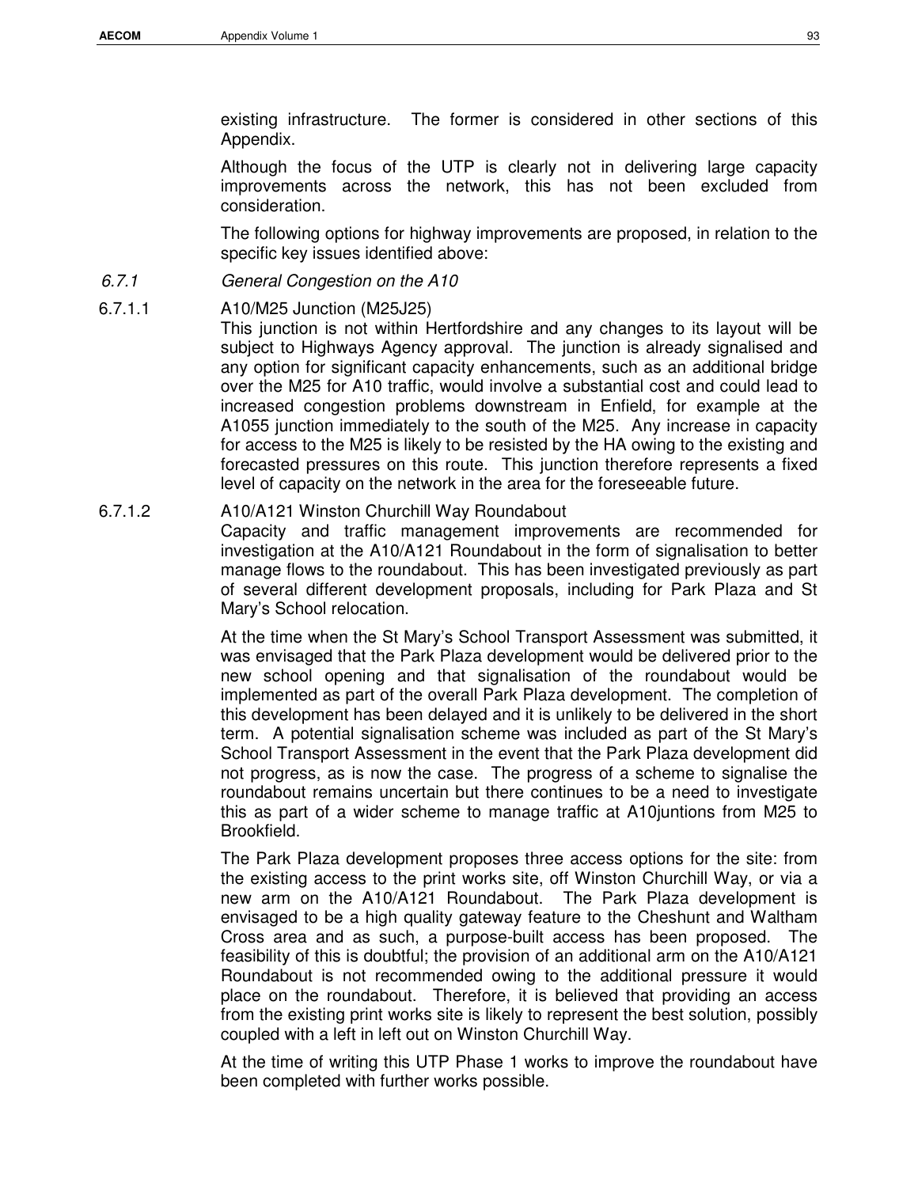existing infrastructure. The former is considered in other sections of this Appendix.

Although the focus of the UTP is clearly not in delivering large capacity improvements across the network, this has not been excluded from consideration.

The following options for highway improvements are proposed, in relation to the specific key issues identified above:

### *6.7.1 General Congestion on the A10*

#### 6.7.1.1 A10/M25 Junction (M25J25)

This junction is not within Hertfordshire and any changes to its layout will be subject to Highways Agency approval. The junction is already signalised and any option for significant capacity enhancements, such as an additional bridge over the M25 for A10 traffic, would involve a substantial cost and could lead to increased congestion problems downstream in Enfield, for example at the A1055 junction immediately to the south of the M25. Any increase in capacity for access to the M25 is likely to be resisted by the HA owing to the existing and forecasted pressures on this route. This junction therefore represents a fixed level of capacity on the network in the area for the foreseeable future.

#### 6.7.1.2 A10/A121 Winston Churchill Way Roundabout

Capacity and traffic management improvements are recommended for investigation at the A10/A121 Roundabout in the form of signalisation to better manage flows to the roundabout. This has been investigated previously as part of several different development proposals, including for Park Plaza and St Mary's School relocation.

At the time when the St Mary's School Transport Assessment was submitted, it was envisaged that the Park Plaza development would be delivered prior to the new school opening and that signalisation of the roundabout would be implemented as part of the overall Park Plaza development. The completion of this development has been delayed and it is unlikely to be delivered in the short term. A potential signalisation scheme was included as part of the St Mary's School Transport Assessment in the event that the Park Plaza development did not progress, as is now the case. The progress of a scheme to signalise the roundabout remains uncertain but there continues to be a need to investigate this as part of a wider scheme to manage traffic at A10juntions from M25 to Brookfield.

The Park Plaza development proposes three access options for the site: from the existing access to the print works site, off Winston Churchill Way, or via a new arm on the A10/A121 Roundabout. The Park Plaza development is envisaged to be a high quality gateway feature to the Cheshunt and Waltham Cross area and as such, a purpose-built access has been proposed. The feasibility of this is doubtful; the provision of an additional arm on the A10/A121 Roundabout is not recommended owing to the additional pressure it would place on the roundabout. Therefore, it is believed that providing an access from the existing print works site is likely to represent the best solution, possibly coupled with a left in left out on Winston Churchill Way.

At the time of writing this UTP Phase 1 works to improve the roundabout have been completed with further works possible.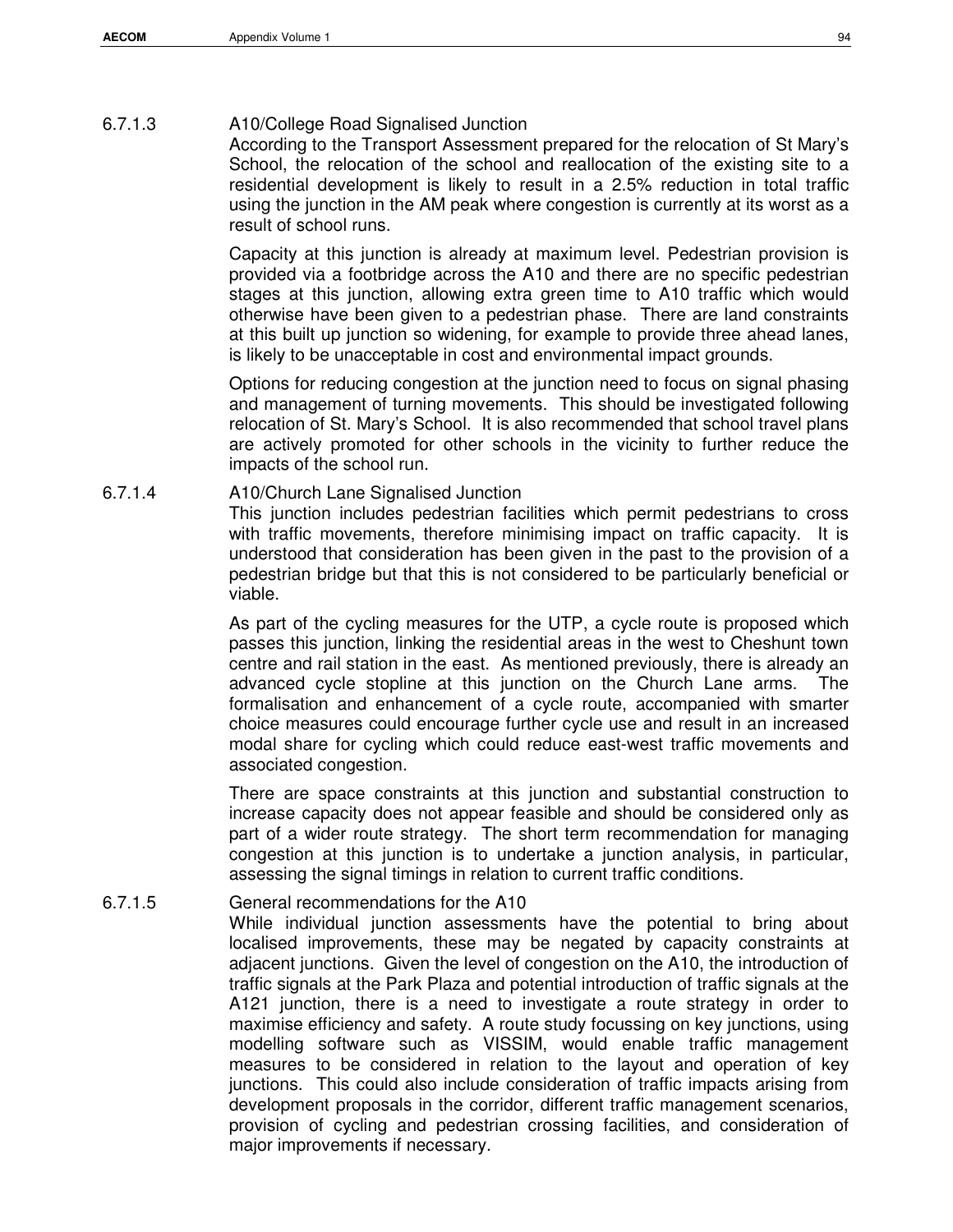#### 6.7.1.3 A10/College Road Signalised Junction

According to the Transport Assessment prepared for the relocation of St Mary's School, the relocation of the school and reallocation of the existing site to a residential development is likely to result in a 2.5% reduction in total traffic using the junction in the AM peak where congestion is currently at its worst as a result of school runs.

Capacity at this junction is already at maximum level. Pedestrian provision is provided via a footbridge across the A10 and there are no specific pedestrian stages at this junction, allowing extra green time to A10 traffic which would otherwise have been given to a pedestrian phase. There are land constraints at this built up junction so widening, for example to provide three ahead lanes, is likely to be unacceptable in cost and environmental impact grounds.

Options for reducing congestion at the junction need to focus on signal phasing and management of turning movements. This should be investigated following relocation of St. Mary's School. It is also recommended that school travel plans are actively promoted for other schools in the vicinity to further reduce the impacts of the school run.

#### 6.7.1.4 A10/Church Lane Signalised Junction

This junction includes pedestrian facilities which permit pedestrians to cross with traffic movements, therefore minimising impact on traffic capacity. It is understood that consideration has been given in the past to the provision of a pedestrian bridge but that this is not considered to be particularly beneficial or viable.

As part of the cycling measures for the UTP, a cycle route is proposed which passes this junction, linking the residential areas in the west to Cheshunt town centre and rail station in the east. As mentioned previously, there is already an advanced cycle stopline at this junction on the Church Lane arms. The formalisation and enhancement of a cycle route, accompanied with smarter choice measures could encourage further cycle use and result in an increased modal share for cycling which could reduce east-west traffic movements and associated congestion.

There are space constraints at this junction and substantial construction to increase capacity does not appear feasible and should be considered only as part of a wider route strategy. The short term recommendation for managing congestion at this junction is to undertake a junction analysis, in particular, assessing the signal timings in relation to current traffic conditions.

#### 6.7.1.5 General recommendations for the A10

While individual junction assessments have the potential to bring about localised improvements, these may be negated by capacity constraints at adjacent junctions. Given the level of congestion on the A10, the introduction of traffic signals at the Park Plaza and potential introduction of traffic signals at the A121 junction, there is a need to investigate a route strategy in order to maximise efficiency and safety. A route study focussing on key junctions, using modelling software such as VISSIM, would enable traffic management measures to be considered in relation to the layout and operation of key junctions. This could also include consideration of traffic impacts arising from development proposals in the corridor, different traffic management scenarios, provision of cycling and pedestrian crossing facilities, and consideration of major improvements if necessary.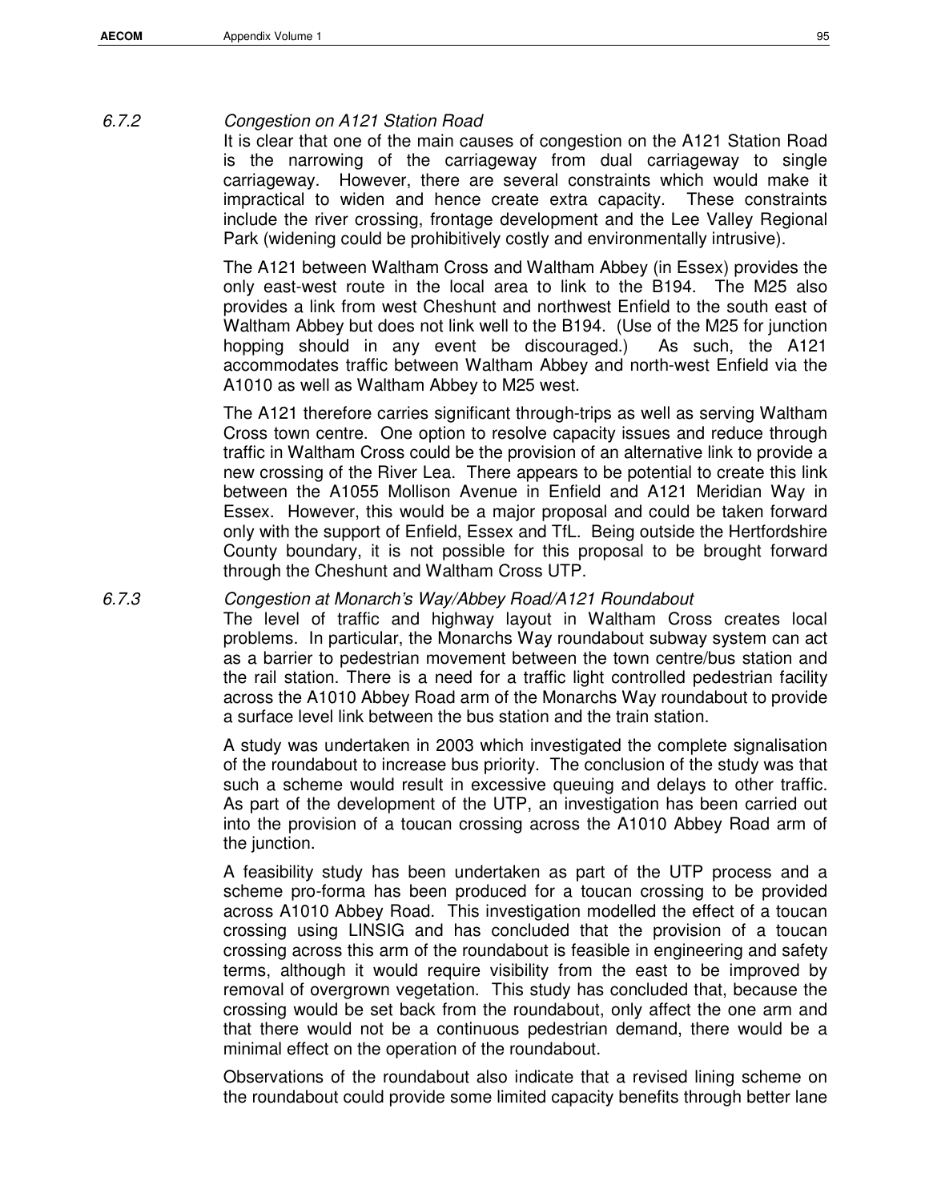### 6.7.2 *Congestion on A121 Station Road*

It is clear that one of the main causes of congestion on the A121 Station Road is the narrowing of the carriageway from dual carriageway to single carriageway. However, there are several constraints which would make it impractical to widen and hence create extra capacity. These constraints include the river crossing, frontage development and the Lee Valley Regional Park (widening could be prohibitively costly and environmentally intrusive).

The A121 between Waltham Cross and Waltham Abbey (in Essex) provides the only east-west route in the local area to link to the B194. The M25 also provides a link from west Cheshunt and northwest Enfield to the south east of Waltham Abbey but does not link well to the B194. (Use of the M25 for junction hopping should in any event be discouraged.) As such, the A121 accommodates traffic between Waltham Abbey and north-west Enfield via the A1010 as well as Waltham Abbey to M25 west.

The A121 therefore carries significant through-trips as well as serving Waltham Cross town centre. One option to resolve capacity issues and reduce through traffic in Waltham Cross could be the provision of an alternative link to provide a new crossing of the River Lea. There appears to be potential to create this link between the A1055 Mollison Avenue in Enfield and A121 Meridian Way in Essex. However, this would be a major proposal and could be taken forward only with the support of Enfield, Essex and TfL. Being outside the Hertfordshire County boundary, it is not possible for this proposal to be brought forward through the Cheshunt and Waltham Cross UTP.

### 6.7.3 *Congestion at Monarch's Way/Abbey Road/A121 Roundabout*

The level of traffic and highway layout in Waltham Cross creates local problems. In particular, the Monarchs Way roundabout subway system can act as a barrier to pedestrian movement between the town centre/bus station and the rail station. There is a need for a traffic light controlled pedestrian facility across the A1010 Abbey Road arm of the Monarchs Way roundabout to provide a surface level link between the bus station and the train station.

A study was undertaken in 2003 which investigated the complete signalisation of the roundabout to increase bus priority. The conclusion of the study was that such a scheme would result in excessive queuing and delays to other traffic. As part of the development of the UTP, an investigation has been carried out into the provision of a toucan crossing across the A1010 Abbey Road arm of the junction.

A feasibility study has been undertaken as part of the UTP process and a scheme pro-forma has been produced for a toucan crossing to be provided across A1010 Abbey Road. This investigation modelled the effect of a toucan crossing using LINSIG and has concluded that the provision of a toucan crossing across this arm of the roundabout is feasible in engineering and safety terms, although it would require visibility from the east to be improved by removal of overgrown vegetation. This study has concluded that, because the crossing would be set back from the roundabout, only affect the one arm and that there would not be a continuous pedestrian demand, there would be a minimal effect on the operation of the roundabout.

Observations of the roundabout also indicate that a revised lining scheme on the roundabout could provide some limited capacity benefits through better lane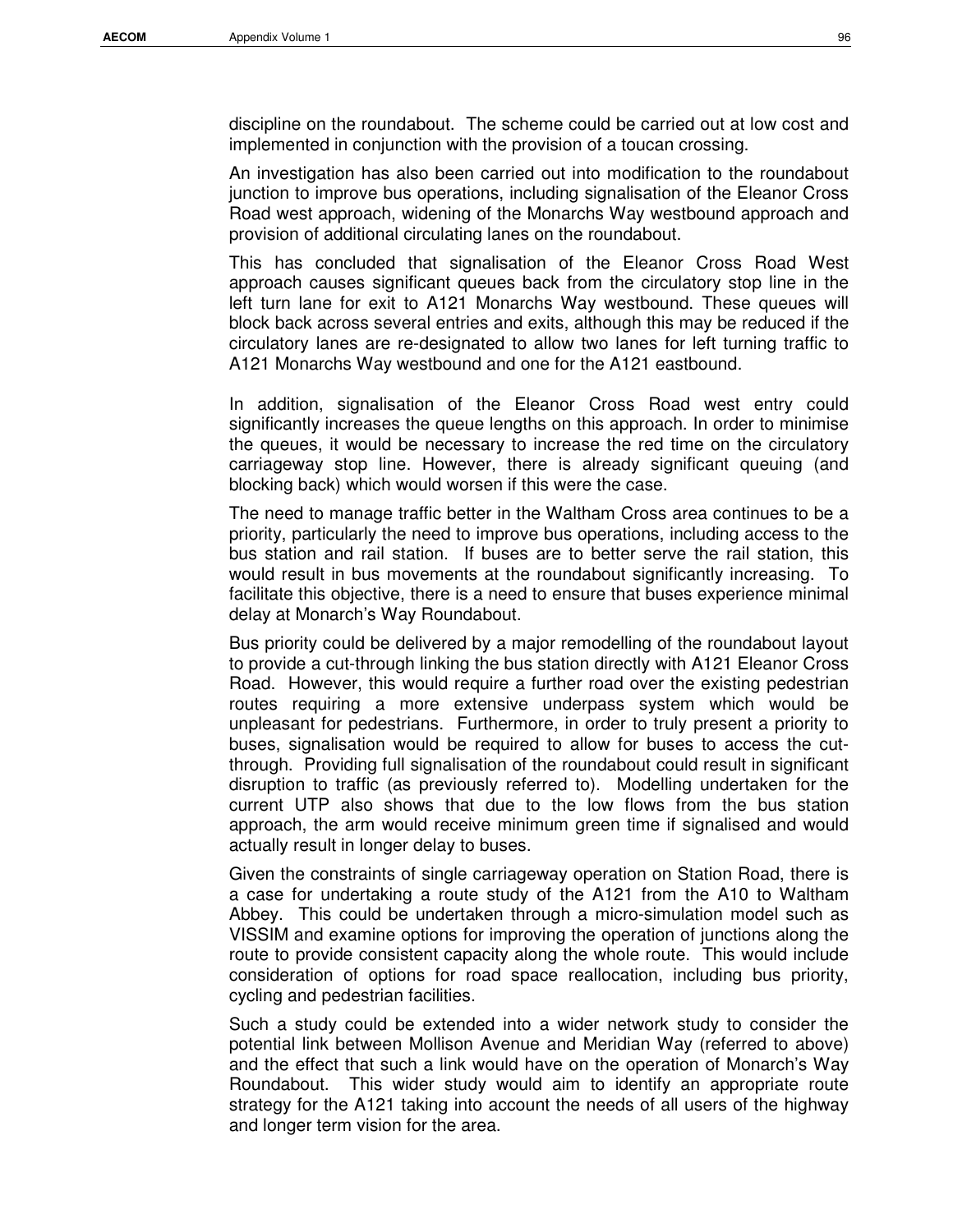discipline on the roundabout. The scheme could be carried out at low cost and implemented in conjunction with the provision of a toucan crossing.

An investigation has also been carried out into modification to the roundabout junction to improve bus operations, including signalisation of the Eleanor Cross Road west approach, widening of the Monarchs Way westbound approach and provision of additional circulating lanes on the roundabout.

This has concluded that signalisation of the Eleanor Cross Road West approach causes significant queues back from the circulatory stop line in the left turn lane for exit to A121 Monarchs Way westbound. These queues will block back across several entries and exits, although this may be reduced if the circulatory lanes are re-designated to allow two lanes for left turning traffic to A121 Monarchs Way westbound and one for the A121 eastbound.

In addition, signalisation of the Eleanor Cross Road west entry could significantly increases the queue lengths on this approach. In order to minimise the queues, it would be necessary to increase the red time on the circulatory carriageway stop line. However, there is already significant queuing (and blocking back) which would worsen if this were the case.

The need to manage traffic better in the Waltham Cross area continues to be a priority, particularly the need to improve bus operations, including access to the bus station and rail station. If buses are to better serve the rail station, this would result in bus movements at the roundabout significantly increasing. To facilitate this objective, there is a need to ensure that buses experience minimal delay at Monarch's Way Roundabout.

Bus priority could be delivered by a major remodelling of the roundabout layout to provide a cut-through linking the bus station directly with A121 Eleanor Cross Road. However, this would require a further road over the existing pedestrian routes requiring a more extensive underpass system which would be unpleasant for pedestrians. Furthermore, in order to truly present a priority to buses, signalisation would be required to allow for buses to access the cut-through. Providing full signalisation of the roundabout could result in significant disruption to traffic (as previously referred to). Modelling undertaken for the current UTP also shows that due to the low flows from the bus station approach, the arm would receive minimum green time if signalised and would actually result in longer delay to buses.

Given the constraints of single carriageway operation on Station Road, there is a case for undertaking a route study of the A121 from the A10 to Waltham Abbey. This could be undertaken through a micro-simulation model such as VISSIM and examine options for improving the operation of junctions along the route to provide consistent capacity along the whole route. This would include consideration of options for road space reallocation, including bus priority, cycling and pedestrian facilities.

Such a study could be extended into a wider network study to consider the potential link between Mollison Avenue and Meridian Way (referred to above) and the effect that such a link would have on the operation of Monarch's Way Roundabout. This wider study would aim to identify an appropriate route strategy for the A121 taking into account the needs of all users of the highway and longer term vision for the area.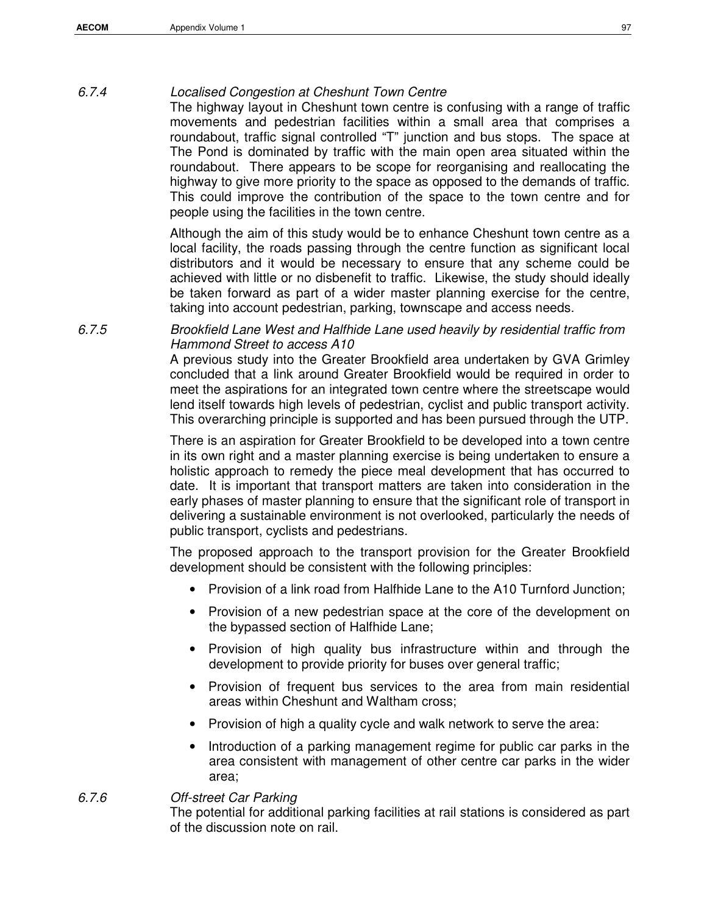### 6.7.4 *Localised Congestion at Cheshunt Town Centre*

The highway layout in Cheshunt town centre is confusing with a range of traffic movements and pedestrian facilities within a small area that comprises a roundabout, traffic signal controlled "T" junction and bus stops. The space at The Pond is dominated by traffic with the main open area situated within the roundabout. There appears to be scope for reorganising and reallocating the highway to give more priority to the space as opposed to the demands of traffic. This could improve the contribution of the space to the town centre and for people using the facilities in the town centre.

Although the aim of this study would be to enhance Cheshunt town centre as a local facility, the roads passing through the centre function as significant local distributors and it would be necessary to ensure that any scheme could be achieved with little or no disbenefit to traffic. Likewise, the study should ideally be taken forward as part of a wider master planning exercise for the centre, taking into account pedestrian, parking, townscape and access needs.

### 6.7.5 *Brookfield Lane West and Halfhide Lane used heavily by residential traffic from Hammond Street to access A10*

A previous study into the Greater Brookfield area undertaken by GVA Grimley concluded that a link around Greater Brookfield would be required in order to meet the aspirations for an integrated town centre where the streetscape would lend itself towards high levels of pedestrian, cyclist and public transport activity. This overarching principle is supported and has been pursued through the UTP.

There is an aspiration for Greater Brookfield to be developed into a town centre in its own right and a master planning exercise is being undertaken to ensure a holistic approach to remedy the piece meal development that has occurred to date. It is important that transport matters are taken into consideration in the early phases of master planning to ensure that the significant role of transport in delivering a sustainable environment is not overlooked, particularly the needs of public transport, cyclists and pedestrians.

The proposed approach to the transport provision for the Greater Brookfield development should be consistent with the following principles:

- Provision of a link road from Halfhide Lane to the A10 Turnford Junction;
- Provision of a new pedestrian space at the core of the development on the bypassed section of Halfhide Lane;
- Provision of high quality bus infrastructure within and through the development to provide priority for buses over general traffic;
- Provision of frequent bus services to the area from main residential areas within Cheshunt and Waltham cross;
- Provision of high a quality cycle and walk network to serve the area:
- Introduction of a parking management regime for public car parks in the area consistent with management of other centre car parks in the wider area;

### 6.7.6 *Off-street Car Parking*

The potential for additional parking facilities at rail stations is considered as part of the discussion note on rail.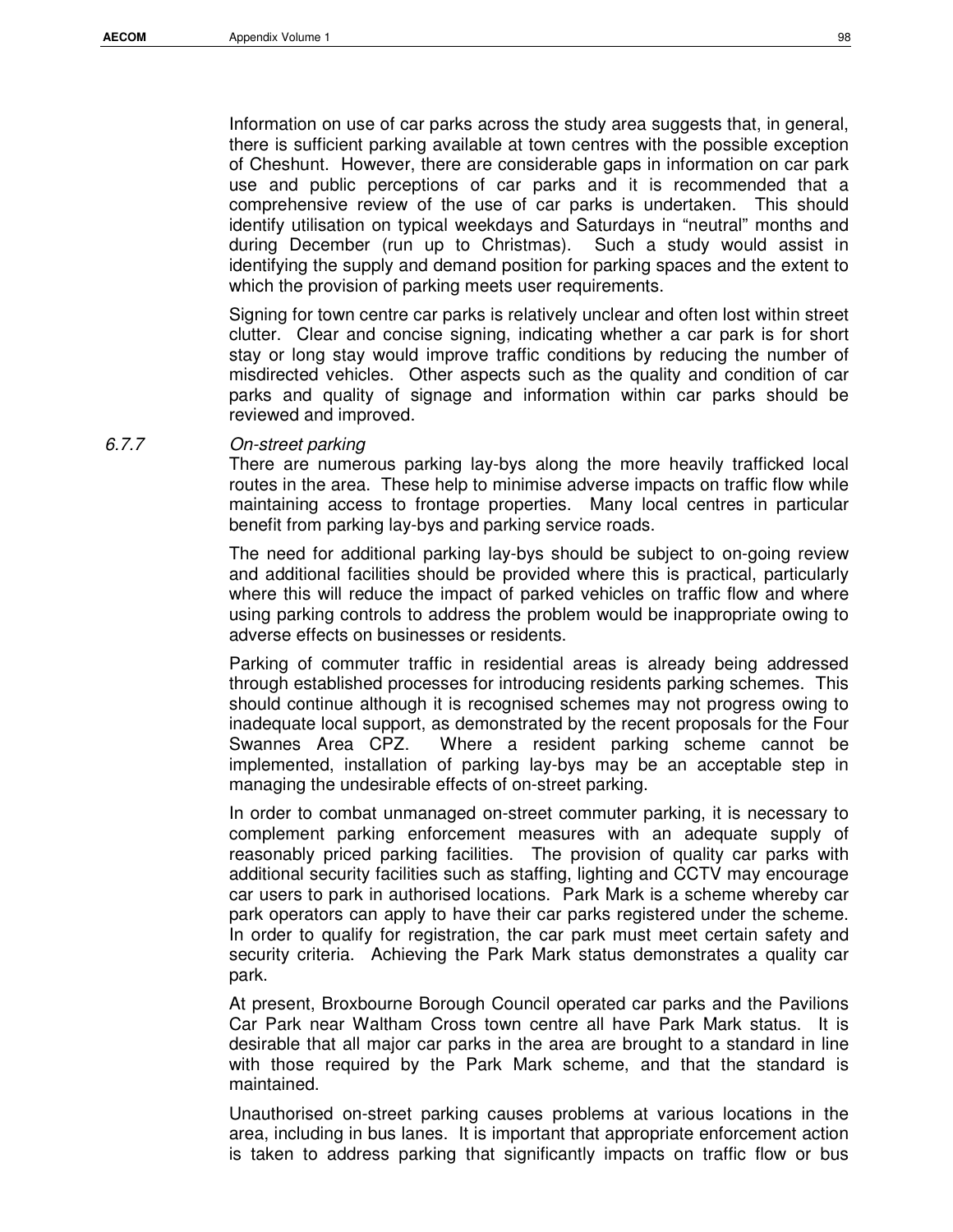Information on use of car parks across the study area suggests that, in general, there is sufficient parking available at town centres with the possible exception of Cheshunt. However, there are considerable gaps in information on car park use and public perceptions of car parks and it is recommended that a comprehensive review of the use of car parks is undertaken. This should identify utilisation on typical weekdays and Saturdays in "neutral" months and during December (run up to Christmas). Such a study would assist in identifying the supply and demand position for parking spaces and the extent to which the provision of parking meets user requirements.

Signing for town centre car parks is relatively unclear and often lost within street clutter. Clear and concise signing, indicating whether a car park is for short stay or long stay would improve traffic conditions by reducing the number of misdirected vehicles. Other aspects such as the quality and condition of car parks and quality of signage and information within car parks should be reviewed and improved.

### 6.7.7 *On-street parking*

There are numerous parking lay-bys along the more heavily trafficked local routes in the area. These help to minimise adverse impacts on traffic flow while maintaining access to frontage properties. Many local centres in particular benefit from parking lay-bys and parking service roads.

The need for additional parking lay-bys should be subject to on-going review and additional facilities should be provided where this is practical, particularly where this will reduce the impact of parked vehicles on traffic flow and where using parking controls to address the problem would be inappropriate owing to adverse effects on businesses or residents.

Parking of commuter traffic in residential areas is already being addressed through established processes for introducing residents parking schemes. This should continue although it is recognised schemes may not progress owing to inadequate local support, as demonstrated by the recent proposals for the Four Swannes Area CPZ. Where a resident parking scheme cannot be implemented, installation of parking lay-bys may be an acceptable step in managing the undesirable effects of on-street parking.

In order to combat unmanaged on-street commuter parking, it is necessary to complement parking enforcement measures with an adequate supply of reasonably priced parking facilities. The provision of quality car parks with additional security facilities such as staffing, lighting and CCTV may encourage car users to park in authorised locations. Park Mark is a scheme whereby car park operators can apply to have their car parks registered under the scheme. In order to qualify for registration, the car park must meet certain safety and security criteria. Achieving the Park Mark status demonstrates a quality car park.

At present, Broxbourne Borough Council operated car parks and the Pavilions Car Park near Waltham Cross town centre all have Park Mark status. It is desirable that all major car parks in the area are brought to a standard in line with those required by the Park Mark scheme, and that the standard is maintained.

Unauthorised on-street parking causes problems at various locations in the area, including in bus lanes. It is important that appropriate enforcement action is taken to address parking that significantly impacts on traffic flow or bus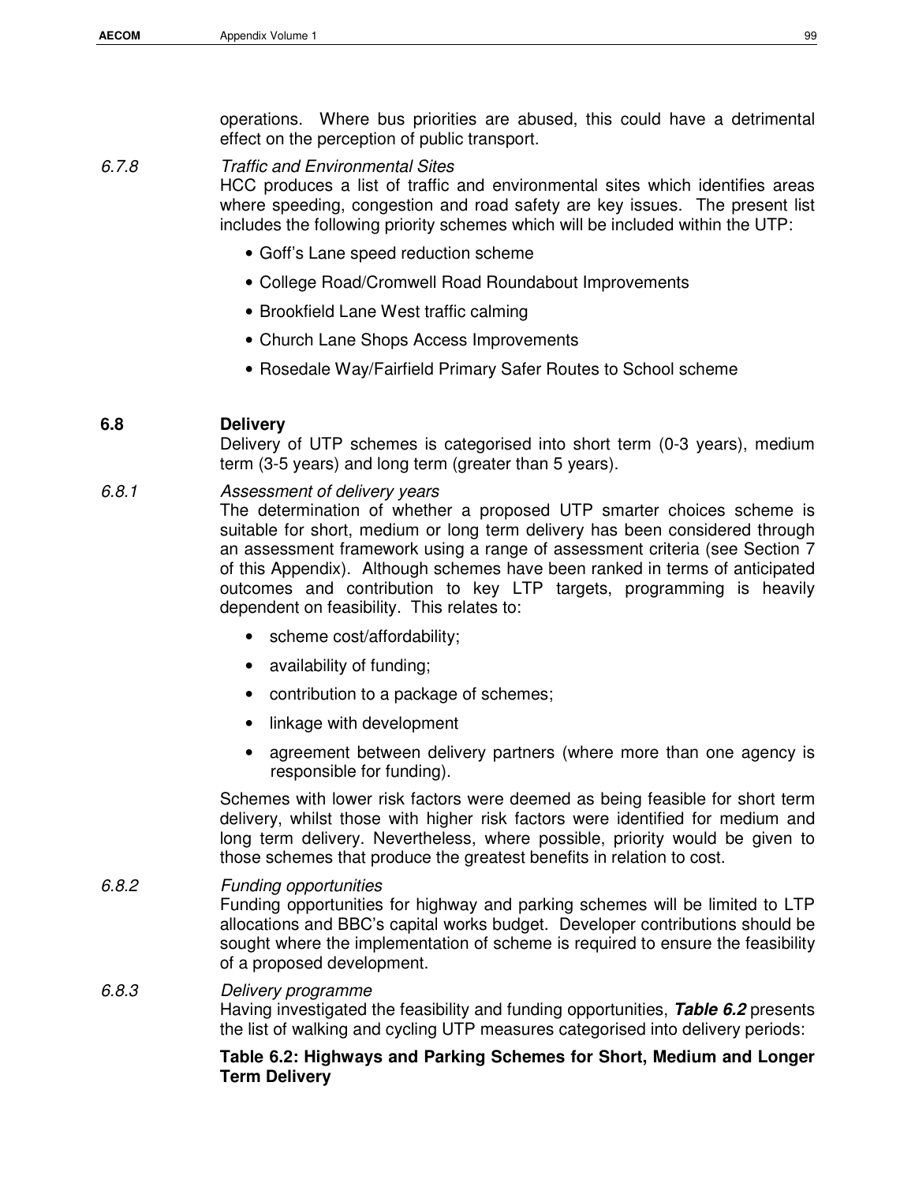operations. Where bus priorities are abused, this could have a detrimental effect on the perception of public transport.

*6.7.8 Traffic and Environmental Sites*

HCC produces a list of traffic and environmental sites which identifies areas where speeding, congestion and road safety are key issues. The present list includes the following priority schemes which will be included within the UTP:

- Goff's Lane speed reduction scheme
- College Road/Cromwell Road Roundabout Improvements
- Brookfield Lane West traffic calming
- Church Lane Shops Access Improvements
- Rosedale Way/Fairfield Primary Safer Routes to School scheme

## 6.8 Delivery

Delivery of UTP schemes is categorised into short term (0-3 years), medium term (3-5 years) and long term (greater than 5 years).

*6.8.1 Assessment of delivery years*

The determination of whether a proposed UTP smarter choices scheme is suitable for short, medium or long term delivery has been considered through an assessment framework using a range of assessment criteria (see Section 7 of this Appendix). Although schemes have been ranked in terms of anticipated outcomes and contribution to key LTP targets, programming is heavily dependent on feasibility. This relates to:

- scheme cost/affordability;
- availability of funding;
- contribution to a package of schemes;
- linkage with development
- agreement between delivery partners (where more than one agency is responsible for funding).

Schemes with lower risk factors were deemed as being feasible for short term delivery, whilst those with higher risk factors were identified for medium and long term delivery. Nevertheless, where possible, priority would be given to those schemes that produce the greatest benefits in relation to cost.

*6.8.2 Funding opportunities*

Funding opportunities for highway and parking schemes will be limited to LTP allocations and BBC's capital works budget. Developer contributions should be sought where the implementation of scheme is required to ensure the feasibility of a proposed development.

*6.8.3 Delivery programme*

Having investigated the feasibility and funding opportunities, ***Table 6.2*** presents the list of walking and cycling UTP measures categorised into delivery periods:

**Table 6.2: Highways and Parking Schemes for Short, Medium and Longer Term Delivery**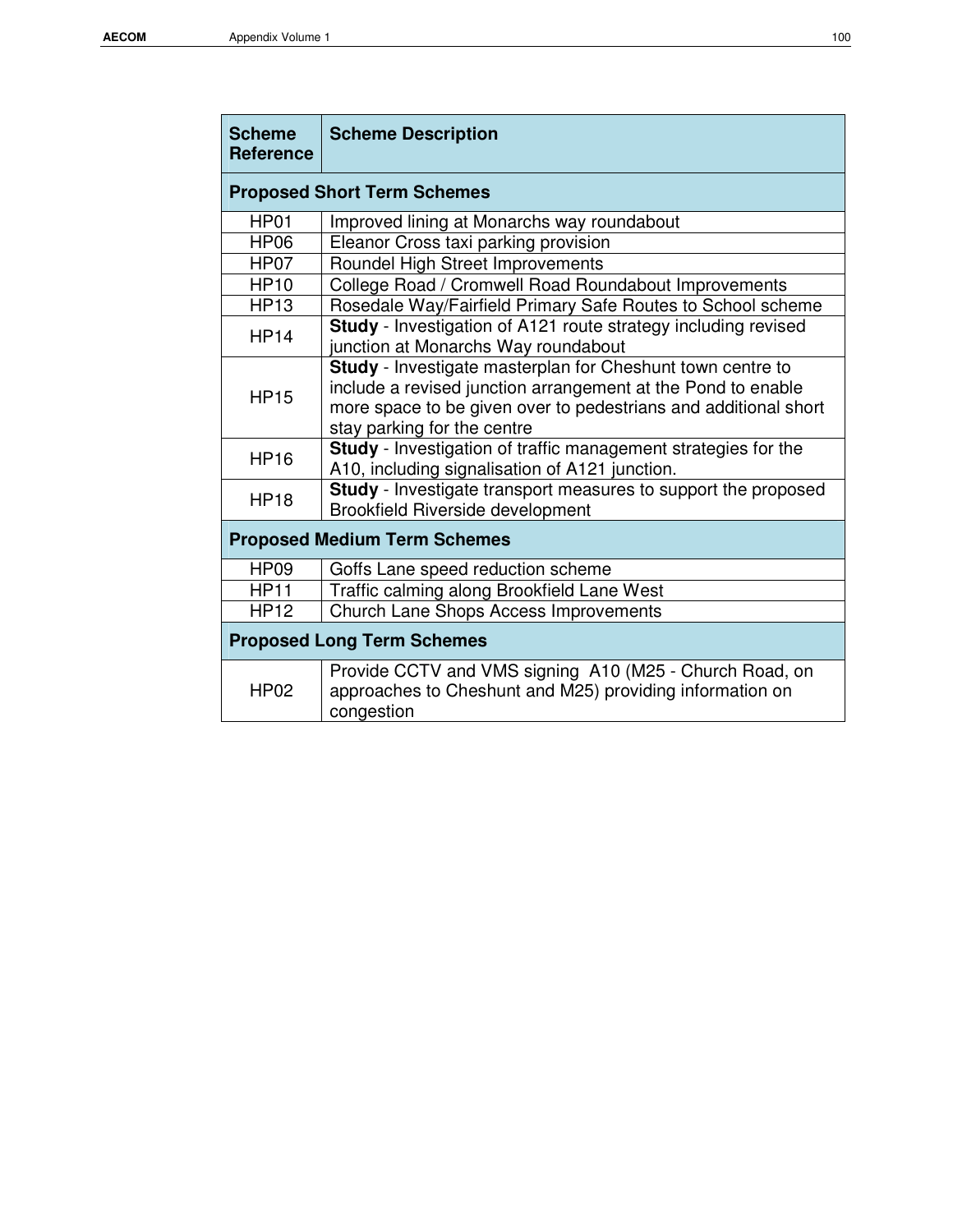| Scheme Reference | Scheme Description |
|---|---|
| **Proposed Short Term Schemes** | |
| HP01 | Improved lining at Monarchs way roundabout |
| HP06 | Eleanor Cross taxi parking provision |
| HP07 | Roundel High Street Improvements |
| HP10 | College Road / Cromwell Road Roundabout Improvements |
| HP13 | Rosedale Way/Fairfield Primary Safe Routes to School scheme |
| HP14 | **Study** - Investigation of A121 route strategy including revised junction at Monarchs Way roundabout |
| HP15 | **Study** - Investigate masterplan for Cheshunt town centre to include a revised junction arrangement at the Pond to enable more space to be given over to pedestrians and additional short stay parking for the centre |
| HP16 | **Study** - Investigation of traffic management strategies for the A10, including signalisation of A121 junction. |
| HP18 | **Study** - Investigate transport measures to support the proposed Brookfield Riverside development |
| **Proposed Medium Term Schemes** | |
| HP09 | Goffs Lane speed reduction scheme |
| HP11 | Traffic calming along Brookfield Lane West |
| HP12 | Church Lane Shops Access Improvements |
| **Proposed Long Term Schemes** | |
| HP02 | Provide CCTV and VMS signing A10 (M25 - Church Road, on approaches to Cheshunt and M25) providing information on congestion |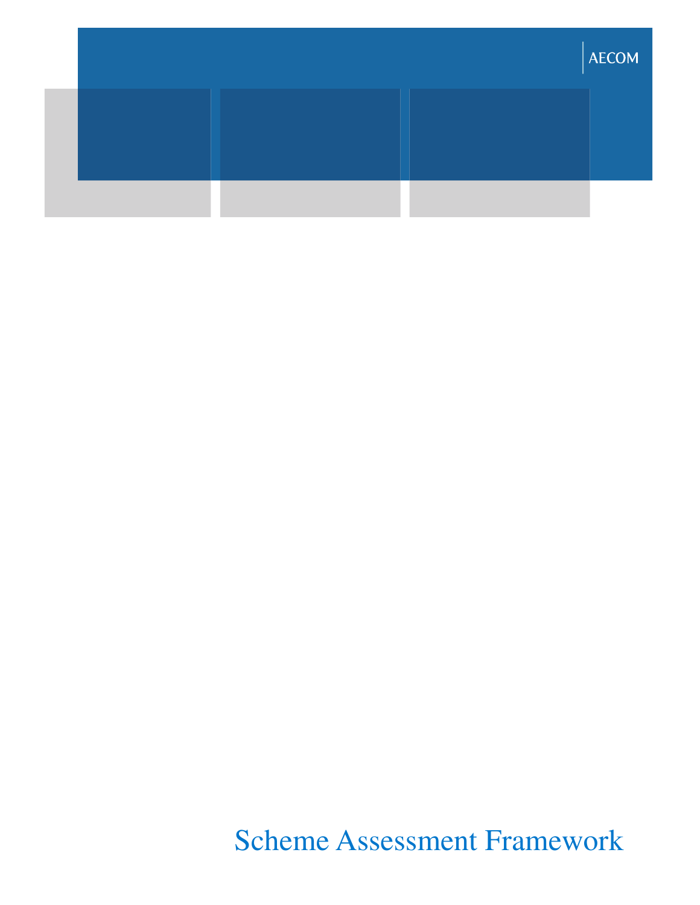AECOM

Scheme Assessment Framework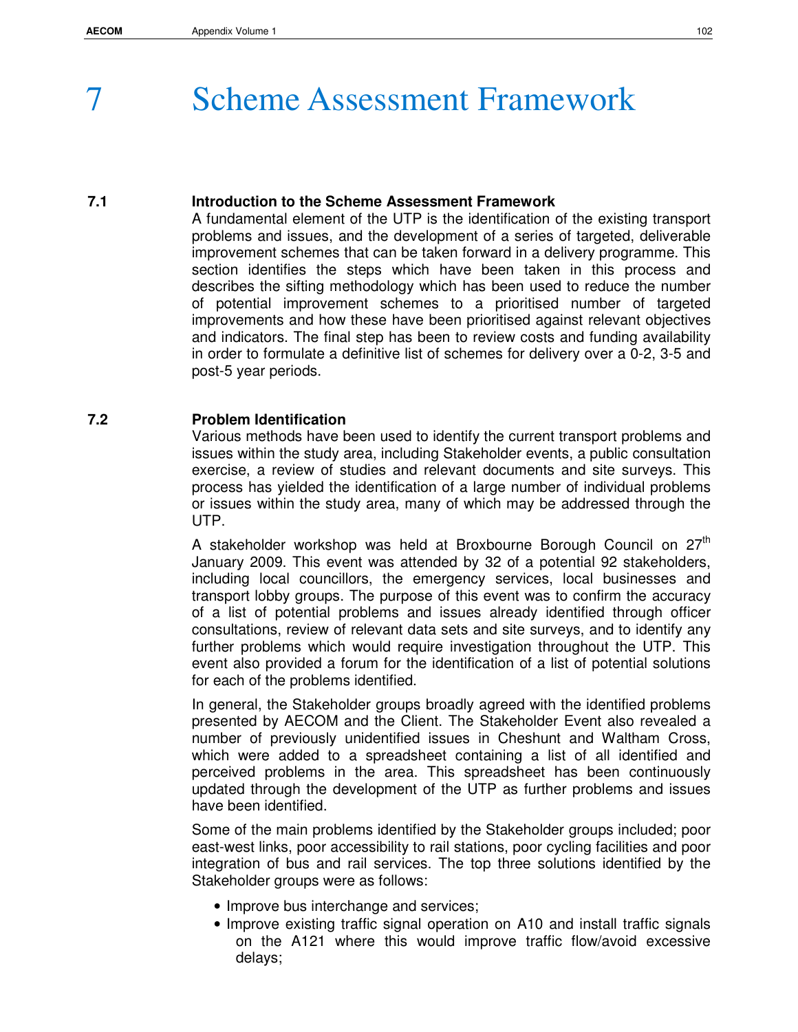# 7 Scheme Assessment Framework

## 7.1 Introduction to the Scheme Assessment Framework

A fundamental element of the UTP is the identification of the existing transport problems and issues, and the development of a series of targeted, deliverable improvement schemes that can be taken forward in a delivery programme. This section identifies the steps which have been taken in this process and describes the sifting methodology which has been used to reduce the number of potential improvement schemes to a prioritised number of targeted improvements and how these have been prioritised against relevant objectives and indicators. The final step has been to review costs and funding availability in order to formulate a definitive list of schemes for delivery over a 0-2, 3-5 and post-5 year periods.

## 7.2 Problem Identification

Various methods have been used to identify the current transport problems and issues within the study area, including Stakeholder events, a public consultation exercise, a review of studies and relevant documents and site surveys. This process has yielded the identification of a large number of individual problems or issues within the study area, many of which may be addressed through the UTP.

A stakeholder workshop was held at Broxbourne Borough Council on 27th January 2009. This event was attended by 32 of a potential 92 stakeholders, including local councillors, the emergency services, local businesses and transport lobby groups. The purpose of this event was to confirm the accuracy of a list of potential problems and issues already identified through officer consultations, review of relevant data sets and site surveys, and to identify any further problems which would require investigation throughout the UTP. This event also provided a forum for the identification of a list of potential solutions for each of the problems identified.

In general, the Stakeholder groups broadly agreed with the identified problems presented by AECOM and the Client. The Stakeholder Event also revealed a number of previously unidentified issues in Cheshunt and Waltham Cross, which were added to a spreadsheet containing a list of all identified and perceived problems in the area. This spreadsheet has been continuously updated through the development of the UTP as further problems and issues have been identified.

Some of the main problems identified by the Stakeholder groups included; poor east-west links, poor accessibility to rail stations, poor cycling facilities and poor integration of bus and rail services. The top three solutions identified by the Stakeholder groups were as follows:

- Improve bus interchange and services;
- Improve existing traffic signal operation on A10 and install traffic signals on the A121 where this would improve traffic flow/avoid excessive delays;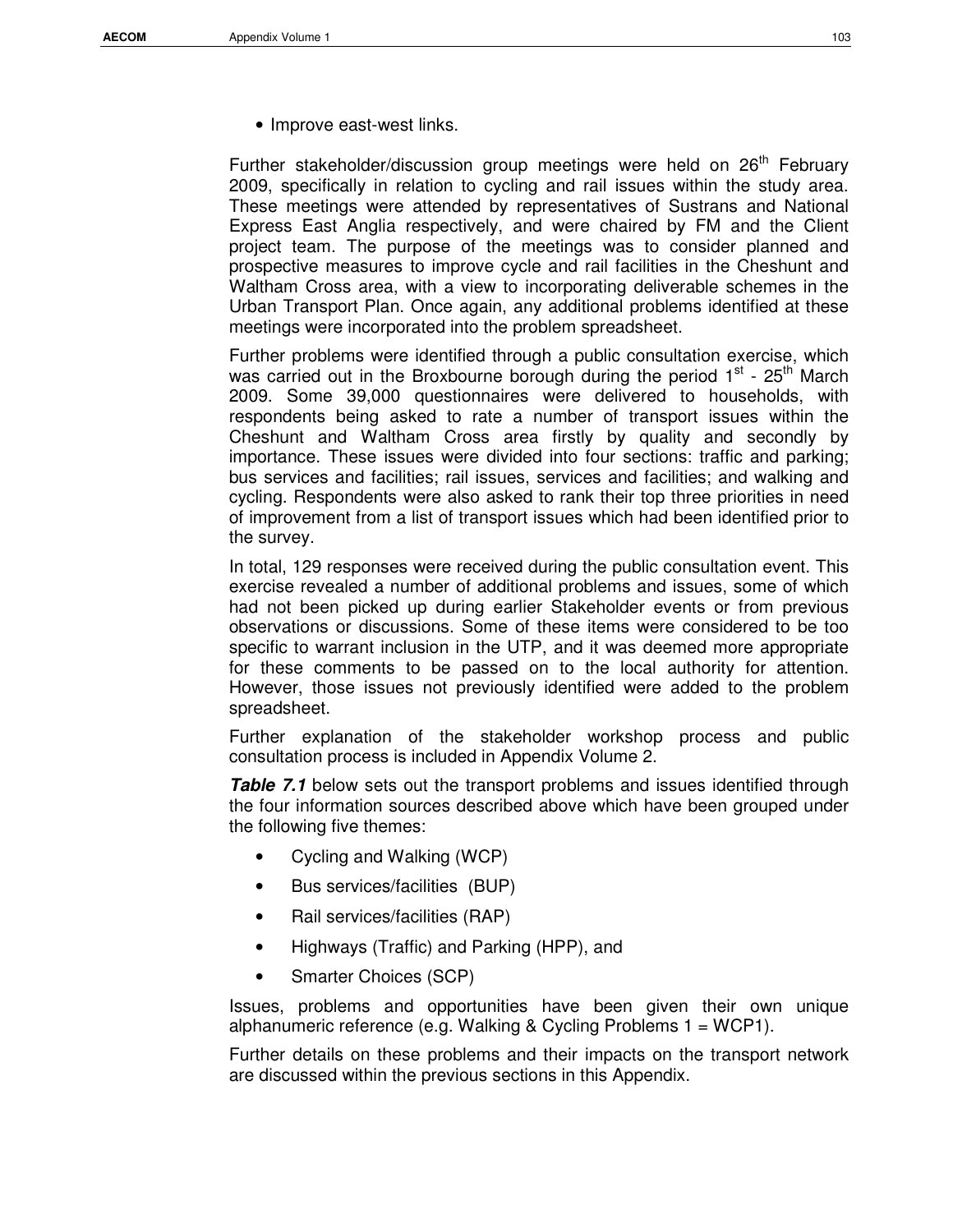- Improve east-west links.

Further stakeholder/discussion group meetings were held on 26th February 2009, specifically in relation to cycling and rail issues within the study area. These meetings were attended by representatives of Sustrans and National Express East Anglia respectively, and were chaired by FM and the Client project team. The purpose of the meetings was to consider planned and prospective measures to improve cycle and rail facilities in the Cheshunt and Waltham Cross area, with a view to incorporating deliverable schemes in the Urban Transport Plan. Once again, any additional problems identified at these meetings were incorporated into the problem spreadsheet.

Further problems were identified through a public consultation exercise, which was carried out in the Broxbourne borough during the period 1st - 25th March 2009. Some 39,000 questionnaires were delivered to households, with respondents being asked to rate a number of transport issues within the Cheshunt and Waltham Cross area firstly by quality and secondly by importance. These issues were divided into four sections: traffic and parking; bus services and facilities; rail issues, services and facilities; and walking and cycling. Respondents were also asked to rank their top three priorities in need of improvement from a list of transport issues which had been identified prior to the survey.

In total, 129 responses were received during the public consultation event. This exercise revealed a number of additional problems and issues, some of which had not been picked up during earlier Stakeholder events or from previous observations or discussions. Some of these items were considered to be too specific to warrant inclusion in the UTP, and it was deemed more appropriate for these comments to be passed on to the local authority for attention. However, those issues not previously identified were added to the problem spreadsheet.

Further explanation of the stakeholder workshop process and public consultation process is included in Appendix Volume 2.

***Table 7.1*** below sets out the transport problems and issues identified through the four information sources described above which have been grouped under the following five themes:

- Cycling and Walking (WCP)
- Bus services/facilities (BUP)
- Rail services/facilities (RAP)
- Highways (Traffic) and Parking (HPP), and
- Smarter Choices (SCP)

Issues, problems and opportunities have been given their own unique alphanumeric reference (e.g. Walking & Cycling Problems 1 = WCP1).

Further details on these problems and their impacts on the transport network are discussed within the previous sections in this Appendix.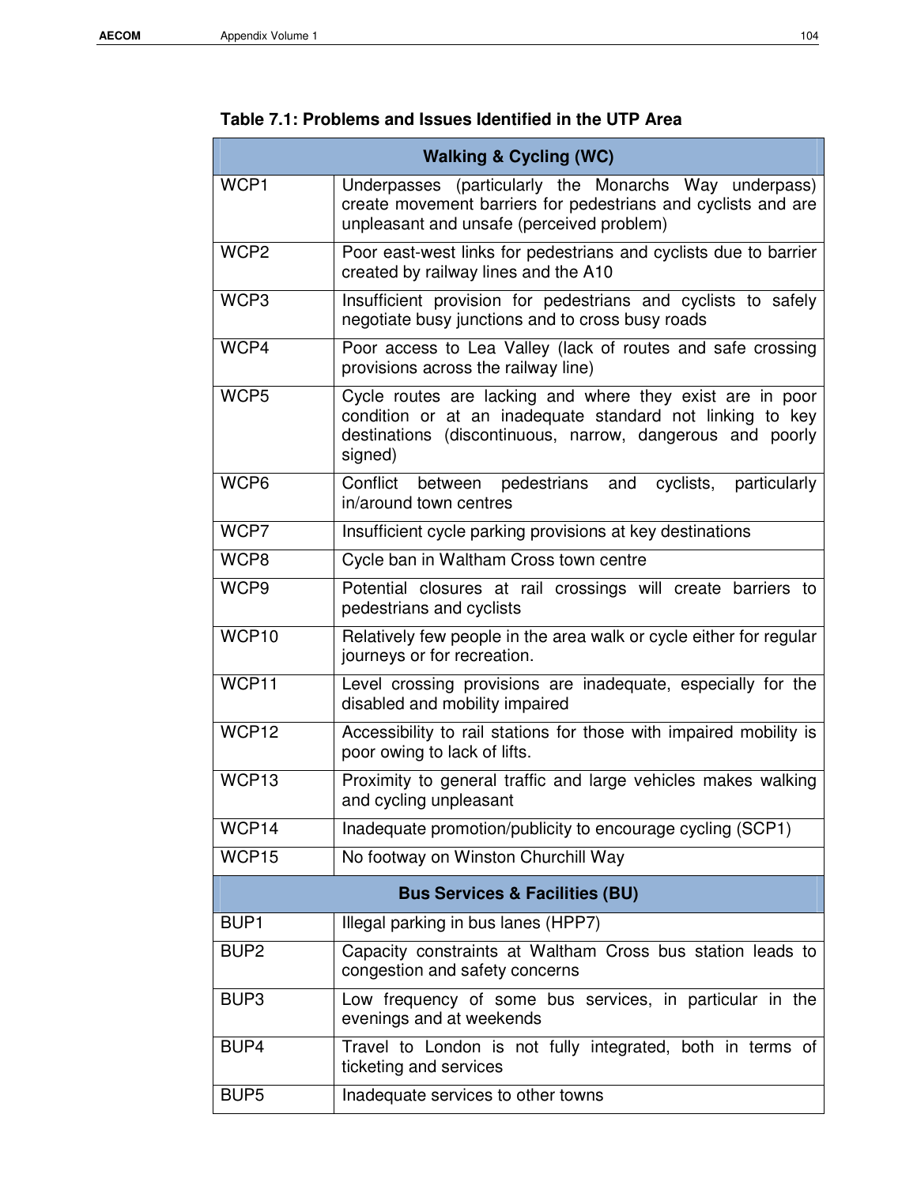**Table 7.1: Problems and Issues Identified in the UTP Area**

| Walking & Cycling (WC) | |
|---|---|
| WCP1 | Underpasses (particularly the Monarchs Way underpass) create movement barriers for pedestrians and cyclists and are unpleasant and unsafe (perceived problem) |
| WCP2 | Poor east-west links for pedestrians and cyclists due to barrier created by railway lines and the A10 |
| WCP3 | Insufficient provision for pedestrians and cyclists to safely negotiate busy junctions and to cross busy roads |
| WCP4 | Poor access to Lea Valley (lack of routes and safe crossing provisions across the railway line) |
| WCP5 | Cycle routes are lacking and where they exist are in poor condition or at an inadequate standard not linking to key destinations (discontinuous, narrow, dangerous and poorly signed) |
| WCP6 | Conflict between pedestrians and cyclists, particularly in/around town centres |
| WCP7 | Insufficient cycle parking provisions at key destinations |
| WCP8 | Cycle ban in Waltham Cross town centre |
| WCP9 | Potential closures at rail crossings will create barriers to pedestrians and cyclists |
| WCP10 | Relatively few people in the area walk or cycle either for regular journeys or for recreation. |
| WCP11 | Level crossing provisions are inadequate, especially for the disabled and mobility impaired |
| WCP12 | Accessibility to rail stations for those with impaired mobility is poor owing to lack of lifts. |
| WCP13 | Proximity to general traffic and large vehicles makes walking and cycling unpleasant |
| WCP14 | Inadequate promotion/publicity to encourage cycling (SCP1) |
| WCP15 | No footway on Winston Churchill Way |
| **Bus Services & Facilities (BU)** | |
| BUP1 | Illegal parking in bus lanes (HPP7) |
| BUP2 | Capacity constraints at Waltham Cross bus station leads to congestion and safety concerns |
| BUP3 | Low frequency of some bus services, in particular in the evenings and at weekends |
| BUP4 | Travel to London is not fully integrated, both in terms of ticketing and services |
| BUP5 | Inadequate services to other towns |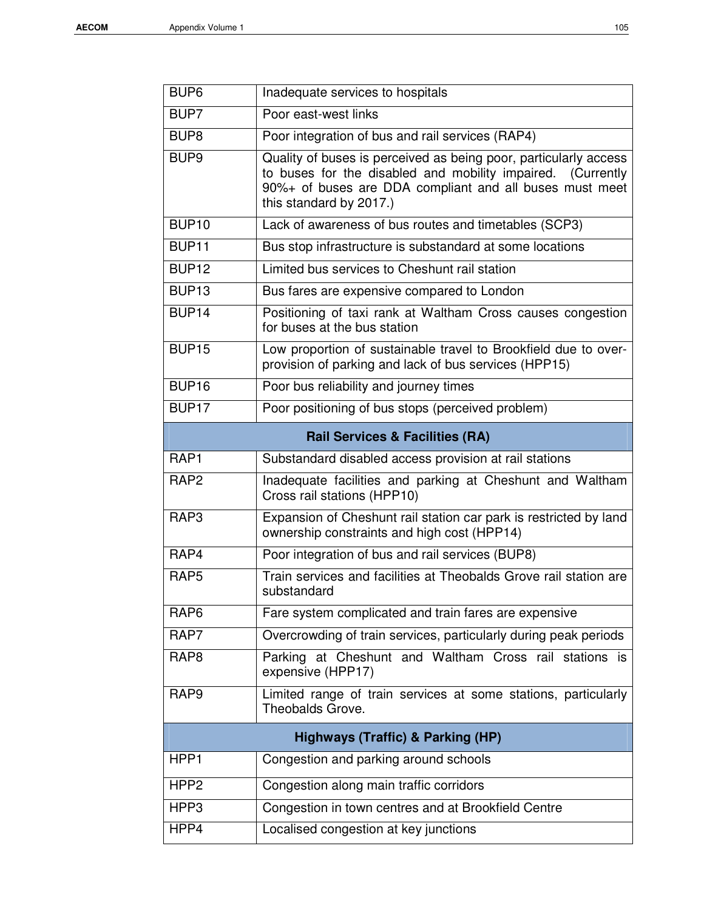| | |
|---|---|
| BUP6 | Inadequate services to hospitals |
| BUP7 | Poor east-west links |
| BUP8 | Poor integration of bus and rail services (RAP4) |
| BUP9 | Quality of buses is perceived as being poor, particularly access to buses for the disabled and mobility impaired. (Currently 90%+ of buses are DDA compliant and all buses must meet this standard by 2017.) |
| BUP10 | Lack of awareness of bus routes and timetables (SCP3) |
| BUP11 | Bus stop infrastructure is substandard at some locations |
| BUP12 | Limited bus services to Cheshunt rail station |
| BUP13 | Bus fares are expensive compared to London |
| BUP14 | Positioning of taxi rank at Waltham Cross causes congestion for buses at the bus station |
| BUP15 | Low proportion of sustainable travel to Brookfield due to over-provision of parking and lack of bus services (HPP15) |
| BUP16 | Poor bus reliability and journey times |
| BUP17 | Poor positioning of bus stops (perceived problem) |
| **Rail Services & Facilities (RA)** | |
| RAP1 | Substandard disabled access provision at rail stations |
| RAP2 | Inadequate facilities and parking at Cheshunt and Waltham Cross rail stations (HPP10) |
| RAP3 | Expansion of Cheshunt rail station car park is restricted by land ownership constraints and high cost (HPP14) |
| RAP4 | Poor integration of bus and rail services (BUP8) |
| RAP5 | Train services and facilities at Theobalds Grove rail station are substandard |
| RAP6 | Fare system complicated and train fares are expensive |
| RAP7 | Overcrowding of train services, particularly during peak periods |
| RAP8 | Parking at Cheshunt and Waltham Cross rail stations is expensive (HPP17) |
| RAP9 | Limited range of train services at some stations, particularly Theobalds Grove. |
| **Highways (Traffic) & Parking (HP)** | |
| HPP1 | Congestion and parking around schools |
| HPP2 | Congestion along main traffic corridors |
| HPP3 | Congestion in town centres and at Brookfield Centre |
| HPP4 | Localised congestion at key junctions |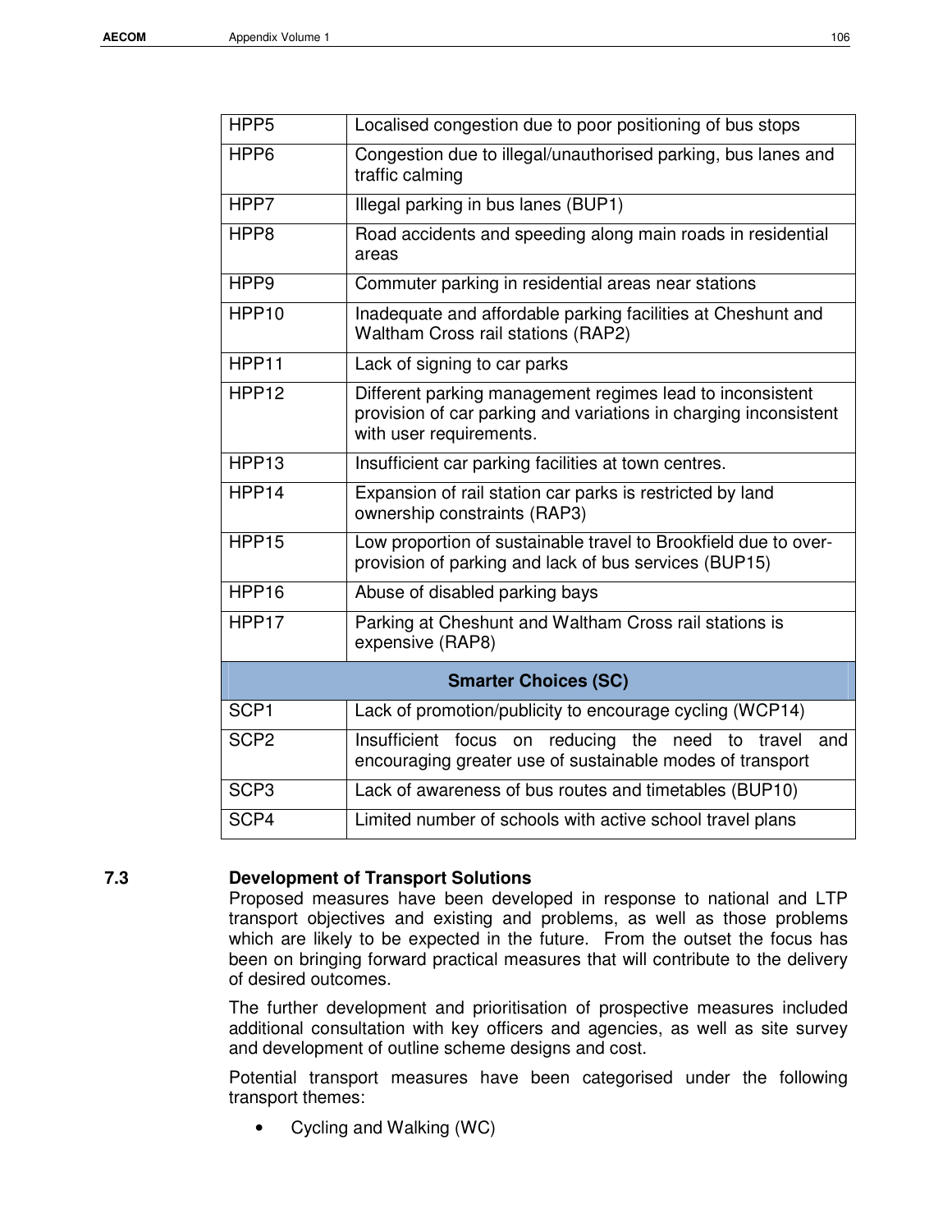| | |
|---|---|
| HPP5 | Localised congestion due to poor positioning of bus stops |
| HPP6 | Congestion due to illegal/unauthorised parking, bus lanes and traffic calming |
| HPP7 | Illegal parking in bus lanes (BUP1) |
| HPP8 | Road accidents and speeding along main roads in residential areas |
| HPP9 | Commuter parking in residential areas near stations |
| HPP10 | Inadequate and affordable parking facilities at Cheshunt and Waltham Cross rail stations (RAP2) |
| HPP11 | Lack of signing to car parks |
| HPP12 | Different parking management regimes lead to inconsistent provision of car parking and variations in charging inconsistent with user requirements. |
| HPP13 | Insufficient car parking facilities at town centres. |
| HPP14 | Expansion of rail station car parks is restricted by land ownership constraints (RAP3) |
| HPP15 | Low proportion of sustainable travel to Brookfield due to over-provision of parking and lack of bus services (BUP15) |
| HPP16 | Abuse of disabled parking bays |
| HPP17 | Parking at Cheshunt and Waltham Cross rail stations is expensive (RAP8) |
| **Smarter Choices (SC)** | |
| SCP1 | Lack of promotion/publicity to encourage cycling (WCP14) |
| SCP2 | Insufficient focus on reducing the need to travel and encouraging greater use of sustainable modes of transport |
| SCP3 | Lack of awareness of bus routes and timetables (BUP10) |
| SCP4 | Limited number of schools with active school travel plans |

## 7.3 Development of Transport Solutions

Proposed measures have been developed in response to national and LTP transport objectives and existing and problems, as well as those problems which are likely to be expected in the future. From the outset the focus has been on bringing forward practical measures that will contribute to the delivery of desired outcomes.

The further development and prioritisation of prospective measures included additional consultation with key officers and agencies, as well as site survey and development of outline scheme designs and cost.

Potential transport measures have been categorised under the following transport themes:

- Cycling and Walking (WC)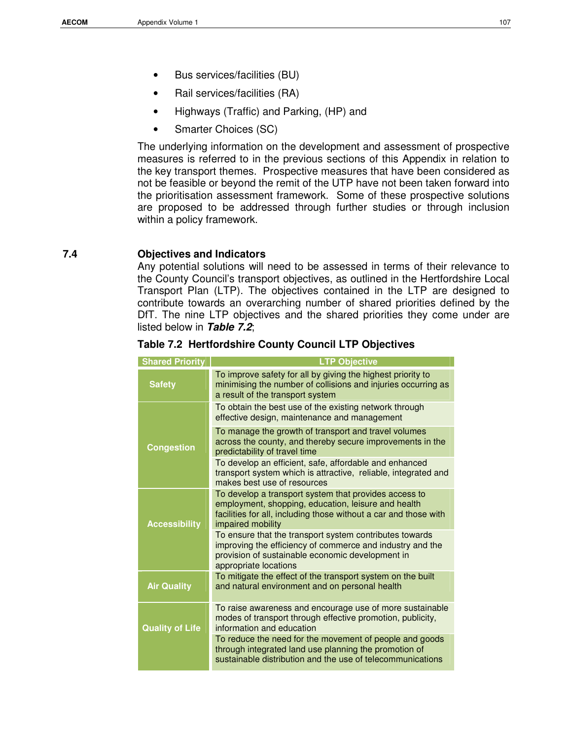- Bus services/facilities (BU)
- Rail services/facilities (RA)
- Highways (Traffic) and Parking, (HP) and
- Smarter Choices (SC)

The underlying information on the development and assessment of prospective measures is referred to in the previous sections of this Appendix in relation to the key transport themes. Prospective measures that have been considered as not be feasible or beyond the remit of the UTP have not been taken forward into the prioritisation assessment framework. Some of these prospective solutions are proposed to be addressed through further studies or through inclusion within a policy framework.

## 7.4 Objectives and Indicators

Any potential solutions will need to be assessed in terms of their relevance to the County Council's transport objectives, as outlined in the Hertfordshire Local Transport Plan (LTP). The objectives contained in the LTP are designed to contribute towards an overarching number of shared priorities defined by the DfT. The nine LTP objectives and the shared priorities they come under are listed below in ***Table 7.2***;

**Table 7.2 Hertfordshire County Council LTP Objectives**

| Shared Priority | LTP Objective |
|---|---|
| Safety | To improve safety for all by giving the highest priority to minimising the number of collisions and injuries occurring as a result of the transport system |
| Congestion | To obtain the best use of the existing network through effective design, maintenance and management |
| | To manage the growth of transport and travel volumes across the county, and thereby secure improvements in the predictability of travel time |
| | To develop an efficient, safe, affordable and enhanced transport system which is attractive, reliable, integrated and makes best use of resources |
| Accessibility | To develop a transport system that provides access to employment, shopping, education, leisure and health facilities for all, including those without a car and those with impaired mobility |
| | To ensure that the transport system contributes towards improving the efficiency of commerce and industry and the provision of sustainable economic development in appropriate locations |
| Air Quality | To mitigate the effect of the transport system on the built and natural environment and on personal health |
| Quality of Life | To raise awareness and encourage use of more sustainable modes of transport through effective promotion, publicity, information and education |
| | To reduce the need for the movement of people and goods through integrated land use planning the promotion of sustainable distribution and the use of telecommunications |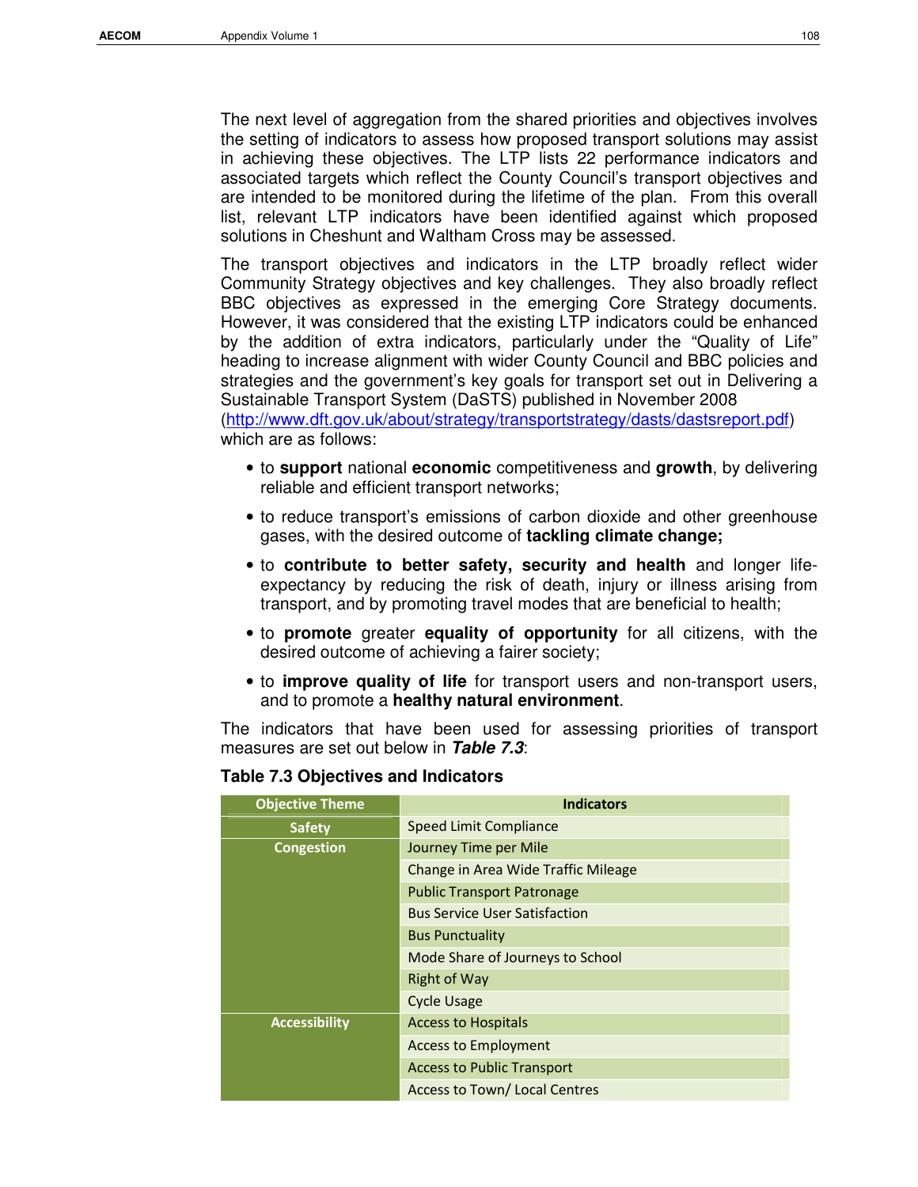The next level of aggregation from the shared priorities and objectives involves the setting of indicators to assess how proposed transport solutions may assist in achieving these objectives. The LTP lists 22 performance indicators and associated targets which reflect the County Council's transport objectives and are intended to be monitored during the lifetime of the plan. From this overall list, relevant LTP indicators have been identified against which proposed solutions in Cheshunt and Waltham Cross may be assessed.

The transport objectives and indicators in the LTP broadly reflect wider Community Strategy objectives and key challenges. They also broadly reflect BBC objectives as expressed in the emerging Core Strategy documents. However, it was considered that the existing LTP indicators could be enhanced by the addition of extra indicators, particularly under the "Quality of Life" heading to increase alignment with wider County Council and BBC policies and strategies and the government's key goals for transport set out in Delivering a Sustainable Transport System (DaSTS) published in November 2008 (http://www.dft.gov.uk/about/strategy/transportstrategy/dasts/dastsreport.pdf) which are as follows:

- to **support** national **economic** competitiveness and **growth**, by delivering reliable and efficient transport networks;
- to reduce transport's emissions of carbon dioxide and other greenhouse gases, with the desired outcome of **tackling climate change;**
- to **contribute to better safety, security and health** and longer life-expectancy by reducing the risk of death, injury or illness arising from transport, and by promoting travel modes that are beneficial to health;
- to **promote** greater **equality of opportunity** for all citizens, with the desired outcome of achieving a fairer society;
- to **improve quality of life** for transport users and non-transport users, and to promote a **healthy natural environment**.

The indicators that have been used for assessing priorities of transport measures are set out below in ***Table 7.3***:

**Table 7.3 Objectives and Indicators**

| Objective Theme | Indicators |
|---|---|
| Safety | Speed Limit Compliance |
| Congestion | Journey Time per Mile |
| | Change in Area Wide Traffic Mileage |
| | Public Transport Patronage |
| | Bus Service User Satisfaction |
| | Bus Punctuality |
| | Mode Share of Journeys to School |
| | Right of Way |
| | Cycle Usage |
| Accessibility | Access to Hospitals |
| | Access to Employment |
| | Access to Public Transport |
| | Access to Town/ Local Centres |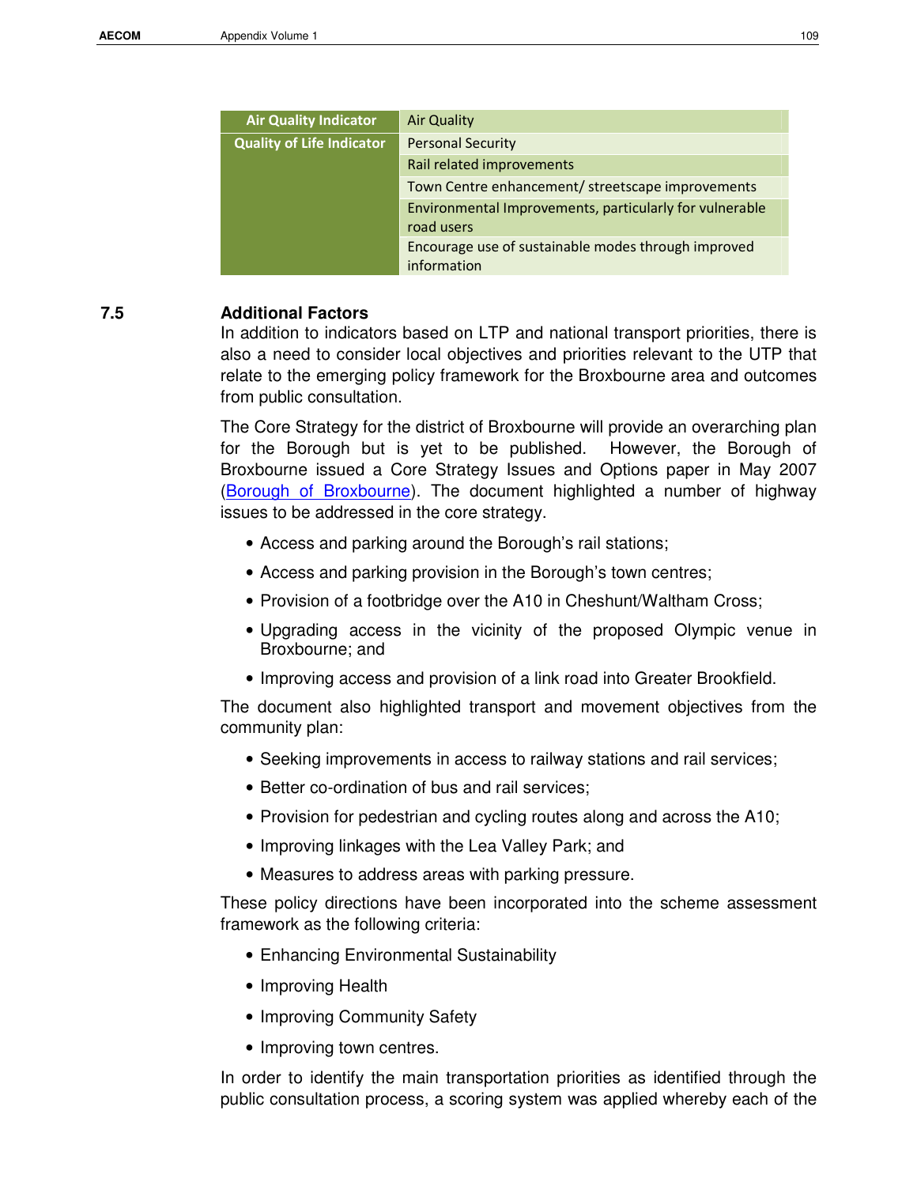| Air Quality Indicator | Air Quality |
| --- | --- |
| Quality of Life Indicator | Personal Security |
| | Rail related improvements |
| | Town Centre enhancement/ streetscape improvements |
| | Environmental Improvements, particularly for vulnerable road users |
| | Encourage use of sustainable modes through improved information |

## 7.5 Additional Factors

In addition to indicators based on LTP and national transport priorities, there is also a need to consider local objectives and priorities relevant to the UTP that relate to the emerging policy framework for the Broxbourne area and outcomes from public consultation.

The Core Strategy for the district of Broxbourne will provide an overarching plan for the Borough but is yet to be published. However, the Borough of Broxbourne issued a Core Strategy Issues and Options paper in May 2007 ([Borough of Broxbourne]). The document highlighted a number of highway issues to be addressed in the core strategy.

- Access and parking around the Borough's rail stations;
- Access and parking provision in the Borough's town centres;
- Provision of a footbridge over the A10 in Cheshunt/Waltham Cross;
- Upgrading access in the vicinity of the proposed Olympic venue in Broxbourne; and
- Improving access and provision of a link road into Greater Brookfield.

The document also highlighted transport and movement objectives from the community plan:

- Seeking improvements in access to railway stations and rail services;
- Better co-ordination of bus and rail services;
- Provision for pedestrian and cycling routes along and across the A10;
- Improving linkages with the Lea Valley Park; and
- Measures to address areas with parking pressure.

These policy directions have been incorporated into the scheme assessment framework as the following criteria:

- Enhancing Environmental Sustainability
- Improving Health
- Improving Community Safety
- Improving town centres.

In order to identify the main transportation priorities as identified through the public consultation process, a scoring system was applied whereby each of the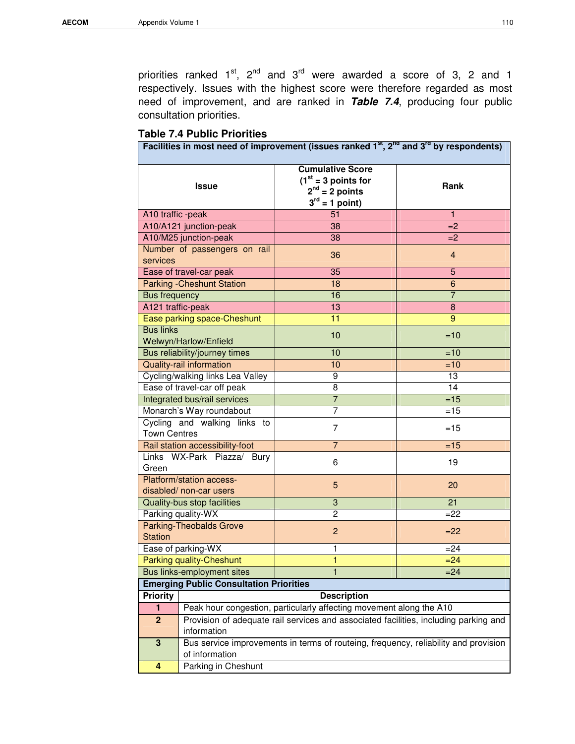priorities ranked 1st, 2nd and 3rd were awarded a score of 3, 2 and 1 respectively. Issues with the highest score were therefore regarded as most need of improvement, and are ranked in ***Table 7.4***, producing four public consultation priorities.

### Table 7.4 Public Priorities

| Facilities in most need of improvement (issues ranked 1st, 2nd and 3rd by respondents) | | |
|---|---|---|
| **Issue** | **Cumulative Score (1st = 3 points for 2nd = 2 points 3rd = 1 point)** | **Rank** |
| A10 traffic -peak | 51 | 1 |
| A10/A121 junction-peak | 38 | =2 |
| A10/M25 junction-peak | 38 | =2 |
| Number of passengers on rail services | 36 | 4 |
| Ease of travel-car peak | 35 | 5 |
| Parking -Cheshunt Station | 18 | 6 |
| Bus frequency | 16 | 7 |
| A121 traffic-peak | 13 | 8 |
| Ease parking space-Cheshunt | 11 | 9 |
| Bus links Welwyn/Harlow/Enfield | 10 | =10 |
| Bus reliability/journey times | 10 | =10 |
| Quality-rail information | 10 | =10 |
| Cycling/walking links Lea Valley | 9 | 13 |
| Ease of travel-car off peak | 8 | 14 |
| Integrated bus/rail services | 7 | =15 |
| Monarch's Way roundabout | 7 | =15 |
| Cycling and walking links to Town Centres | 7 | =15 |
| Rail station accessibility-foot | 7 | =15 |
| Links WX-Park Piazza/ Bury Green | 6 | 19 |
| Platform/station access-disabled/ non-car users | 5 | 20 |
| Quality-bus stop facilities | 3 | 21 |
| Parking quality-WX | 2 | =22 |
| Parking-Theobalds Grove Station | 2 | =22 |
| Ease of parking-WX | 1 | =24 |
| Parking quality-Cheshunt | 1 | =24 |
| Bus links-employment sites | 1 | =24 |

| Emerging Public Consultation Priorities | |
|---|---|
| **Priority** | **Description** |
| **1** | Peak hour congestion, particularly affecting movement along the A10 |
| **2** | Provision of adequate rail services and associated facilities, including parking and information |
| **3** | Bus service improvements in terms of routeing, frequency, reliability and provision of information |
| **4** | Parking in Cheshunt |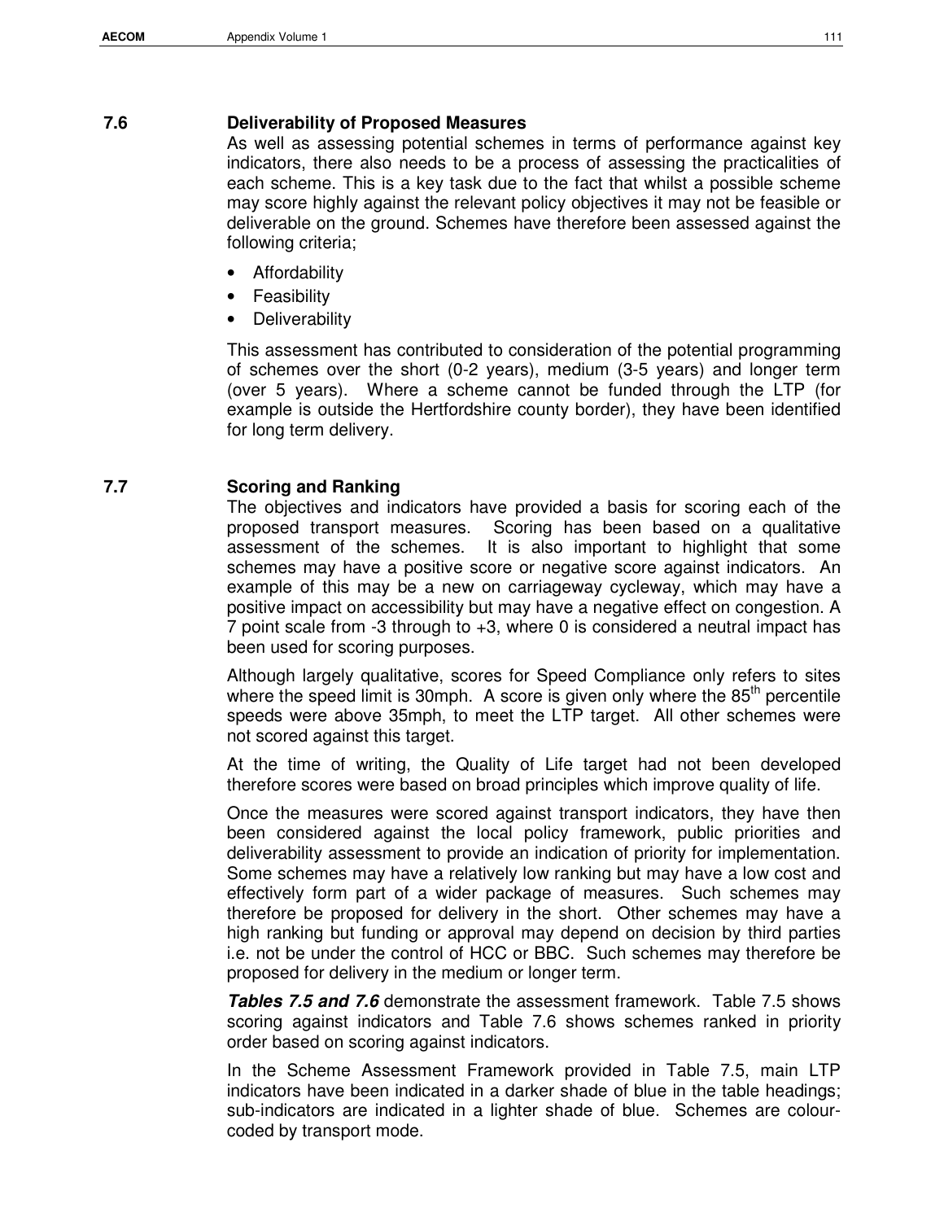## 7.6 Deliverability of Proposed Measures

As well as assessing potential schemes in terms of performance against key indicators, there also needs to be a process of assessing the practicalities of each scheme. This is a key task due to the fact that whilst a possible scheme may score highly against the relevant policy objectives it may not be feasible or deliverable on the ground. Schemes have therefore been assessed against the following criteria;

- Affordability
- Feasibility
- Deliverability

This assessment has contributed to consideration of the potential programming of schemes over the short (0-2 years), medium (3-5 years) and longer term (over 5 years). Where a scheme cannot be funded through the LTP (for example is outside the Hertfordshire county border), they have been identified for long term delivery.

## 7.7 Scoring and Ranking

The objectives and indicators have provided a basis for scoring each of the proposed transport measures. Scoring has been based on a qualitative assessment of the schemes. It is also important to highlight that some schemes may have a positive score or negative score against indicators. An example of this may be a new on carriageway cycleway, which may have a positive impact on accessibility but may have a negative effect on congestion. A 7 point scale from -3 through to +3, where 0 is considered a neutral impact has been used for scoring purposes.

Although largely qualitative, scores for Speed Compliance only refers to sites where the speed limit is 30mph. A score is given only where the 85$^{th}$ percentile speeds were above 35mph, to meet the LTP target. All other schemes were not scored against this target.

At the time of writing, the Quality of Life target had not been developed therefore scores were based on broad principles which improve quality of life.

Once the measures were scored against transport indicators, they have then been considered against the local policy framework, public priorities and deliverability assessment to provide an indication of priority for implementation. Some schemes may have a relatively low ranking but may have a low cost and effectively form part of a wider package of measures. Such schemes may therefore be proposed for delivery in the short. Other schemes may have a high ranking but funding or approval may depend on decision by third parties i.e. not be under the control of HCC or BBC. Such schemes may therefore be proposed for delivery in the medium or longer term.

***Tables 7.5 and 7.6*** demonstrate the assessment framework. Table 7.5 shows scoring against indicators and Table 7.6 shows schemes ranked in priority order based on scoring against indicators.

In the Scheme Assessment Framework provided in Table 7.5, main LTP indicators have been indicated in a darker shade of blue in the table headings; sub-indicators are indicated in a lighter shade of blue. Schemes are colour-coded by transport mode.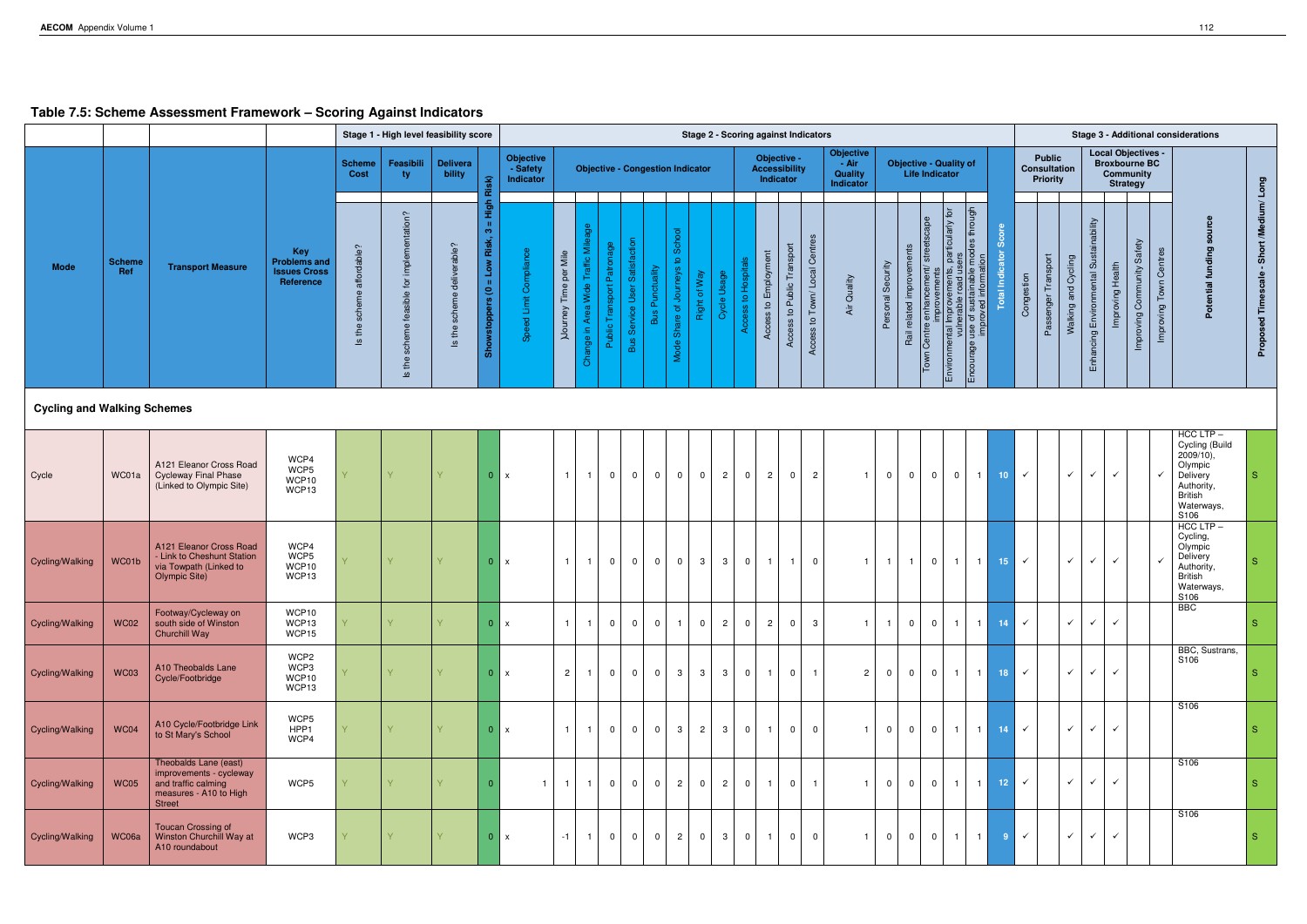## Table 7.5: Scheme Assessment Framework – Scoring Against Indicators

| Mode | Scheme Ref | Transport Measure | Key Problems and Issues Cross Reference | Stage 1 - High level feasibility score | | | | Stage 2 - Scoring against Indicators | | | | | | | | | | | | | | | | | | | | Stage 3 - Additional considerations | | | | | | | | |
|---|---|---|---|---|---|---|---|---|---|---|---|---|---|---|---|---|---|---|---|---|---|---|---|---|---|---|---|---|---|---|---|---|---|---|---|---|
| | | | | Scheme Cost | Feasibility | Deliverability | | Objective - Safety Indicator | Objective - Congestion Indicator | | | | | | | | Objective - Accessibility Indicator | | | | Objective - Air Quality Indicator | Objective - Quality of Life Indicator | | | | | | Public Consultation Priority | | | Local Objectives - Broxbourne BC Community Strategy | | | | | |
| | | | | Is the scheme affordable? | Is the scheme feasible for implementation? | Is the scheme deliverable? | Showstoppers (0 = Low Risk, 3 = High Risk) | Speed Limit Compliance | Journey Time per Mile | Change in Area Wide Traffic Mileage | Public Transport Patronage | Bus Service User Satisfaction | Bus Punctuality | Mode Share of Journeys to School | Right of Way | Cycle Usage | Access to Hospitals | Access to Employment | Access to Public Transport | Access to Town/ Local Centres | Air Quality | Personal Security | Rail related improvements | Town Centre enhancement/ streetscape improvements | Environmental Improvements, particularly for vulnerable road users | Encourage use of sustainable modes through improved information | Total Indicator Score | Congestion | Passenger Transport | Walking and Cycling | Enhancing Environmental Sustainability | Improving Health | Improving Community Safety | Improving Town Centres | Potential funding source | Proposed Timescale - Short /Medium/ Long |
| **Cycling and Walking Schemes** | | | | | | | | | | | | | | | | | | | | | | | | | | | | | | | | | | | | |
| Cycle | WC01a | A121 Eleanor Cross Road Cycleway Final Phase (Linked to Olympic Site) | WCP4 WCP5 WCP10 WCP13 | Y | Y | Y | 0 | x | 1 | 1 | 0 | 0 | 0 | 0 | 0 | 2 | 0 | 2 | 0 | 2 | 1 | 0 | 0 | 0 | 0 | 1 | 10 | ✓ | | ✓ | ✓ | ✓ | | ✓ | HCC LTP – Cycling (Build 2009/10), Olympic Delivery Authority, British Waterways, S106 | S |
| Cycling/Walking | WC01b | A121 Eleanor Cross Road - Link to Cheshunt Station via Towpath (Linked to Olympic Site) | WCP4 WCP5 WCP10 WCP13 | Y | Y | Y | 0 | x | 1 | 1 | 0 | 0 | 0 | 0 | 3 | 3 | 0 | 1 | 1 | 0 | 1 | 1 | 1 | 0 | 1 | 1 | 15 | ✓ | | ✓ | ✓ | ✓ | | ✓ | HCC LTP – Cycling, Olympic Delivery Authority, British Waterways, S106 | S |
| Cycling/Walking | WC02 | Footway/Cycleway on south side of Winston Churchill Way | WCP10 WCP13 WCP15 | Y | Y | Y | 0 | x | 1 | 1 | 0 | 0 | 0 | 1 | 0 | 2 | 0 | 2 | 0 | 3 | 1 | 1 | 0 | 0 | 1 | 1 | 14 | ✓ | | ✓ | ✓ | ✓ | | | BBC | S |
| Cycling/Walking | WC03 | A10 Theobalds Lane Cycle/Footbridge | WCP2 WCP3 WCP10 WCP13 | Y | Y | Y | 0 | x | 2 | 1 | 0 | 0 | 0 | 3 | 3 | 3 | 0 | 1 | 0 | 1 | 2 | 0 | 0 | 0 | 1 | 1 | 18 | ✓ | | ✓ | ✓ | ✓ | | | BBC, Sustrans, S106 | S |
| Cycling/Walking | WC04 | A10 Cycle/Footbridge Link to St Mary's School | WCP5 HPP1 WCP4 | Y | Y | Y | 0 | x | 1 | 1 | 0 | 0 | 0 | 3 | 2 | 3 | 0 | 1 | 0 | 0 | 1 | 0 | 0 | 0 | 1 | 1 | 14 | ✓ | | ✓ | ✓ | ✓ | | | S106 | S |
| Cycling/Walking | WC05 | Theobalds Lane (east) improvements - cycleway and traffic calming measures - A10 to High Street | WCP5 | Y | Y | Y | 0 | 1 | 1 | 1 | 0 | 0 | 0 | 2 | 0 | 2 | 0 | 1 | 0 | 1 | 1 | 0 | 0 | 0 | 1 | 1 | 12 | ✓ | | ✓ | ✓ | ✓ | | | S106 | S |
| Cycling/Walking | WC06a | Toucan Crossing of Winston Churchill Way at A10 roundabout | WCP3 | Y | Y | Y | 0 | x | -1 | 1 | 0 | 0 | 0 | 2 | 0 | 3 | 0 | 1 | 0 | 0 | 1 | 0 | 0 | 0 | 1 | 1 | 9 | ✓ | | ✓ | ✓ | ✓ | | | S106 | S |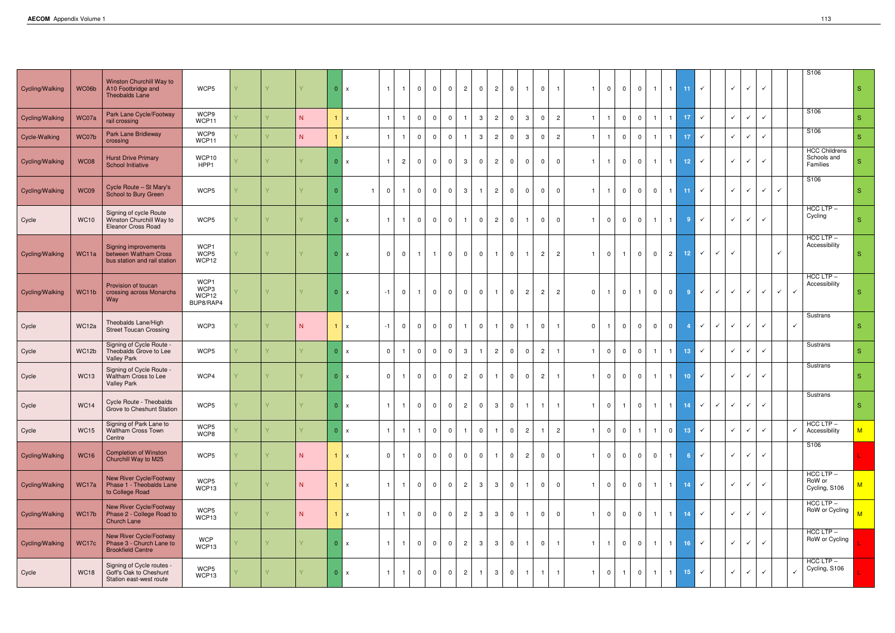| | | | | | | | | | | | | | | | | | | | | | | | | | | | | | | | | | | | | |
|---|---|---|---|---|---|---|---|---|---|---|---|---|---|---|---|---|---|---|---|---|---|---|---|---|---|---|---|---|---|---|---|---|---|---|---|---|
| Cycling/Walking | WC06b | Winston Churchill Way to A10 Footbridge and Theobalds Lane | WCP5 | Y | Y | Y | 0 | x | 1 | 1 | 0 | 0 | 0 | 2 | 0 | 2 | 0 | 1 | 0 | 1 | 1 | 0 | 0 | 0 | 1 | 1 | 11 | ✓ | | ✓ | ✓ | ✓ | | | S106 | S |
| Cycling/Walking | WC07a | Park Lane Cycle/Footway rail crossing | WCP9 WCP11 | Y | Y | N | 1 | x | 1 | 1 | 0 | 0 | 0 | 1 | 3 | 2 | 0 | 3 | 0 | 2 | 1 | 1 | 0 | 0 | 1 | 1 | 17 | ✓ | | ✓ | ✓ | ✓ | | | S106 | S |
| Cycle-Walking | WC07b | Park Lane Bridleway crossing | WCP9 WCP11 | Y | Y | N | 1 | x | 1 | 1 | 0 | 0 | 0 | 1 | 3 | 2 | 0 | 3 | 0 | 2 | 1 | 1 | 0 | 0 | 1 | 1 | 17 | ✓ | | ✓ | ✓ | ✓ | | | S106 | S |
| Cycling/Walking | WC08 | Hurst Drive Primary School Initiative | WCP10 HPP1 | Y | Y | Y | 0 | x | 1 | 2 | 0 | 0 | 0 | 3 | 0 | 2 | 0 | 0 | 0 | 0 | 1 | 1 | 0 | 0 | 1 | 1 | 12 | ✓ | | ✓ | ✓ | ✓ | | | HCC Childrens Schools and Families | S |
| Cycling/Walking | WC09 | Cycle Route – St Mary's School to Bury Green | WCP5 | Y | Y | Y | 0 | 1 | 0 | 1 | 0 | 0 | 0 | 3 | 1 | 2 | 0 | 0 | 0 | 0 | 1 | 1 | 0 | 0 | 0 | 1 | 11 | ✓ | | ✓ | ✓ | ✓ | ✓ | | S106 | S |
| Cycle | WC10 | Signing of cycle Route Winston Churchill Way to Eleanor Cross Road | WCP5 | Y | Y | Y | 0 | x | 1 | 1 | 0 | 0 | 0 | 1 | 0 | 2 | 0 | 1 | 0 | 0 | 1 | 0 | 0 | 0 | 1 | 1 | 9 | ✓ | | ✓ | ✓ | ✓ | | | HCC LTP – Cycling | S |
| Cycling/Walking | WC11a | Signing improvements between Waltham Cross bus station and rail station | WCP1 WCP5 WCP12 | Y | Y | Y | 0 | x | 0 | 0 | 1 | 1 | 0 | 0 | 0 | 1 | 0 | 1 | 2 | 2 | 1 | 0 | 1 | 0 | 0 | 2 | 12 | ✓ | ✓ | ✓ | | | ✓ | | HCC LTP – Accessibility | S |
| Cycling/Walking | WC11b | Provision of toucan crossing across Monarchs Way | WCP1 WCP3 WCP12 BUP8/RAP4 | Y | Y | Y | 0 | x | -1 | 0 | 1 | 0 | 0 | 0 | 0 | 1 | 0 | 2 | 2 | 2 | 0 | 1 | 0 | 1 | 0 | 0 | 9 | ✓ | ✓ | ✓ | ✓ | ✓ | ✓ | ✓ | HCC LTP – Accessibility | S |
| Cycle | WC12a | Theobalds Lane/High Street Toucan Crossing | WCP3 | Y | Y | N | 1 | x | -1 | 0 | 0 | 0 | 0 | 1 | 0 | 1 | 0 | 1 | 0 | 1 | 0 | 1 | 0 | 0 | 0 | 0 | 4 | ✓ | ✓ | ✓ | ✓ | ✓ | | ✓ | Sustrans | S |
| Cycle | WC12b | Signing of Cycle Route - Theobalds Grove to Lee Valley Park | WCP5 | Y | Y | Y | 0 | x | 0 | 1 | 0 | 0 | 0 | 3 | 1 | 2 | 0 | 0 | 2 | 1 | 1 | 0 | 0 | 0 | 1 | 1 | 13 | ✓ | | ✓ | ✓ | ✓ | | | Sustrans | S |
| Cycle | WC13 | Signing of Cycle Route - Waltham Cross to Lee Valley Park | WCP4 | Y | Y | Y | 0 | x | 0 | 1 | 0 | 0 | 0 | 2 | 0 | 1 | 0 | 0 | 2 | 1 | 1 | 0 | 0 | 0 | 1 | 1 | 10 | ✓ | | ✓ | ✓ | ✓ | | | Sustrans | S |
| Cycle | WC14 | Cycle Route - Theobalds Grove to Cheshunt Station | WCP5 | Y | Y | Y | 0 | x | 1 | 1 | 0 | 0 | 0 | 2 | 0 | 3 | 0 | 1 | 1 | 1 | 1 | 0 | 1 | 0 | 1 | 1 | 14 | ✓ | ✓ | ✓ | ✓ | ✓ | | | Sustrans | S |
| Cycle | WC15 | Signing of Park Lane to Waltham Cross Town Centre | WCP5 WCP8 | Y | Y | Y | 0 | x | 1 | 1 | 1 | 0 | 0 | 1 | 0 | 1 | 0 | 2 | 1 | 2 | 1 | 0 | 0 | 1 | 1 | 0 | 13 | ✓ | | ✓ | ✓ | ✓ | | ✓ | HCC LTP – Accessibility | M |
| Cycling/Walking | WC16 | Completion of Winston Churchill Way to M25 | WCP5 | Y | Y | N | 1 | x | 0 | 1 | 0 | 0 | 0 | 0 | 0 | 1 | 0 | 2 | 0 | 0 | 1 | 0 | 0 | 0 | 0 | 1 | 6 | ✓ | | ✓ | ✓ | ✓ | | | S106 | L |
| Cycling/Walking | WC17a | New River Cycle/Footway Phase 1 - Theobalds Lane to College Road | WCP5 WCP13 | Y | Y | N | 1 | x | 1 | 1 | 0 | 0 | 0 | 2 | 3 | 3 | 0 | 1 | 0 | 0 | 1 | 0 | 0 | 0 | 1 | 1 | 14 | ✓ | | ✓ | ✓ | ✓ | | | HCC LTP – RoW or Cycling, S106 | M |
| Cycling/Walking | WC17b | New River Cycle/Footway Phase 2 - College Road to Church Lane | WCP5 WCP13 | Y | Y | N | 1 | x | 1 | 1 | 0 | 0 | 0 | 2 | 3 | 3 | 0 | 1 | 0 | 0 | 1 | 0 | 0 | 0 | 1 | 1 | 14 | ✓ | | ✓ | ✓ | ✓ | | | HCC LTP – RoW or Cycling | M |
| Cycling/Walking | WC17c | New River Cycle/Footway Phase 3 - Church Lane to Brookfield Centre | WCP WCP13 | Y | Y | Y | 0 | x | 1 | 1 | 0 | 0 | 0 | 2 | 3 | 3 | 0 | 1 | 0 | 1 | 1 | 1 | 0 | 0 | 1 | 1 | 16 | ✓ | | ✓ | ✓ | ✓ | | | HCC LTP – RoW or Cycling | L |
| Cycle | WC18 | Signing of Cycle routes - Goff's Oak to Cheshunt Station east-west route | WCP5 WCP13 | Y | Y | Y | 0 | x | 1 | 1 | 0 | 0 | 0 | 2 | 1 | 3 | 0 | 1 | 1 | 1 | 1 | 0 | 1 | 0 | 1 | 1 | 15 | ✓ | | ✓ | ✓ | ✓ | | ✓ | HCC LTP – Cycling, S106 | L |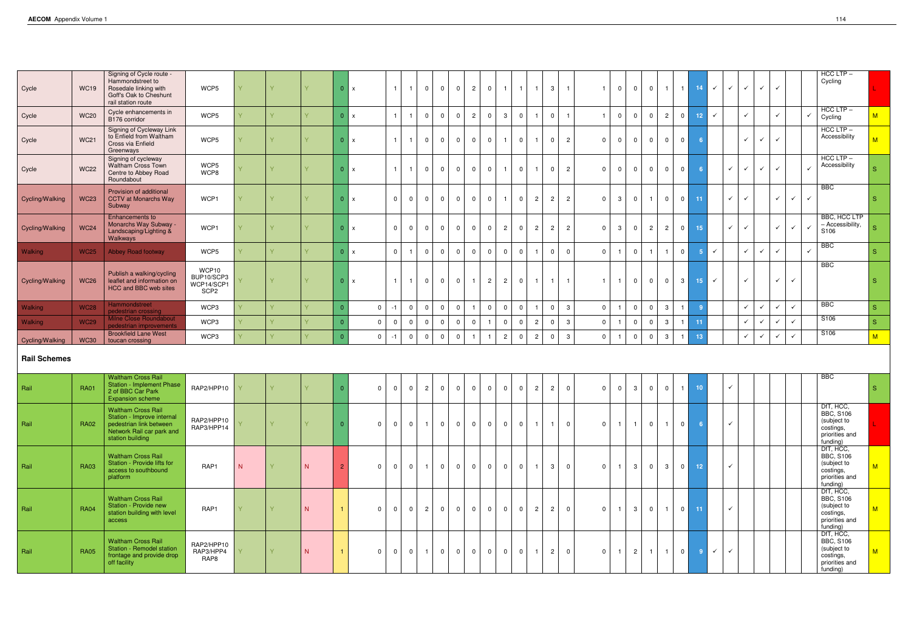| | | | | | | | | | | | | | | | | | | | | | | | | | | | | | | | | | | | | |
|---|---|---|---|---|---|---|---|---|---|---|---|---|---|---|---|---|---|---|---|---|---|---|---|---|---|---|---|---|---|---|---|---|---|---|---|---|
| Cycle | WC19 | Signing of Cycle route - Hammondstreet to Rosedale linking with Goff's Oak to Cheshunt rail station route | WCP5 | Y | Y | Y | 0 | x | 1 | 1 | 0 | 0 | 0 | 2 | 0 | 1 | 1 | 1 | 3 | 1 | 1 | 0 | 0 | 0 | 1 | 1 | 14 | ✓ | ✓ | ✓ | ✓ | ✓ | | | HCC LTP – Cycling | L |
| Cycle | WC20 | Cycle enhancements in B176 corridor | WCP5 | Y | Y | Y | 0 | x | 1 | 1 | 0 | 0 | 0 | 2 | 0 | 3 | 0 | 1 | 0 | 1 | 1 | 0 | 0 | 0 | 2 | 0 | 12 | ✓ | | ✓ | | ✓ | | ✓ | HCC LTP – Cycling | M |
| Cycle | WC21 | Signing of Cycleway Link to Enfield from Waltham Cross via Enfield Greenways | WCP5 | Y | Y | Y | 0 | x | 1 | 1 | 0 | 0 | 0 | 0 | 0 | 1 | 0 | 1 | 0 | 2 | 0 | 0 | 0 | 0 | 0 | 0 | 6 | | | ✓ | ✓ | ✓ | | | HCC LTP – Accessibility | M |
| Cycle | WC22 | Signing of cycleway Waltham Cross Town Centre to Abbey Road Roundabout | WCP5 WCP8 | Y | Y | Y | 0 | x | 1 | 1 | 0 | 0 | 0 | 0 | 0 | 1 | 0 | 1 | 0 | 2 | 0 | 0 | 0 | 0 | 0 | 0 | 6 | | ✓ | ✓ | ✓ | ✓ | | ✓ | HCC LTP – Accessibility | S |
| Cycling/Walking | WC23 | Provision of additional CCTV at Monarchs Way Subway | WCP1 | Y | Y | Y | 0 | x | 0 | 0 | 0 | 0 | 0 | 0 | 0 | 1 | 0 | 2 | 2 | 2 | 0 | 3 | 0 | 1 | 0 | 0 | 11 | | ✓ | ✓ | | ✓ | ✓ | ✓ | BBC | S |
| Cycling/Walking | WC24 | Enhancements to Monarchs Way Subway - Landscaping/Lighting & Walkways | WCP1 | Y | Y | Y | 0 | x | 0 | 0 | 0 | 0 | 0 | 0 | 0 | 2 | 0 | 2 | 2 | 2 | 0 | 3 | 0 | 2 | 2 | 0 | 15 | | ✓ | ✓ | | ✓ | ✓ | ✓ | BBC, HCC LTP – Accessibility, S106 | S |
| Walking | WC25 | Abbey Road footway | WCP5 | Y | Y | Y | 0 | x | 0 | 1 | 0 | 0 | 0 | 0 | 0 | 0 | 0 | 1 | 0 | 0 | 0 | 1 | 0 | 1 | 1 | 0 | 5 | ✓ | | ✓ | ✓ | ✓ | | ✓ | BBC | S |
| Cycling/Walking | WC26 | Publish a walking/cycling leaflet and information on HCC and BBC web sites | WCP10 BUP10/SCP3 WCP14/SCP1 SCP2 | Y | Y | Y | 0 | x | 1 | 1 | 0 | 0 | 0 | 1 | 2 | 2 | 0 | 1 | 1 | 1 | 1 | 1 | 0 | 0 | 0 | 3 | 15 | ✓ | | ✓ | | ✓ | ✓ | | BBC | S |
| Walking | WC28 | Hammondstreet pedestrian crossing | WCP3 | Y | Y | Y | 0 | 0 | -1 | 0 | 0 | 0 | 0 | 1 | 0 | 0 | 0 | 1 | 0 | 3 | 0 | 1 | 0 | 0 | 3 | 1 | 9 | | | ✓ | ✓ | ✓ | ✓ | | BBC | S |
| Walking | WC29 | Milne Close Roundabout pedestrian improvements | WCP3 | Y | Y | Y | 0 | 0 | 0 | 0 | 0 | 0 | 0 | 0 | 1 | 0 | 0 | 2 | 0 | 3 | 0 | 1 | 0 | 0 | 3 | 1 | 11 | | | ✓ | ✓ | ✓ | ✓ | | S106 | S |
| Cycling/Walking | WC30 | Brookfield Lane West toucan crossing | WCP3 | Y | Y | Y | 0 | 0 | -1 | 0 | 0 | 0 | 0 | 1 | 1 | 2 | 0 | 2 | 0 | 3 | 0 | 1 | 0 | 0 | 3 | 1 | 13 | | | ✓ | ✓ | ✓ | ✓ | | S106 | M |

## Rail Schemes

| | | | | | | | | | | | | | | | | | | | | | | | | | | | | | | | | | | | | |
|---|---|---|---|---|---|---|---|---|---|---|---|---|---|---|---|---|---|---|---|---|---|---|---|---|---|---|---|---|---|---|---|---|---|---|---|---|
| Rail | RA01 | Waltham Cross Rail Station - Implement Phase 2 of BBC Car Park Expansion scheme | RAP2/HPP10 | Y | Y | Y | 0 | 0 | 0 | 0 | 2 | 0 | 0 | 0 | 0 | 0 | 0 | 2 | 2 | 0 | 0 | 0 | 3 | 0 | 0 | 1 | 10 | | ✓ | | | | | | BBC | S |
| Rail | RA02 | Waltham Cross Rail Station - Improve internal pedestrian link between Network Rail car park and station building | RAP2/HPP10 RAP3/HPP14 | Y | Y | Y | 0 | 0 | 0 | 0 | 1 | 0 | 0 | 0 | 0 | 0 | 0 | 1 | 1 | 0 | 0 | 1 | 1 | 0 | 1 | 0 | 6 | | ✓ | | | | | | DfT, HCC, BBC, S106 (subject to costings, priorities and funding) | L |
| Rail | RA03 | Waltham Cross Rail Station - Provide lifts for access to southbound platform | RAP1 | N | Y | N | 2 | 0 | 0 | 0 | 1 | 0 | 0 | 0 | 0 | 0 | 0 | 1 | 3 | 0 | 0 | 1 | 3 | 0 | 3 | 0 | 12 | | ✓ | | | | | | DfT, HCC, BBC, S106 (subject to costings, priorities and funding) | M |
| Rail | RA04 | Waltham Cross Rail Station - Provide new station building with level access | RAP1 | Y | Y | N | 1 | 0 | 0 | 0 | 2 | 0 | 0 | 0 | 0 | 0 | 0 | 2 | 2 | 0 | 0 | 1 | 3 | 0 | 1 | 0 | 11 | | ✓ | | | | | | DfT, HCC, BBC, S106 (subject to costings, priorities and funding) | M |
| Rail | RA05 | Waltham Cross Rail Station - Remodel station frontage and provide drop off facility | RAP2/HPP10 RAP3/HPP4 RAP8 | Y | Y | N | 1 | 0 | 0 | 0 | 1 | 0 | 0 | 0 | 0 | 0 | 0 | 1 | 2 | 0 | 0 | 1 | 2 | 1 | 1 | 0 | 9 | ✓ | ✓ | | | | | | DfT, HCC, BBC, S106 (subject to costings, priorities and funding) | M |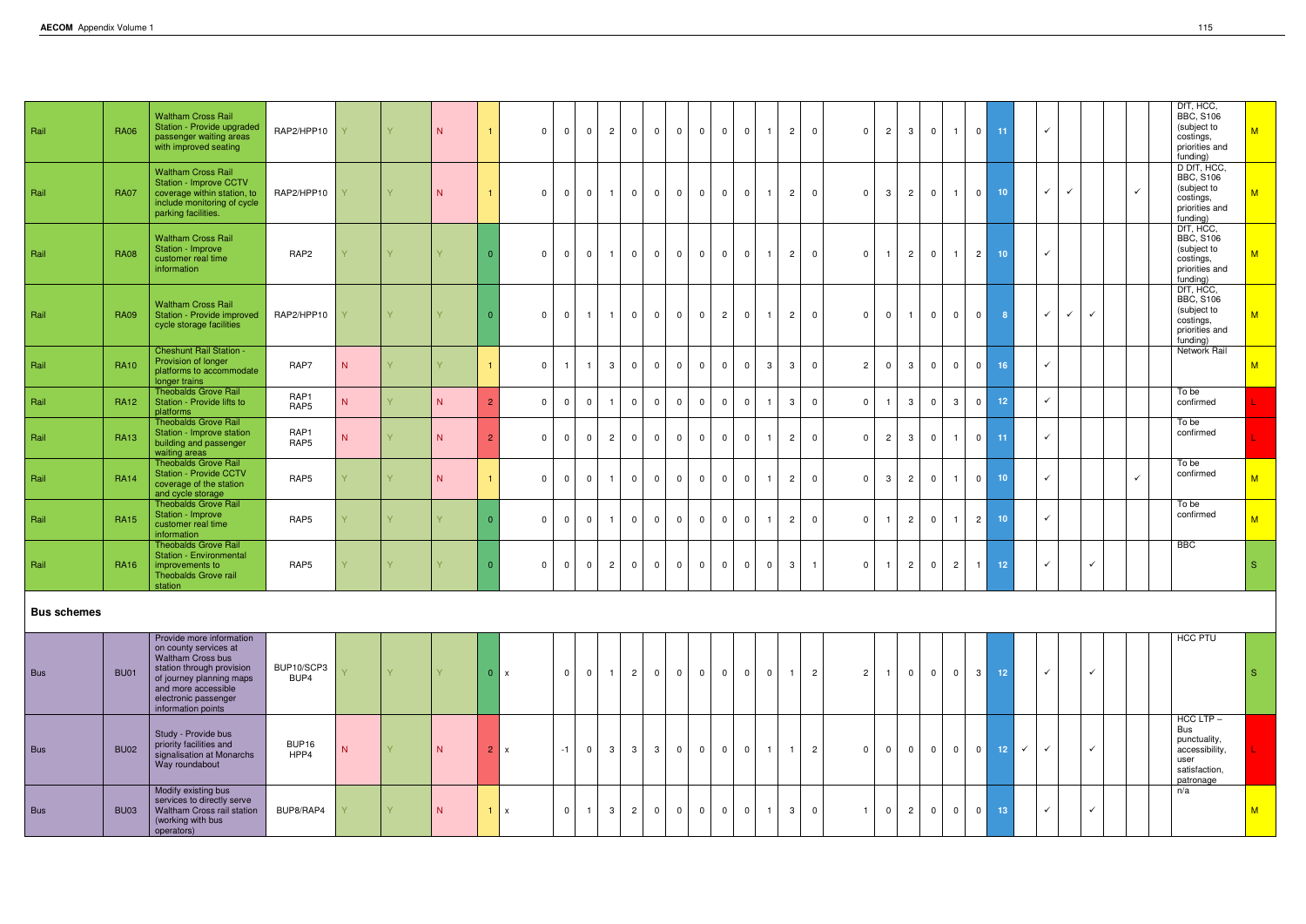| | | | | | | | | | | | | | | | | | | | | | | | | | | | | | | | | | | | | | |
|---|---|---|---|---|---|---|---|---|---|---|---|---|---|---|---|---|---|---|---|---|---|---|---|---|---|---|---|---|---|---|---|---|---|---|---|---|---|
| Rail | RA06 | Waltham Cross Rail Station - Provide upgraded passenger waiting areas with improved seating | RAP2/HPP10 | Y | Y | N | 1 | | 0 | 0 | 0 | 2 | 0 | 0 | 0 | 0 | 0 | 0 | 1 | 2 | 0 | 0 | 2 | 3 | 0 | 1 | 0 | 11 | | ✓ | | | | | | DfT, HCC, BBC, S106 (subject to costings, priorities and funding) | M |
| Rail | RA07 | Waltham Cross Rail Station - Improve CCTV coverage within station, to include monitoring of cycle parking facilities. | RAP2/HPP10 | Y | Y | N | 1 | | 0 | 0 | 0 | 1 | 0 | 0 | 0 | 0 | 0 | 0 | 1 | 2 | 0 | 0 | 3 | 2 | 0 | 1 | 0 | 10 | | ✓ | ✓ | | | ✓ | | D DfT, HCC, BBC, S106 (subject to costings, priorities and funding) | M |
| Rail | RA08 | Waltham Cross Rail Station - Improve customer real time information | RAP2 | Y | Y | Y | 0 | | 0 | 0 | 0 | 1 | 0 | 0 | 0 | 0 | 0 | 0 | 1 | 2 | 0 | 0 | 1 | 2 | 0 | 1 | 2 | 10 | | ✓ | | | | | | DfT, HCC, BBC, S106 (subject to costings, priorities and funding) | M |
| Rail | RA09 | Waltham Cross Rail Station - Provide improved cycle storage facilities | RAP2/HPP10 | Y | Y | Y | 0 | | 0 | 0 | 1 | 1 | 0 | 0 | 0 | 0 | 2 | 0 | 1 | 2 | 0 | 0 | 0 | 1 | 0 | 0 | 0 | 8 | | ✓ | ✓ | ✓ | | | | DfT, HCC, BBC, S106 (subject to costings, priorities and funding) | M |
| Rail | RA10 | Cheshunt Rail Station - Provision of longer platforms to accommodate longer trains | RAP7 | N | Y | Y | 1 | | 0 | 1 | 1 | 3 | 0 | 0 | 0 | 0 | 0 | 0 | 3 | 3 | 0 | 2 | 0 | 3 | 0 | 0 | 0 | 16 | | ✓ | | | | | | Network Rail | M |
| Rail | RA12 | Theobalds Grove Rail Station - Provide lifts to platforms | RAP1 RAP5 | N | Y | N | 2 | | 0 | 0 | 0 | 1 | 0 | 0 | 0 | 0 | 0 | 0 | 1 | 3 | 0 | 0 | 1 | 3 | 0 | 3 | 0 | 12 | | ✓ | | | | | | To be confirmed | L |
| Rail | RA13 | Theobalds Grove Rail Station - Improve station building and passenger waiting areas | RAP1 RAP5 | N | Y | N | 2 | | 0 | 0 | 0 | 2 | 0 | 0 | 0 | 0 | 0 | 0 | 1 | 2 | 0 | 0 | 2 | 3 | 0 | 1 | 0 | 11 | | ✓ | | | | | | To be confirmed | L |
| Rail | RA14 | Theobalds Grove Rail Station - Provide CCTV coverage of the station and cycle storage | RAP5 | Y | Y | N | 1 | | 0 | 0 | 0 | 1 | 0 | 0 | 0 | 0 | 0 | 0 | 1 | 2 | 0 | 0 | 3 | 2 | 0 | 1 | 0 | 10 | | ✓ | | | | ✓ | | To be confirmed | M |
| Rail | RA15 | Theobalds Grove Rail Station - Improve customer real time information | RAP5 | Y | Y | Y | 0 | | 0 | 0 | 0 | 1 | 0 | 0 | 0 | 0 | 0 | 0 | 1 | 2 | 0 | 0 | 1 | 2 | 0 | 1 | 2 | 10 | | ✓ | | | | | | To be confirmed | M |
| Rail | RA16 | Theobalds Grove Rail Station - Environmental improvements to Theobalds Grove rail station | RAP5 | Y | Y | Y | 0 | | 0 | 0 | 0 | 2 | 0 | 0 | 0 | 0 | 0 | 0 | 0 | 3 | 1 | 0 | 1 | 2 | 0 | 2 | 1 | 12 | | ✓ | | ✓ | | | | BBC | S |

## Bus schemes

| | | | | | | | | | | | | | | | | | | | | | | | | | | | | | | | | | | | | | |
|---|---|---|---|---|---|---|---|---|---|---|---|---|---|---|---|---|---|---|---|---|---|---|---|---|---|---|---|---|---|---|---|---|---|---|---|---|---|
| Bus | BU01 | Provide more information on county services at Waltham Cross bus station through provision of journey planning maps and more accessible electronic passenger information points | BUP10/SCP3 BUP4 | Y | Y | Y | 0 | x | | 0 | 0 | 1 | 2 | 0 | 0 | 0 | 0 | 0 | 0 | 1 | 2 | 2 | 1 | 0 | 0 | 0 | 3 | 12 | | ✓ | | ✓ | | | | HCC PTU | S |
| Bus | BU02 | Study - Provide bus priority facilities and signalisation at Monarchs Way roundabout | BUP16 HPP4 | N | Y | N | 2 | x | | -1 | 0 | 3 | 3 | 3 | 0 | 0 | 0 | 0 | 1 | 1 | 2 | 0 | 0 | 0 | 0 | 0 | 0 | 12 | ✓ | ✓ | | ✓ | | | | HCC LTP – Bus punctuality, accessibility, user satisfaction, patronage | L |
| Bus | BU03 | Modify existing bus services to directly serve Waltham Cross rail station (working with bus operators) | BUP8/RAP4 | Y | Y | N | 1 | x | | 0 | 1 | 3 | 2 | 0 | 0 | 0 | 0 | 0 | 1 | 3 | 0 | 1 | 0 | 2 | 0 | 0 | 0 | 13 | | ✓ | | ✓ | | | | n/a | M |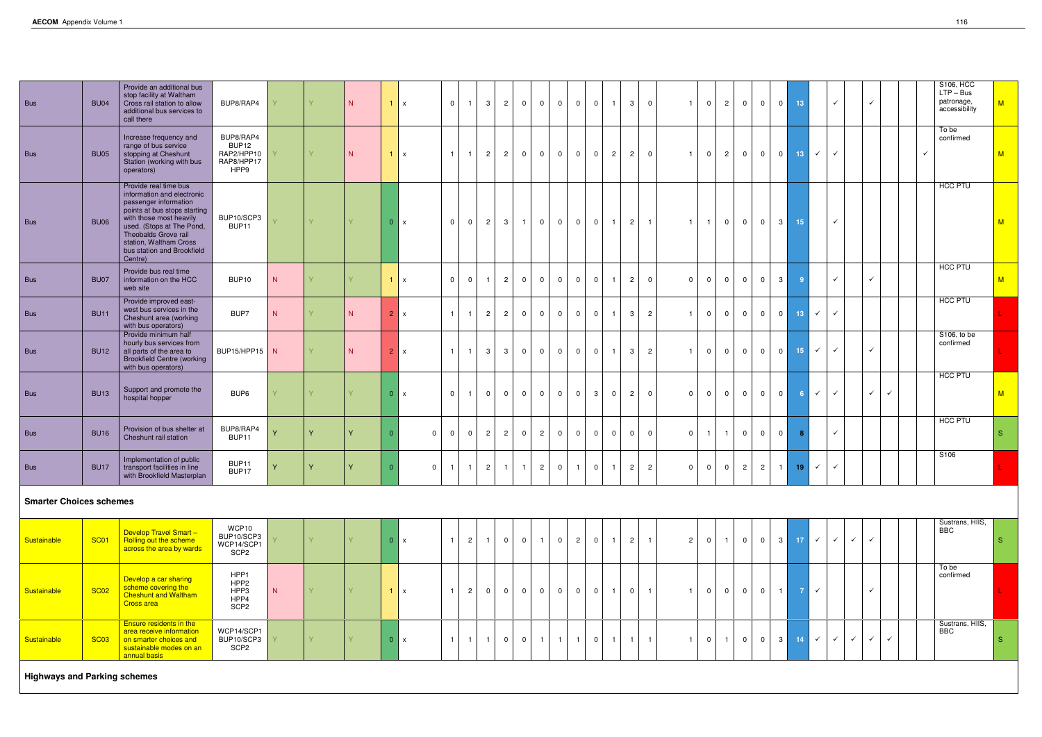| | | | | | | | | | | | | | | | | | | | | | | | | | | | | | | | | | | | | |
|---|---|---|---|---|---|---|---|---|---|---|---|---|---|---|---|---|---|---|---|---|---|---|---|---|---|---|---|---|---|---|---|---|---|---|---|---|
| Bus | BU04 | Provide an additional bus stop facility at Waltham Cross rail station to allow additional bus services to call there | BUP8/RAP4 | Y | Y | N | 1 | x | 0 | 1 | 3 | 2 | 0 | 0 | 0 | 0 | 0 | 1 | 3 | 0 | 1 | 0 | 2 | 0 | 0 | 0 | 13 | | ✓ | | ✓ | | | | S106, HCC LTP – Bus patronage, accessibility | M |
| Bus | BU05 | Increase frequency and range of bus service stopping at Cheshunt Station (working with bus operators) | BUP8/RAP4 BUP12 RAP2/HPP10 RAP8/HPP17 HPP9 | Y | Y | N | 1 | x | 1 | 1 | 2 | 2 | 0 | 0 | 0 | 0 | 0 | 2 | 2 | 0 | 1 | 0 | 2 | 0 | 0 | 0 | 13 | ✓ | ✓ | | | | | ✓ | To be confirmed | M |
| Bus | BU06 | Provide real time bus information and electronic passenger information points at bus stops starting with those most heavily used. (Stops at The Pond, Theobalds Grove rail station, Waltham Cross bus station and Brookfield Centre) | BUP10/SCP3 BUP11 | Y | Y | Y | 0 | x | 0 | 0 | 2 | 3 | 1 | 0 | 0 | 0 | 0 | 1 | 2 | 1 | 1 | 1 | 0 | 0 | 0 | 3 | 15 | | ✓ | | | | | | HCC PTU | M |
| Bus | BU07 | Provide bus real time information on the HCC web site | BUP10 | N | Y | Y | 1 | x | 0 | 0 | 1 | 2 | 0 | 0 | 0 | 0 | 0 | 1 | 2 | 0 | 0 | 0 | 0 | 0 | 0 | 3 | 9 | | ✓ | | ✓ | | | | HCC PTU | M |
| Bus | BU11 | Provide improved east-west bus services in the Cheshunt area (working with bus operators) | BUP7 | N | Y | N | 2 | x | 1 | 1 | 2 | 2 | 0 | 0 | 0 | 0 | 0 | 1 | 3 | 2 | 1 | 0 | 0 | 0 | 0 | 0 | 13 | ✓ | ✓ | | | | | | HCC PTU | L |
| Bus | BU12 | Provide minimum half hourly bus services from all parts of the area to Brookfield Centre (working with bus operators) | BUP15/HPP15 | N | Y | N | 2 | x | 1 | 1 | 3 | 3 | 0 | 0 | 0 | 0 | 0 | 1 | 3 | 2 | 1 | 0 | 0 | 0 | 0 | 0 | 15 | ✓ | ✓ | | ✓ | | | | S106, to be confirmed | L |
| Bus | BU13 | Support and promote the hospital hopper | BUP6 | Y | Y | Y | 0 | x | 0 | 1 | 0 | 0 | 0 | 0 | 0 | 0 | 3 | 0 | 2 | 0 | 0 | 0 | 0 | 0 | 0 | 0 | 6 | ✓ | ✓ | | ✓ | ✓ | | | HCC PTU | M |
| Bus | BU16 | Provision of bus shelter at Cheshunt rail station | BUP8/RAP4 BUP11 | Y | Y | Y | 0 | 0 | 0 | 0 | 2 | 2 | 0 | 2 | 0 | 0 | 0 | 0 | 0 | 0 | 0 | 1 | 1 | 0 | 0 | 0 | 8 | | ✓ | | | | | | HCC PTU | S |
| Bus | BU17 | Implementation of public transport facilities in line with Brookfield Masterplan | BUP11 BUP17 | Y | Y | Y | 0 | 0 | 1 | 1 | 2 | 1 | 1 | 2 | 0 | 1 | 0 | 1 | 2 | 2 | 0 | 0 | 0 | 2 | 2 | 1 | 19 | ✓ | ✓ | | | | | | S106 | L |

**Smarter Choices schemes**

| | | | | | | | | | | | | | | | | | | | | | | | | | | | | | | | | | | | | |
|---|---|---|---|---|---|---|---|---|---|---|---|---|---|---|---|---|---|---|---|---|---|---|---|---|---|---|---|---|---|---|---|---|---|---|---|---|
| Sustainable | SC01 | Develop Travel Smart – Rolling out the scheme across the area by wards | WCP10 BUP10/SCP3 WCP14/SCP1 SCP2 | Y | Y | Y | 0 | x | 1 | 2 | 1 | 0 | 0 | 1 | 0 | 2 | 0 | 1 | 2 | 1 | 2 | 0 | 1 | 0 | 0 | 3 | 17 | ✓ | ✓ | ✓ | ✓ | | | | Sustrans, HIIS, BBC | S |
| Sustainable | SC02 | Develop a car sharing scheme covering the Cheshunt and Waltham Cross area | HPP1 HPP2 HPP3 HPP4 SCP2 | N | Y | Y | 1 | x | 1 | 2 | 0 | 0 | 0 | 0 | 0 | 0 | 0 | 1 | 0 | 1 | 1 | 0 | 0 | 0 | 0 | 1 | 7 | ✓ | | | ✓ | | | | To be confirmed | L |
| Sustainable | SC03 | Ensure residents in the area receive information on smarter choices and sustainable modes on an annual basis | WCP14/SCP1 BUP10/SCP3 SCP2 | Y | Y | Y | 0 | x | 1 | 1 | 1 | 0 | 0 | 1 | 1 | 1 | 0 | 1 | 1 | 1 | 1 | 0 | 1 | 0 | 0 | 3 | 14 | ✓ | ✓ | ✓ | ✓ | ✓ | | | Sustrans, HIIS, BBC | S |

**Highways and Parking schemes**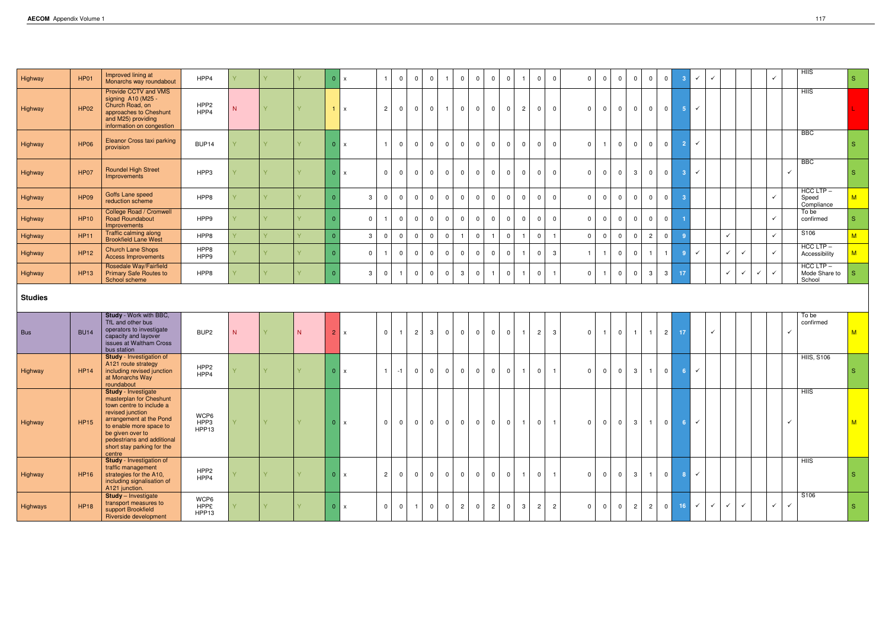| | | | | | | | | | | | | | | | | | | | | | | | | | | | | | | | | | | | | | |
|---|---|---|---|---|---|---|---|---|---|---|---|---|---|---|---|---|---|---|---|---|---|---|---|---|---|---|---|---|---|---|---|---|---|---|---|---|---|
| Highway | HP01 | Improved lining at Monarchs way roundabout | HPP4 | Y | Y | Y | 0 | x | | 1 | 0 | 0 | 0 | 1 | 0 | 0 | 0 | 0 | 1 | 0 | 0 | 0 | 0 | 0 | 0 | 0 | 0 | 3 | ✓ | ✓ | | | | ✓ | | HIIS | S |
| Highway | HP02 | Provide CCTV and VMS signing A10 (M25 - Church Road, on approaches to Cheshunt and M25) providing information on congestion | HPP2 HPP4 | N | Y | Y | 1 | x | | 2 | 0 | 0 | 0 | 1 | 0 | 0 | 0 | 0 | 2 | 0 | 0 | 0 | 0 | 0 | 0 | 0 | 0 | 5 | ✓ | | | | | | | HIIS | L |
| Highway | HP06 | Eleanor Cross taxi parking provision | BUP14 | Y | Y | Y | 0 | x | | 1 | 0 | 0 | 0 | 0 | 0 | 0 | 0 | 0 | 0 | 0 | 0 | 0 | 1 | 0 | 0 | 0 | 0 | 2 | ✓ | | | | | | | BBC | S |
| Highway | HP07 | Roundel High Street Improvements | HPP3 | Y | Y | Y | 0 | x | | 0 | 0 | 0 | 0 | 0 | 0 | 0 | 0 | 0 | 0 | 0 | 0 | 0 | 0 | 0 | 3 | 0 | 0 | 3 | ✓ | | | | | | ✓ | BBC | S |
| Highway | HP09 | Goffs Lane speed reduction scheme | HPP8 | Y | Y | Y | 0 | | 3 | 0 | 0 | 0 | 0 | 0 | 0 | 0 | 0 | 0 | 0 | 0 | 0 | 0 | 0 | 0 | 0 | 0 | 0 | 3 | | | | | | ✓ | | HCC LTP – Speed Compliance | M |
| Highway | HP10 | College Road / Cromwell Road Roundabout Improvements | HPP9 | Y | Y | Y | 0 | | 0 | 1 | 0 | 0 | 0 | 0 | 0 | 0 | 0 | 0 | 0 | 0 | 0 | 0 | 0 | 0 | 0 | 0 | 0 | 1 | | | | | | ✓ | | To be confirmed | S |
| Highway | HP11 | Traffic calming along Brookfield Lane West | HPP8 | Y | Y | Y | 0 | | 3 | 0 | 0 | 0 | 0 | 0 | 1 | 0 | 1 | 0 | 1 | 0 | 1 | 0 | 0 | 0 | 0 | 2 | 0 | 9 | | | ✓ | | | ✓ | | S106 | M |
| Highway | HP12 | Church Lane Shops Access Improvements | HPP8 HPP9 | Y | Y | Y | 0 | | 0 | 1 | 0 | 0 | 0 | 0 | 0 | 0 | 0 | 0 | 1 | 0 | 3 | 1 | 1 | 0 | 0 | 1 | 1 | 9 | ✓ | | ✓ | ✓ | | ✓ | | HCC LTP – Accessibility | M |
| Highway | HP13 | Rosedale Way/Fairfield Primary Safe Routes to School scheme | HPP8 | Y | Y | Y | 0 | | 3 | 0 | 1 | 0 | 0 | 0 | 3 | 0 | 1 | 0 | 1 | 0 | 1 | 0 | 1 | 0 | 0 | 3 | 3 | 17 | | | ✓ | ✓ | ✓ | ✓ | | HCC LTP – Mode Share to School | S |

## Studies

| | | | | | | | | | | | | | | | | | | | | | | | | | | | | | | | | | | | | | |
|---|---|---|---|---|---|---|---|---|---|---|---|---|---|---|---|---|---|---|---|---|---|---|---|---|---|---|---|---|---|---|---|---|---|---|---|---|---|
| Bus | BU14 | **Study** - Work with BBC, TfL and other bus operators to investigate capacity and layover issues at Waltham Cross bus station | BUP2 | N | Y | N | 2 | x | | 0 | 1 | 2 | 3 | 0 | 0 | 0 | 0 | 0 | 1 | 2 | 3 | 0 | 1 | 0 | 1 | 1 | 2 | 17 | | ✓ | | | | | ✓ | To be confirmed | M |
| Highway | HP14 | **Study** - Investigation of A121 route strategy including revised junction at Monarchs Way roundabout | HPP2 HPP4 | Y | Y | Y | 0 | x | | 1 | -1 | 0 | 0 | 0 | 0 | 0 | 0 | 0 | 1 | 0 | 1 | 0 | 0 | 0 | 3 | 1 | 0 | 6 | ✓ | | | | | | | HIIS, S106 | S |
| Highway | HP15 | **Study** - Investigate masterplan for Cheshunt town centre to include a revised junction arrangement at the Pond to enable more space to be given over to pedestrians and additional short stay parking for the centre | WCP6 HPP3 HPP13 | Y | Y | Y | 0 | x | | 0 | 0 | 0 | 0 | 0 | 0 | 0 | 0 | 0 | 1 | 0 | 1 | 0 | 0 | 0 | 3 | 1 | 0 | 6 | ✓ | | | | | | ✓ | HIIS | M |
| Highway | HP16 | **Study** - Investigation of traffic management strategies for the A10, including signalisation of A121 junction. | HPP2 HPP4 | Y | Y | Y | 0 | x | | 2 | 0 | 0 | 0 | 0 | 0 | 0 | 0 | 0 | 1 | 0 | 1 | 0 | 0 | 0 | 3 | 1 | 0 | 8 | ✓ | | | | | | | HIIS | S |
| Highways | HP18 | **Study** – Investigate transport measures to support Brookfield Riverside development | WCP6 HPP£ HPP13 | Y | Y | Y | 0 | x | | 0 | 0 | 1 | 0 | 0 | 2 | 0 | 2 | 0 | 3 | 2 | 2 | 0 | 0 | 0 | 2 | 2 | 0 | 16 | ✓ | ✓ | ✓ | ✓ | | ✓ | ✓ | S106 | S |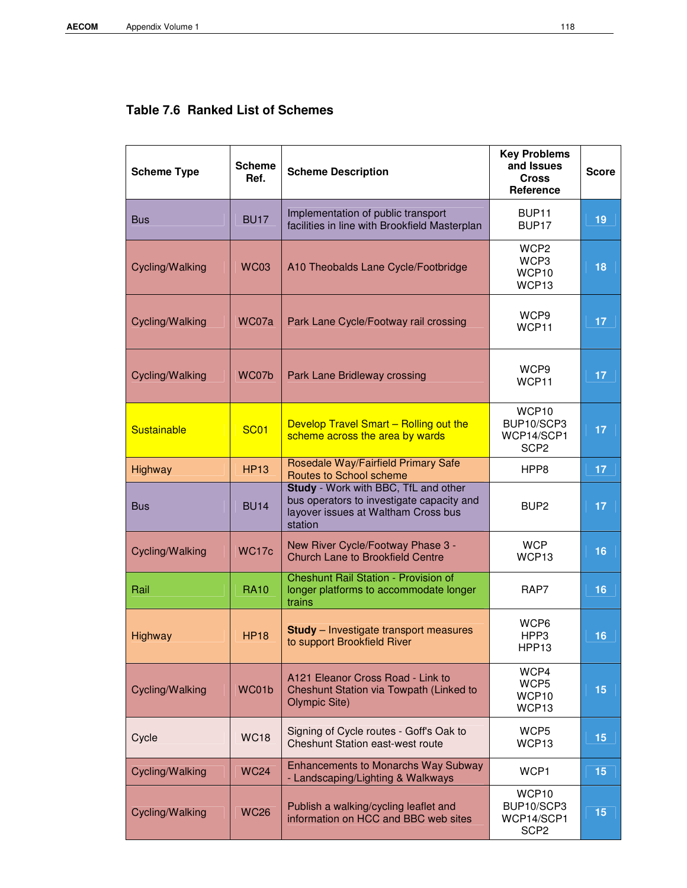## Table 7.6 Ranked List of Schemes

| Scheme Type | Scheme Ref. | Scheme Description | Key Problems and Issues Cross Reference | Score |
|---|---|---|---|---|
| Bus | BU17 | Implementation of public transport facilities in line with Brookfield Masterplan | BUP11<br>BUP17 | 19 |
| Cycling/Walking | WC03 | A10 Theobalds Lane Cycle/Footbridge | WCP2<br>WCP3<br>WCP10<br>WCP13 | 18 |
| Cycling/Walking | WC07a | Park Lane Cycle/Footway rail crossing | WCP9<br>WCP11 | 17 |
| Cycling/Walking | WC07b | Park Lane Bridleway crossing | WCP9<br>WCP11 | 17 |
| Sustainable | SC01 | Develop Travel Smart – Rolling out the scheme across the area by wards | WCP10<br>BUP10/SCP3<br>WCP14/SCP1<br>SCP2 | 17 |
| Highway | HP13 | Rosedale Way/Fairfield Primary Safe Routes to School scheme | HPP8 | 17 |
| Bus | BU14 | **Study** - Work with BBC, TfL and other bus operators to investigate capacity and layover issues at Waltham Cross bus station | BUP2 | 17 |
| Cycling/Walking | WC17c | New River Cycle/Footway Phase 3 - Church Lane to Brookfield Centre | WCP<br>WCP13 | 16 |
| Rail | RA10 | Cheshunt Rail Station - Provision of longer platforms to accommodate longer trains | RAP7 | 16 |
| Highway | HP18 | **Study** – Investigate transport measures to support Brookfield River | WCP6<br>HPP3<br>HPP13 | 16 |
| Cycling/Walking | WC01b | A121 Eleanor Cross Road - Link to Cheshunt Station via Towpath (Linked to Olympic Site) | WCP4<br>WCP5<br>WCP10<br>WCP13 | 15 |
| Cycle | WC18 | Signing of Cycle routes - Goff's Oak to Cheshunt Station east-west route | WCP5<br>WCP13 | 15 |
| Cycling/Walking | WC24 | Enhancements to Monarchs Way Subway - Landscaping/Lighting & Walkways | WCP1 | 15 |
| Cycling/Walking | WC26 | Publish a walking/cycling leaflet and information on HCC and BBC web sites | WCP10<br>BUP10/SCP3<br>WCP14/SCP1<br>SCP2 | 15 |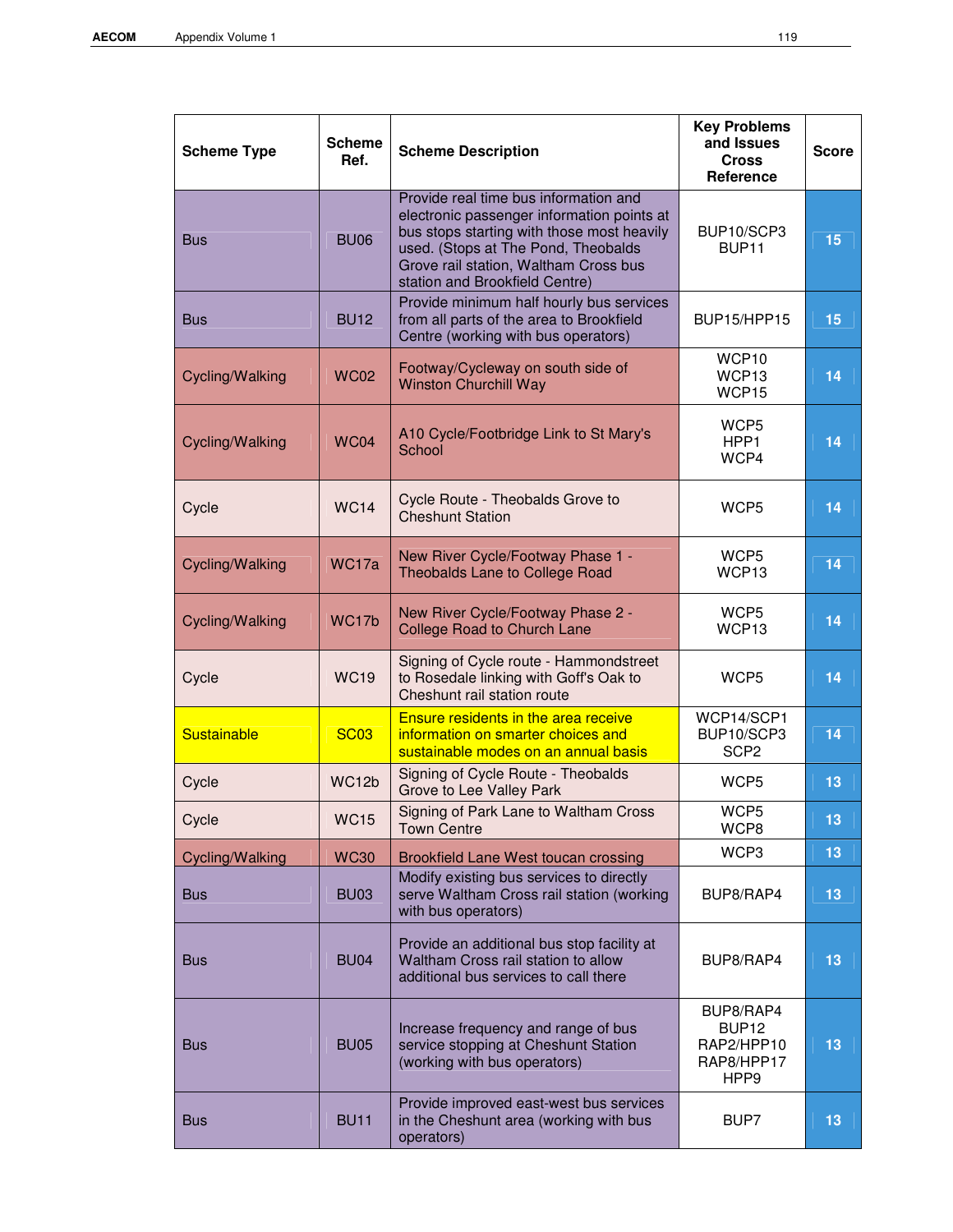| Scheme Type | Scheme Ref. | Scheme Description | Key Problems and Issues Cross Reference | Score |
|---|---|---|---|---|
| Bus | BU06 | Provide real time bus information and electronic passenger information points at bus stops starting with those most heavily used. (Stops at The Pond, Theobalds Grove rail station, Waltham Cross bus station and Brookfield Centre) | BUP10/SCP3 BUP11 | 15 |
| Bus | BU12 | Provide minimum half hourly bus services from all parts of the area to Brookfield Centre (working with bus operators) | BUP15/HPP15 | 15 |
| Cycling/Walking | WC02 | Footway/Cycleway on south side of Winston Churchill Way | WCP10 WCP13 WCP15 | 14 |
| Cycling/Walking | WC04 | A10 Cycle/Footbridge Link to St Mary's School | WCP5 HPP1 WCP4 | 14 |
| Cycle | WC14 | Cycle Route - Theobalds Grove to Cheshunt Station | WCP5 | 14 |
| Cycling/Walking | WC17a | New River Cycle/Footway Phase 1 - Theobalds Lane to College Road | WCP5 WCP13 | 14 |
| Cycling/Walking | WC17b | New River Cycle/Footway Phase 2 - College Road to Church Lane | WCP5 WCP13 | 14 |
| Cycle | WC19 | Signing of Cycle route - Hammondstreet to Rosedale linking with Goff's Oak to Cheshunt rail station route | WCP5 | 14 |
| Sustainable | SC03 | Ensure residents in the area receive information on smarter choices and sustainable modes on an annual basis | WCP14/SCP1 BUP10/SCP3 SCP2 | 14 |
| Cycle | WC12b | Signing of Cycle Route - Theobalds Grove to Lee Valley Park | WCP5 | 13 |
| Cycle | WC15 | Signing of Park Lane to Waltham Cross Town Centre | WCP5 WCP8 | 13 |
| Cycling/Walking | WC30 | Brookfield Lane West toucan crossing | WCP3 | 13 |
| Bus | BU03 | Modify existing bus services to directly serve Waltham Cross rail station (working with bus operators) | BUP8/RAP4 | 13 |
| Bus | BU04 | Provide an additional bus stop facility at Waltham Cross rail station to allow additional bus services to call there | BUP8/RAP4 | 13 |
| Bus | BU05 | Increase frequency and range of bus service stopping at Cheshunt Station (working with bus operators) | BUP8/RAP4 BUP12 RAP2/HPP10 RAP8/HPP17 HPP9 | 13 |
| Bus | BU11 | Provide improved east-west bus services in the Cheshunt area (working with bus operators) | BUP7 | 13 |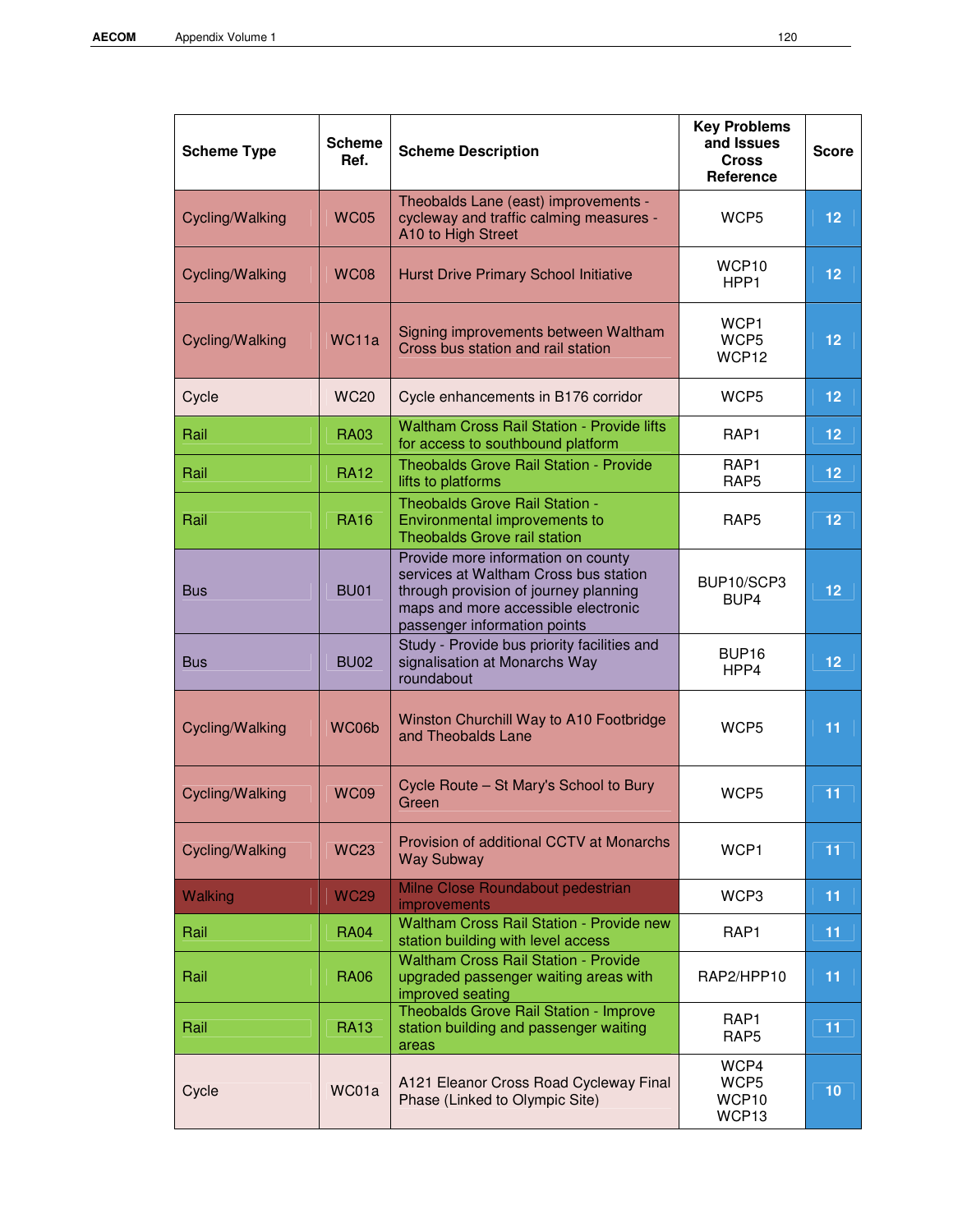| Scheme Type | Scheme Ref. | Scheme Description | Key Problems and Issues Cross Reference | Score |
|---|---|---|---|---|
| Cycling/Walking | WC05 | Theobalds Lane (east) improvements - cycleway and traffic calming measures - A10 to High Street | WCP5 | 12 |
| Cycling/Walking | WC08 | Hurst Drive Primary School Initiative | WCP10<br>HPP1 | 12 |
| Cycling/Walking | WC11a | Signing improvements between Waltham Cross bus station and rail station | WCP1<br>WCP5<br>WCP12 | 12 |
| Cycle | WC20 | Cycle enhancements in B176 corridor | WCP5 | 12 |
| Rail | RA03 | Waltham Cross Rail Station - Provide lifts for access to southbound platform | RAP1 | 12 |
| Rail | RA12 | Theobalds Grove Rail Station - Provide lifts to platforms | RAP1<br>RAP5 | 12 |
| Rail | RA16 | Theobalds Grove Rail Station - Environmental improvements to Theobalds Grove rail station | RAP5 | 12 |
| Bus | BU01 | Provide more information on county services at Waltham Cross bus station through provision of journey planning maps and more accessible electronic passenger information points | BUP10/SCP3<br>BUP4 | 12 |
| Bus | BU02 | Study - Provide bus priority facilities and signalisation at Monarchs Way roundabout | BUP16<br>HPP4 | 12 |
| Cycling/Walking | WC06b | Winston Churchill Way to A10 Footbridge and Theobalds Lane | WCP5 | 11 |
| Cycling/Walking | WC09 | Cycle Route – St Mary's School to Bury Green | WCP5 | 11 |
| Cycling/Walking | WC23 | Provision of additional CCTV at Monarchs Way Subway | WCP1 | 11 |
| Walking | WC29 | Milne Close Roundabout pedestrian improvements | WCP3 | 11 |
| Rail | RA04 | Waltham Cross Rail Station - Provide new station building with level access | RAP1 | 11 |
| Rail | RA06 | Waltham Cross Rail Station - Provide upgraded passenger waiting areas with improved seating | RAP2/HPP10 | 11 |
| Rail | RA13 | Theobalds Grove Rail Station - Improve station building and passenger waiting areas | RAP1<br>RAP5 | 11 |
| Cycle | WC01a | A121 Eleanor Cross Road Cycleway Final Phase (Linked to Olympic Site) | WCP4<br>WCP5<br>WCP10<br>WCP13 | 10 |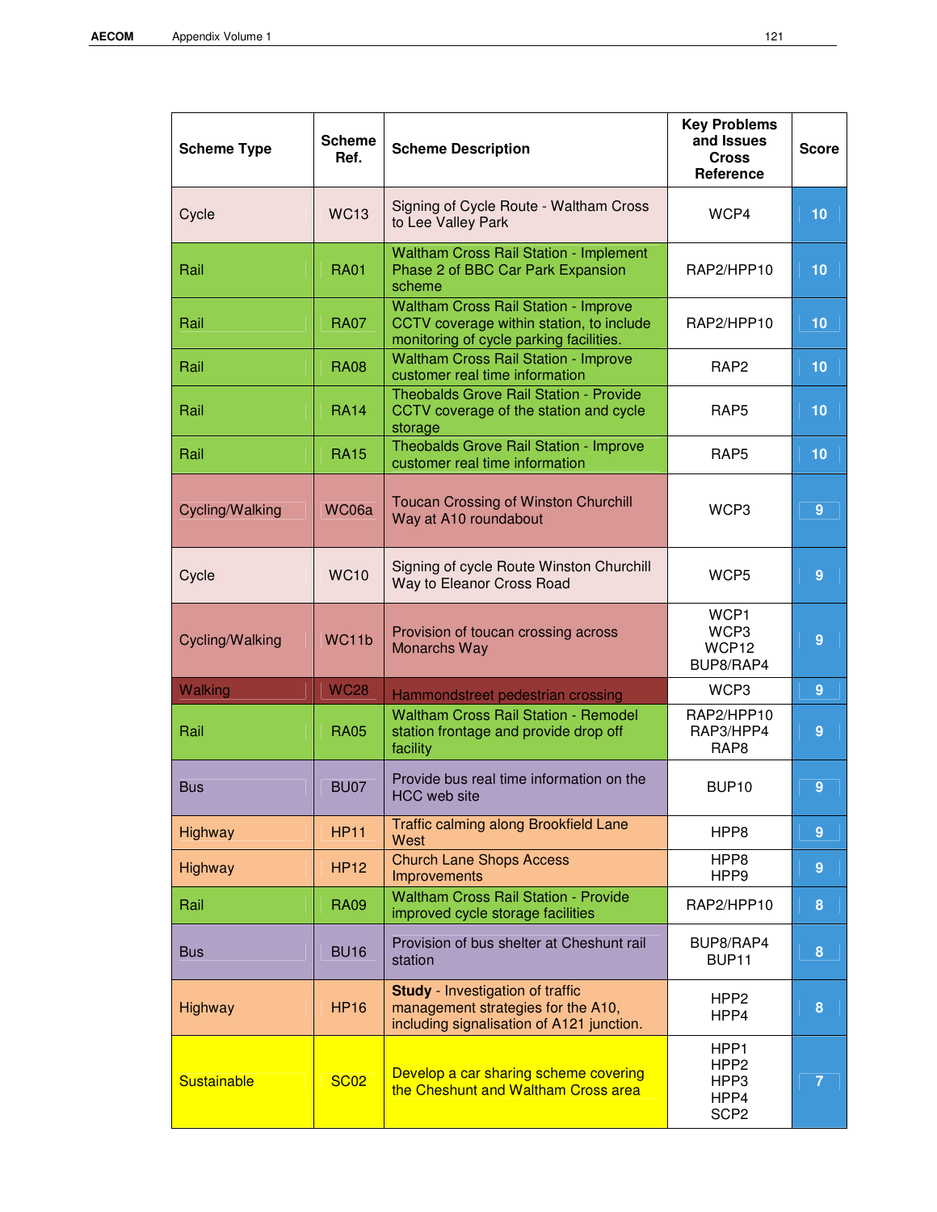| Scheme Type | Scheme Ref. | Scheme Description | Key Problems and Issues Cross Reference | Score |
|---|---|---|---|---|
| Cycle | WC13 | Signing of Cycle Route - Waltham Cross to Lee Valley Park | WCP4 | 10 |
| Rail | RA01 | Waltham Cross Rail Station - Implement Phase 2 of BBC Car Park Expansion scheme | RAP2/HPP10 | 10 |
| Rail | RA07 | Waltham Cross Rail Station - Improve CCTV coverage within station, to include monitoring of cycle parking facilities. | RAP2/HPP10 | 10 |
| Rail | RA08 | Waltham Cross Rail Station - Improve customer real time information | RAP2 | 10 |
| Rail | RA14 | Theobalds Grove Rail Station - Provide CCTV coverage of the station and cycle storage | RAP5 | 10 |
| Rail | RA15 | Theobalds Grove Rail Station - Improve customer real time information | RAP5 | 10 |
| Cycling/Walking | WC06a | Toucan Crossing of Winston Churchill Way at A10 roundabout | WCP3 | 9 |
| Cycle | WC10 | Signing of cycle Route Winston Churchill Way to Eleanor Cross Road | WCP5 | 9 |
| Cycling/Walking | WC11b | Provision of toucan crossing across Monarchs Way | WCP1<br>WCP3<br>WCP12<br>BUP8/RAP4 | 9 |
| Walking | WC28 | Hammondstreet pedestrian crossing | WCP3 | 9 |
| Rail | RA05 | Waltham Cross Rail Station - Remodel station frontage and provide drop off facility | RAP2/HPP10<br>RAP3/HPP4<br>RAP8 | 9 |
| Bus | BU07 | Provide bus real time information on the HCC web site | BUP10 | 9 |
| Highway | HP11 | Traffic calming along Brookfield Lane West | HPP8 | 9 |
| Highway | HP12 | Church Lane Shops Access Improvements | HPP8<br>HPP9 | 9 |
| Rail | RA09 | Waltham Cross Rail Station - Provide improved cycle storage facilities | RAP2/HPP10 | 8 |
| Bus | BU16 | Provision of bus shelter at Cheshunt rail station | BUP8/RAP4<br>BUP11 | 8 |
| Highway | HP16 | **Study** - Investigation of traffic management strategies for the A10, including signalisation of A121 junction. | HPP2<br>HPP4 | 8 |
| Sustainable | SC02 | Develop a car sharing scheme covering the Cheshunt and Waltham Cross area | HPP1<br>HPP2<br>HPP3<br>HPP4<br>SCP2 | 7 |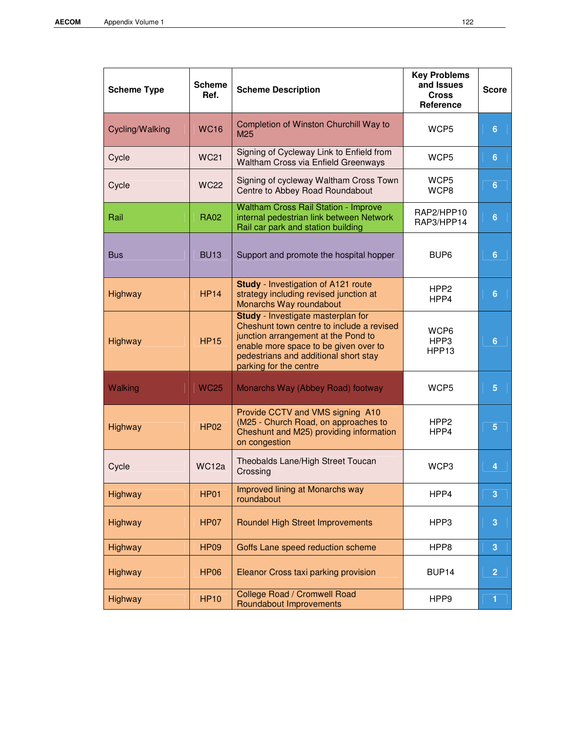| Scheme Type | Scheme Ref. | Scheme Description | Key Problems and Issues Cross Reference | Score |
|---|---|---|---|---|
| Cycling/Walking | WC16 | Completion of Winston Churchill Way to M25 | WCP5 | 6 |
| Cycle | WC21 | Signing of Cycleway Link to Enfield from Waltham Cross via Enfield Greenways | WCP5 | 6 |
| Cycle | WC22 | Signing of cycleway Waltham Cross Town Centre to Abbey Road Roundabout | WCP5 WCP8 | 6 |
| Rail | RA02 | Waltham Cross Rail Station - Improve internal pedestrian link between Network Rail car park and station building | RAP2/HPP10 RAP3/HPP14 | 6 |
| Bus | BU13 | Support and promote the hospital hopper | BUP6 | 6 |
| Highway | HP14 | **Study** - Investigation of A121 route strategy including revised junction at Monarchs Way roundabout | HPP2 HPP4 | 6 |
| Highway | HP15 | **Study** - Investigate masterplan for Cheshunt town centre to include a revised junction arrangement at the Pond to enable more space to be given over to pedestrians and additional short stay parking for the centre | WCP6 HPP3 HPP13 | 6 |
| Walking | WC25 | Monarchs Way (Abbey Road) footway | WCP5 | 5 |
| Highway | HP02 | Provide CCTV and VMS signing A10 (M25 - Church Road, on approaches to Cheshunt and M25) providing information on congestion | HPP2 HPP4 | 5 |
| Cycle | WC12a | Theobalds Lane/High Street Toucan Crossing | WCP3 | 4 |
| Highway | HP01 | Improved lining at Monarchs way roundabout | HPP4 | 3 |
| Highway | HP07 | Roundel High Street Improvements | HPP3 | 3 |
| Highway | HP09 | Goffs Lane speed reduction scheme | HPP8 | 3 |
| Highway | HP06 | Eleanor Cross taxi parking provision | BUP14 | 2 |
| Highway | HP10 | College Road / Cromwell Road Roundabout Improvements | HPP9 | 1 |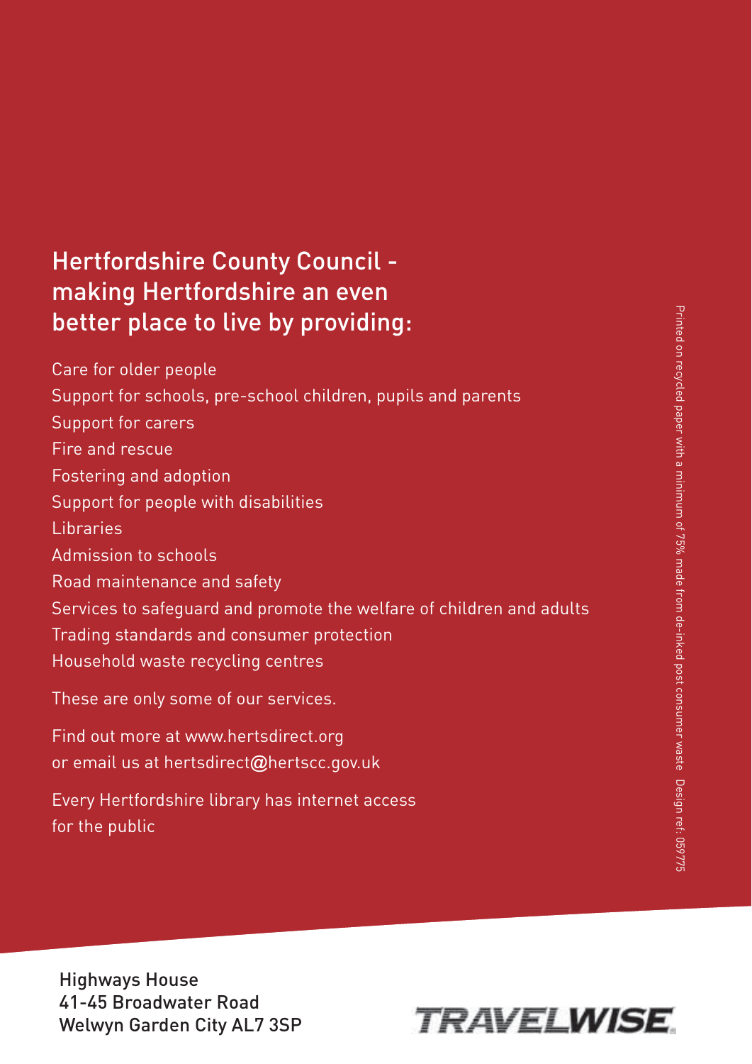## Hertfordshire County Council - making Hertfordshire an even better place to live by providing:

Care for older people
Support for schools, pre-school children, pupils and parents
Support for carers
Fire and rescue
Fostering and adoption
Support for people with disabilities
Libraries
Admission to schools
Road maintenance and safety
Services to safeguard and promote the welfare of children and adults
Trading standards and consumer protection
Household waste recycling centres

These are only some of our services.

Find out more at www.hertsdirect.org
or email us at hertsdirect@hertscc.gov.uk

Every Hertfordshire library has internet access for the public

Printed on recycled paper with a minimum of 75% made from de-inked post consumer waste Design ref: 059775

Highways House
41-45 Broadwater Road
Welwyn Garden City AL7 3SP

TRAVELWISE